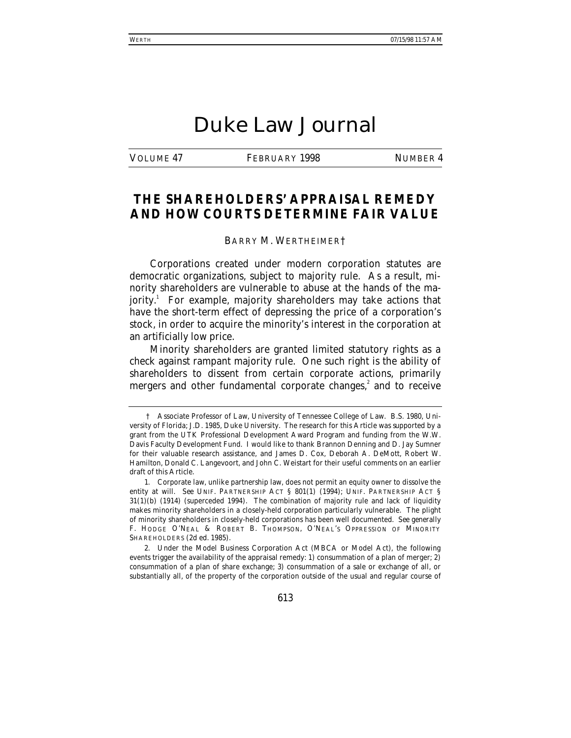# Duke Law Journal

VOLUME 47 FEBRUARY 1998 NUMBER 4

## THE SHAREHOLDERS' APPRAISAL REMEDY AND HOW COURTS DETERMINE FAIR VALUE

BARRY M. WERTHEIMER†

Corporations created under modern corporation statutes are democratic organizations, subject to majority rule. As a result, minority shareholders are vulnerable to abuse at the hands of the majority.[1] For example, majority shareholders may take actions that have the short-term effect of depressing the price of a corporation's stock, in order to acquire the minority's interest in the corporation at an artificially low price.

Minority shareholders are granted limited statutory rights as a check against rampant majority rule. One such right is the ability of shareholders to dissent from certain corporate actions, primarily mergers and other fundamental corporate changes,[2] and to receive

---

† Associate Professor of Law, University of Tennessee College of Law. B.S. 1980, University of Florida; J.D. 1985, Duke University. The research for this Article was supported by a grant from the UTK Professional Development Award Program and funding from the W.W. Davis Faculty Development Fund. I would like to thank Brannon Denning and D. Jay Sumner for their valuable research assistance, and James D. Cox, Deborah A. DeMott, Robert W. Hamilton, Donald C. Langevoort, and John C. Weistart for their useful comments on an earlier draft of this Article.

1. Corporate law, unlike partnership law, does not permit an equity owner to dissolve the entity at will. *See* UNIF. PARTNERSHIP ACT § 801(1) (1994); UNIF. PARTNERSHIP ACT § 31(1)(b) (1914) (superceded 1994). The combination of majority rule and lack of liquidity makes minority shareholders in a closely-held corporation particularly vulnerable. The plight of minority shareholders in closely-held corporations has been well documented. *See generally* F. HODGE O'NEAL & ROBERT B. THOMPSON, O'NEAL'S OPPRESSION OF MINORITY SHAREHOLDERS (2d ed. 1985).

2. Under the Model Business Corporation Act (MBCA or Model Act), the following events trigger the availability of the appraisal remedy: 1) consummation of a plan of merger; 2) consummation of a plan of share exchange; 3) consummation of a sale or exchange of all, or substantially all, of the property of the corporation outside of the usual and regular course of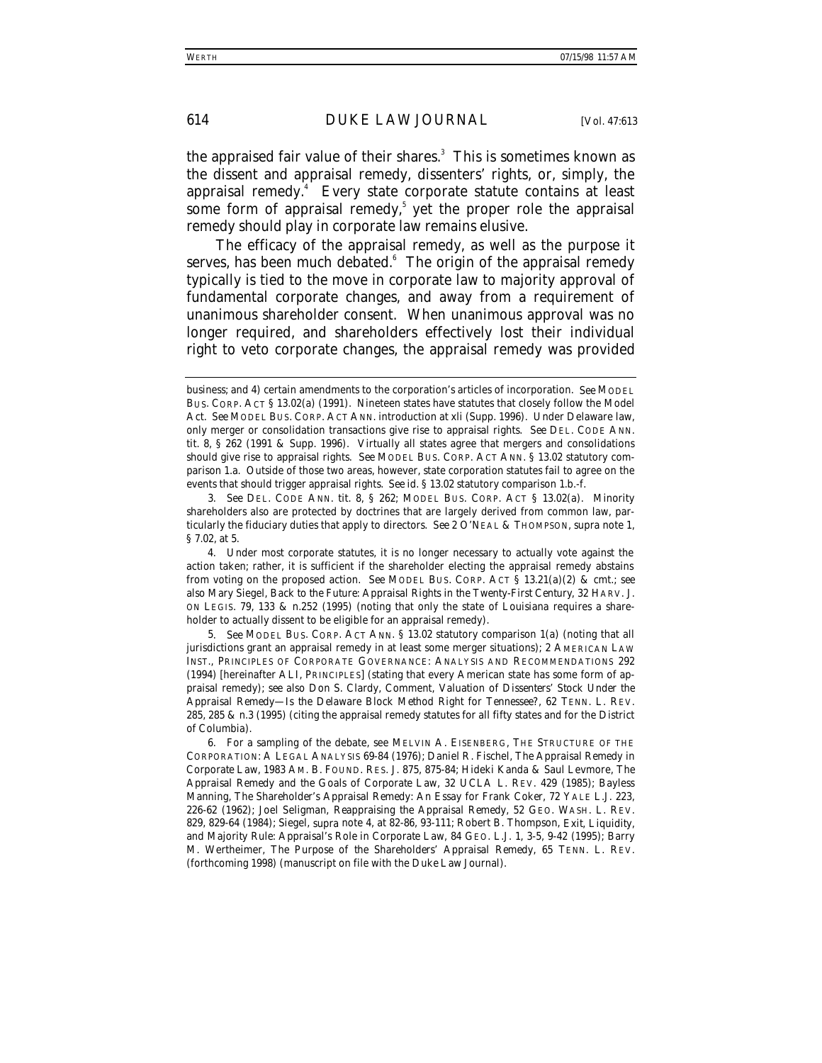the appraised fair value of their shares.[3] This is sometimes known as the dissent and appraisal remedy, dissenters' rights, or, simply, the appraisal remedy.[4] Every state corporate statute contains at least some form of appraisal remedy,[5] yet the proper role the appraisal remedy should play in corporate law remains elusive.

The efficacy of the appraisal remedy, as well as the purpose it serves, has been much debated.[6] The origin of the appraisal remedy typically is tied to the move in corporate law to majority approval of fundamental corporate changes, and away from a requirement of unanimous shareholder consent. When unanimous approval was no longer required, and shareholders effectively lost their individual right to veto corporate changes, the appraisal remedy was provided

---

business; and 4) certain amendments to the corporation's articles of incorporation. *See* MODEL BUS. CORP. ACT § 13.02(a) (1991). Nineteen states have statutes that closely follow the Model Act. *See* MODEL BUS. CORP. ACT ANN. introduction at xli (Supp. 1996). Under Delaware law, only merger or consolidation transactions give rise to appraisal rights. *See* DEL. CODE ANN. tit. 8, § 262 (1991 & Supp. 1996). Virtually all states agree that mergers and consolidations should give rise to appraisal rights. *See* MODEL BUS. CORP. ACT ANN. § 13.02 statutory comparison 1.a. Outside of those two areas, however, state corporation statutes fail to agree on the events that should trigger appraisal rights. *See id.* § 13.02 statutory comparison 1.b.-f.

3. *See* DEL. CODE ANN. tit. 8, § 262; MODEL BUS. CORP. ACT § 13.02(a). Minority shareholders also are protected by doctrines that are largely derived from common law, particularly the fiduciary duties that apply to directors. *See* 2 O'NEAL & THOMPSON, *supra* note 1, § 7.02, at 5.

4. Under most corporate statutes, it is no longer necessary to actually vote against the action taken; rather, it is sufficient if the shareholder electing the appraisal remedy abstains from voting on the proposed action. *See* MODEL BUS. CORP. ACT § 13.21(a)(2) & cmt.; *see also* Mary Siegel, *Back to the Future: Appraisal Rights in the Twenty-First Century*, 32 HARV. J. ON LEGIS. 79, 133 & n.252 (1995) (noting that only the state of Louisiana requires a shareholder to actually dissent to be eligible for an appraisal remedy).

5. *See* MODEL BUS. CORP. ACT ANN. § 13.02 statutory comparison 1(a) (noting that all jurisdictions grant an appraisal remedy in at least some merger situations); 2 AMERICAN LAW INST., PRINCIPLES OF CORPORATE GOVERNANCE: ANALYSIS AND RECOMMENDATIONS 292 (1994) [hereinafter ALI, PRINCIPLES] (stating that every American state has some form of appraisal remedy); *see also* Don S. Clardy, Comment, *Valuation of Dissenters' Stock Under the Appraisal Remedy—Is the Delaware Block Method Right for Tennessee?*, 62 TENN. L. REV. 285, 285 & n.3 (1995) (citing the appraisal remedy statutes for all fifty states and for the District of Columbia).

6. For a sampling of the debate, see MELVIN A. EISENBERG, THE STRUCTURE OF THE CORPORATION: A LEGAL ANALYSIS 69-84 (1976); Daniel R. Fischel, *The Appraisal Remedy in Corporate Law*, 1983 AM. B. FOUND. RES. J. 875, 875-84; Hideki Kanda & Saul Levmore, *The Appraisal Remedy and the Goals of Corporate Law*, 32 UCLA L. REV. 429 (1985); Bayless Manning, *The Shareholder's Appraisal Remedy: An Essay for Frank Coker*, 72 YALE L.J. 223, 226-62 (1962); Joel Seligman, *Reappraising the Appraisal Remedy*, 52 GEO. WASH. L. REV. 829, 829-64 (1984); Siegel, *supra* note 4, at 82-86, 93-111; Robert B. Thompson, *Exit, Liquidity, and Majority Rule: Appraisal's Role in Corporate Law*, 84 GEO. L.J. 1, 3-5, 9-42 (1995); Barry M. Wertheimer, *The Purpose of the Shareholders' Appraisal Remedy*, 65 TENN. L. REV. (forthcoming 1998) (manuscript on file with the *Duke Law Journal*).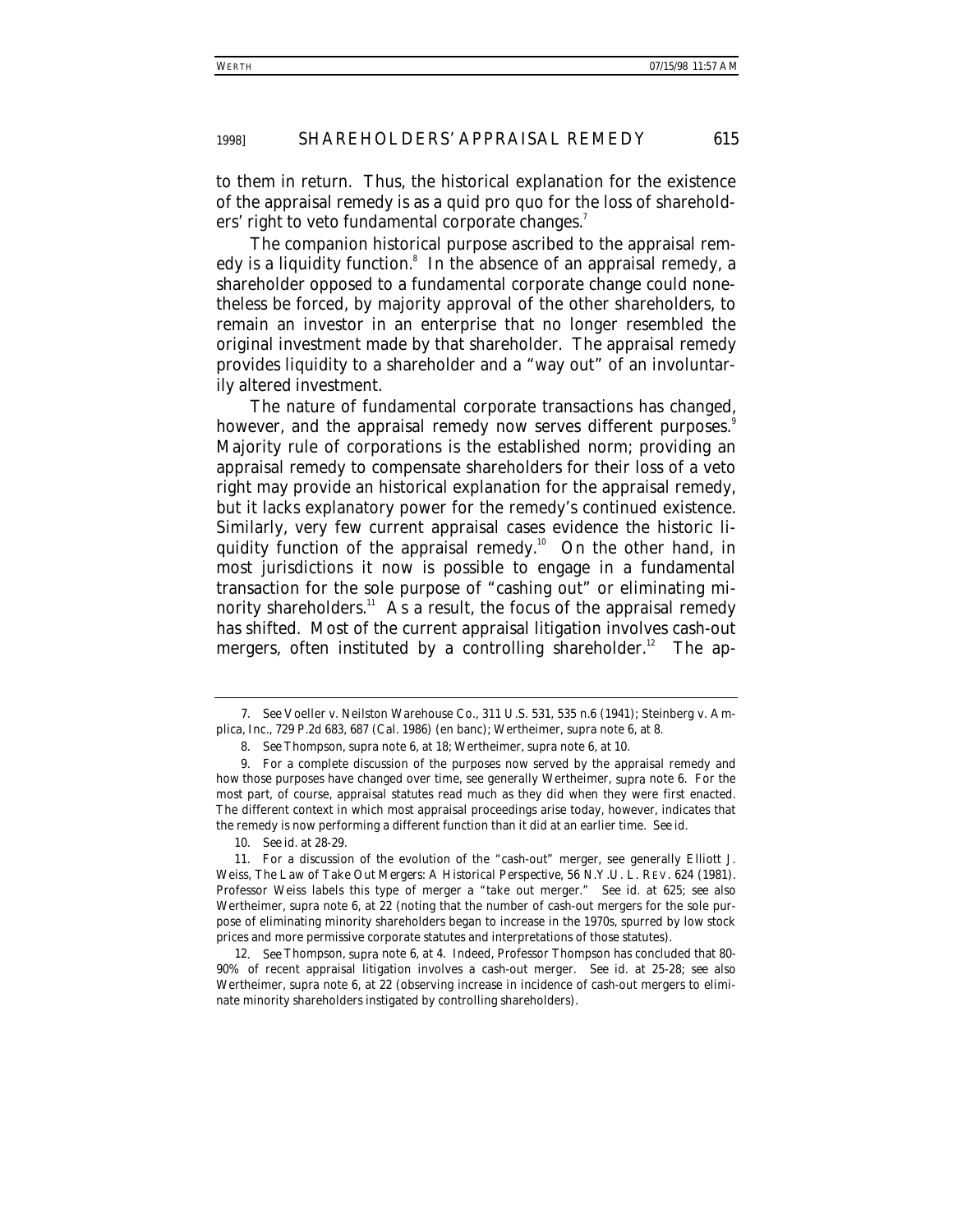to them in return. Thus, the historical explanation for the existence of the appraisal remedy is as a quid pro quo for the loss of shareholders' right to veto fundamental corporate changes.[7]

The companion historical purpose ascribed to the appraisal remedy is a liquidity function.[8] In the absence of an appraisal remedy, a shareholder opposed to a fundamental corporate change could nonetheless be forced, by majority approval of the other shareholders, to remain an investor in an enterprise that no longer resembled the original investment made by that shareholder. The appraisal remedy provides liquidity to a shareholder and a "way out" of an involuntarily altered investment.

The nature of fundamental corporate transactions has changed, however, and the appraisal remedy now serves different purposes.[9] Majority rule of corporations is the established norm; providing an appraisal remedy to compensate shareholders for their loss of a veto right may provide an historical explanation for the appraisal remedy, but it lacks explanatory power for the remedy's continued existence. Similarly, very few current appraisal cases evidence the historic liquidity function of the appraisal remedy.[10] On the other hand, in most jurisdictions it now is possible to engage in a fundamental transaction for the sole purpose of "cashing out" or eliminating minority shareholders.[11] As a result, the focus of the appraisal remedy has shifted. Most of the current appraisal litigation involves cash-out mergers, often instituted by a controlling shareholder.[12] The ap-

---

7. *See* Voeller v. Neilston Warehouse Co., 311 U.S. 531, 535 n.6 (1941); Steinberg v. Amplica, Inc., 729 P.2d 683, 687 (Cal. 1986) (en banc); Wertheimer, *supra* note 6, at 8.

8. *See* Thompson, *supra* note 6, at 18; Wertheimer, *supra* note 6, at 10.

9. For a complete discussion of the purposes now served by the appraisal remedy and how those purposes have changed over time, see generally Wertheimer, *supra* note 6. For the most part, of course, appraisal statutes read much as they did when they were first enacted. The different context in which most appraisal proceedings arise today, however, indicates that the remedy is now performing a different function than it did at an earlier time. *See id.*

10. *See id.* at 28-29.

11. For a discussion of the evolution of the "cash-out" merger, see generally Elliott J. Weiss, *The Law of Take Out Mergers: A Historical Perspective*, 56 N.Y.U. L. REV. 624 (1981). Professor Weiss labels this type of merger a "take out merger." *See id.* at 625; *see also* Wertheimer, *supra* note 6, at 22 (noting that the number of cash-out mergers for the sole purpose of eliminating minority shareholders began to increase in the 1970s, spurred by low stock prices and more permissive corporate statutes and interpretations of those statutes).

12. *See* Thompson, *supra* note 6, at 4. Indeed, Professor Thompson has concluded that 80-90% of recent appraisal litigation involves a cash-out merger. *See id.* at 25-28; *see also* Wertheimer, *supra* note 6, at 22 (observing increase in incidence of cash-out mergers to eliminate minority shareholders instigated by controlling shareholders).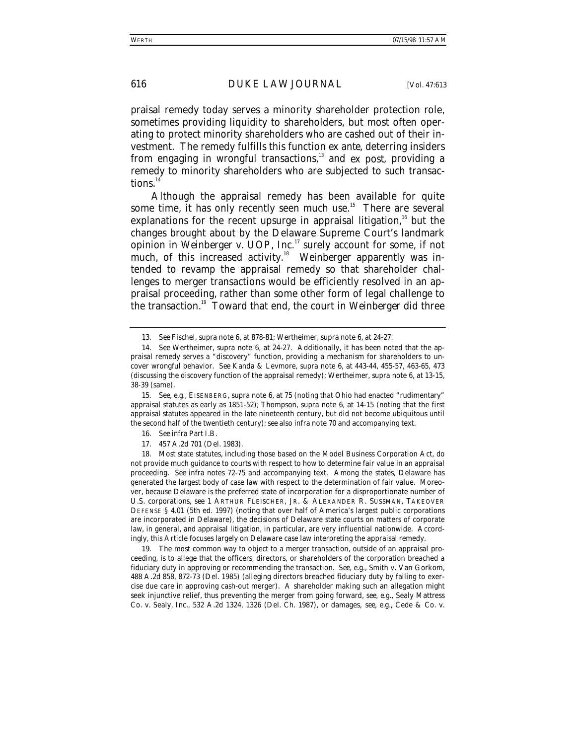praisal remedy today serves a minority shareholder protection role, sometimes providing liquidity to shareholders, but most often operating to protect minority shareholders who are cashed out of their investment. The remedy fulfills this function *ex ante*, deterring insiders from engaging in wrongful transactions,[13] and *ex post*, providing a remedy to minority shareholders who are subjected to such transactions.[14]

Although the appraisal remedy has been available for quite some time, it has only recently seen much use.[15] There are several explanations for the recent upsurge in appraisal litigation,[16] but the changes brought about by the Delaware Supreme Court's landmark opinion in *Weinberger v. UOP, Inc.*[17] surely account for some, if not much, of this increased activity.[18] *Weinberger* apparently was intended to revamp the appraisal remedy so that shareholder challenges to merger transactions would be efficiently resolved in an appraisal proceeding, rather than some other form of legal challenge to the transaction.[19] Toward that end, the court in *Weinberger* did three

---

13. *See* Fischel, *supra* note 6, at 878-81; Wertheimer, *supra* note 6, at 24-27.

14. *See* Wertheimer, *supra* note 6, at 24-27. Additionally, it has been noted that the appraisal remedy serves a "discovery" function, providing a mechanism for shareholders to uncover wrongful behavior. *See* Kanda & Levmore, *supra* note 6, at 443-44, 455-57, 463-65, 473 (discussing the discovery function of the appraisal remedy); Wertheimer, *supra* note 6, at 13-15, 38-39 (same).

15. *See, e.g.*, EISENBERG, *supra* note 6, at 75 (noting that Ohio had enacted "rudimentary" appraisal statutes as early as 1851-52); Thompson, *supra* note 6, at 14-15 (noting that the first appraisal statutes appeared in the late nineteenth century, but did not become ubiquitous until the second half of the twentieth century); *see also infra* note 70 and accompanying text.

16. *See infra* Part I.B.

17. 457 A.2d 701 (Del. 1983).

18. Most state statutes, including those based on the Model Business Corporation Act, do not provide much guidance to courts with respect to how to determine fair value in an appraisal proceeding. *See infra* notes 72-75 and accompanying text. Among the states, Delaware has generated the largest body of case law with respect to the determination of fair value. Moreover, because Delaware is the preferred state of incorporation for a disproportionate number of U.S. corporations, *see* 1 ARTHUR FLEISCHER, JR. & ALEXANDER R. SUSSMAN, TAKEOVER DEFENSE § 4.01 (5th ed. 1997) (noting that over half of America's largest public corporations are incorporated in Delaware), the decisions of Delaware state courts on matters of corporate law, in general, and appraisal litigation, in particular, are very influential nationwide. Accordingly, this Article focuses largely on Delaware case law interpreting the appraisal remedy.

19. The most common way to object to a merger transaction, outside of an appraisal proceeding, is to allege that the officers, directors, or shareholders of the corporation breached a fiduciary duty in approving or recommending the transaction. *See, e.g.*, Smith v. Van Gorkom, 488 A.2d 858, 872-73 (Del. 1985) (alleging directors breached fiduciary duty by failing to exercise due care in approving cash-out merger). A shareholder making such an allegation might seek injunctive relief, thus preventing the merger from going forward, *see, e.g.*, Sealy Mattress Co. v. Sealy, Inc., 532 A.2d 1324, 1326 (Del. Ch. 1987), or damages, *see, e.g.*, Cede & Co. v.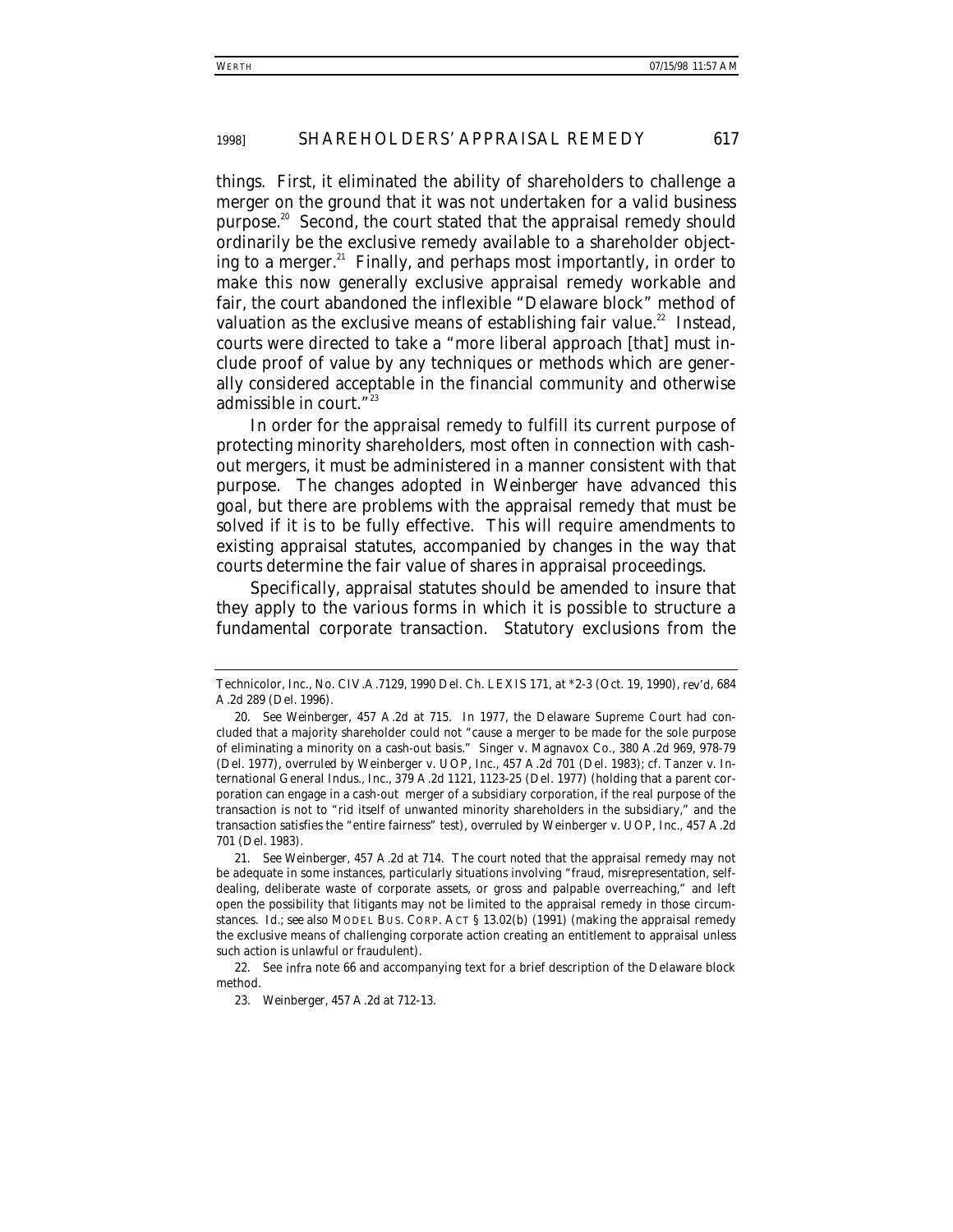things. First, it eliminated the ability of shareholders to challenge a merger on the ground that it was not undertaken for a valid business purpose.[20] Second, the court stated that the appraisal remedy should ordinarily be the exclusive remedy available to a shareholder objecting to a merger.[21] Finally, and perhaps most importantly, in order to make this now generally exclusive appraisal remedy workable and fair, the court abandoned the inflexible "Delaware block" method of valuation as the exclusive means of establishing fair value.[22] Instead, courts were directed to take a "more liberal approach [that] must include proof of value by any techniques or methods which are generally considered acceptable in the financial community and otherwise admissible in court."[23]

In order for the appraisal remedy to fulfill its current purpose of protecting minority shareholders, most often in connection with cash-out mergers, it must be administered in a manner consistent with that purpose. The changes adopted in *Weinberger* have advanced this goal, but there are problems with the appraisal remedy that must be solved if it is to be fully effective. This will require amendments to existing appraisal statutes, accompanied by changes in the way that courts determine the fair value of shares in appraisal proceedings.

Specifically, appraisal statutes should be amended to insure that they apply to the various forms in which it is possible to structure a fundamental corporate transaction. Statutory exclusions from the

---

Technicolor, Inc., No. CIV.A.7129, 1990 Del. Ch. LEXIS 171, at *2-3 (Oct. 19, 1990), *rev'd*, 684 A.2d 289 (Del. 1996).

20. *See Weinberger*, 457 A.2d at 715. In 1977, the Delaware Supreme Court had concluded that a majority shareholder could not "cause a merger to be made for the sole purpose of eliminating a minority on a cash-out basis." Singer v. Magnavox Co., 380 A.2d 969, 978-79 (Del. 1977), *overruled by* Weinberger v. UOP, Inc., 457 A.2d 701 (Del. 1983); *cf.* Tanzer v. International General Indus., Inc., 379 A.2d 1121, 1123-25 (Del. 1977) (holding that a parent corporation can engage in a cash-out merger of a subsidiary corporation, if the real purpose of the transaction is not to "rid itself of unwanted minority shareholders in the subsidiary," and the transaction satisfies the "entire fairness" test), *overruled by* Weinberger v. UOP, Inc., 457 A.2d 701 (Del. 1983).

21. *See Weinberger*, 457 A.2d at 714. The court noted that the appraisal remedy may not be adequate in some instances, particularly situations involving "fraud, misrepresentation, self-dealing, deliberate waste of corporate assets, or gross and palpable overreaching," and left open the possibility that litigants may not be limited to the appraisal remedy in those circumstances. *Id.*; *see also* MODEL BUS. CORP. ACT § 13.02(b) (1991) (making the appraisal remedy the exclusive means of challenging corporate action creating an entitlement to appraisal unless such action is unlawful or fraudulent).

22. *See infra* note 66 and accompanying text for a brief description of the Delaware block method.

23. *Weinberger*, 457 A.2d at 712-13.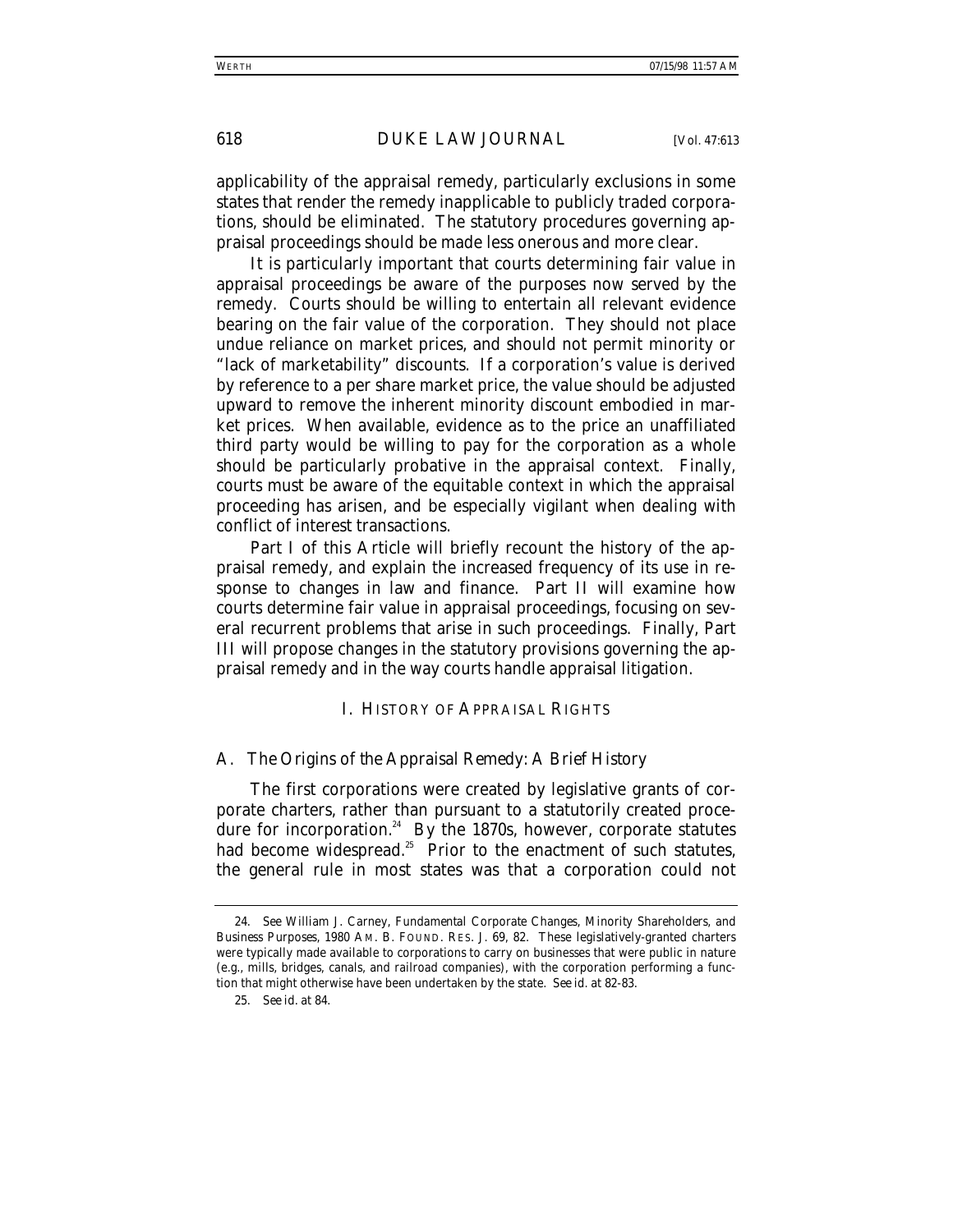applicability of the appraisal remedy, particularly exclusions in some states that render the remedy inapplicable to publicly traded corporations, should be eliminated. The statutory procedures governing appraisal proceedings should be made less onerous and more clear.

It is particularly important that courts determining fair value in appraisal proceedings be aware of the purposes now served by the remedy. Courts should be willing to entertain all relevant evidence bearing on the fair value of the corporation. They should not place undue reliance on market prices, and should not permit minority or "lack of marketability" discounts. If a corporation's value is derived by reference to a per share market price, the value should be adjusted upward to remove the inherent minority discount embodied in market prices. When available, evidence as to the price an unaffiliated third party would be willing to pay for the corporation as a whole should be particularly probative in the appraisal context. Finally, courts must be aware of the equitable context in which the appraisal proceeding has arisen, and be especially vigilant when dealing with conflict of interest transactions.

Part I of this Article will briefly recount the history of the appraisal remedy, and explain the increased frequency of its use in response to changes in law and finance. Part II will examine how courts determine fair value in appraisal proceedings, focusing on several recurrent problems that arise in such proceedings. Finally, Part III will propose changes in the statutory provisions governing the appraisal remedy and in the way courts handle appraisal litigation.

## I. HISTORY OF APPRAISAL RIGHTS

### A. *The Origins of the Appraisal Remedy: A Brief History*

The first corporations were created by legislative grants of corporate charters, rather than pursuant to a statutorily created procedure for incorporation.[24] By the 1870s, however, corporate statutes had become widespread.[25] Prior to the enactment of such statutes, the general rule in most states was that a corporation could not

---

24. *See* William J. Carney, *Fundamental Corporate Changes, Minority Shareholders, and Business Purposes*, 1980 AM. B. FOUND. RES. J. 69, 82. These legislatively-granted charters were typically made available to corporations to carry on businesses that were public in nature (e.g., mills, bridges, canals, and railroad companies), with the corporation performing a function that might otherwise have been undertaken by the state. *See id.* at 82-83.

25. *See id.* at 84.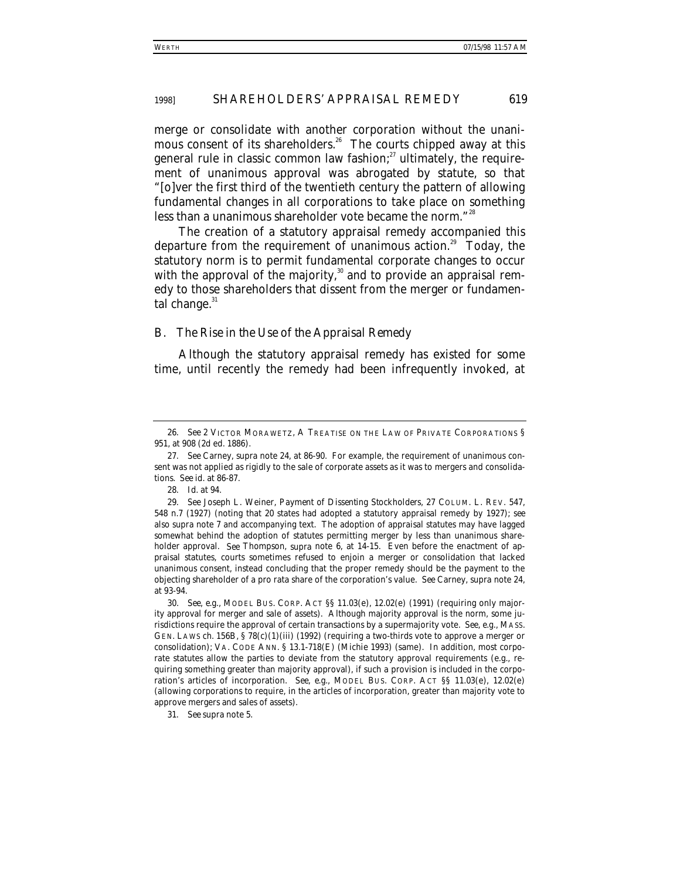merge or consolidate with another corporation without the unanimous consent of its shareholders.[26] The courts chipped away at this general rule in classic common law fashion;[27] ultimately, the requirement of unanimous approval was abrogated by statute, so that "[o]ver the first third of the twentieth century the pattern of allowing fundamental changes in all corporations to take place on something less than a unanimous shareholder vote became the norm."[28]

The creation of a statutory appraisal remedy accompanied this departure from the requirement of unanimous action.[29] Today, the statutory norm is to permit fundamental corporate changes to occur with the approval of the majority,[30] and to provide an appraisal remedy to those shareholders that dissent from the merger or fundamental change.[31]

## B. *The Rise in the Use of the Appraisal Remedy*

Although the statutory appraisal remedy has existed for some time, until recently the remedy had been infrequently invoked, at

---

26. *See* 2 VICTOR MORAWETZ, A TREATISE ON THE LAW OF PRIVATE CORPORATIONS § 951, at 908 (2d ed. 1886).

27. *See* Carney, *supra* note 24, at 86-90. For example, the requirement of unanimous consent was not applied as rigidly to the sale of corporate assets as it was to mergers and consolidations. *See id.* at 86-87.

28. *Id.* at 94.

29. *See* Joseph L. Weiner, *Payment of Dissenting Stockholders*, 27 COLUM. L. REV. 547, 548 n.7 (1927) (noting that 20 states had adopted a statutory appraisal remedy by 1927); *see also supra* note 7 and accompanying text. The adoption of appraisal statutes may have lagged somewhat behind the adoption of statutes permitting merger by less than unanimous shareholder approval. *See* Thompson, *supra* note 6, at 14-15. Even before the enactment of appraisal statutes, courts sometimes refused to enjoin a merger or consolidation that lacked unanimous consent, instead concluding that the proper remedy should be the payment to the objecting shareholder of a pro rata share of the corporation's value. *See* Carney, *supra* note 24, at 93-94.

30. *See, e.g.*, MODEL BUS. CORP. ACT §§ 11.03(e), 12.02(e) (1991) (requiring only majority approval for merger and sale of assets). Although majority approval is the norm, some jurisdictions require the approval of certain transactions by a supermajority vote. *See, e.g.*, MASS. GEN. LAWS ch. 156B, § 78(c)(1)(iii) (1992) (requiring a two-thirds vote to approve a merger or consolidation); VA. CODE ANN. § 13.1-718(E) (Michie 1993) (same). In addition, most corporate statutes allow the parties to deviate from the statutory approval requirements (e.g., requiring something greater than majority approval), if such a provision is included in the corporation's articles of incorporation. *See, e.g.*, MODEL BUS. CORP. ACT §§ 11.03(e), 12.02(e) (allowing corporations to require, in the articles of incorporation, greater than majority vote to approve mergers and sales of assets).

31. *See supra* note 5.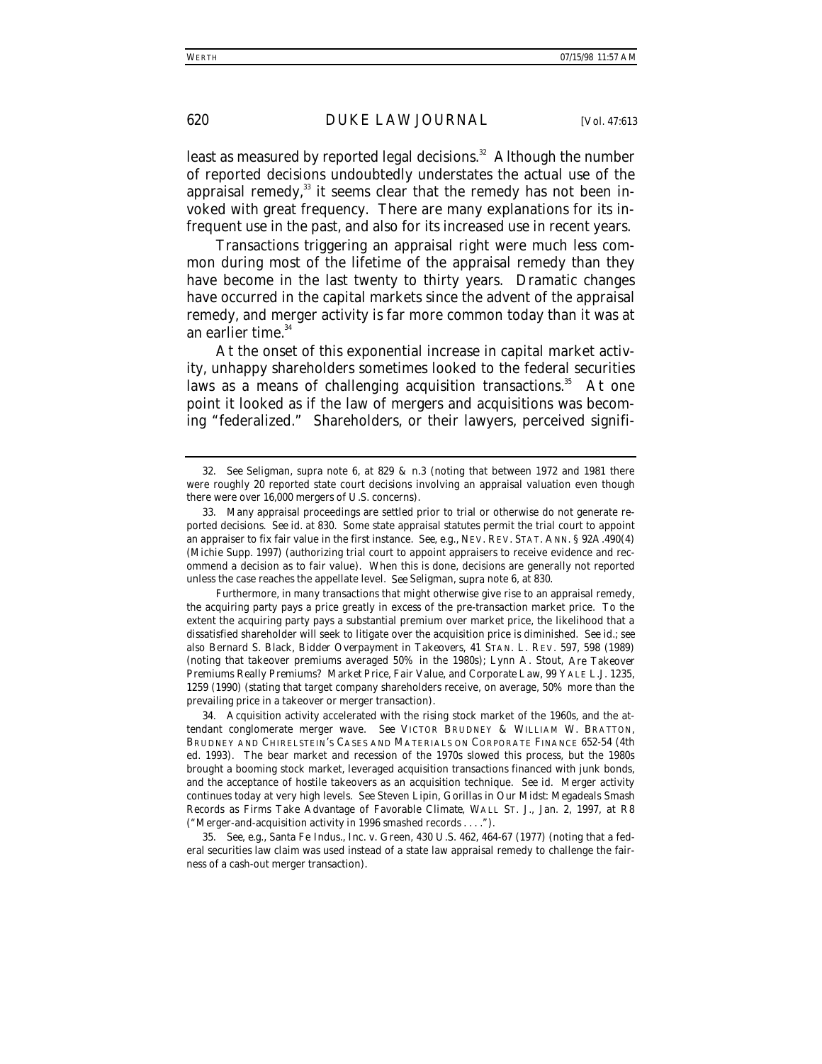least as measured by reported legal decisions.[32] Although the number of reported decisions undoubtedly understates the actual use of the appraisal remedy,[33] it seems clear that the remedy has not been invoked with great frequency. There are many explanations for its infrequent use in the past, and also for its increased use in recent years.

Transactions triggering an appraisal right were much less common during most of the lifetime of the appraisal remedy than they have become in the last twenty to thirty years. Dramatic changes have occurred in the capital markets since the advent of the appraisal remedy, and merger activity is far more common today than it was at an earlier time.[34]

At the onset of this exponential increase in capital market activity, unhappy shareholders sometimes looked to the federal securities laws as a means of challenging acquisition transactions.[35] At one point it looked as if the law of mergers and acquisitions was becoming "federalized." Shareholders, or their lawyers, perceived signifi-

---

32. *See* Seligman, *supra* note 6, at 829 & n.3 (noting that between 1972 and 1981 there were roughly 20 reported state court decisions involving an appraisal valuation even though there were over 16,000 mergers of U.S. concerns).

33. Many appraisal proceedings are settled prior to trial or otherwise do not generate reported decisions. *See id.* at 830. Some state appraisal statutes permit the trial court to appoint an appraiser to fix fair value in the first instance. *See, e.g.*, NEV. REV. STAT. ANN. § 92A.490(4) (Michie Supp. 1997) (authorizing trial court to appoint appraisers to receive evidence and recommend a decision as to fair value). When this is done, decisions are generally not reported unless the case reaches the appellate level. *See* Seligman, *supra* note 6, at 830.

Furthermore, in many transactions that might otherwise give rise to an appraisal remedy, the acquiring party pays a price greatly in excess of the pre-transaction market price. To the extent the acquiring party pays a substantial premium over market price, the likelihood that a dissatisfied shareholder will seek to litigate over the acquisition price is diminished. *See id.*; *see also* Bernard S. Black, *Bidder Overpayment in Takeovers*, 41 STAN. L. REV. 597, 598 (1989) (noting that takeover premiums averaged 50% in the 1980s); Lynn A. Stout, *Are Takeover Premiums Really Premiums? Market Price, Fair Value, and Corporate Law*, 99 YALE L.J. 1235, 1259 (1990) (stating that target company shareholders receive, on average, 50% more than the prevailing price in a takeover or merger transaction).

34. Acquisition activity accelerated with the rising stock market of the 1960s, and the attendant conglomerate merger wave. *See* VICTOR BRUDNEY & WILLIAM W. BRATTON, BRUDNEY AND CHIRELSTEIN'S CASES AND MATERIALS ON CORPORATE FINANCE 652-54 (4th ed. 1993). The bear market and recession of the 1970s slowed this process, but the 1980s brought a booming stock market, leveraged acquisition transactions financed with junk bonds, and the acceptance of hostile takeovers as an acquisition technique. *See id.* Merger activity continues today at very high levels. *See* Steven Lipin, *Gorillas in Our Midst: Megadeals Smash Records as Firms Take Advantage of Favorable Climate*, WALL ST. J., Jan. 2, 1997, at R8 ("Merger-and-acquisition activity in 1996 smashed records . . . .").

35. *See, e.g.*, Santa Fe Indus., Inc. v. Green, 430 U.S. 462, 464-67 (1977) (noting that a federal securities law claim was used instead of a state law appraisal remedy to challenge the fairness of a cash-out merger transaction).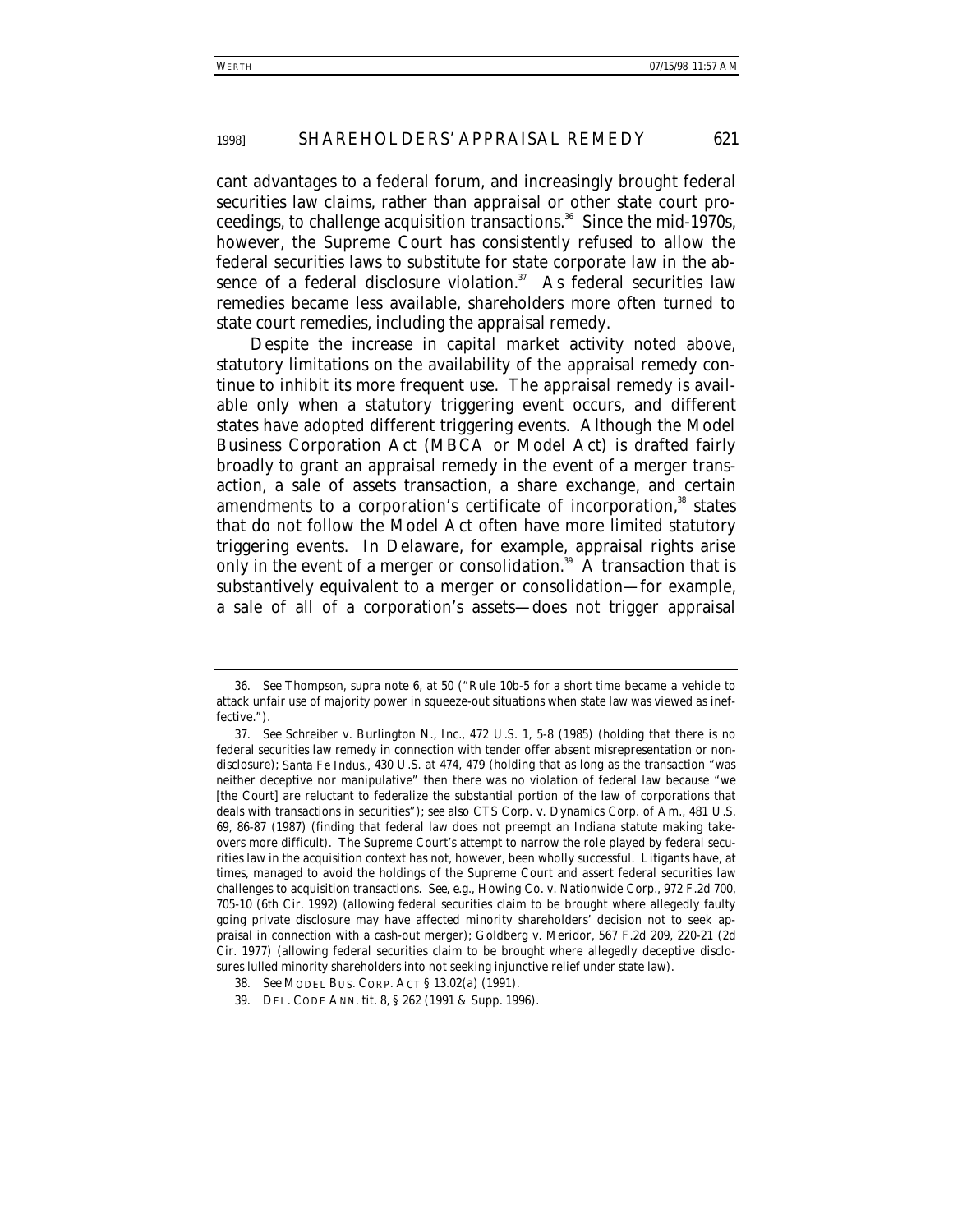cant advantages to a federal forum, and increasingly brought federal securities law claims, rather than appraisal or other state court proceedings, to challenge acquisition transactions.[36] Since the mid-1970s, however, the Supreme Court has consistently refused to allow the federal securities laws to substitute for state corporate law in the absence of a federal disclosure violation.[37] As federal securities law remedies became less available, shareholders more often turned to state court remedies, including the appraisal remedy.

Despite the increase in capital market activity noted above, statutory limitations on the availability of the appraisal remedy continue to inhibit its more frequent use. The appraisal remedy is available only when a statutory triggering event occurs, and different states have adopted different triggering events. Although the Model Business Corporation Act (MBCA or Model Act) is drafted fairly broadly to grant an appraisal remedy in the event of a merger transaction, a sale of assets transaction, a share exchange, and certain amendments to a corporation's certificate of incorporation,[38] states that do not follow the Model Act often have more limited statutory triggering events. In Delaware, for example, appraisal rights arise only in the event of a merger or consolidation.[39] A transaction that is substantively equivalent to a merger or consolidation—for example, a sale of all of a corporation's assets—does not trigger appraisal

---

36. *See* Thompson, *supra* note 6, at 50 ("Rule 10b-5 for a short time became a vehicle to attack unfair use of majority power in squeeze-out situations when state law was viewed as ineffective.").

37. *See* Schreiber v. Burlington N., Inc., 472 U.S. 1, 5-8 (1985) (holding that there is no federal securities law remedy in connection with tender offer absent misrepresentation or nondisclosure); *Santa Fe Indus.*, 430 U.S. at 474, 479 (holding that as long as the transaction "was neither deceptive nor manipulative" then there was no violation of federal law because "we [the Court] are reluctant to federalize the substantial portion of the law of corporations that deals with transactions in securities"); *see also* CTS Corp. v. Dynamics Corp. of Am., 481 U.S. 69, 86-87 (1987) (finding that federal law does not preempt an Indiana statute making takeovers more difficult). The Supreme Court's attempt to narrow the role played by federal securities law in the acquisition context has not, however, been wholly successful. Litigants have, at times, managed to avoid the holdings of the Supreme Court and assert federal securities law challenges to acquisition transactions. *See, e.g.*, Howing Co. v. Nationwide Corp., 972 F.2d 700, 705-10 (6th Cir. 1992) (allowing federal securities claim to be brought where allegedly faulty going private disclosure may have affected minority shareholders' decision not to seek appraisal in connection with a cash-out merger); Goldberg v. Meridor, 567 F.2d 209, 220-21 (2d Cir. 1977) (allowing federal securities claim to be brought where allegedly deceptive disclosures lulled minority shareholders into not seeking injunctive relief under state law).

38. *See* MODEL BUS. CORP. ACT § 13.02(a) (1991).

39. DEL. CODE ANN. tit. 8, § 262 (1991 & Supp. 1996).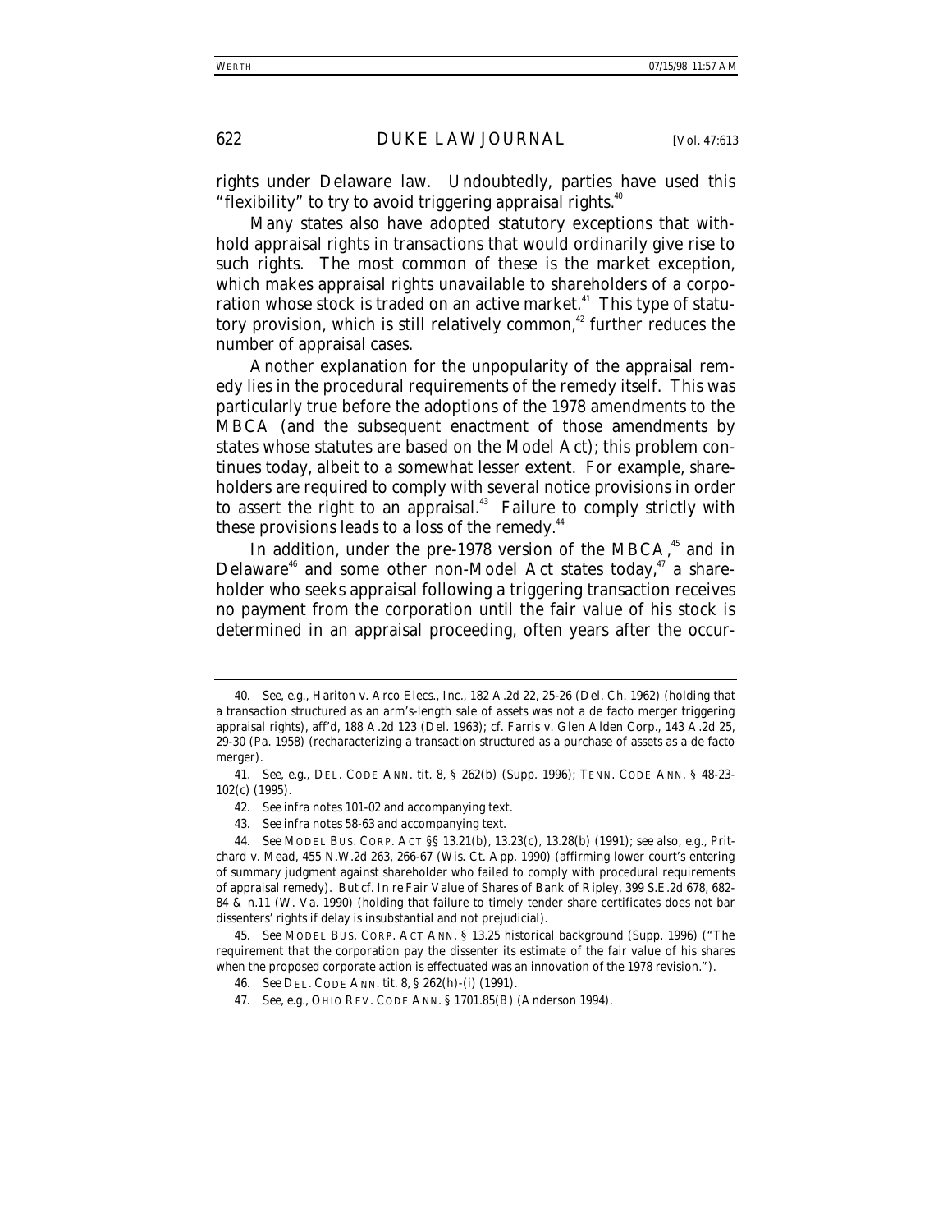rights under Delaware law. Undoubtedly, parties have used this "flexibility" to try to avoid triggering appraisal rights.[40]

Many states also have adopted statutory exceptions that withhold appraisal rights in transactions that would ordinarily give rise to such rights. The most common of these is the market exception, which makes appraisal rights unavailable to shareholders of a corporation whose stock is traded on an active market.[41] This type of statutory provision, which is still relatively common,[42] further reduces the number of appraisal cases.

Another explanation for the unpopularity of the appraisal remedy lies in the procedural requirements of the remedy itself. This was particularly true before the adoptions of the 1978 amendments to the MBCA (and the subsequent enactment of those amendments by states whose statutes are based on the Model Act); this problem continues today, albeit to a somewhat lesser extent. For example, shareholders are required to comply with several notice provisions in order to assert the right to an appraisal.[43] Failure to comply strictly with these provisions leads to a loss of the remedy.[44]

In addition, under the pre-1978 version of the MBCA,[45] and in Delaware[46] and some other non-Model Act states today,[47] a shareholder who seeks appraisal following a triggering transaction receives no payment from the corporation until the fair value of his stock is determined in an appraisal proceeding, often years after the occur-

---

40. *See, e.g.*, Hariton v. Arco Elecs., Inc., 182 A.2d 22, 25-26 (Del. Ch. 1962) (holding that a transaction structured as an arm's-length sale of assets was not a de facto merger triggering appraisal rights), *aff'd*, 188 A.2d 123 (Del. 1963); *cf.* Farris v. Glen Alden Corp., 143 A.2d 25, 29-30 (Pa. 1958) (recharacterizing a transaction structured as a purchase of assets as a de facto merger).

41. *See, e.g.*, DEL. CODE ANN. tit. 8, § 262(b) (Supp. 1996); TENN. CODE ANN. § 48-23-102(c) (1995).

42. *See infra* notes 101-02 and accompanying text.

43. *See infra* notes 58-63 and accompanying text.

44. *See* MODEL BUS. CORP. ACT §§ 13.21(b), 13.23(c), 13.28(b) (1991); *see also, e.g.*, Pritchard v. Mead, 455 N.W.2d 263, 266-67 (Wis. Ct. App. 1990) (affirming lower court's entering of summary judgment against shareholder who failed to comply with procedural requirements of appraisal remedy). *But cf.* In re Fair Value of Shares of Bank of Ripley, 399 S.E.2d 678, 682-84 & n.11 (W. Va. 1990) (holding that failure to timely tender share certificates does not bar dissenters' rights if delay is insubstantial and not prejudicial).

45. *See* MODEL BUS. CORP. ACT ANN. § 13.25 historical background (Supp. 1996) ("The requirement that the corporation pay the dissenter its estimate of the fair value of his shares when the proposed corporate action is effectuated was an innovation of the 1978 revision.").

46. *See* DEL. CODE ANN. tit. 8, § 262(h)-(i) (1991).

47. *See, e.g.*, OHIO REV. CODE ANN. § 1701.85(B) (Anderson 1994).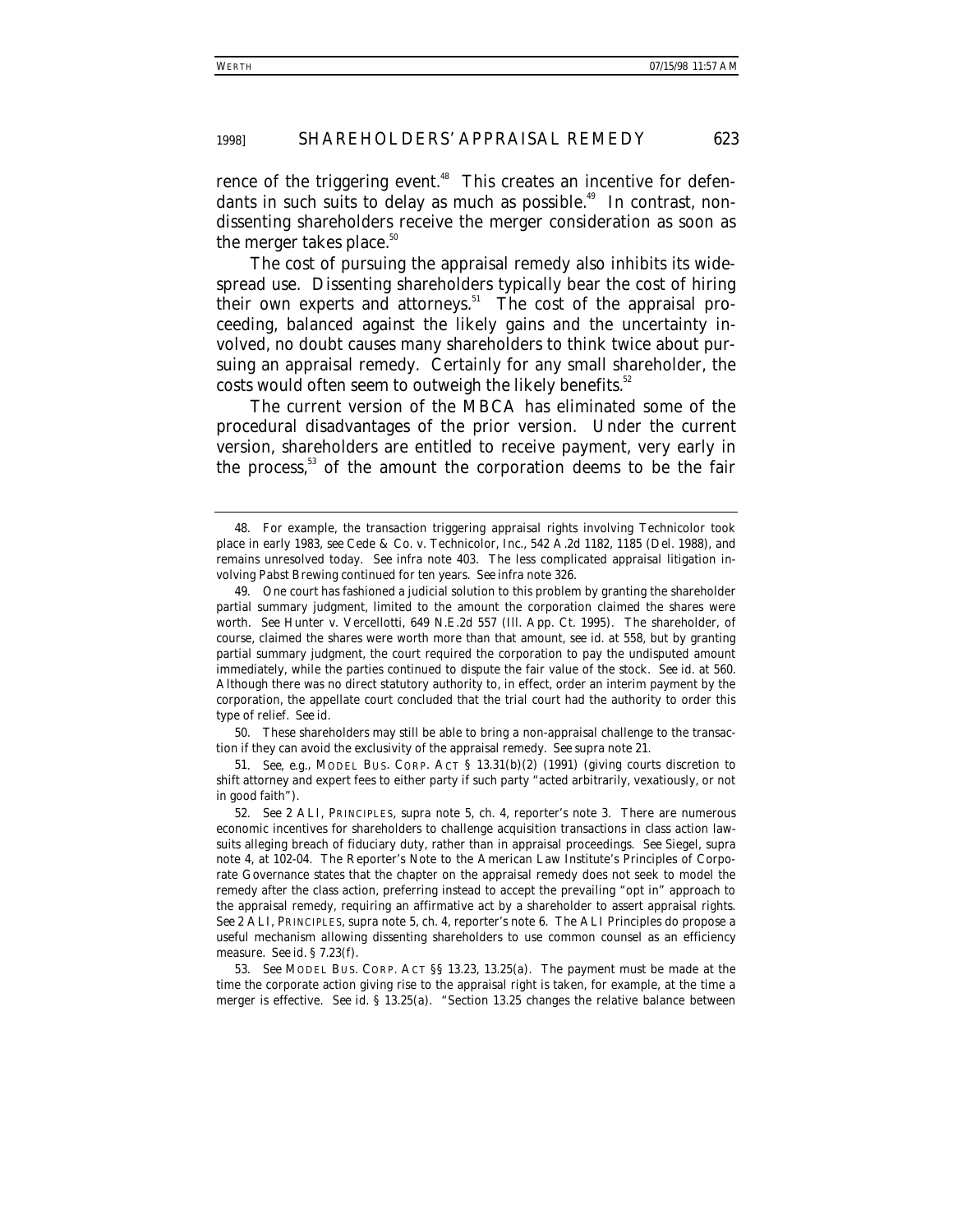rence of the triggering event.[48] This creates an incentive for defendants in such suits to delay as much as possible.[49] In contrast, nondissenting shareholders receive the merger consideration as soon as the merger takes place.[50]

The cost of pursuing the appraisal remedy also inhibits its widespread use. Dissenting shareholders typically bear the cost of hiring their own experts and attorneys.[51] The cost of the appraisal proceeding, balanced against the likely gains and the uncertainty involved, no doubt causes many shareholders to think twice about pursuing an appraisal remedy. Certainly for any small shareholder, the costs would often seem to outweigh the likely benefits.[52]

The current version of the MBCA has eliminated some of the procedural disadvantages of the prior version. Under the current version, shareholders are entitled to receive payment, very early in the process,[53] of the amount the corporation deems to be the fair

---

48. For example, the transaction triggering appraisal rights involving Technicolor took place in early 1983, *see* Cede & Co. v. Technicolor, Inc., 542 A.2d 1182, 1185 (Del. 1988), and remains unresolved today. *See infra* note 403. The less complicated appraisal litigation involving Pabst Brewing continued for ten years. *See infra* note 326.

49. One court has fashioned a judicial solution to this problem by granting the shareholder partial summary judgment, limited to the amount the corporation claimed the shares were worth. *See* Hunter v. Vercellotti, 649 N.E.2d 557 (Ill. App. Ct. 1995). The shareholder, of course, claimed the shares were worth more than that amount, *see id.* at 558, but by granting partial summary judgment, the court required the corporation to pay the undisputed amount immediately, while the parties continued to dispute the fair value of the stock. *See id.* at 560. Although there was no direct statutory authority to, in effect, order an interim payment by the corporation, the appellate court concluded that the trial court had the authority to order this type of relief. *See id.*

50. These shareholders may still be able to bring a non-appraisal challenge to the transaction if they can avoid the exclusivity of the appraisal remedy. *See supra* note 21.

51. *See, e.g.*, MODEL BUS. CORP. ACT § 13.31(b)(2) (1991) (giving courts discretion to shift attorney and expert fees to either party if such party "acted arbitrarily, vexatiously, or not in good faith").

52. *See* 2 ALI, PRINCIPLES, *supra* note 5, ch. 4, reporter's note 3. There are numerous economic incentives for shareholders to challenge acquisition transactions in class action lawsuits alleging breach of fiduciary duty, rather than in appraisal proceedings. *See* Siegel, *supra* note 4, at 102-04. The Reporter's Note to the American Law Institute's Principles of Corporate Governance states that the chapter on the appraisal remedy does not seek to model the remedy after the class action, preferring instead to accept the prevailing "opt in" approach to the appraisal remedy, requiring an affirmative act by a shareholder to assert appraisal rights. *See* 2 ALI, PRINCIPLES, *supra* note 5, ch. 4, reporter's note 6. The ALI Principles do propose a useful mechanism allowing dissenting shareholders to use common counsel as an efficiency measure. *See id.* § 7.23(f).

53. *See* MODEL BUS. CORP. ACT §§ 13.23, 13.25(a). The payment must be made at the time the corporate action giving rise to the appraisal right is taken, for example, at the time a merger is effective. *See id.* § 13.25(a). "Section 13.25 changes the relative balance between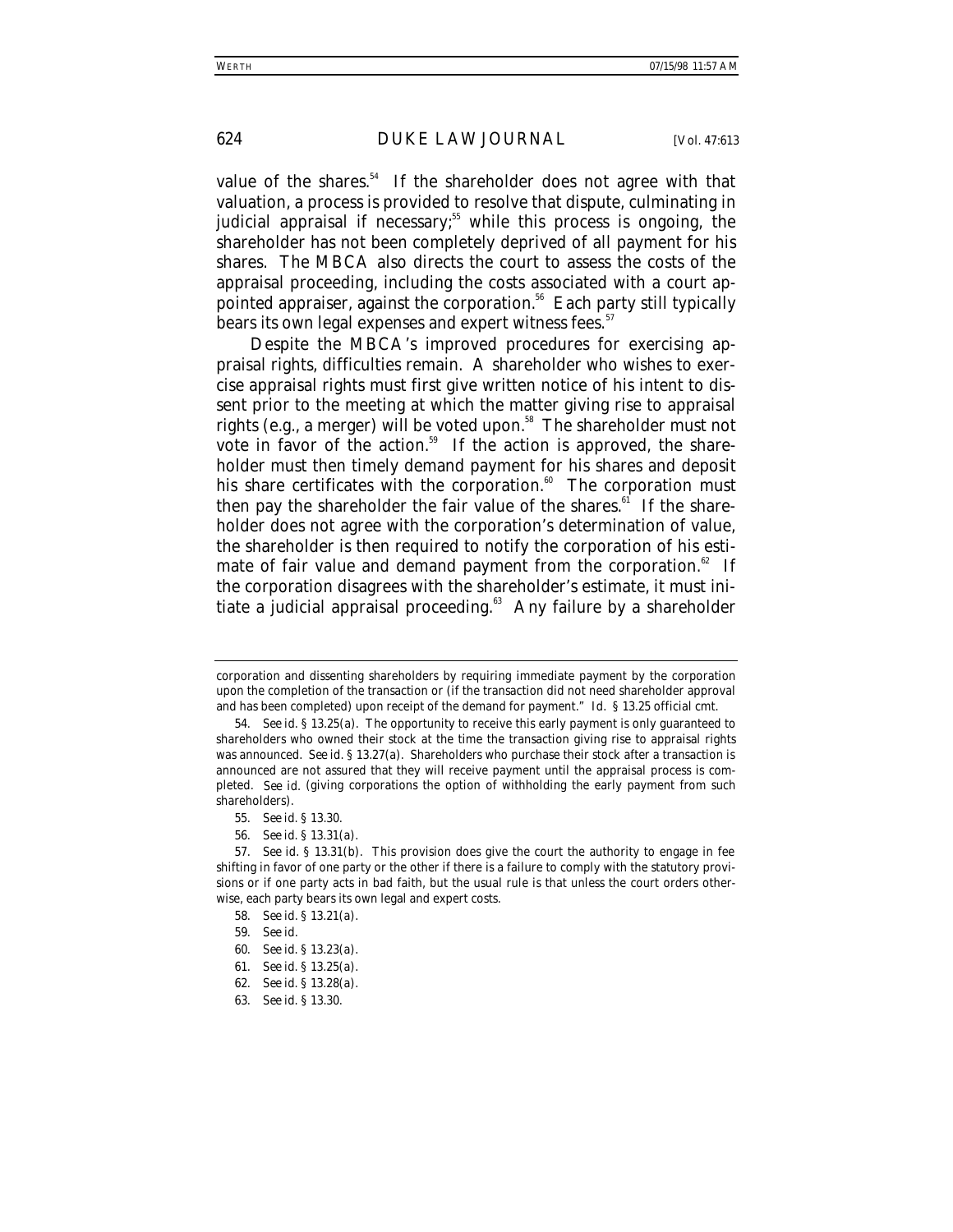value of the shares.[54] If the shareholder does not agree with that valuation, a process is provided to resolve that dispute, culminating in judicial appraisal if necessary;[55] while this process is ongoing, the shareholder has not been completely deprived of all payment for his shares. The MBCA also directs the court to assess the costs of the appraisal proceeding, including the costs associated with a court appointed appraiser, against the corporation.[56] Each party still typically bears its own legal expenses and expert witness fees.[57]

Despite the MBCA's improved procedures for exercising appraisal rights, difficulties remain. A shareholder who wishes to exercise appraisal rights must first give written notice of his intent to dissent prior to the meeting at which the matter giving rise to appraisal rights (e.g., a merger) will be voted upon.[58] The shareholder must not vote in favor of the action.[59] If the action is approved, the shareholder must then timely demand payment for his shares and deposit his share certificates with the corporation.[60] The corporation must then pay the shareholder the fair value of the shares.[61] If the shareholder does not agree with the corporation's determination of value, the shareholder is then required to notify the corporation of his estimate of fair value and demand payment from the corporation.[62] If the corporation disagrees with the shareholder's estimate, it must initiate a judicial appraisal proceeding.[63] Any failure by a shareholder

---

corporation and dissenting shareholders by requiring immediate payment by the corporation upon the completion of the transaction or (if the transaction did not need shareholder approval and has been completed) upon receipt of the demand for payment." *Id.* § 13.25 official cmt.

54. *See id.* § 13.25(a). The opportunity to receive this early payment is only guaranteed to shareholders who owned their stock at the time the transaction giving rise to appraisal rights was announced. *See id.* § 13.27(a). Shareholders who purchase their stock after a transaction is announced are not assured that they will receive payment until the appraisal process is completed. *See id.* (giving corporations the option of withholding the early payment from such shareholders).

55. *See id.* § 13.30.

56. *See id.* § 13.31(a).

57. *See id.* § 13.31(b). This provision does give the court the authority to engage in fee shifting in favor of one party or the other if there is a failure to comply with the statutory provisions or if one party acts in bad faith, but the usual rule is that unless the court orders otherwise, each party bears its own legal and expert costs.

58. *See id.* § 13.21(a).

59. *See id.*

60. *See id.* § 13.23(a).

61. *See id.* § 13.25(a).

62. *See id.* § 13.28(a).

63. *See id.* § 13.30.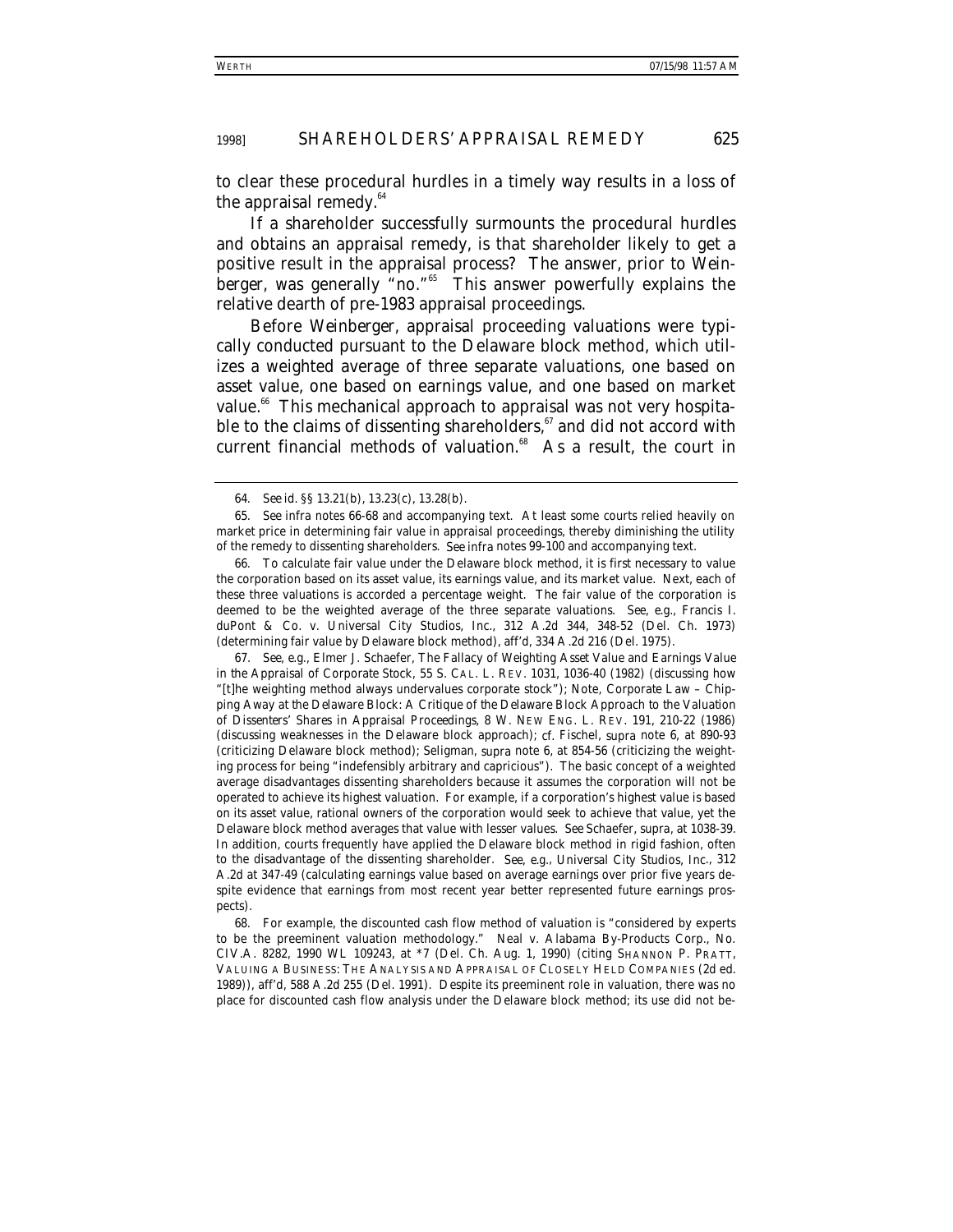to clear these procedural hurdles in a timely way results in a loss of the appraisal remedy.[64]

If a shareholder successfully surmounts the procedural hurdles and obtains an appraisal remedy, is that shareholder likely to get a positive result in the appraisal process? The answer, prior to *Weinberger*, was generally "no."[65] This answer powerfully explains the relative dearth of pre-1983 appraisal proceedings.

Before *Weinberger*, appraisal proceeding valuations were typically conducted pursuant to the Delaware block method, which utilizes a weighted average of three separate valuations, one based on asset value, one based on earnings value, and one based on market value.[66] This mechanical approach to appraisal was not very hospitable to the claims of dissenting shareholders,[67] and did not accord with current financial methods of valuation.[68] As a result, the court in

---

64. *See id.* §§ 13.21(b), 13.23(c), 13.28(b).

65. *See infra* notes 66-68 and accompanying text. At least some courts relied heavily on market price in determining fair value in appraisal proceedings, thereby diminishing the utility of the remedy to dissenting shareholders. *See infra* notes 99-100 and accompanying text.

66. To calculate fair value under the Delaware block method, it is first necessary to value the corporation based on its asset value, its earnings value, and its market value. Next, each of these three valuations is accorded a percentage weight. The fair value of the corporation is deemed to be the weighted average of the three separate valuations. *See, e.g.*, Francis I. duPont & Co. v. Universal City Studios, Inc., 312 A.2d 344, 348-52 (Del. Ch. 1973) (determining fair value by Delaware block method), *aff'd*, 334 A.2d 216 (Del. 1975).

67. *See, e.g.*, Elmer J. Schaefer, *The Fallacy of Weighting Asset Value and Earnings Value in the Appraisal of Corporate Stock*, 55 S. CAL. L. REV. 1031, 1036-40 (1982) (discussing how "[t]he weighting method always undervalues corporate stock"); Note, *Corporate Law – Chipping Away at the Delaware Block: A Critique of the Delaware Block Approach to the Valuation of Dissenters' Shares in Appraisal Proceedings*, 8 W. NEW ENG. L. REV. 191, 210-22 (1986) (discussing weaknesses in the Delaware block approach); *cf.* Fischel, *supra* note 6, at 890-93 (criticizing Delaware block method); Seligman, *supra* note 6, at 854-56 (criticizing the weighting process for being "indefensibly arbitrary and capricious"). The basic concept of a weighted average disadvantages dissenting shareholders because it assumes the corporation will not be operated to achieve its highest valuation. For example, if a corporation's highest value is based on its asset value, rational owners of the corporation would seek to achieve that value, yet the Delaware block method averages that value with lesser values. *See* Schaefer, *supra*, at 1038-39. In addition, courts frequently have applied the Delaware block method in rigid fashion, often to the disadvantage of the dissenting shareholder. *See, e.g.*, *Universal City Studios, Inc.*, 312 A.2d at 347-49 (calculating earnings value based on average earnings over prior five years despite evidence that earnings from most recent year better represented future earnings prospects).

68. For example, the discounted cash flow method of valuation is "considered by experts to be the preeminent valuation methodology." Neal v. Alabama By-Products Corp., No. CIV.A. 8282, 1990 WL 109243, at *7 (Del. Ch. Aug. 1, 1990) (citing SHANNON P. PRATT, VALUING A BUSINESS: THE ANALYSIS AND APPRAISAL OF CLOSELY HELD COMPANIES (2d ed. 1989)), *aff'd*, 588 A.2d 255 (Del. 1991). Despite its preeminent role in valuation, there was no place for discounted cash flow analysis under the Delaware block method; its use did not be-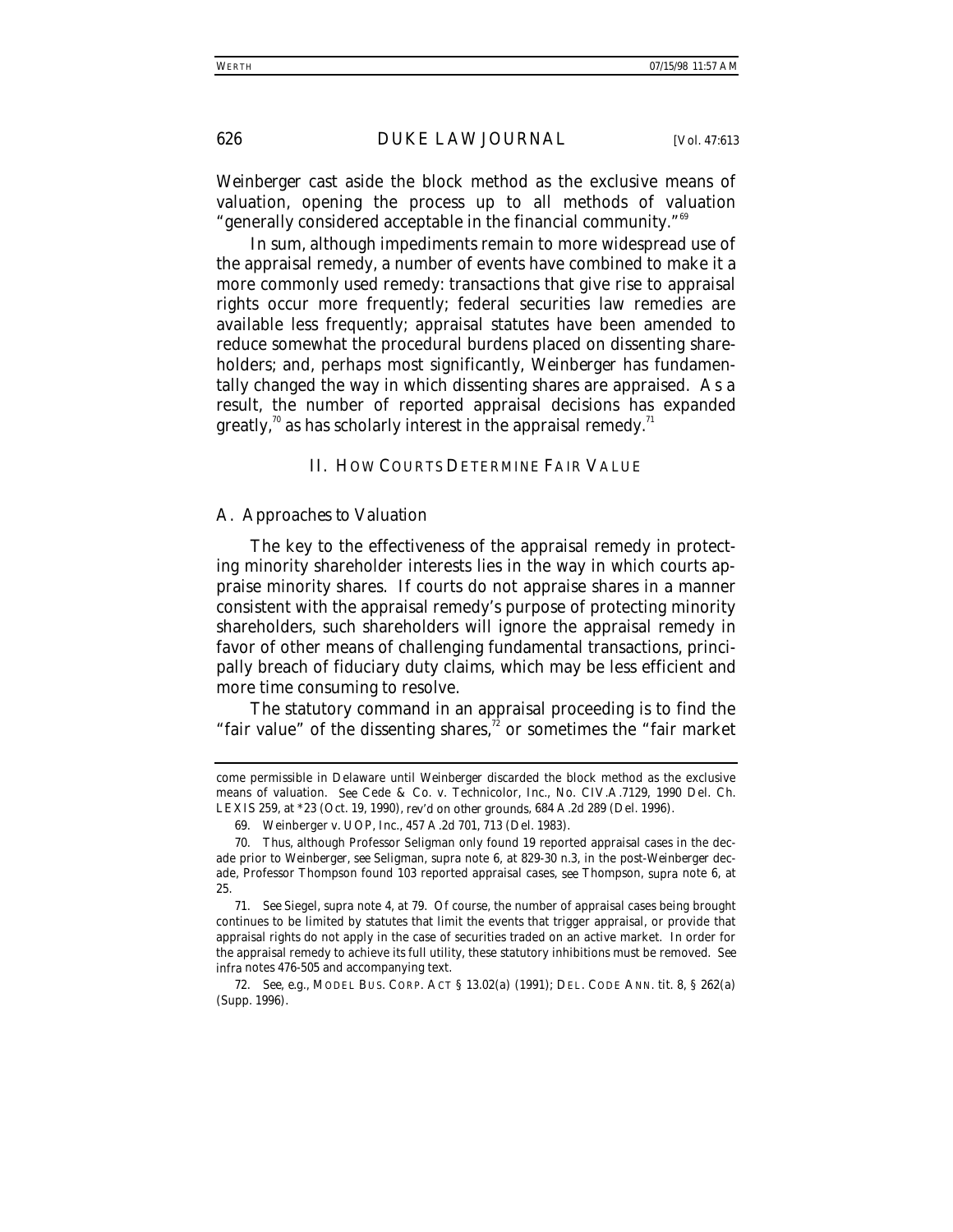*Weinberger* cast aside the block method as the exclusive means of valuation, opening the process up to all methods of valuation "generally considered acceptable in the financial community."[69]

In sum, although impediments remain to more widespread use of the appraisal remedy, a number of events have combined to make it a more commonly used remedy: transactions that give rise to appraisal rights occur more frequently; federal securities law remedies are available less frequently; appraisal statutes have been amended to reduce somewhat the procedural burdens placed on dissenting shareholders; and, perhaps most significantly, *Weinberger* has fundamentally changed the way in which dissenting shares are appraised. As a result, the number of reported appraisal decisions has expanded greatly,[70] as has scholarly interest in the appraisal remedy.[71]

## II. HOW COURTS DETERMINE FAIR VALUE

### A. *Approaches to Valuation*

The key to the effectiveness of the appraisal remedy in protecting minority shareholder interests lies in the way in which courts appraise minority shares. If courts do not appraise shares in a manner consistent with the appraisal remedy's purpose of protecting minority shareholders, such shareholders will ignore the appraisal remedy in favor of other means of challenging fundamental transactions, principally breach of fiduciary duty claims, which may be less efficient and more time consuming to resolve.

The statutory command in an appraisal proceeding is to find the "fair value" of the dissenting shares,[72] or sometimes the "fair market

---

come permissible in Delaware until *Weinberger* discarded the block method as the exclusive means of valuation. *See* Cede & Co. v. Technicolor, Inc., No. CIV.A.7129, 1990 Del. Ch. LEXIS 259, at *23 (Oct. 19, 1990), *rev'd on other grounds*, 684 A.2d 289 (Del. 1996).

69. Weinberger v. UOP, Inc., 457 A.2d 701, 713 (Del. 1983).

70. Thus, although Professor Seligman only found 19 reported appraisal cases in the decade prior to *Weinberger*, *see* Seligman, *supra* note 6, at 829-30 n.3, in the post-*Weinberger* decade, Professor Thompson found 103 reported appraisal cases, *see* Thompson, *supra* note 6, at 25.

71. *See* Siegel, *supra* note 4, at 79. Of course, the number of appraisal cases being brought continues to be limited by statutes that limit the events that trigger appraisal, or provide that appraisal rights do not apply in the case of securities traded on an active market. In order for the appraisal remedy to achieve its full utility, these statutory inhibitions must be removed. *See infra* notes 476-505 and accompanying text.

72. *See, e.g.*, MODEL BUS. CORP. ACT § 13.02(a) (1991); DEL. CODE ANN. tit. 8, § 262(a) (Supp. 1996).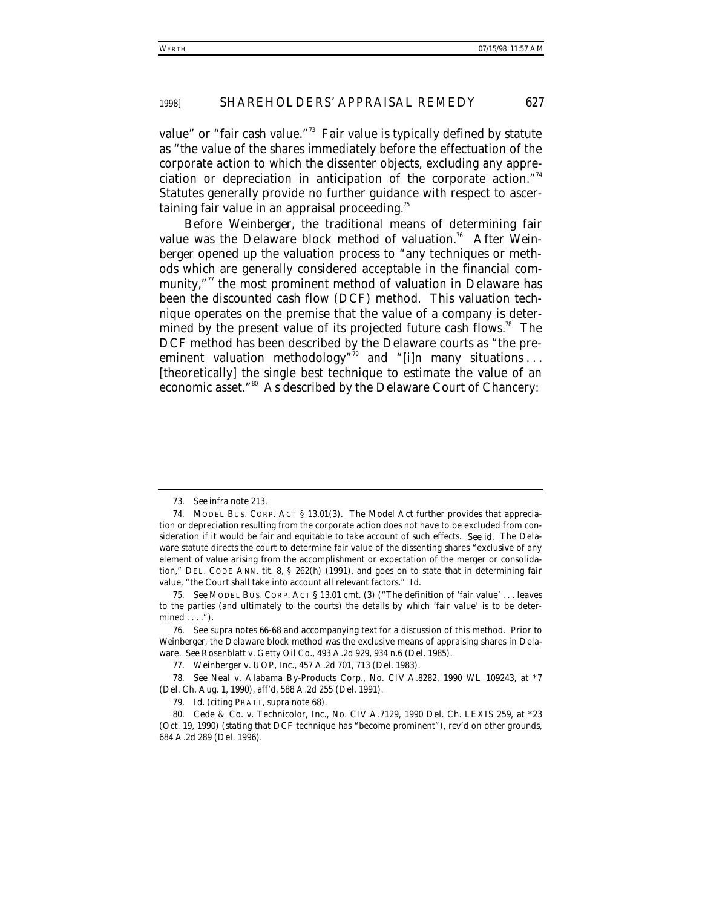value" or "fair cash value."[73] Fair value is typically defined by statute as "the value of the shares immediately before the effectuation of the corporate action to which the dissenter objects, excluding any appreciation or depreciation in anticipation of the corporate action."[74] Statutes generally provide no further guidance with respect to ascertaining fair value in an appraisal proceeding.[75]

Before *Weinberger*, the traditional means of determining fair value was the Delaware block method of valuation.[76] After *Weinberger* opened up the valuation process to "any techniques or methods which are generally considered acceptable in the financial community,"[77] the most prominent method of valuation in Delaware has been the discounted cash flow (DCF) method. This valuation technique operates on the premise that the value of a company is determined by the present value of its projected future cash flows.[78] The DCF method has been described by the Delaware courts as "the preeminent valuation methodology"[79] and "[i]n many situations . . . [theoretically] the single best technique to estimate the value of an economic asset."[80] As described by the Delaware Court of Chancery:

---

73. *See infra* note 213.

74. MODEL BUS. CORP. ACT § 13.01(3). The Model Act further provides that appreciation or depreciation resulting from the corporate action does not have to be excluded from consideration if it would be fair and equitable to take account of such effects. *See id.* The Delaware statute directs the court to determine fair value of the dissenting shares "exclusive of any element of value arising from the accomplishment or expectation of the merger or consolidation," DEL. CODE ANN. tit. 8, § 262(h) (1991), and goes on to state that in determining fair value, "the Court shall take into account all relevant factors." *Id.*

75. *See* MODEL BUS. CORP. ACT § 13.01 cmt. (3) ("The definition of 'fair value' . . . leaves to the parties (and ultimately to the courts) the details by which 'fair value' is to be determined . . . .").

76. *See supra* notes 66-68 and accompanying text for a discussion of this method. Prior to *Weinberger*, the Delaware block method was the exclusive means of appraising shares in Delaware. *See* Rosenblatt v. Getty Oil Co., 493 A.2d 929, 934 n.6 (Del. 1985).

77. Weinberger v. UOP, Inc., 457 A.2d 701, 713 (Del. 1983).

78. *See* Neal v. Alabama By-Products Corp., No. CIV.A.8282, 1990 WL 109243, at *7 (Del. Ch. Aug. 1, 1990), *aff'd*, 588 A.2d 255 (Del. 1991).

79. *Id.* (citing PRATT, *supra* note 68).

80. Cede & Co. v. Technicolor, Inc., No. CIV.A.7129, 1990 Del. Ch. LEXIS 259, at *23 (Oct. 19, 1990) (stating that DCF technique has "become prominent"), *rev'd on other grounds*, 684 A.2d 289 (Del. 1996).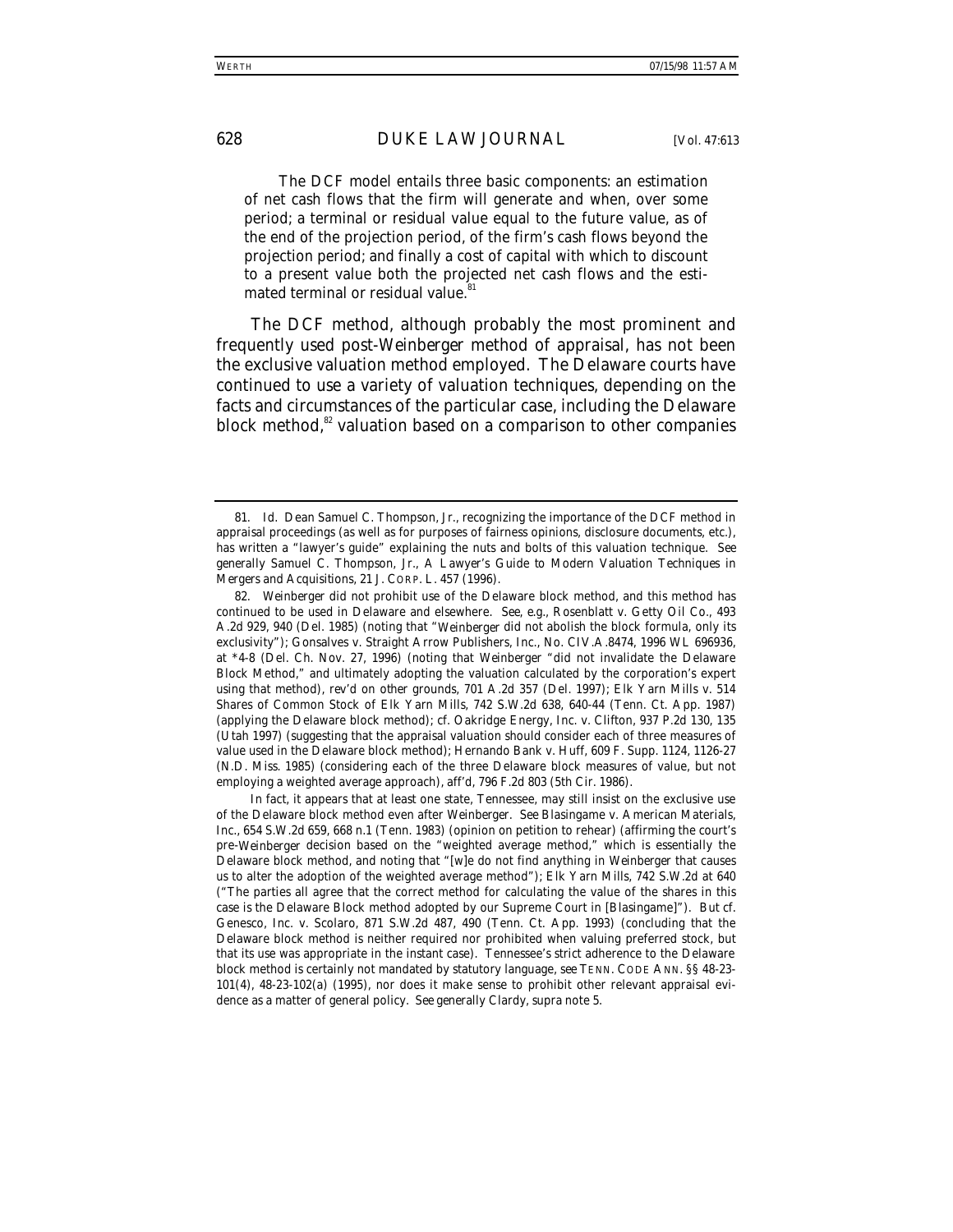The DCF model entails three basic components: an estimation of net cash flows that the firm will generate and when, over some period; a terminal or residual value equal to the future value, as of the end of the projection period, of the firm's cash flows beyond the projection period; and finally a cost of capital with which to discount to a present value both the projected net cash flows and the estimated terminal or residual value.[81]

The DCF method, although probably the most prominent and frequently used post-*Weinberger* method of appraisal, has not been the exclusive valuation method employed. The Delaware courts have continued to use a variety of valuation techniques, depending on the facts and circumstances of the particular case, including the Delaware block method,[82] valuation based on a comparison to other companies

---

81. *Id.* Dean Samuel C. Thompson, Jr., recognizing the importance of the DCF method in appraisal proceedings (as well as for purposes of fairness opinions, disclosure documents, etc.), has written a "lawyer's guide" explaining the nuts and bolts of this valuation technique. *See generally* Samuel C. Thompson, Jr., *A Lawyer's Guide to Modern Valuation Techniques in Mergers and Acquisitions*, 21 J. CORP. L. 457 (1996).

82. *Weinberger* did not prohibit use of the Delaware block method, and this method has continued to be used in Delaware and elsewhere. *See, e.g.*, Rosenblatt v. Getty Oil Co., 493 A.2d 929, 940 (Del. 1985) (noting that "*Weinberger* did not abolish the block formula, only its exclusivity"); Gonsalves v. Straight Arrow Publishers, Inc., No. CIV.A.8474, 1996 WL 696936, at *4-8 (Del. Ch. Nov. 27, 1996) (noting that *Weinberger* "did not invalidate the Delaware Block Method," and ultimately adopting the valuation calculated by the corporation's expert using that method), *rev'd on other grounds*, 701 A.2d 357 (Del. 1997); Elk Yarn Mills v. 514 Shares of Common Stock of Elk Yarn Mills, 742 S.W.2d 638, 640-44 (Tenn. Ct. App. 1987) (applying the Delaware block method); *cf.* Oakridge Energy, Inc. v. Clifton, 937 P.2d 130, 135 (Utah 1997) (suggesting that the appraisal valuation should consider each of three measures of value used in the Delaware block method); Hernando Bank v. Huff, 609 F. Supp. 1124, 1126-27 (N.D. Miss. 1985) (considering each of the three Delaware block measures of value, but not employing a weighted average approach), *aff'd*, 796 F.2d 803 (5th Cir. 1986).

In fact, it appears that at least one state, Tennessee, may still insist on the exclusive use of the Delaware block method even after *Weinberger*. *See* Blasingame v. American Materials, Inc., 654 S.W.2d 659, 668 n.1 (Tenn. 1983) (opinion on petition to rehear) (affirming the court's pre-*Weinberger* decision based on the "weighted average method," which is essentially the Delaware block method, and noting that "[w]e do not find anything in *Weinberger* that causes us to alter the adoption of the weighted average method"); *Elk Yarn Mills*, 742 S.W.2d at 640 ("The parties all agree that the correct method for calculating the value of the shares in this case is the Delaware Block method adopted by our Supreme Court in [*Blasingame*]"). *But cf.* Genesco, Inc. v. Scolaro, 871 S.W.2d 487, 490 (Tenn. Ct. App. 1993) (concluding that the Delaware block method is neither required nor prohibited when valuing preferred stock, but that its use was appropriate in the instant case). Tennessee's strict adherence to the Delaware block method is certainly not mandated by statutory language, *see* TENN. CODE ANN. §§ 48-23-101(4), 48-23-102(a) (1995), nor does it make sense to prohibit other relevant appraisal evidence as a matter of general policy. *See generally* Clardy, *supra* note 5.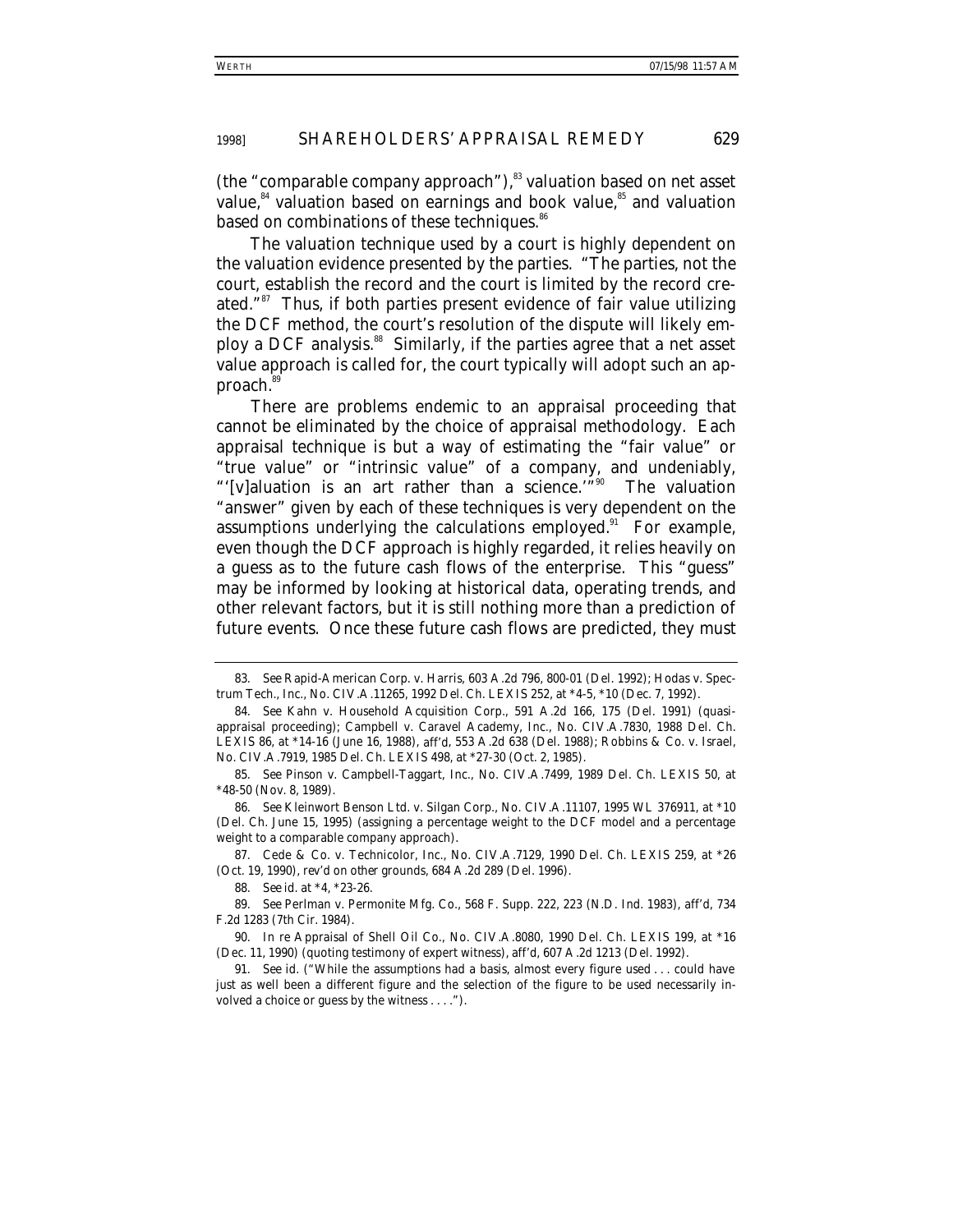(the "comparable company approach"),[83] valuation based on net asset value,[84] valuation based on earnings and book value,[85] and valuation based on combinations of these techniques.[86]

The valuation technique used by a court is highly dependent on the valuation evidence presented by the parties. "The parties, not the court, establish the record and the court is limited by the record created."[87] Thus, if both parties present evidence of fair value utilizing the DCF method, the court's resolution of the dispute will likely employ a DCF analysis.[88] Similarly, if the parties agree that a net asset value approach is called for, the court typically will adopt such an approach.[89]

There are problems endemic to an appraisal proceeding that cannot be eliminated by the choice of appraisal methodology. Each appraisal technique is but a way of estimating the "fair value" or "true value" or "intrinsic value" of a company, and undeniably, "'[v]aluation is an art rather than a science.'"[90] The valuation "answer" given by each of these techniques is very dependent on the assumptions underlying the calculations employed.[91] For example, even though the DCF approach is highly regarded, it relies heavily on a guess as to the future cash flows of the enterprise. This "guess" may be informed by looking at historical data, operating trends, and other relevant factors, but it is still nothing more than a prediction of future events. Once these future cash flows are predicted, they must

---

83. *See* Rapid-American Corp. v. Harris, 603 A.2d 796, 800-01 (Del. 1992); Hodas v. Spectrum Tech., Inc., No. CIV.A.11265, 1992 Del. Ch. LEXIS 252, at *4-5, *10 (Dec. 7, 1992).

84. *See* Kahn v. Household Acquisition Corp., 591 A.2d 166, 175 (Del. 1991) (quasi-appraisal proceeding); Campbell v. Caravel Academy, Inc., No. CIV.A.7830, 1988 Del. Ch. LEXIS 86, at *14-16 (June 16, 1988), *aff'd*, 553 A.2d 638 (Del. 1988); Robbins & Co. v. Israel, No. CIV.A.7919, 1985 Del. Ch. LEXIS 498, at *27-30 (Oct. 2, 1985).

85. *See* Pinson v. Campbell-Taggart, Inc., No. CIV.A.7499, 1989 Del. Ch. LEXIS 50, at *48-50 (Nov. 8, 1989).

86. *See* Kleinwort Benson Ltd. v. Silgan Corp., No. CIV.A.11107, 1995 WL 376911, at *10 (Del. Ch. June 15, 1995) (assigning a percentage weight to the DCF model and a percentage weight to a comparable company approach).

87. Cede & Co. v. Technicolor, Inc., No. CIV.A.7129, 1990 Del. Ch. LEXIS 259, at *26 (Oct. 19, 1990), *rev'd on other grounds*, 684 A.2d 289 (Del. 1996).

88. *See id.* at *4, *23-26.

89. *See* Perlman v. Permonite Mfg. Co., 568 F. Supp. 222, 223 (N.D. Ind. 1983), *aff'd*, 734 F.2d 1283 (7th Cir. 1984).

90. In re Appraisal of Shell Oil Co., No. CIV.A.8080, 1990 Del. Ch. LEXIS 199, at *16 (Dec. 11, 1990) (quoting testimony of expert witness), *aff'd*, 607 A.2d 1213 (Del. 1992).

91. *See id.* ("While the assumptions had a basis, almost every figure used . . . could have just as well been a different figure and the selection of the figure to be used necessarily involved a choice or guess by the witness . . . .").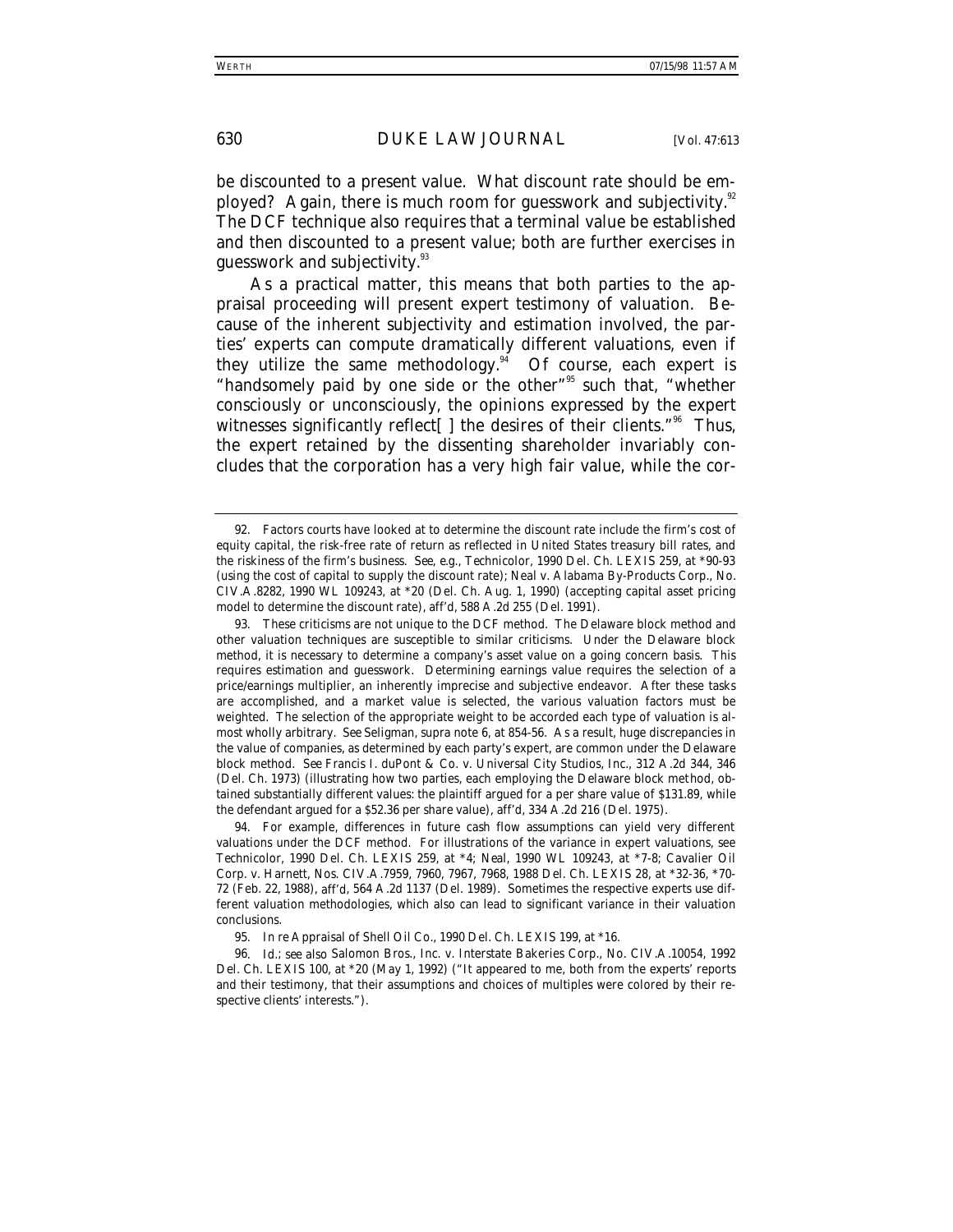be discounted to a present value. What discount rate should be employed? Again, there is much room for guesswork and subjectivity.[92] The DCF technique also requires that a terminal value be established and then discounted to a present value; both are further exercises in guesswork and subjectivity.[93]

As a practical matter, this means that both parties to the appraisal proceeding will present expert testimony of valuation. Because of the inherent subjectivity and estimation involved, the parties' experts can compute dramatically different valuations, even if they utilize the same methodology.[94] Of course, each expert is "handsomely paid by one side or the other"[95] such that, "whether consciously or unconsciously, the opinions expressed by the expert witnesses significantly reflect[ ] the desires of their clients."[96] Thus, the expert retained by the dissenting shareholder invariably concludes that the corporation has a very high fair value, while the cor-

---

92. Factors courts have looked at to determine the discount rate include the firm's cost of equity capital, the risk-free rate of return as reflected in United States treasury bill rates, and the riskiness of the firm's business. *See, e.g.*, Technicolor, 1990 Del. Ch. LEXIS 259, at *90-93 (using the cost of capital to supply the discount rate); Neal v. Alabama By-Products Corp., No. CIV.A.8282, 1990 WL 109243, at *20 (Del. Ch. Aug. 1, 1990) (accepting capital asset pricing model to determine the discount rate), *aff'd*, 588 A.2d 255 (Del. 1991).

93. These criticisms are not unique to the DCF method. The Delaware block method and other valuation techniques are susceptible to similar criticisms. Under the Delaware block method, it is necessary to determine a company's asset value on a going concern basis. This requires estimation and guesswork. Determining earnings value requires the selection of a price/earnings multiplier, an inherently imprecise and subjective endeavor. After these tasks are accomplished, and a market value is selected, the various valuation factors must be weighted. The selection of the appropriate weight to be accorded each type of valuation is almost wholly arbitrary. *See* Seligman, *supra* note 6, at 854-56. As a result, huge discrepancies in the value of companies, as determined by each party's expert, are common under the Delaware block method. *See* Francis I. duPont & Co. v. Universal City Studios, Inc., 312 A.2d 344, 346 (Del. Ch. 1973) (illustrating how two parties, each employing the Delaware block method, obtained substantially different values: the plaintiff argued for a per share value of $131.89, while the defendant argued for a $52.36 per share value), *aff'd*, 334 A.2d 216 (Del. 1975).

94. For example, differences in future cash flow assumptions can yield very different valuations under the DCF method. For illustrations of the variance in expert valuations, see Technicolor, 1990 Del. Ch. LEXIS 259, at *4; Neal, 1990 WL 109243, at *7-8; Cavalier Oil Corp. v. Harnett, Nos. CIV.A.7959, 7960, 7967, 7968, 1988 Del. Ch. LEXIS 28, at *32-36, *70-72 (Feb. 22, 1988), *aff'd*, 564 A.2d 1137 (Del. 1989). Sometimes the respective experts use different valuation methodologies, which also can lead to significant variance in their valuation conclusions.

95. In re Appraisal of Shell Oil Co., 1990 Del. Ch. LEXIS 199, at *16.

96. *Id.*; *see also* Salomon Bros., Inc. v. Interstate Bakeries Corp., No. CIV.A.10054, 1992 Del. Ch. LEXIS 100, at *20 (May 1, 1992) ("It appeared to me, both from the experts' reports and their testimony, that their assumptions and choices of multiples were colored by their respective clients' interests.").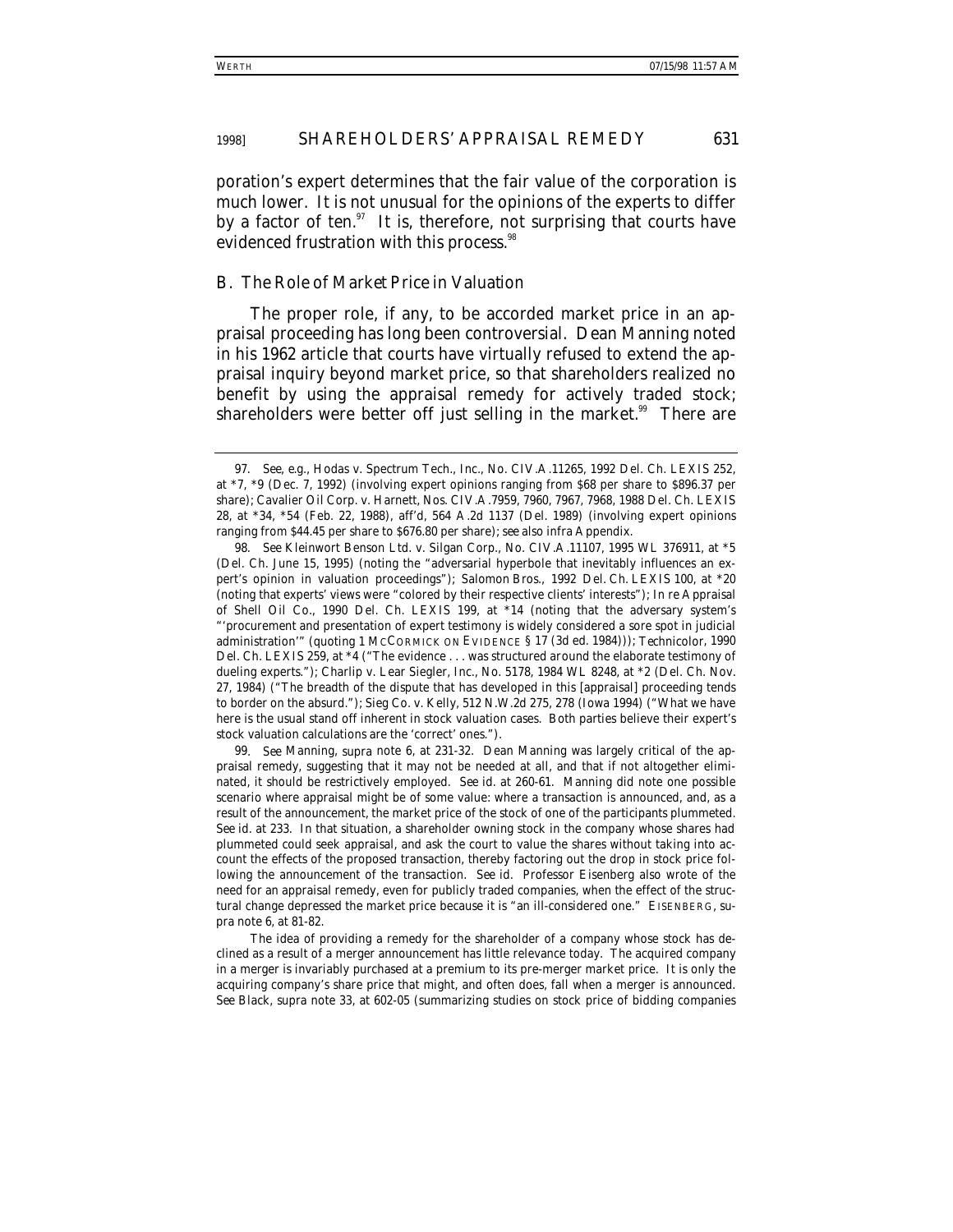poration's expert determines that the fair value of the corporation is much lower. It is not unusual for the opinions of the experts to differ by a factor of ten.[97] It is, therefore, not surprising that courts have evidenced frustration with this process.[98]

### B. *The Role of Market Price in Valuation*

The proper role, if any, to be accorded market price in an appraisal proceeding has long been controversial. Dean Manning noted in his 1962 article that courts have virtually refused to extend the appraisal inquiry beyond market price, so that shareholders realized no benefit by using the appraisal remedy for actively traded stock; shareholders were better off just selling in the market.[99] There are

---

97. *See, e.g.*, Hodas v. Spectrum Tech., Inc., No. CIV.A.11265, 1992 Del. Ch. LEXIS 252, at *7, *9 (Dec. 7, 1992) (involving expert opinions ranging from $68 per share to $896.37 per share); Cavalier Oil Corp. v. Harnett, Nos. CIV.A.7959, 7960, 7967, 7968, 1988 Del. Ch. LEXIS 28, at *34, *54 (Feb. 22, 1988), *aff'd*, 564 A.2d 1137 (Del. 1989) (involving expert opinions ranging from $44.45 per share to $676.80 per share); *see also infra* Appendix.

98. *See* Kleinwort Benson Ltd. v. Silgan Corp., No. CIV.A.11107, 1995 WL 376911, at *5 (Del. Ch. June 15, 1995) (noting the "adversarial hyperbole that inevitably influences an expert's opinion in valuation proceedings"); *Salomon Bros.*, 1992 Del. Ch. LEXIS 100, at *20 (noting that experts' views were "colored by their respective clients' interests"); In re Appraisal of Shell Oil Co., 1990 Del. Ch. LEXIS 199, at *14 (noting that the adversary system's "'procurement and presentation of expert testimony is widely considered a sore spot in judicial administration'" (quoting 1 MCCORMICK ON EVIDENCE § 17 (3d ed. 1984))); *Technicolor*, 1990 Del. Ch. LEXIS 259, at *4 ("The evidence . . . was structured around the elaborate testimony of dueling experts."); Charlip v. Lear Siegler, Inc., No. 5178, 1984 WL 8248, at *2 (Del. Ch. Nov. 27, 1984) ("The breadth of the dispute that has developed in this [appraisal] proceeding tends to border on the absurd."); Sieg Co. v. Kelly, 512 N.W.2d 275, 278 (Iowa 1994) ("What we have here is the usual stand off inherent in stock valuation cases. Both parties believe their expert's stock valuation calculations are the 'correct' ones.").

99. *See* Manning, *supra* note 6, at 231-32. Dean Manning was largely critical of the appraisal remedy, suggesting that it may not be needed at all, and that if not altogether eliminated, it should be restrictively employed. *See id.* at 260-61. Manning did note one possible scenario where appraisal might be of some value: where a transaction is announced, and, as a result of the announcement, the market price of the stock of one of the participants plummeted. *See id.* at 233. In that situation, a shareholder owning stock in the company whose shares had plummeted could seek appraisal, and ask the court to value the shares without taking into account the effects of the proposed transaction, thereby factoring out the drop in stock price following the announcement of the transaction. *See id.* Professor Eisenberg also wrote of the need for an appraisal remedy, even for publicly traded companies, when the effect of the structural change depressed the market price because it is "an ill-considered one." EISENBERG, *supra* note 6, at 81-82.

The idea of providing a remedy for the shareholder of a company whose stock has declined as a result of a merger announcement has little relevance today. The acquired company in a merger is invariably purchased at a premium to its pre-merger market price. It is only the acquiring company's share price that might, and often does, fall when a merger is announced. *See* Black, *supra* note 33, at 602-05 (summarizing studies on stock price of bidding companies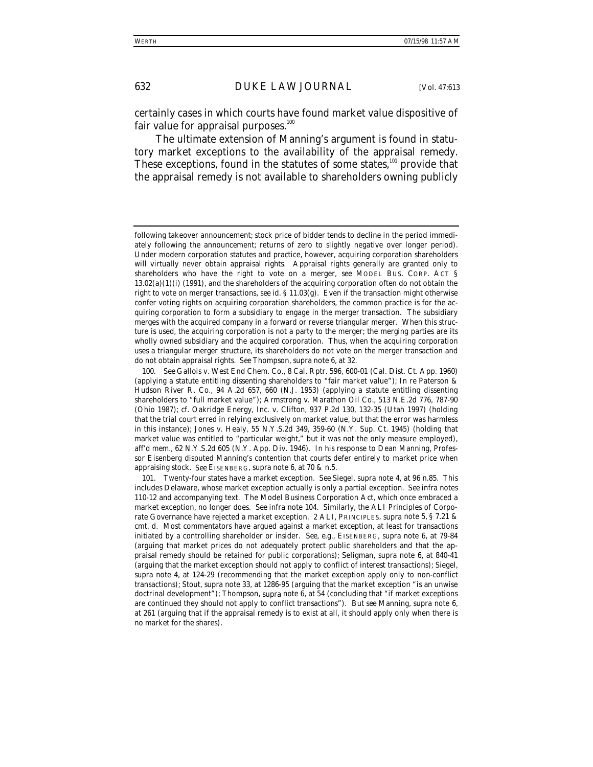certainly cases in which courts have found market value dispositive of fair value for appraisal purposes.[100]

The ultimate extension of Manning's argument is found in statutory market exceptions to the availability of the appraisal remedy. These exceptions, found in the statutes of some states,[101] provide that the appraisal remedy is not available to shareholders owning publicly

---

following takeover announcement; stock price of bidder tends to decline in the period immediately following the announcement; returns of zero to slightly negative over longer period). Under modern corporation statutes and practice, however, acquiring corporation shareholders will virtually never obtain appraisal rights. Appraisal rights generally are granted only to shareholders who have the right to vote on a merger, *see* MODEL BUS. CORP. ACT § 13.02(a)(1)(i) (1991), and the shareholders of the acquiring corporation often do not obtain the right to vote on merger transactions, *see id.* § 11.03(g). Even if the transaction might otherwise confer voting rights on acquiring corporation shareholders, the common practice is for the acquiring corporation to form a subsidiary to engage in the merger transaction. The subsidiary merges with the acquired company in a forward or reverse triangular merger. When this structure is used, the acquiring corporation is not a party to the merger; the merging parties are its wholly owned subsidiary and the acquired corporation. Thus, when the acquiring corporation uses a triangular merger structure, its shareholders do not vote on the merger transaction and do not obtain appraisal rights. *See* Thompson, *supra* note 6, at 32.

100. *See* Gallois v. West End Chem. Co., 8 Cal. Rptr. 596, 600-01 (Cal. Dist. Ct. App. 1960) (applying a statute entitling dissenting shareholders to "fair market value"); *In re* Paterson & Hudson River R. Co., 94 A.2d 657, 660 (N.J. 1953) (applying a statute entitling dissenting shareholders to "full market value"); Armstrong v. Marathon Oil Co., 513 N.E.2d 776, 787-90 (Ohio 1987); *cf.* Oakridge Energy, Inc. v. Clifton, 937 P.2d 130, 132-35 (Utah 1997) (holding that the trial court erred in relying exclusively on market value, but that the error was harmless in this instance); Jones v. Healy, 55 N.Y.S.2d 349, 359-60 (N.Y. Sup. Ct. 1945) (holding that market value was entitled to "particular weight," but it was not the only measure employed), *aff'd mem.*, 62 N.Y.S.2d 605 (N.Y. App. Div. 1946). In his response to Dean Manning, Professor Eisenberg disputed Manning's contention that courts defer entirely to market price when appraising stock. *See* EISENBERG, *supra* note 6, at 70 & n.5.

101. Twenty-four states have a market exception. *See* Siegel, *supra* note 4, at 96 n.85. This includes Delaware, whose market exception actually is only a partial exception. *See infra* notes 110-12 and accompanying text. The Model Business Corporation Act, which once embraced a market exception, no longer does. *See infra* note 104. Similarly, the ALI Principles of Corporate Governance have rejected a market exception. 2 ALI, PRINCIPLES, *supra* note 5, § 7.21 & cmt. d. Most commentators have argued against a market exception, at least for transactions initiated by a controlling shareholder or insider. *See, e.g.*, EISENBERG, *supra* note 6, at 79-84 (arguing that market prices do not adequately protect public shareholders and that the appraisal remedy should be retained for public corporations); Seligman, *supra* note 6, at 840-41 (arguing that the market exception should not apply to conflict of interest transactions); Siegel, *supra* note 4, at 124-29 (recommending that the market exception apply only to non-conflict transactions); Stout, *supra* note 33, at 1286-95 (arguing that the market exception "is an unwise doctrinal development"); Thompson, *supra* note 6, at 54 (concluding that "if market exceptions are continued they should not apply to conflict transactions"). *But see* Manning, *supra* note 6, at 261 (arguing that if the appraisal remedy is to exist at all, it should apply only when there is no market for the shares).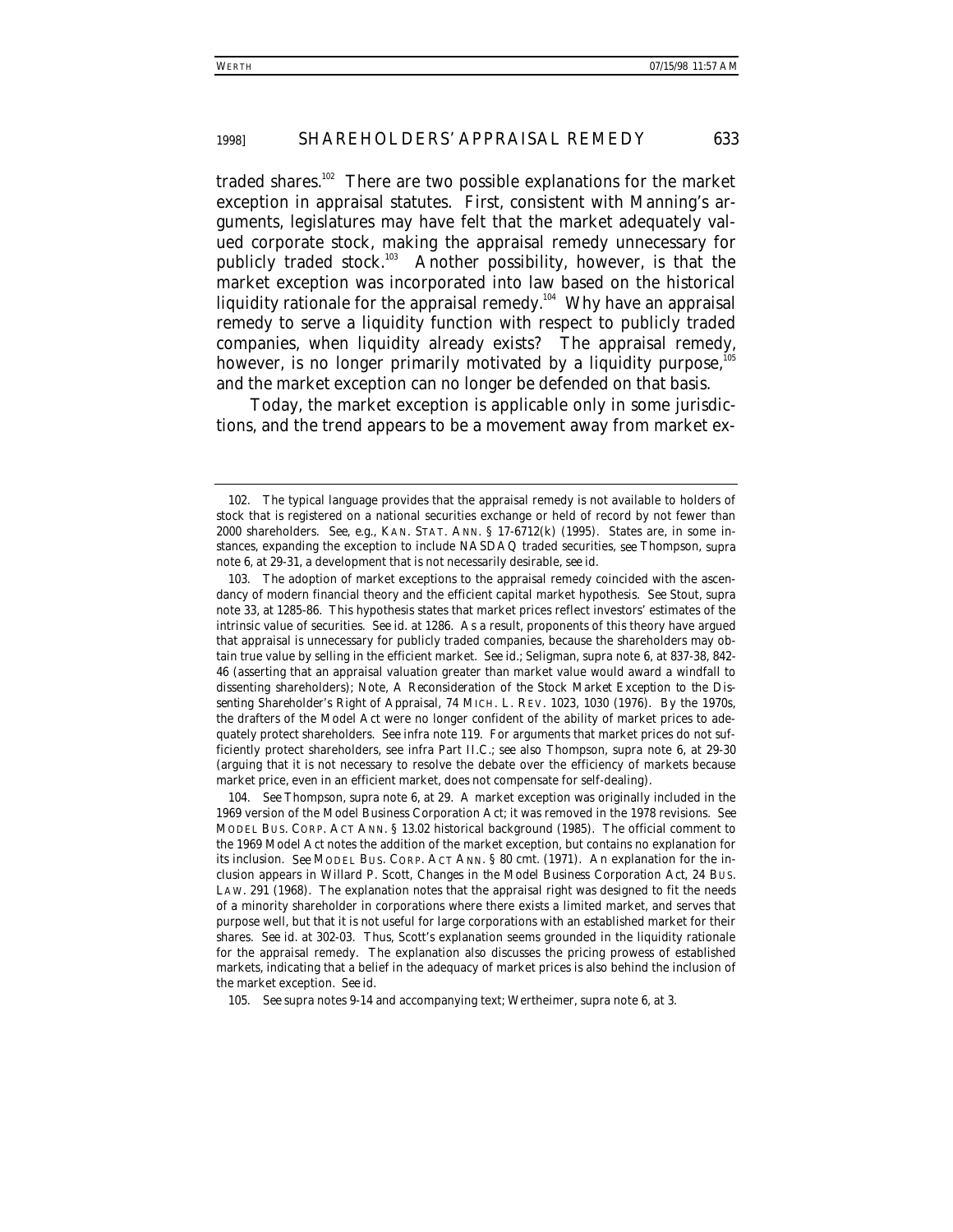traded shares.[102] There are two possible explanations for the market exception in appraisal statutes. First, consistent with Manning's arguments, legislatures may have felt that the market adequately valued corporate stock, making the appraisal remedy unnecessary for publicly traded stock.[103] Another possibility, however, is that the market exception was incorporated into law based on the historical liquidity rationale for the appraisal remedy.[104] Why have an appraisal remedy to serve a liquidity function with respect to publicly traded companies, when liquidity already exists? The appraisal remedy, however, is no longer primarily motivated by a liquidity purpose,[105] and the market exception can no longer be defended on that basis.

Today, the market exception is applicable only in some jurisdictions, and the trend appears to be a movement away from market ex-

---

102. The typical language provides that the appraisal remedy is not available to holders of stock that is registered on a national securities exchange or held of record by not fewer than 2000 shareholders. *See, e.g.*, KAN. STAT. ANN. § 17-6712(k) (1995). States are, in some instances, expanding the exception to include NASDAQ traded securities, *see* Thompson, *supra* note 6, at 29-31, a development that is not necessarily desirable, *see id.*

103. The adoption of market exceptions to the appraisal remedy coincided with the ascendancy of modern financial theory and the efficient capital market hypothesis. *See* Stout, *supra* note 33, at 1285-86. This hypothesis states that market prices reflect investors' estimates of the intrinsic value of securities. *See id.* at 1286. As a result, proponents of this theory have argued that appraisal is unnecessary for publicly traded companies, because the shareholders may obtain true value by selling in the efficient market. *See id.*; Seligman, *supra* note 6, at 837-38, 842-46 (asserting that an appraisal valuation greater than market value would award a windfall to dissenting shareholders); Note, *A Reconsideration of the Stock Market Exception to the Dissenting Shareholder's Right of Appraisal*, 74 MICH. L. REV. 1023, 1030 (1976). By the 1970s, the drafters of the Model Act were no longer confident of the ability of market prices to adequately protect shareholders. *See infra* note 119. For arguments that market prices do not sufficiently protect shareholders, see *infra* Part II.C.; *see also* Thompson, *supra* note 6, at 29-30 (arguing that it is not necessary to resolve the debate over the efficiency of markets because market price, even in an efficient market, does not compensate for self-dealing).

104. *See* Thompson, *supra* note 6, at 29. A market exception was originally included in the 1969 version of the Model Business Corporation Act; it was removed in the 1978 revisions. *See* MODEL BUS. CORP. ACT ANN. § 13.02 historical background (1985). The official comment to the 1969 Model Act notes the addition of the market exception, but contains no explanation for its inclusion. *See* MODEL BUS. CORP. ACT ANN. § 80 cmt. (1971). An explanation for the inclusion appears in Willard P. Scott, *Changes in the Model Business Corporation Act*, 24 BUS. LAW. 291 (1968). The explanation notes that the appraisal right was designed to fit the needs of a minority shareholder in corporations where there exists a limited market, and serves that purpose well, but that it is not useful for large corporations with an established market for their shares. *See id.* at 302-03. Thus, Scott's explanation seems grounded in the liquidity rationale for the appraisal remedy. The explanation also discusses the pricing prowess of established markets, indicating that a belief in the adequacy of market prices is also behind the inclusion of the market exception. *See id.*

105. *See supra* notes 9-14 and accompanying text; Wertheimer, *supra* note 6, at 3.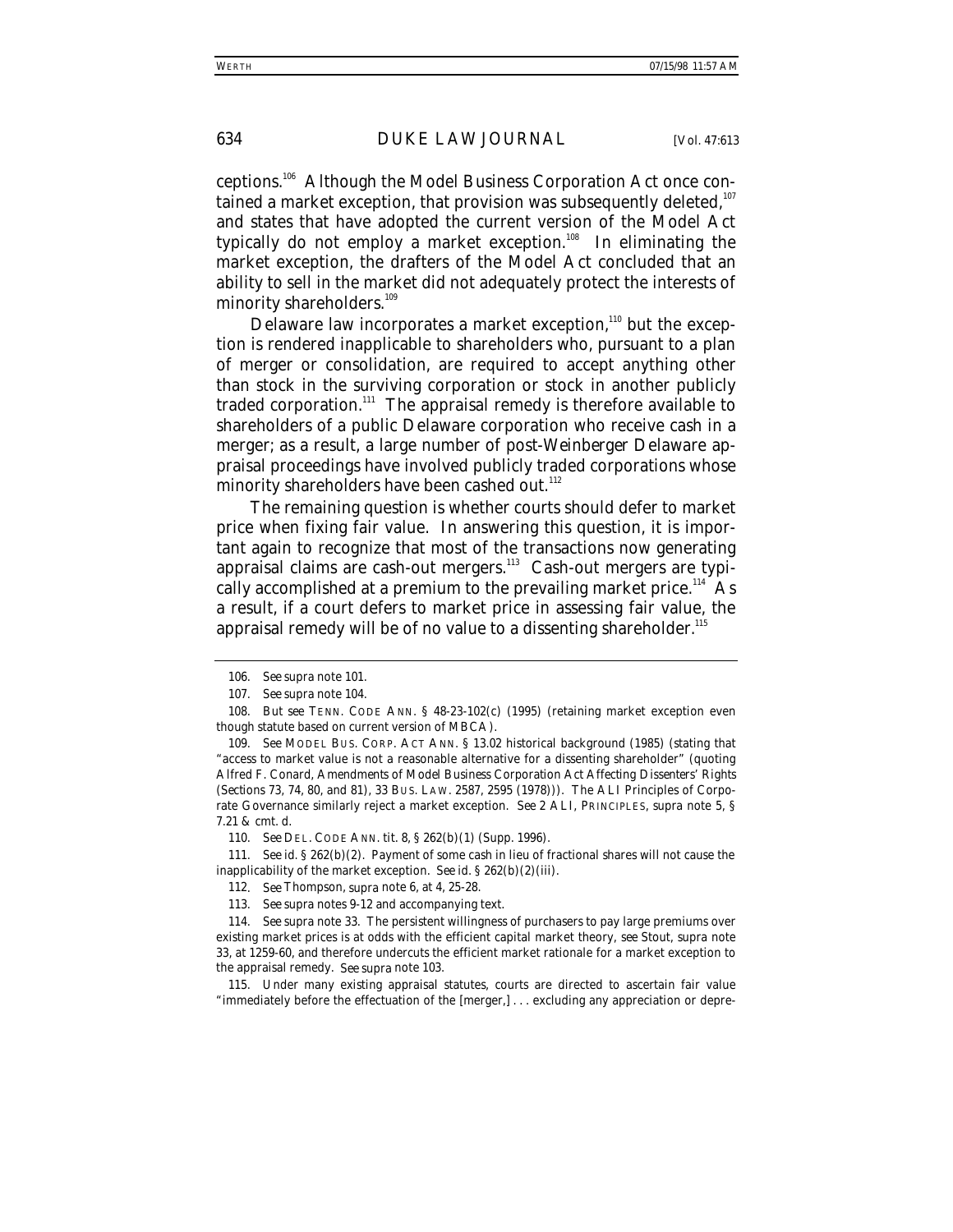ceptions.[106] Although the Model Business Corporation Act once contained a market exception, that provision was subsequently deleted,[107] and states that have adopted the current version of the Model Act typically do not employ a market exception.[108] In eliminating the market exception, the drafters of the Model Act concluded that an ability to sell in the market did not adequately protect the interests of minority shareholders.[109]

Delaware law incorporates a market exception,[110] but the exception is rendered inapplicable to shareholders who, pursuant to a plan of merger or consolidation, are required to accept anything other than stock in the surviving corporation or stock in another publicly traded corporation.[111] The appraisal remedy is therefore available to shareholders of a public Delaware corporation who receive cash in a merger; as a result, a large number of post-*Weinberger* Delaware appraisal proceedings have involved publicly traded corporations whose minority shareholders have been cashed out.[112]

The remaining question is whether courts should defer to market price when fixing fair value. In answering this question, it is important again to recognize that most of the transactions now generating appraisal claims are cash-out mergers.[113] Cash-out mergers are typically accomplished at a premium to the prevailing market price.[114] As a result, if a court defers to market price in assessing fair value, the appraisal remedy will be of no value to a dissenting shareholder.[115]

---

106. *See supra* note 101.

107. *See supra* note 104.

108. *But see* TENN. CODE ANN. § 48-23-102(c) (1995) (retaining market exception even though statute based on current version of MBCA).

109. *See* MODEL BUS. CORP. ACT ANN. § 13.02 historical background (1985) (stating that "access to market value is not a reasonable alternative for a dissenting shareholder" (quoting Alfred F. Conard, *Amendments of Model Business Corporation Act Affecting Dissenters' Rights (Sections 73, 74, 80, and 81)*, 33 BUS. LAW. 2587, 2595 (1978))). The ALI Principles of Corporate Governance similarly reject a market exception. *See* 2 ALI, PRINCIPLES, *supra* note 5, § 7.21 & cmt. d.

110. *See* DEL. CODE ANN. tit. 8, § 262(b)(1) (Supp. 1996).

111. *See id.* § 262(b)(2). Payment of some cash in lieu of fractional shares will not cause the inapplicability of the market exception. *See id.* § 262(b)(2)(iii).

112. *See* Thompson, *supra* note 6, at 4, 25-28.

113. *See supra* notes 9-12 and accompanying text.

114. *See supra* note 33. The persistent willingness of purchasers to pay large premiums over existing market prices is at odds with the efficient capital market theory, *see* Stout, *supra* note 33, at 1259-60, and therefore undercuts the efficient market rationale for a market exception to the appraisal remedy. *See supra* note 103.

115. Under many existing appraisal statutes, courts are directed to ascertain fair value "immediately before the effectuation of the [merger,] . . . excluding any appreciation or depre-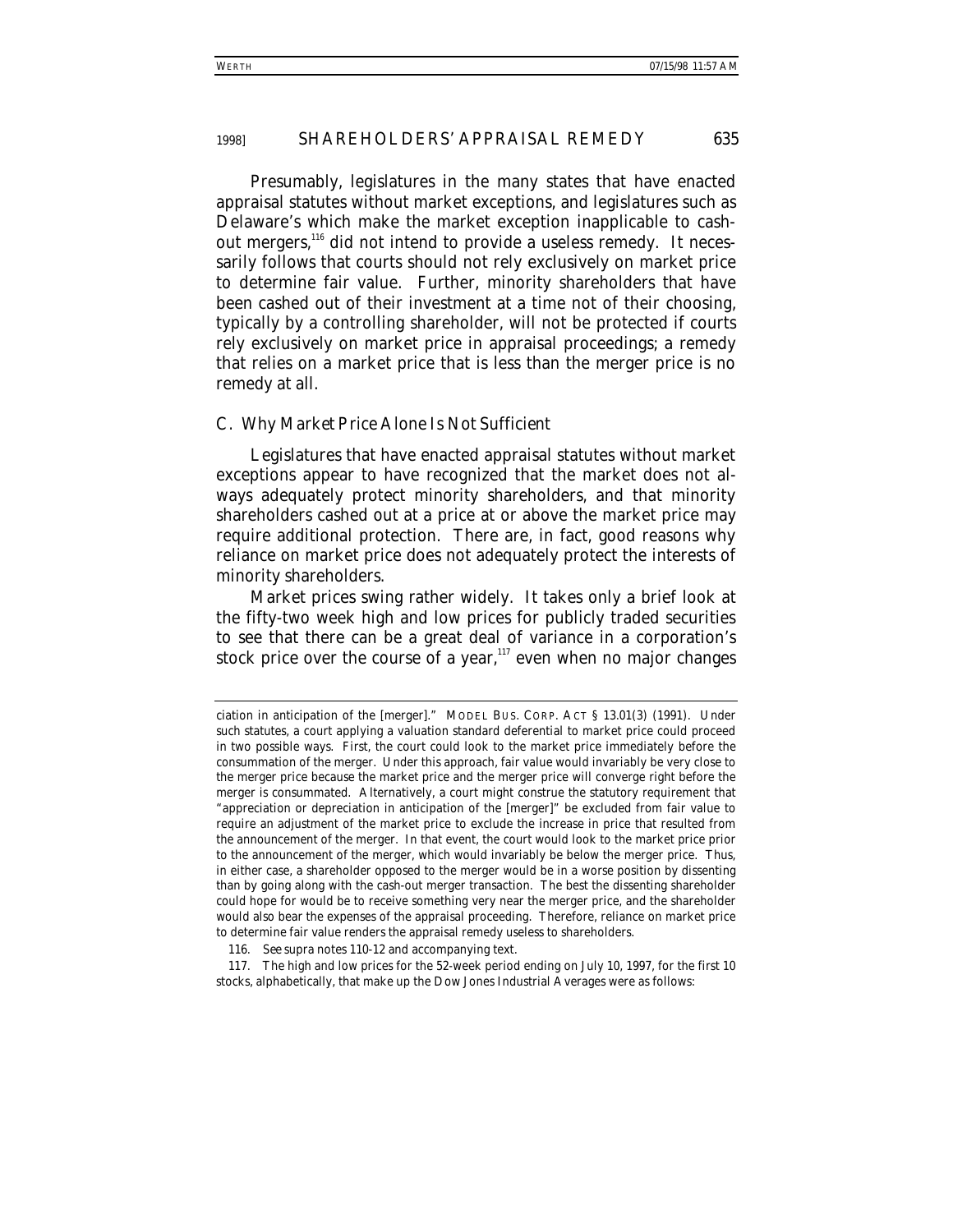Presumably, legislatures in the many states that have enacted appraisal statutes without market exceptions, and legislatures such as Delaware's which make the market exception inapplicable to cash-out mergers,[116] did not intend to provide a useless remedy. It necessarily follows that courts should not rely exclusively on market price to determine fair value. Further, minority shareholders that have been cashed out of their investment at a time not of their choosing, typically by a controlling shareholder, will not be protected if courts rely exclusively on market price in appraisal proceedings; a remedy that relies on a market price that is less than the merger price is no remedy at all.

### C. *Why Market Price Alone Is Not Sufficient*

Legislatures that have enacted appraisal statutes without market exceptions appear to have recognized that the market does not always adequately protect minority shareholders, and that minority shareholders cashed out at a price at or above the market price may require additional protection. There are, in fact, good reasons why reliance on market price does not adequately protect the interests of minority shareholders.

Market prices swing rather widely. It takes only a brief look at the fifty-two week high and low prices for publicly traded securities to see that there can be a great deal of variance in a corporation's stock price over the course of a year,[117] even when no major changes

---

ciation in anticipation of the [merger]." MODEL BUS. CORP. ACT § 13.01(3) (1991). Under such statutes, a court applying a valuation standard deferential to market price could proceed in two possible ways. First, the court could look to the market price immediately before the consummation of the merger. Under this approach, fair value would invariably be very close to the merger price because the market price and the merger price will converge right before the merger is consummated. Alternatively, a court might construe the statutory requirement that "appreciation or depreciation in anticipation of the [merger]" be excluded from fair value to require an adjustment of the market price to exclude the increase in price that resulted from the announcement of the merger. In that event, the court would look to the market price prior to the announcement of the merger, which would invariably be below the merger price. Thus, in either case, a shareholder opposed to the merger would be in a worse position by dissenting than by going along with the cash-out merger transaction. The best the dissenting shareholder could hope for would be to receive something very near the merger price, and the shareholder would also bear the expenses of the appraisal proceeding. Therefore, reliance on market price to determine fair value renders the appraisal remedy useless to shareholders.

116. *See supra* notes 110-12 and accompanying text.

117. The high and low prices for the 52-week period ending on July 10, 1997, for the first 10 stocks, alphabetically, that make up the Dow Jones Industrial Averages were as follows: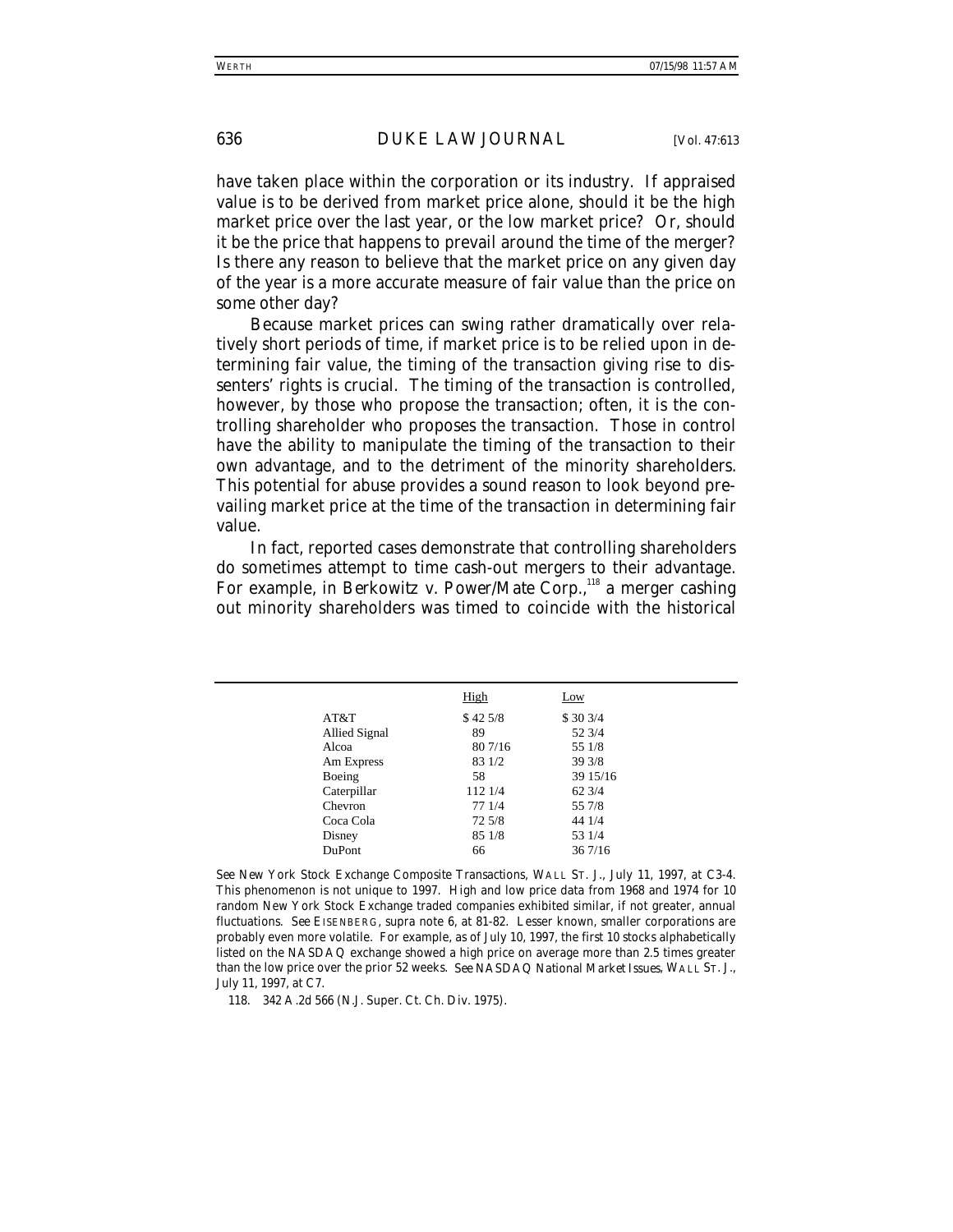have taken place within the corporation or its industry. If appraised value is to be derived from market price alone, should it be the high market price over the last year, or the low market price? Or, should it be the price that happens to prevail around the time of the merger? Is there any reason to believe that the market price on any given day of the year is a more accurate measure of fair value than the price on some other day?

Because market prices can swing rather dramatically over relatively short periods of time, if market price is to be relied upon in determining fair value, the timing of the transaction giving rise to dissenters' rights is crucial. The timing of the transaction is controlled, however, by those who propose the transaction; often, it is the controlling shareholder who proposes the transaction. Those in control have the ability to manipulate the timing of the transaction to their own advantage, and to the detriment of the minority shareholders. This potential for abuse provides a sound reason to look beyond prevailing market price at the time of the transaction in determining fair value.

In fact, reported cases demonstrate that controlling shareholders do sometimes attempt to time cash-out mergers to their advantage. For example, in *Berkowitz v. Power/Mate Corp.*,[118] a merger cashing out minority shareholders was timed to coincide with the historical

---

| | High | Low |
|---|---|---|
| AT&T | $ 42 5/8 | $ 30 3/4 |
| Allied Signal | 89 | 52 3/4 |
| Alcoa | 80 7/16 | 55 1/8 |
| Am Express | 83 1/2 | 39 3/8 |
| Boeing | 58 | 39 15/16 |
| Caterpillar | 112 1/4 | 62 3/4 |
| Chevron | 77 1/4 | 55 7/8 |
| Coca Cola | 72 5/8 | 44 1/4 |
| Disney | 85 1/8 | 53 1/4 |
| DuPont | 66 | 36 7/16 |

*See New York Stock Exchange Composite Transactions*, WALL ST. J., July 11, 1997, at C3-4. This phenomenon is not unique to 1997. High and low price data from 1968 and 1974 for 10 random New York Stock Exchange traded companies exhibited similar, if not greater, annual fluctuations. *See* EISENBERG, *supra* note 6, at 81-82. Lesser known, smaller corporations are probably even more volatile. For example, as of July 10, 1997, the first 10 stocks alphabetically listed on the NASDAQ exchange showed a high price on average more than 2.5 times greater than the low price over the prior 52 weeks. *See NASDAQ National Market Issues*, WALL ST. J., July 11, 1997, at C7.

118. 342 A.2d 566 (N.J. Super. Ct. Ch. Div. 1975).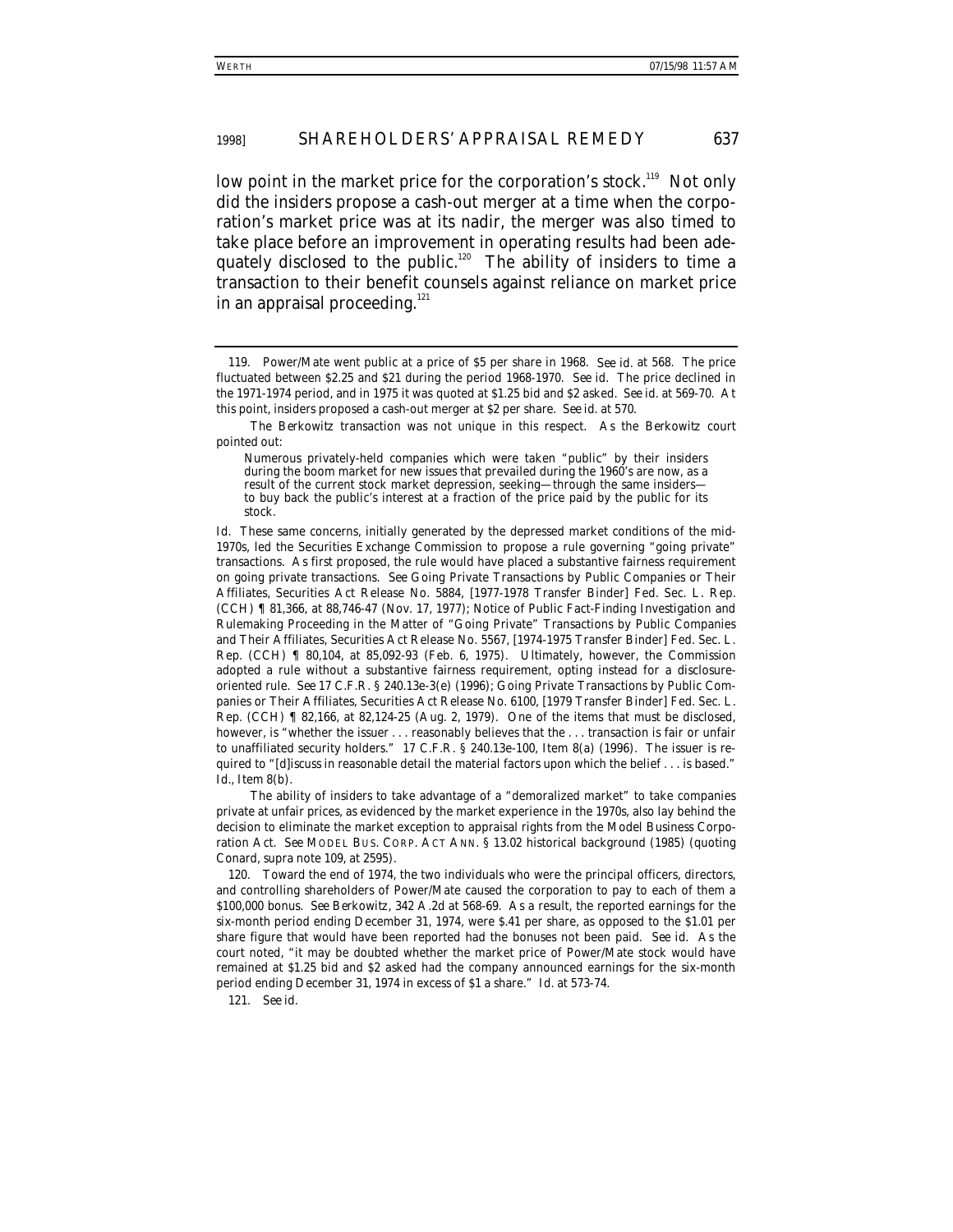low point in the market price for the corporation's stock.[119] Not only did the insiders propose a cash-out merger at a time when the corporation's market price was at its nadir, the merger was also timed to take place before an improvement in operating results had been adequately disclosed to the public.[120] The ability of insiders to time a transaction to their benefit counsels against reliance on market price in an appraisal proceeding.[121]

---

119. Power/Mate went public at a price of $5 per share in 1968. *See id.* at 568. The price fluctuated between $2.25 and $21 during the period 1968-1970. *See id.* The price declined in the 1971-1974 period, and in 1975 it was quoted at $1.25 bid and $2 asked. *See id.* at 569-70. At this point, insiders proposed a cash-out merger at $2 per share. *See id.* at 570.

The *Berkowitz* transaction was not unique in this respect. As the *Berkowitz* court pointed out:

> Numerous privately-held companies which were taken "public" by their insiders during the boom market for new issues that prevailed during the 1960's are now, as a result of the current stock market depression, seeking—through the same insiders—to buy back the public's interest at a fraction of the price paid by the public for its stock.

*Id.* These same concerns, initially generated by the depressed market conditions of the mid-1970s, led the Securities Exchange Commission to propose a rule governing "going private" transactions. As first proposed, the rule would have placed a substantive fairness requirement on going private transactions. *See* Going Private Transactions by Public Companies or Their Affiliates, Securities Act Release No. 5884, [1977-1978 Transfer Binder] Fed. Sec. L. Rep. (CCH) ¶ 81,366, at 88,746-47 (Nov. 17, 1977); Notice of Public Fact-Finding Investigation and Rulemaking Proceeding in the Matter of "Going Private" Transactions by Public Companies and Their Affiliates, Securities Act Release No. 5567, [1974-1975 Transfer Binder] Fed. Sec. L. Rep. (CCH) ¶ 80,104, at 85,092-93 (Feb. 6, 1975). Ultimately, however, the Commission adopted a rule without a substantive fairness requirement, opting instead for a disclosure-oriented rule. *See* 17 C.F.R. § 240.13e-3(e) (1996); Going Private Transactions by Public Companies or Their Affiliates, Securities Act Release No. 6100, [1979 Transfer Binder] Fed. Sec. L. Rep. (CCH) ¶ 82,166, at 82,124-25 (Aug. 2, 1979). One of the items that must be disclosed, however, is "whether the issuer . . . reasonably believes that the . . . transaction is fair or unfair to unaffiliated security holders." 17 C.F.R. § 240.13e-100, Item 8(a) (1996). The issuer is required to "[d]iscuss in reasonable detail the material factors upon which the belief . . . is based." *Id.*, Item 8(b).

The ability of insiders to take advantage of a "demoralized market" to take companies private at unfair prices, as evidenced by the market experience in the 1970s, also lay behind the decision to eliminate the market exception to appraisal rights from the Model Business Corporation Act. *See* MODEL BUS. CORP. ACT ANN. § 13.02 historical background (1985) (quoting Conard, *supra* note 109, at 2595).

120. Toward the end of 1974, the two individuals who were the principal officers, directors, and controlling shareholders of Power/Mate caused the corporation to pay to each of them a $100,000 bonus. *See Berkowitz*, 342 A.2d at 568-69. As a result, the reported earnings for the six-month period ending December 31, 1974, were $.41 per share, as opposed to the $1.01 per share figure that would have been reported had the bonuses not been paid. *See id.* As the court noted, "it may be doubted whether the market price of Power/Mate stock would have remained at $1.25 bid and $2 asked had the company announced earnings for the six-month period ending December 31, 1974 in excess of $1 a share." *Id.* at 573-74.

121. *See id.*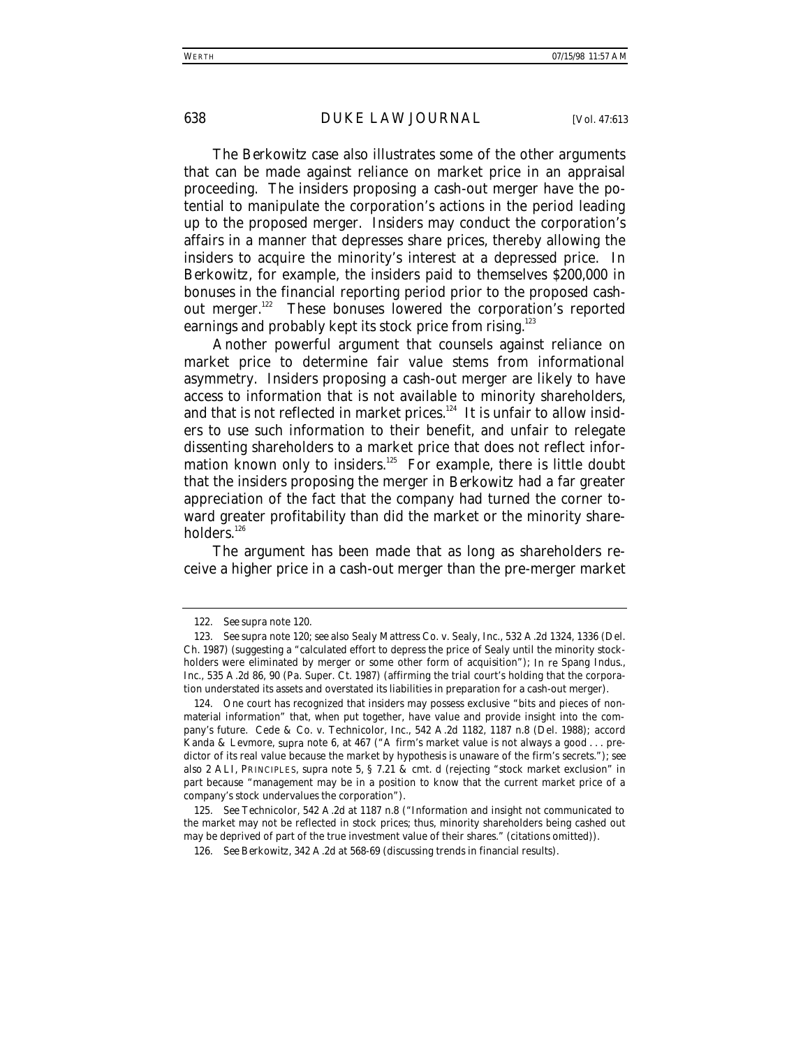The *Berkowitz* case also illustrates some of the other arguments that can be made against reliance on market price in an appraisal proceeding. The insiders proposing a cash-out merger have the potential to manipulate the corporation's actions in the period leading up to the proposed merger. Insiders may conduct the corporation's affairs in a manner that depresses share prices, thereby allowing the insiders to acquire the minority's interest at a depressed price. In *Berkowitz*, for example, the insiders paid to themselves $200,000 in bonuses in the financial reporting period prior to the proposed cash-out merger.[122] These bonuses lowered the corporation's reported earnings and probably kept its stock price from rising.[123]

Another powerful argument that counsels against reliance on market price to determine fair value stems from informational asymmetry. Insiders proposing a cash-out merger are likely to have access to information that is not available to minority shareholders, and that is not reflected in market prices.[124] It is unfair to allow insiders to use such information to their benefit, and unfair to relegate dissenting shareholders to a market price that does not reflect information known only to insiders.[125] For example, there is little doubt that the insiders proposing the merger in *Berkowitz* had a far greater appreciation of the fact that the company had turned the corner toward greater profitability than did the market or the minority shareholders.[126]

The argument has been made that as long as shareholders receive a higher price in a cash-out merger than the pre-merger market

---

122. *See supra* note 120.

123. *See supra* note 120; *see also* Sealy Mattress Co. v. Sealy, Inc., 532 A.2d 1324, 1336 (Del. Ch. 1987) (suggesting a "calculated effort to depress the price of Sealy until the minority stockholders were eliminated by merger or some other form of acquisition"); *In re* Spang Indus., Inc., 535 A.2d 86, 90 (Pa. Super. Ct. 1987) (affirming the trial court's holding that the corporation understated its assets and overstated its liabilities in preparation for a cash-out merger).

124. One court has recognized that insiders may possess exclusive "bits and pieces of non-material information" that, when put together, have value and provide insight into the company's future. Cede & Co. v. Technicolor, Inc., 542 A.2d 1182, 1187 n.8 (Del. 1988); *accord* Kanda & Levmore, *supra* note 6, at 467 ("A firm's market value is not always a good . . . predictor of its real value because the market by hypothesis is unaware of the firm's secrets."); *see also* 2 ALI, PRINCIPLES, *supra* note 5, § 7.21 & cmt. d (rejecting "stock market exclusion" in part because "management may be in a position to know that the current market price of a company's stock undervalues the corporation").

125. *See Technicolor*, 542 A.2d at 1187 n.8 ("Information and insight not communicated to the market may not be reflected in stock prices; thus, minority shareholders being cashed out may be deprived of part of the true investment value of their shares." (citations omitted)).

126. *See Berkowitz*, 342 A.2d at 568-69 (discussing trends in financial results).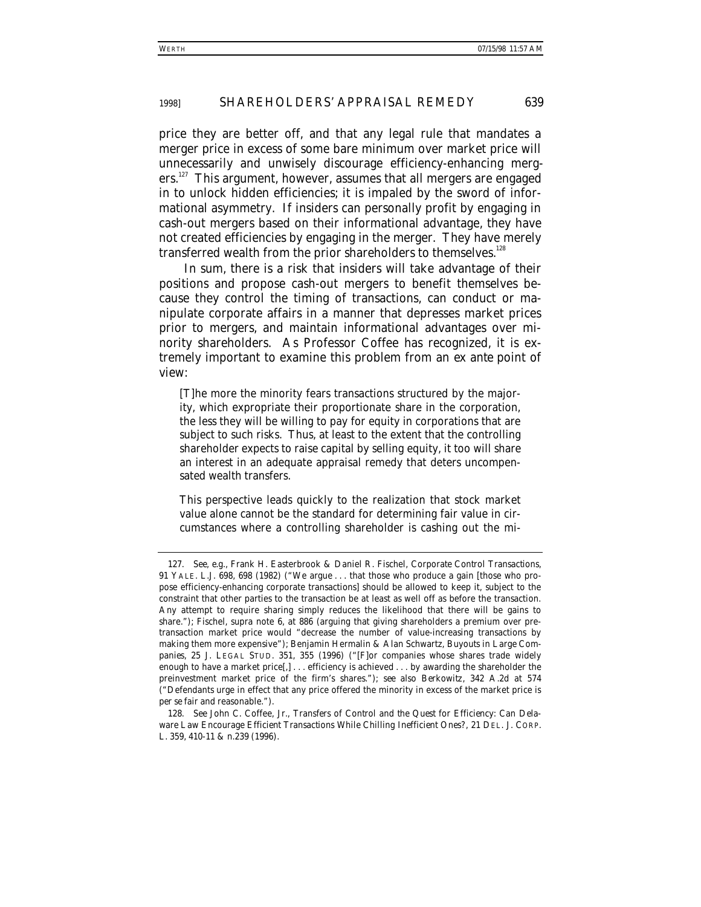price they are better off, and that any legal rule that mandates a merger price in excess of some bare minimum over market price will unnecessarily and unwisely discourage efficiency-enhancing mergers.[127] This argument, however, assumes that all mergers are engaged in to unlock hidden efficiencies; it is impaled by the sword of informational asymmetry. If insiders can personally profit by engaging in cash-out mergers based on their informational advantage, they have not created efficiencies by engaging in the merger. They have merely transferred wealth from the prior shareholders to themselves.[128]

In sum, there is a risk that insiders will take advantage of their positions and propose cash-out mergers to benefit themselves because they control the timing of transactions, can conduct or manipulate corporate affairs in a manner that depresses market prices prior to mergers, and maintain informational advantages over minority shareholders. As Professor Coffee has recognized, it is extremely important to examine this problem from an *ex ante* point of view:

> [T]he more the minority fears transactions structured by the majority, which expropriate their proportionate share in the corporation, the less they will be willing to pay for equity in corporations that are subject to such risks. Thus, at least to the extent that the controlling shareholder expects to raise capital by selling equity, it too will share an interest in an adequate appraisal remedy that deters uncompensated wealth transfers.
>
> This perspective leads quickly to the realization that stock market value alone cannot be the standard for determining fair value in circumstances where a controlling shareholder is cashing out the mi-

---

127. *See, e.g.*, Frank H. Easterbrook & Daniel R. Fischel, *Corporate Control Transactions*, 91 YALE. L.J. 698, 698 (1982) ("We argue . . . that those who produce a gain [those who propose efficiency-enhancing corporate transactions] should be allowed to keep it, subject to the constraint that other parties to the transaction be at least as well off as before the transaction. Any attempt to require sharing simply reduces the likelihood that there will be gains to share."); Fischel, *supra* note 6, at 886 (arguing that giving shareholders a premium over pre-transaction market price would "decrease the number of value-increasing transactions by making them more expensive"); Benjamin Hermalin & Alan Schwartz, *Buyouts in Large Companies*, 25 J. LEGAL STUD. 351, 355 (1996) ("[F]or companies whose shares trade widely enough to have a market price[,] . . . efficiency is achieved . . . by awarding the shareholder the preinvestment market price of the firm's shares."); *see also Berkowitz*, 342 A.2d at 574 ("Defendants urge in effect that any price offered the minority in excess of the market price is *per se* fair and reasonable.").

128. *See* John C. Coffee, Jr., *Transfers of Control and the Quest for Efficiency: Can Delaware Law Encourage Efficient Transactions While Chilling Inefficient Ones?*, 21 DEL. J. CORP. L. 359, 410-11 & n.239 (1996).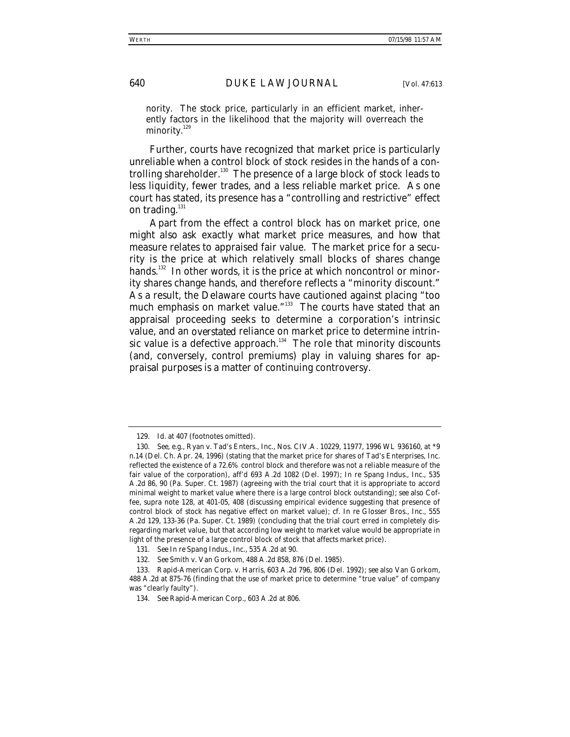nority. The stock price, particularly in an efficient market, inherently factors in the likelihood that the majority will overreach the minority.[129]

Further, courts have recognized that market price is particularly unreliable when a control block of stock resides in the hands of a controlling shareholder.[130] The presence of a large block of stock leads to less liquidity, fewer trades, and a less reliable market price. As one court has stated, its presence has a "controlling and restrictive" effect on trading.[131]

Apart from the effect a control block has on market price, one might also ask exactly what market price measures, and how that measure relates to appraised fair value. The market price for a security is the price at which relatively small blocks of shares change hands.[132] In other words, it is the price at which noncontrol or minority shares change hands, and therefore reflects a "minority discount." As a result, the Delaware courts have cautioned against placing "too much emphasis on market value."[133] The courts have stated that an appraisal proceeding seeks to determine a corporation's intrinsic value, and an *overstated* reliance on market price to determine intrinsic value is a defective approach.[134] The role that minority discounts (and, conversely, control premiums) play in valuing shares for appraisal purposes is a matter of continuing controversy.

---

129. *Id.* at 407 (footnotes omitted).

130. *See, e.g.*, Ryan v. Tad's Enters., Inc., Nos. CIV.A. 10229, 11977, 1996 WL 936160, at *9 n.14 (Del. Ch. Apr. 24, 1996) (stating that the market price for shares of Tad's Enterprises, Inc. reflected the existence of a 72.6% control block and therefore was not a reliable measure of the fair value of the corporation), *aff'd* 693 A.2d 1082 (Del. 1997); *In re* Spang Indus., Inc., 535 A.2d 86, 90 (Pa. Super. Ct. 1987) (agreeing with the trial court that it is appropriate to accord minimal weight to market value where there is a large control block outstanding); *see also* Coffee, *supra* note 128, at 401-05, 408 (discussing empirical evidence suggesting that presence of control block of stock has negative effect on market value); *cf. In re* Glosser Bros., Inc., 555 A.2d 129, 133-36 (Pa. Super. Ct. 1989) (concluding that the trial court erred in completely disregarding market value, but that according low weight to market value would be appropriate in light of the presence of a large control block of stock that affects market price).

131. *See In re Spang Indus., Inc.*, 535 A.2d at 90.

132. *See* Smith v. Van Gorkom, 488 A.2d 858, 876 (Del. 1985).

133. Rapid-American Corp. v. Harris, 603 A.2d 796, 806 (Del. 1992); *see also Van Gorkom*, 488 A.2d at 875-76 (finding that the use of market price to determine "true value" of company was "clearly faulty").

134. *See Rapid-American Corp.*, 603 A.2d at 806.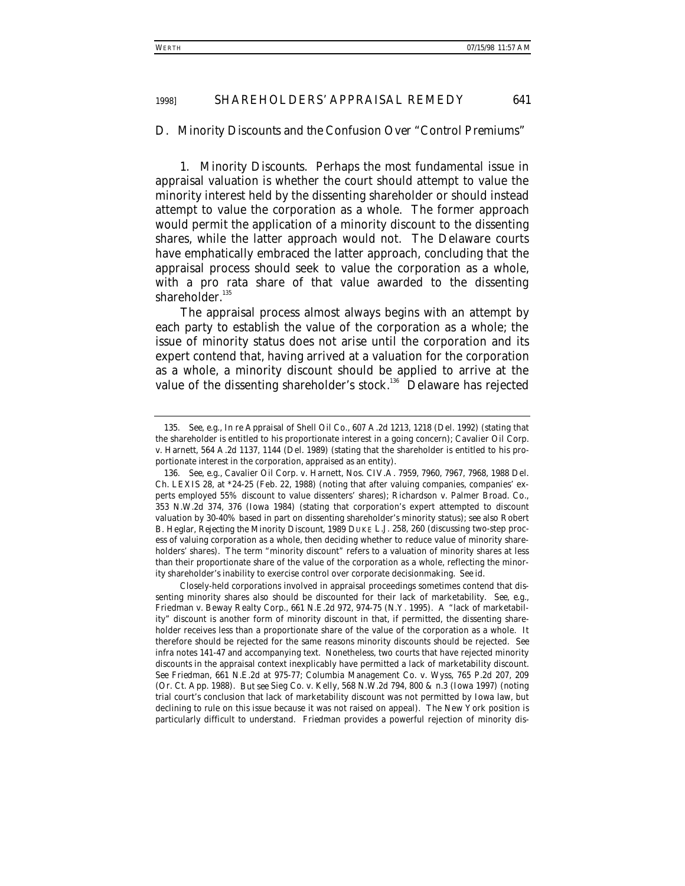### D. Minority Discounts and the Confusion Over "Control Premiums"

1. *Minority Discounts.* Perhaps the most fundamental issue in appraisal valuation is whether the court should attempt to value the minority interest held by the dissenting shareholder or should instead attempt to value the corporation as a whole. The former approach would permit the application of a minority discount to the dissenting shares, while the latter approach would not. The Delaware courts have emphatically embraced the latter approach, concluding that the appraisal process should seek to value the corporation as a whole, with a pro rata share of that value awarded to the dissenting shareholder.[135]

The appraisal process almost always begins with an attempt by each party to establish the value of the corporation as a whole; the issue of minority status does not arise until the corporation and its expert contend that, having arrived at a valuation for the corporation as a whole, a minority discount should be applied to arrive at the value of the dissenting shareholder's stock.[136] Delaware has rejected

---

135. *See, e.g.*, In re Appraisal of Shell Oil Co., 607 A.2d 1213, 1218 (Del. 1992) (stating that the shareholder is entitled to his proportionate interest in a going concern); Cavalier Oil Corp. v. Harnett, 564 A.2d 1137, 1144 (Del. 1989) (stating that the shareholder is entitled to his proportionate interest in the corporation, appraised as an entity).

136. *See, e.g.*, Cavalier Oil Corp. v. Harnett, Nos. CIV.A. 7959, 7960, 7967, 7968, 1988 Del. Ch. LEXIS 28, at *24-25 (Feb. 22, 1988) (noting that after valuing companies, companies' experts employed 55% discount to value dissenters' shares); Richardson v. Palmer Broad. Co., 353 N.W.2d 374, 376 (Iowa 1984) (stating that corporation's expert attempted to discount valuation by 30-40% based in part on dissenting shareholder's minority status); *see also* Robert B. Heglar, *Rejecting the Minority Discount*, 1989 DUKE L.J. 258, 260 (discussing two-step process of valuing corporation as a whole, then deciding whether to reduce value of minority shareholders' shares). The term "minority discount" refers to a valuation of minority shares at less than their proportionate share of the value of the corporation as a whole, reflecting the minority shareholder's inability to exercise control over corporate decisionmaking. *See id.*

Closely-held corporations involved in appraisal proceedings sometimes contend that dissenting minority shares also should be discounted for their lack of marketability. *See, e.g.*, Friedman v. Beway Realty Corp., 661 N.E.2d 972, 974-75 (N.Y. 1995). A "lack of marketability" discount is another form of minority discount in that, if permitted, the dissenting shareholder receives less than a proportionate share of the value of the corporation as a whole. It therefore should be rejected for the same reasons minority discounts should be rejected. *See infra* notes 141-47 and accompanying text. Nonetheless, two courts that have rejected minority discounts in the appraisal context inexplicably have permitted a lack of marketability discount. *See Friedman*, 661 N.E.2d at 975-77; Columbia Management Co. v. Wyss, 765 P.2d 207, 209 (Or. Ct. App. 1988). *But see* Sieg Co. v. Kelly, 568 N.W.2d 794, 800 & n.3 (Iowa 1997) (noting trial court's conclusion that lack of marketability discount was not permitted by Iowa law, but declining to rule on this issue because it was not raised on appeal). The New York position is particularly difficult to understand. *Friedman* provides a powerful rejection of minority dis-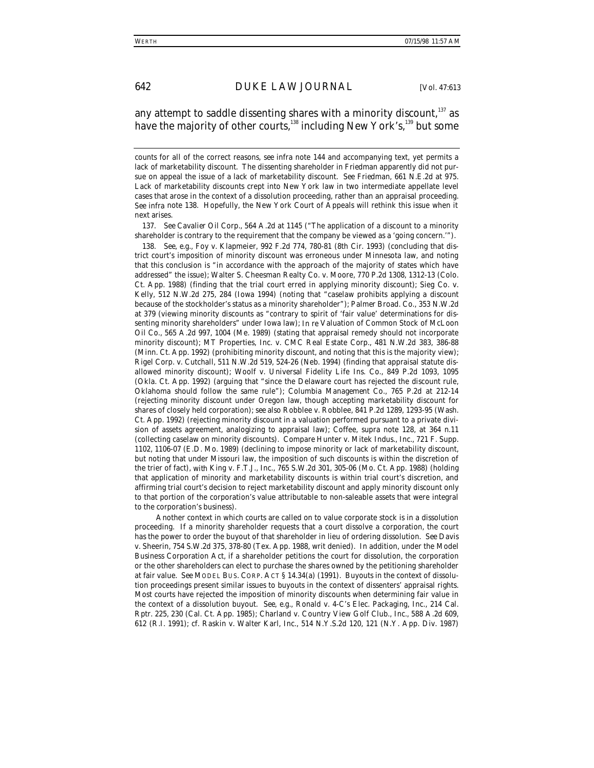any attempt to saddle dissenting shares with a minority discount,[137] as have the majority of other courts,[138] including New York's,[139] but some

counts for all of the correct reasons, *see infra* note 144 and accompanying text, yet permits a lack of marketability discount. The dissenting shareholder in Friedman apparently did not pursue on appeal the issue of a lack of marketability discount. *See Friedman*, 661 N.E.2d at 975. Lack of marketability discounts crept into New York law in two intermediate appellate level cases that arose in the context of a dissolution proceeding, rather than an appraisal proceeding. *See infra* note 138. Hopefully, the New York Court of Appeals will rethink this issue when it next arises.

137. *See Cavalier Oil Corp.*, 564 A.2d at 1145 ("The application of a discount to a minority shareholder is contrary to the requirement that the company be viewed as a 'going concern.'").

138. *See, e.g.*, Foy v. Klapmeier, 992 F.2d 774, 780-81 (8th Cir. 1993) (concluding that district court's imposition of minority discount was erroneous under Minnesota law, and noting that this conclusion is "in accordance with the approach of the majority of states which have addressed" the issue); Walter S. Cheesman Realty Co. v. Moore, 770 P.2d 1308, 1312-13 (Colo. Ct. App. 1988) (finding that the trial court erred in applying minority discount); Sieg Co. v. Kelly, 512 N.W.2d 275, 284 (Iowa 1994) (noting that "caselaw prohibits applying a discount because of the stockholder's status as a minority shareholder"); *Palmer Broad. Co.*, 353 N.W.2d at 379 (viewing minority discounts as "contrary to spirit of 'fair value' determinations for dissenting minority shareholders" under Iowa law); *In re* Valuation of Common Stock of McLoon Oil Co., 565 A.2d 997, 1004 (Me. 1989) (stating that appraisal remedy should not incorporate minority discount); MT Properties, Inc. v. CMC Real Estate Corp., 481 N.W.2d 383, 386-88 (Minn. Ct. App. 1992) (prohibiting minority discount, and noting that this is the majority view); Rigel Corp. v. Cutchall, 511 N.W.2d 519, 524-26 (Neb. 1994) (finding that appraisal statute disallowed minority discount); Woolf v. Universal Fidelity Life Ins. Co., 849 P.2d 1093, 1095 (Okla. Ct. App. 1992) (arguing that "since the Delaware court has rejected the discount rule, Oklahoma should follow the same rule"); *Columbia Management Co.*, 765 P.2d at 212-14 (rejecting minority discount under Oregon law, though accepting marketability discount for shares of closely held corporation); *see also* Robblee v. Robblee, 841 P.2d 1289, 1293-95 (Wash. Ct. App. 1992) (rejecting minority discount in a valuation performed pursuant to a private division of assets agreement, analogizing to appraisal law); Coffee, *supra* note 128, at 364 n.11 (collecting caselaw on minority discounts). *Compare* Hunter v. Mitek Indus., Inc., 721 F. Supp. 1102, 1106-07 (E.D. Mo. 1989) (declining to impose minority or lack of marketability discount, but noting that under Missouri law, the imposition of such discounts is within the discretion of the trier of fact), *with* King v. F.T.J., Inc., 765 S.W.2d 301, 305-06 (Mo. Ct. App. 1988) (holding that application of minority and marketability discounts is within trial court's discretion, and affirming trial court's decision to reject marketability discount and apply minority discount only to that portion of the corporation's value attributable to non-saleable assets that were integral to the corporation's business).

Another context in which courts are called on to value corporate stock is in a dissolution proceeding. If a minority shareholder requests that a court dissolve a corporation, the court has the power to order the buyout of that shareholder in lieu of ordering dissolution. *See* Davis v. Sheerin, 754 S.W.2d 375, 378-80 (Tex. App. 1988, writ denied). In addition, under the Model Business Corporation Act, if a shareholder petitions the court for dissolution, the corporation or the other shareholders can elect to purchase the shares owned by the petitioning shareholder at fair value. *See* MODEL BUS. CORP. ACT § 14.34(a) (1991). Buyouts in the context of dissolution proceedings present similar issues to buyouts in the context of dissenters' appraisal rights. Most courts have rejected the imposition of minority discounts when determining fair value in the context of a dissolution buyout. *See, e.g.*, Ronald v. 4-C's Elec. Packaging, Inc., 214 Cal. Rptr. 225, 230 (Cal. Ct. App. 1985); Charland v. Country View Golf Club., Inc., 588 A.2d 609, 612 (R.I. 1991); *cf.* Raskin v. Walter Karl, Inc., 514 N.Y.S.2d 120, 121 (N.Y. App. Div. 1987)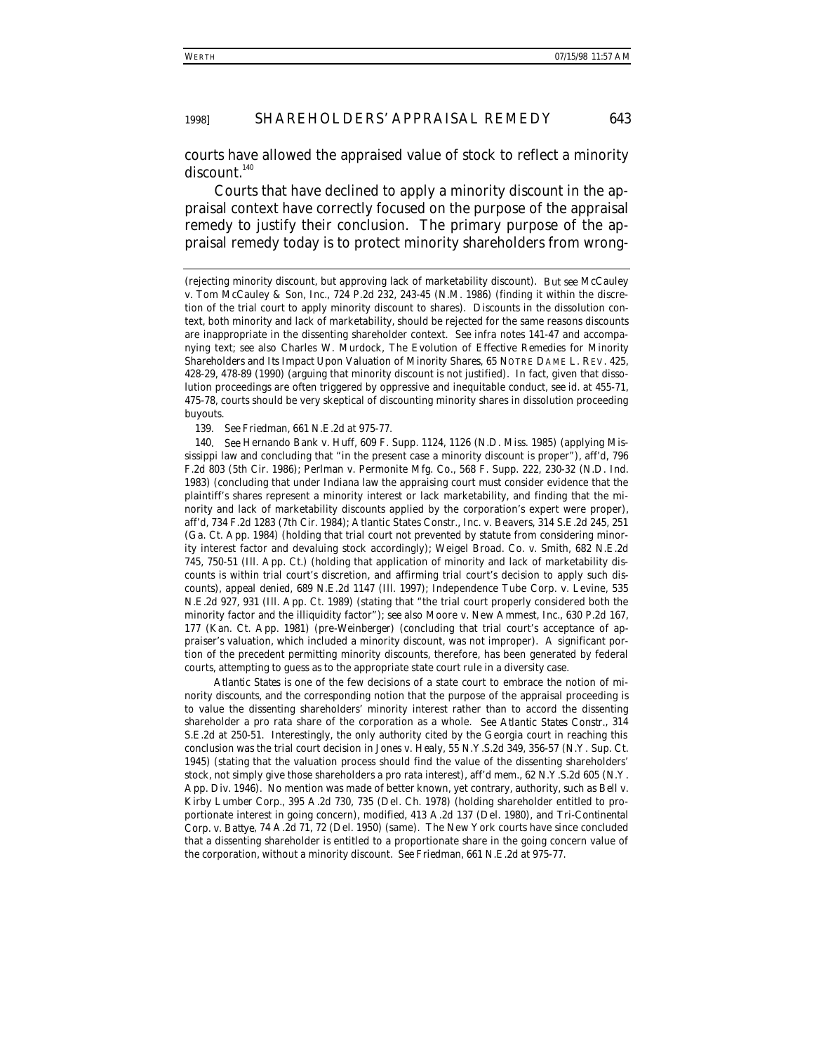courts have allowed the appraised value of stock to reflect a minority discount.[140]

Courts that have declined to apply a minority discount in the appraisal context have correctly focused on the purpose of the appraisal remedy to justify their conclusion. The primary purpose of the appraisal remedy today is to protect minority shareholders from wrong-

---

(rejecting minority discount, but approving lack of marketability discount). *But see* McCauley v. Tom McCauley & Son, Inc., 724 P.2d 232, 243-45 (N.M. 1986) (finding it within the discretion of the trial court to apply minority discount to shares). Discounts in the dissolution context, both minority and lack of marketability, should be rejected for the same reasons discounts are inappropriate in the dissenting shareholder context. *See infra* notes 141-47 and accompanying text; *see also* Charles W. Murdock, *The Evolution of Effective Remedies for Minority Shareholders and Its Impact Upon Valuation of Minority Shares*, 65 NOTRE DAME L. REV. 425, 428-29, 478-89 (1990) (arguing that minority discount is not justified). In fact, given that dissolution proceedings are often triggered by oppressive and inequitable conduct, *see id.* at 455-71, 475-78, courts should be very skeptical of discounting minority shares in dissolution proceeding buyouts.

139. *See Friedman*, 661 N.E.2d at 975-77.

140. *See* Hernando Bank v. Huff, 609 F. Supp. 1124, 1126 (N.D. Miss. 1985) (applying Mississippi law and concluding that "in the present case a minority discount is proper"), *aff'd*, 796 F.2d 803 (5th Cir. 1986); Perlman v. Permonite Mfg. Co., 568 F. Supp. 222, 230-32 (N.D. Ind. 1983) (concluding that under Indiana law the appraising court must consider evidence that the plaintiff's shares represent a minority interest or lack marketability, and finding that the minority and lack of marketability discounts applied by the corporation's expert were proper), *aff'd*, 734 F.2d 1283 (7th Cir. 1984); Atlantic States Constr., Inc. v. Beavers, 314 S.E.2d 245, 251 (Ga. Ct. App. 1984) (holding that trial court not prevented by statute from considering minority interest factor and devaluing stock accordingly); Weigel Broad. Co. v. Smith, 682 N.E.2d 745, 750-51 (Ill. App. Ct.) (holding that application of minority and lack of marketability discounts is within trial court's discretion, and affirming trial court's decision to apply such discounts), *appeal denied*, 689 N.E.2d 1147 (Ill. 1997); Independence Tube Corp. v. Levine, 535 N.E.2d 927, 931 (Ill. App. Ct. 1989) (stating that "the trial court properly considered both the minority factor and the illiquidity factor"); *see also* Moore v. New Ammest, Inc., 630 P.2d 167, 177 (Kan. Ct. App. 1981) (pre-*Weinberger*) (concluding that trial court's acceptance of appraiser's valuation, which included a minority discount, was not improper). A significant portion of the precedent permitting minority discounts, therefore, has been generated by federal courts, attempting to guess as to the appropriate state court rule in a diversity case.

*Atlantic States* is one of the few decisions of a state court to embrace the notion of minority discounts, and the corresponding notion that the purpose of the appraisal proceeding is to value the dissenting shareholders' minority interest rather than to accord the dissenting shareholder a pro rata share of the corporation as a whole. *See Atlantic States Constr.*, 314 S.E.2d at 250-51. Interestingly, the only authority cited by the Georgia court in reaching this conclusion was the trial court decision in Jones v. Healy, 55 N.Y.S.2d 349, 356-57 (N.Y. Sup. Ct. 1945) (stating that the valuation process should find the value of the dissenting shareholders' stock, not simply give those shareholders a pro rata interest), *aff'd mem.*, 62 N.Y.S.2d 605 (N.Y. App. Div. 1946). No mention was made of better known, yet contrary, authority, such as Bell v. Kirby Lumber Corp., 395 A.2d 730, 735 (Del. Ch. 1978) (holding shareholder entitled to proportionate interest in going concern), *modified*, 413 A.2d 137 (Del. 1980), and Tri-Continental Corp. v. Battye, 74 A.2d 71, 72 (Del. 1950) (same). The New York courts have since concluded that a dissenting shareholder is entitled to a proportionate share in the going concern value of the corporation, without a minority discount. *See Friedman*, 661 N.E.2d at 975-77.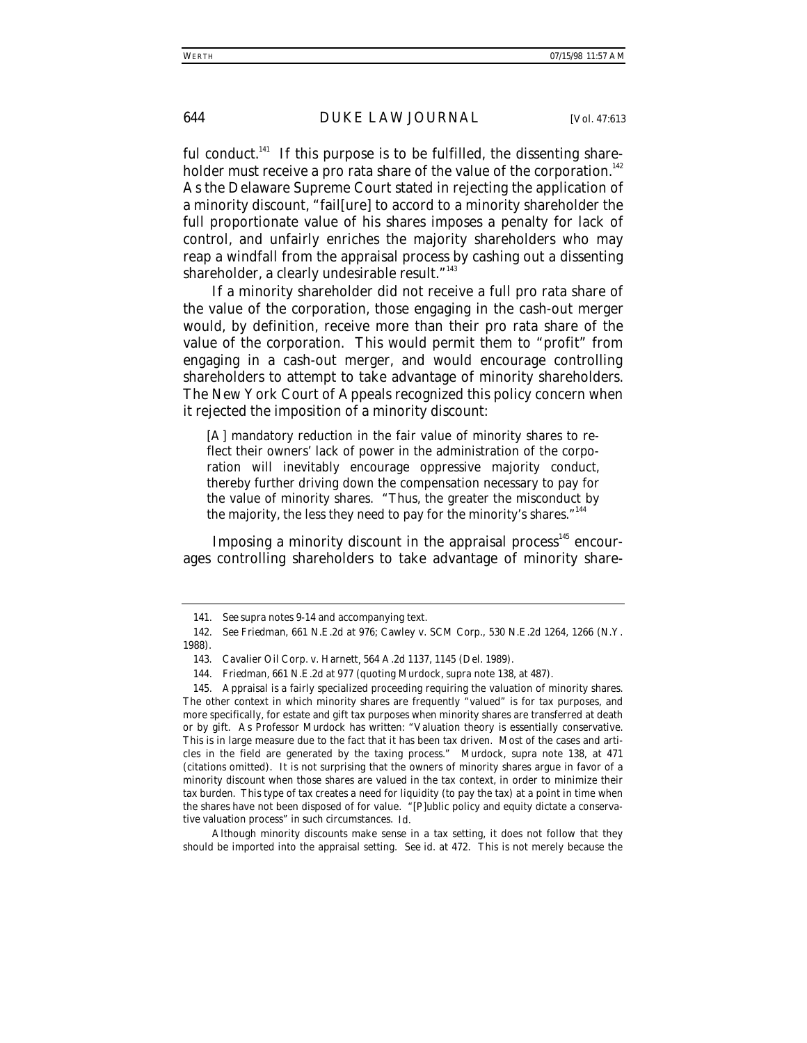ful conduct.[141] If this purpose is to be fulfilled, the dissenting shareholder must receive a pro rata share of the value of the corporation.[142] As the Delaware Supreme Court stated in rejecting the application of a minority discount, "fail[ure] to accord to a minority shareholder the full proportionate value of his shares imposes a penalty for lack of control, and unfairly enriches the majority shareholders who may reap a windfall from the appraisal process by cashing out a dissenting shareholder, a clearly undesirable result."[143]

If a minority shareholder did not receive a full pro rata share of the value of the corporation, those engaging in the cash-out merger would, by definition, receive more than their pro rata share of the value of the corporation. This would permit them to "profit" from engaging in a cash-out merger, and would encourage controlling shareholders to attempt to take advantage of minority shareholders. The New York Court of Appeals recognized this policy concern when it rejected the imposition of a minority discount:

> [A] mandatory reduction in the fair value of minority shares to reflect their owners' lack of power in the administration of the corporation will inevitably encourage oppressive majority conduct, thereby further driving down the compensation necessary to pay for the value of minority shares. "Thus, the greater the misconduct by the majority, the less they need to pay for the minority's shares."[144]

Imposing a minority discount in the appraisal process[145] encourages controlling shareholders to take advantage of minority share-

---

141. *See supra* notes 9-14 and accompanying text.

142. *See Friedman*, 661 N.E.2d at 976; Cawley v. SCM Corp., 530 N.E.2d 1264, 1266 (N.Y. 1988).

143. Cavalier Oil Corp. v. Harnett, 564 A.2d 1137, 1145 (Del. 1989).

144. *Friedman*, 661 N.E.2d at 977 (quoting Murdock, *supra* note 138, at 487).

145. Appraisal is a fairly specialized proceeding requiring the valuation of minority shares. The other context in which minority shares are frequently "valued" is for tax purposes, and more specifically, for estate and gift tax purposes when minority shares are transferred at death or by gift. As Professor Murdock has written: "Valuation theory is essentially conservative. This is in large measure due to the fact that it has been tax driven. Most of the cases and articles in the field are generated by the taxing process." Murdock, *supra* note 138, at 471 (citations omitted). It is not surprising that the owners of minority shares argue in favor of a minority discount when those shares are valued in the tax context, in order to minimize their tax burden. This type of tax creates a need for liquidity (to pay the tax) at a point in time when the shares have not been disposed of for value. "[P]ublic policy and equity dictate a conservative valuation process" in such circumstances. *Id.*

Although minority discounts make sense in a tax setting, it does not follow that they should be imported into the appraisal setting. *See id.* at 472. This is not merely because the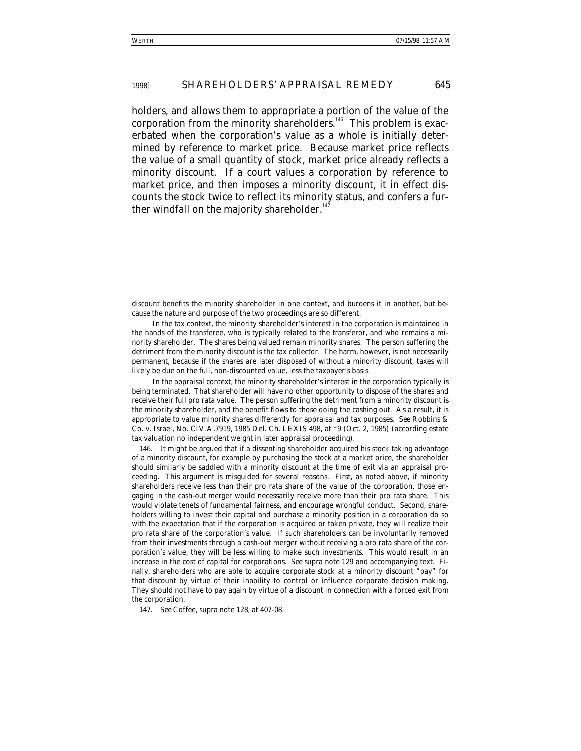holders, and allows them to appropriate a portion of the value of the corporation from the minority shareholders.[146] This problem is exacerbated when the corporation's value as a whole is initially determined by reference to market price. Because market price reflects the value of a small quantity of stock, market price already reflects a minority discount. If a court values a corporation by reference to market price, and then imposes a minority discount, it in effect discounts the stock twice to reflect its minority status, and confers a further windfall on the majority shareholder.[147]

---

discount benefits the minority shareholder in one context, and burdens it in another, but because the nature and purpose of the two proceedings are so different.

In the tax context, the minority shareholder's interest in the corporation is maintained in the hands of the transferee, who is typically related to the transferor, and who remains a minority shareholder. The shares being valued remain minority shares. The person suffering the detriment from the minority discount is the tax collector. The harm, however, is not necessarily permanent, because if the shares are later disposed of without a minority discount, taxes will likely be due on the full, non-discounted value, less the taxpayer's basis.

In the appraisal context, the minority shareholder's interest in the corporation typically is being terminated. That shareholder will have no other opportunity to dispose of the shares and receive their full pro rata value. The person suffering the detriment from a minority discount is the minority shareholder, and the benefit flows to those doing the cashing out. As a result, it is appropriate to value minority shares differently for appraisal and tax purposes. *See* Robbins & Co. v. Israel, No. CIV.A.7919, 1985 Del. Ch. LEXIS 498, at *9 (Oct. 2, 1985) (according estate tax valuation no independent weight in later appraisal proceeding).

146. It might be argued that if a dissenting shareholder acquired his stock taking advantage of a minority discount, for example by purchasing the stock at a market price, the shareholder should similarly be saddled with a minority discount at the time of exit via an appraisal proceeding. This argument is misguided for several reasons. First, as noted above, if minority shareholders receive less than their pro rata share of the value of the corporation, those engaging in the cash-out merger would necessarily receive more than their pro rata share. This would violate tenets of fundamental fairness, and encourage wrongful conduct. Second, shareholders willing to invest their capital and purchase a minority position in a corporation do so with the expectation that if the corporation is acquired or taken private, they will realize their pro rata share of the corporation's value. If such shareholders can be involuntarily removed from their investments through a cash-out merger without receiving a pro rata share of the corporation's value, they will be less willing to make such investments. This would result in an increase in the cost of capital for corporations. *See supra* note 129 and accompanying text. Finally, shareholders who are able to acquire corporate stock at a minority discount "pay" for that discount by virtue of their inability to control or influence corporate decision making. They should not have to pay again by virtue of a discount in connection with a forced exit from the corporation.

147. *See* Coffee, *supra* note 128, at 407-08.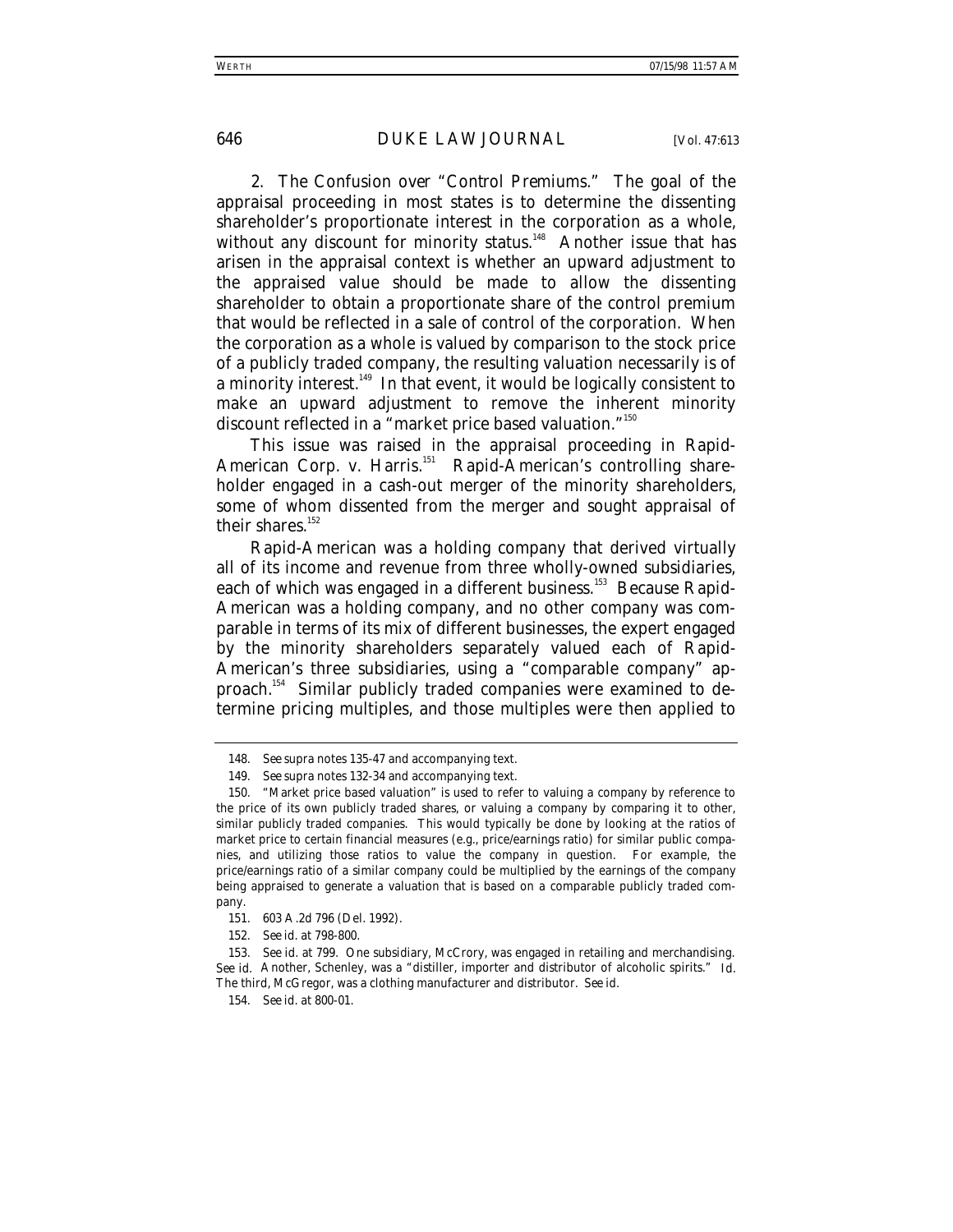2. *The Confusion over "Control Premiums."* The goal of the appraisal proceeding in most states is to determine the dissenting shareholder's proportionate interest in the corporation as a whole, without any discount for minority status.[148] Another issue that has arisen in the appraisal context is whether an upward adjustment to the appraised value should be made to allow the dissenting shareholder to obtain a proportionate share of the control premium that would be reflected in a sale of control of the corporation. When the corporation as a whole is valued by comparison to the stock price of a publicly traded company, the resulting valuation necessarily is of a minority interest.[149] In that event, it would be logically consistent to make an upward adjustment to remove the inherent minority discount reflected in a "market price based valuation."[150]

This issue was raised in the appraisal proceeding in *Rapid-American Corp. v. Harris*.[151] Rapid-American's controlling shareholder engaged in a cash-out merger of the minority shareholders, some of whom dissented from the merger and sought appraisal of their shares.[152]

Rapid-American was a holding company that derived virtually all of its income and revenue from three wholly-owned subsidiaries, each of which was engaged in a different business.[153] Because Rapid-American was a holding company, and no other company was comparable in terms of its mix of different businesses, the expert engaged by the minority shareholders separately valued each of Rapid-American's three subsidiaries, using a "comparable company" approach.[154] Similar publicly traded companies were examined to determine pricing multiples, and those multiples were then applied to

---

148. *See supra* notes 135-47 and accompanying text.

149. *See supra* notes 132-34 and accompanying text.

150. "Market price based valuation" is used to refer to valuing a company by reference to the price of its own publicly traded shares, or valuing a company by comparing it to other, similar publicly traded companies. This would typically be done by looking at the ratios of market price to certain financial measures (e.g., price/earnings ratio) for similar public companies, and utilizing those ratios to value the company in question. For example, the price/earnings ratio of a similar company could be multiplied by the earnings of the company being appraised to generate a valuation that is based on a comparable publicly traded company.

151. 603 A.2d 796 (Del. 1992).

152. *See id.* at 798-800.

153. *See id.* at 799. One subsidiary, McCrory, was engaged in retailing and merchandising. *See id.* Another, Schenley, was a "distiller, importer and distributor of alcoholic spirits." *Id.* The third, McGregor, was a clothing manufacturer and distributor. *See id.*

154. *See id.* at 800-01.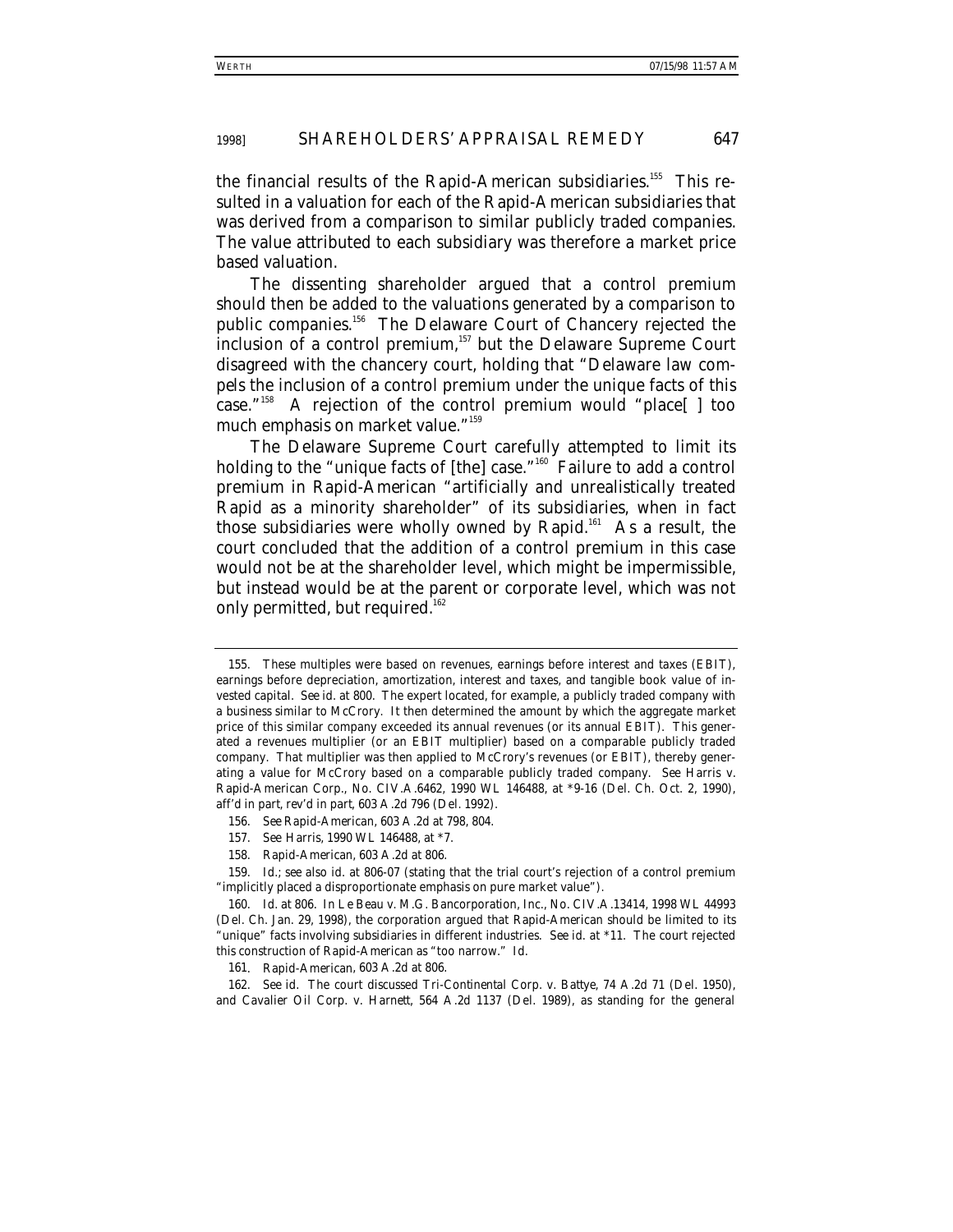the financial results of the Rapid-American subsidiaries.[155] This resulted in a valuation for each of the Rapid-American subsidiaries that was derived from a comparison to similar publicly traded companies. The value attributed to each subsidiary was therefore a market price based valuation.

The dissenting shareholder argued that a control premium should then be added to the valuations generated by a comparison to public companies.[156] The Delaware Court of Chancery rejected the inclusion of a control premium,[157] but the Delaware Supreme Court disagreed with the chancery court, holding that "Delaware law compels the inclusion of a control premium under the unique facts of this case."[158] A rejection of the control premium would "place[ ] too much emphasis on market value."[159]

The Delaware Supreme Court carefully attempted to limit its holding to the "unique facts of [the] case."[160] Failure to add a control premium in Rapid-American "artificially and unrealistically treated Rapid as a minority shareholder" of its subsidiaries, when in fact those subsidiaries were wholly owned by Rapid.[161] As a result, the court concluded that the addition of a control premium in this case would not be at the shareholder level, which might be impermissible, but instead would be at the parent or corporate level, which was not only permitted, but required.[162]

---

155. These multiples were based on revenues, earnings before interest and taxes (EBIT), earnings before depreciation, amortization, interest and taxes, and tangible book value of invested capital. *See id.* at 800. The expert located, for example, a publicly traded company with a business similar to McCrory. It then determined the amount by which the aggregate market price of this similar company exceeded its annual revenues (or its annual EBIT). This generated a revenues multiplier (or an EBIT multiplier) based on a comparable publicly traded company. That multiplier was then applied to McCrory's revenues (or EBIT), thereby generating a value for McCrory based on a comparable publicly traded company. *See* Harris v. Rapid-American Corp., No. CIV.A.6462, 1990 WL 146488, at *9-16 (Del. Ch. Oct. 2, 1990), *aff'd in part, rev'd in part*, 603 A.2d 796 (Del. 1992).

156. *See Rapid-American*, 603 A.2d at 798, 804.

157. *See Harris*, 1990 WL 146488, at *7.

158. *Rapid-American*, 603 A.2d at 806.

159. *Id.*; *see also id.* at 806-07 (stating that the trial court's rejection of a control premium "implicitly placed a disproportionate emphasis on pure market value").

160. *Id.* at 806. In Le Beau v. M.G. Bancorporation, Inc., No. CIV.A.13414, 1998 WL 44993 (Del. Ch. Jan. 29, 1998), the corporation argued that *Rapid-American* should be limited to its "unique" facts involving subsidiaries in different industries. *See id.* at *11. The court rejected this construction of *Rapid-American* as "too narrow." *Id.*

161. *Rapid-American*, 603 A.2d at 806.

162. *See id.* The court discussed Tri-Continental Corp. v. Battye, 74 A.2d 71 (Del. 1950), and Cavalier Oil Corp. v. Harnett, 564 A.2d 1137 (Del. 1989), as standing for the general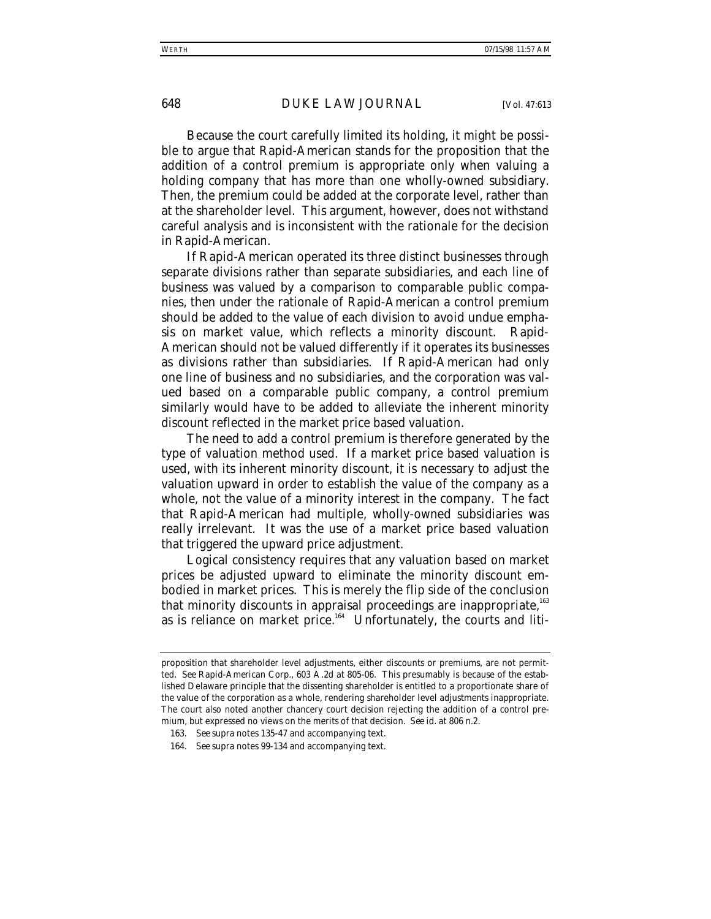Because the court carefully limited its holding, it might be possible to argue that Rapid-American stands for the proposition that the addition of a control premium is appropriate only when valuing a holding company that has more than one wholly-owned subsidiary. Then, the premium could be added at the corporate level, rather than at the shareholder level. This argument, however, does not withstand careful analysis and is inconsistent with the rationale for the decision in Rapid-American.

If Rapid-American operated its three distinct businesses through separate divisions rather than separate subsidiaries, and each line of business was valued by a comparison to comparable public companies, then under the rationale of Rapid-American a control premium should be added to the value of each division to avoid undue emphasis on market value, which reflects a minority discount. Rapid-American should not be valued differently if it operates its businesses as divisions rather than subsidiaries. If Rapid-American had only one line of business and no subsidiaries, and the corporation was valued based on a comparable public company, a control premium similarly would have to be added to alleviate the inherent minority discount reflected in the market price based valuation.

The need to add a control premium is therefore generated by the type of valuation method used. If a market price based valuation is used, with its inherent minority discount, it is necessary to adjust the valuation upward in order to establish the value of the company as a whole, not the value of a minority interest in the company. The fact that Rapid-American had multiple, wholly-owned subsidiaries was really irrelevant. It was the use of a market price based valuation that triggered the upward price adjustment.

Logical consistency requires that any valuation based on market prices be adjusted upward to eliminate the minority discount embodied in market prices. This is merely the flip side of the conclusion that minority discounts in appraisal proceedings are inappropriate,[163] as is reliance on market price.[164] Unfortunately, the courts and liti-

---

proposition that shareholder level adjustments, either discounts or premiums, are not permitted. *See Rapid-American Corp.*, 603 A.2d at 805-06. This presumably is because of the established Delaware principle that the dissenting shareholder is entitled to a proportionate share of the value of the corporation as a whole, rendering shareholder level adjustments inappropriate. The court also noted another chancery court decision rejecting the addition of a control premium, but expressed no views on the merits of that decision. *See id.* at 806 n.2.

163. *See supra* notes 135-47 and accompanying text.

164. *See supra* notes 99-134 and accompanying text.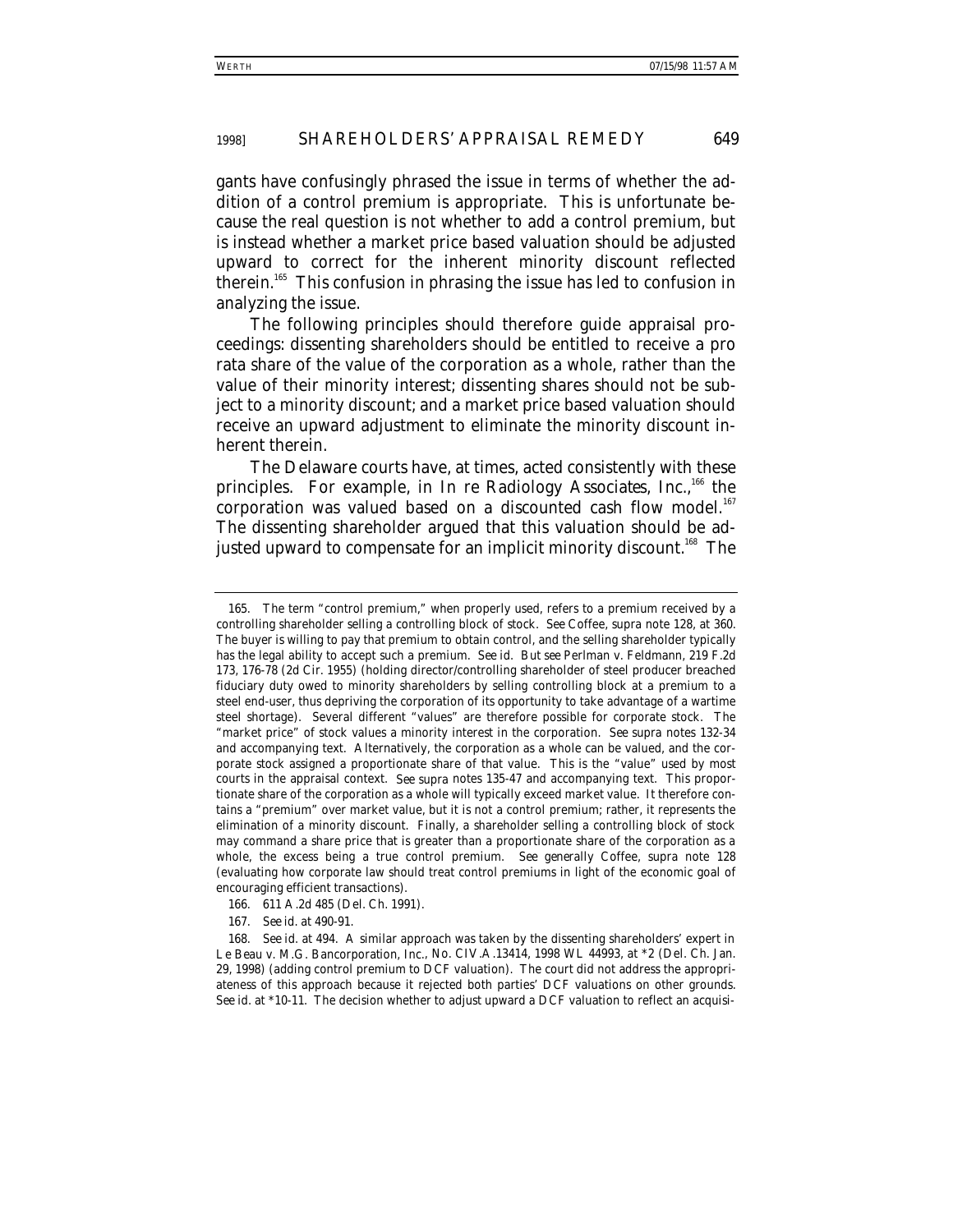gants have confusingly phrased the issue in terms of whether the addition of a control premium is appropriate. This is unfortunate because the real question is not whether to add a control premium, but is instead whether a market price based valuation should be adjusted upward to correct for the inherent minority discount reflected therein.[165] This confusion in phrasing the issue has led to confusion in analyzing the issue.

The following principles should therefore guide appraisal proceedings: dissenting shareholders should be entitled to receive a pro rata share of the value of the corporation as a whole, rather than the value of their minority interest; dissenting shares should not be subject to a minority discount; and a market price based valuation should receive an upward adjustment to eliminate the minority discount inherent therein.

The Delaware courts have, at times, acted consistently with these principles. For example, in *In re Radiology Associates, Inc.*,[166] the corporation was valued based on a discounted cash flow model.[167] The dissenting shareholder argued that this valuation should be adjusted upward to compensate for an implicit minority discount.[168] The

---

165. The term "control premium," when properly used, refers to a premium received by a controlling shareholder selling a controlling block of stock. *See* Coffee, *supra* note 128, at 360. The buyer is willing to pay that premium to obtain control, and the selling shareholder typically has the legal ability to accept such a premium. *See id.* *But see* Perlman v. Feldmann, 219 F.2d 173, 176-78 (2d Cir. 1955) (holding director/controlling shareholder of steel producer breached fiduciary duty owed to minority shareholders by selling controlling block at a premium to a steel end-user, thus depriving the corporation of its opportunity to take advantage of a wartime steel shortage). Several different "values" are therefore possible for corporate stock. The "market price" of stock values a minority interest in the corporation. *See supra* notes 132-34 and accompanying text. Alternatively, the corporation as a whole can be valued, and the corporate stock assigned a proportionate share of that value. This is the "value" used by most courts in the appraisal context. *See supra* notes 135-47 and accompanying text. This proportionate share of the corporation as a whole will typically exceed market value. It therefore contains a "premium" over market value, but it is not a control premium; rather, it represents the elimination of a minority discount. Finally, a shareholder selling a controlling block of stock may command a share price that is greater than a proportionate share of the corporation as a whole, the excess being a true control premium. *See generally* Coffee, *supra* note 128 (evaluating how corporate law should treat control premiums in light of the economic goal of encouraging efficient transactions).

166. 611 A.2d 485 (Del. Ch. 1991).

167. *See id.* at 490-91.

168. *See id.* at 494. A similar approach was taken by the dissenting shareholders' expert in Le Beau v. M.G. Bancorporation, Inc., No. CIV.A.13414, 1998 WL 44993, at *2 (Del. Ch. Jan. 29, 1998) (adding control premium to DCF valuation). The court did not address the appropriateness of this approach because it rejected both parties' DCF valuations on other grounds. *See id.* at *10-11. The decision whether to adjust upward a DCF valuation to reflect an acquisi-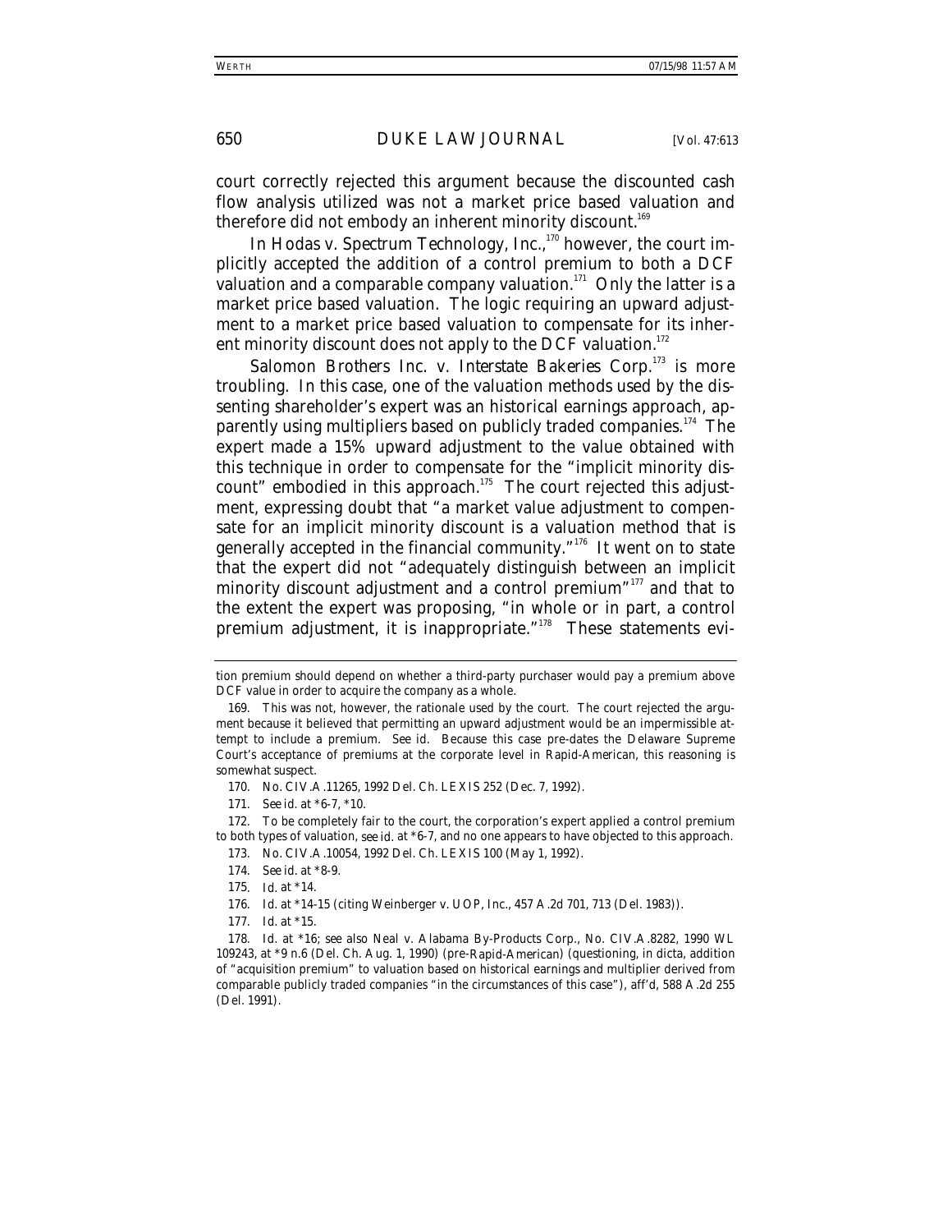court correctly rejected this argument because the discounted cash flow analysis utilized was not a market price based valuation and therefore did not embody an inherent minority discount.[169]

In *Hodas v. Spectrum Technology, Inc.*,[170] however, the court implicitly accepted the addition of a control premium to both a DCF valuation and a comparable company valuation.[171] Only the latter is a market price based valuation. The logic requiring an upward adjustment to a market price based valuation to compensate for its inherent minority discount does not apply to the DCF valuation.[172]

*Salomon Brothers Inc. v. Interstate Bakeries Corp.*[173] is more troubling. In this case, one of the valuation methods used by the dissenting shareholder's expert was an historical earnings approach, apparently using multipliers based on publicly traded companies.[174] The expert made a 15% upward adjustment to the value obtained with this technique in order to compensate for the "implicit minority discount" embodied in this approach.[175] The court rejected this adjustment, expressing doubt that "a market value adjustment to compensate for an implicit minority discount is a valuation method that is generally accepted in the financial community."[176] It went on to state that the expert did not "adequately distinguish between an implicit minority discount adjustment and a control premium"[177] and that to the extent the expert was proposing, "in whole or in part, a control premium adjustment, it is inappropriate."[178] These statements evi-

---

tion premium should depend on whether a third-party purchaser would pay a premium above DCF value in order to acquire the company as a whole.

169. This was not, however, the rationale used by the court. The court rejected the argument because it believed that permitting an upward adjustment would be an impermissible attempt to include a premium. *See id.* Because this case pre-dates the Delaware Supreme Court's acceptance of premiums at the corporate level in *Rapid-American*, this reasoning is somewhat suspect.

170. No. CIV.A.11265, 1992 Del. Ch. LEXIS 252 (Dec. 7, 1992).

171. *See id.* at *6-7, *10.

172. To be completely fair to the court, the corporation's expert applied a control premium to both types of valuation, *see id.* at *6-7, and no one appears to have objected to this approach.

173. No. CIV.A.10054, 1992 Del. Ch. LEXIS 100 (May 1, 1992).

174. *See id.* at *8-9.

175. *Id.* at *14.

176. *Id.* at *14-15 (citing Weinberger v. UOP, Inc., 457 A.2d 701, 713 (Del. 1983)).

177. *Id.* at *15.

178. *Id.* at *16; *see also* Neal v. Alabama By-Products Corp., No. CIV.A.8282, 1990 WL 109243, at *9 n.6 (Del. Ch. Aug. 1, 1990) (pre-*Rapid-American*) (questioning, in dicta, addition of "acquisition premium" to valuation based on historical earnings and multiplier derived from comparable publicly traded companies "in the circumstances of this case"), *aff'd*, 588 A.2d 255 (Del. 1991).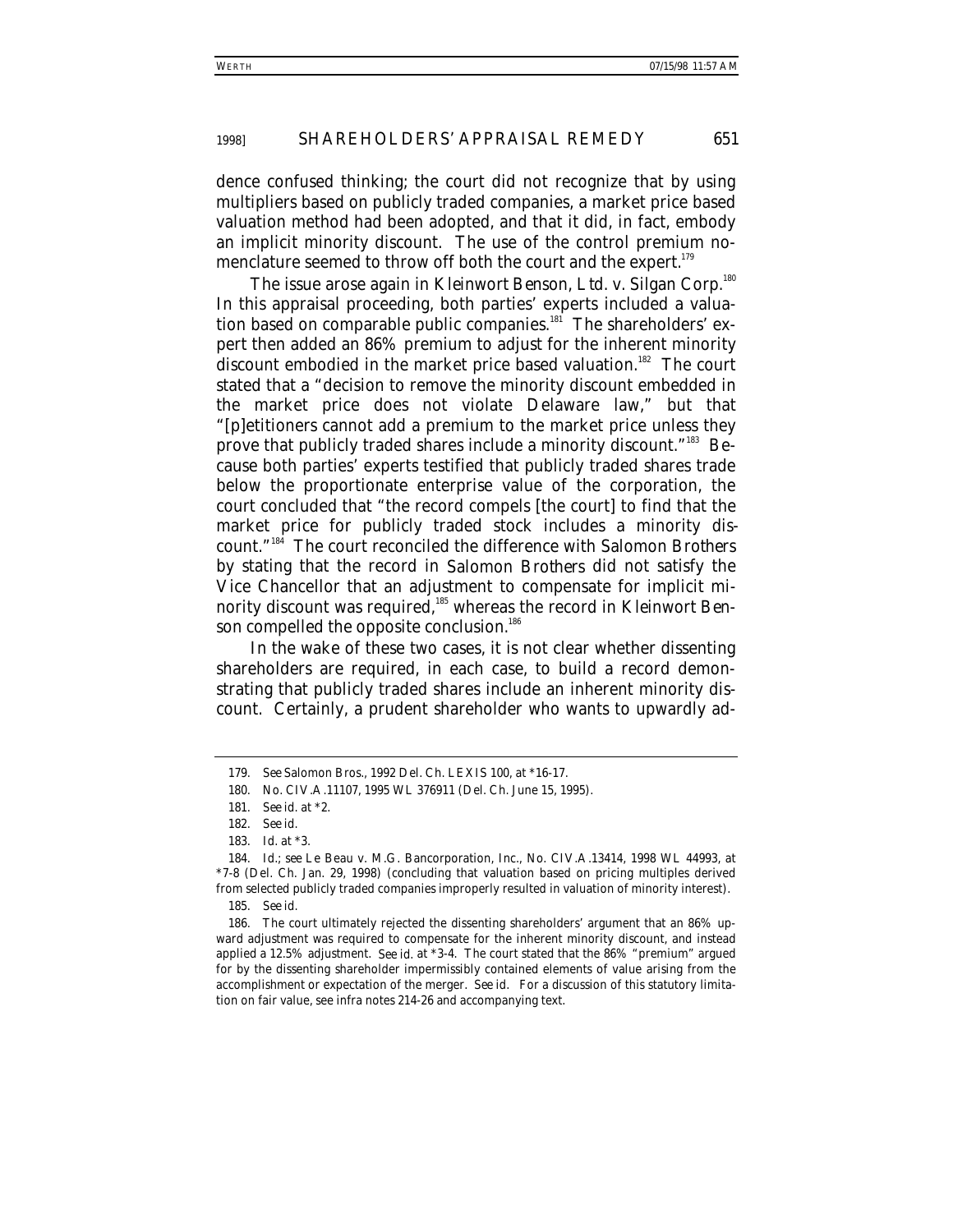dence confused thinking; the court did not recognize that by using multipliers based on publicly traded companies, a market price based valuation method had been adopted, and that it did, in fact, embody an implicit minority discount. The use of the control premium nomenclature seemed to throw off both the court and the expert.[179]

The issue arose again in *Kleinwort Benson, Ltd. v. Silgan Corp.*[180] In this appraisal proceeding, both parties' experts included a valuation based on comparable public companies.[181] The shareholders' expert then added an 86% premium to adjust for the inherent minority discount embodied in the market price based valuation.[182] The court stated that a "decision to remove the minority discount embedded in the market price does not violate Delaware law," but that "[p]etitioners cannot add a premium to the market price unless they prove that publicly traded shares include a minority discount."[183] Because both parties' experts testified that publicly traded shares trade below the proportionate enterprise value of the corporation, the court concluded that "the record compels [the court] to find that the market price for publicly traded stock includes a minority discount."[184] The court reconciled the difference with *Salomon Brothers* by stating that the record in *Salomon Brothers* did not satisfy the Vice Chancellor that an adjustment to compensate for implicit minority discount was required,[185] whereas the record in *Kleinwort Benson* compelled the opposite conclusion.[186]

In the wake of these two cases, it is not clear whether dissenting shareholders are required, in each case, to build a record demonstrating that publicly traded shares include an inherent minority discount. Certainly, a prudent shareholder who wants to upwardly ad-

---

179. *See Salomon Bros.*, 1992 Del. Ch. LEXIS 100, at *16-17.

180. No. CIV.A.11107, 1995 WL 376911 (Del. Ch. June 15, 1995).

181. *See id.* at *2.

182. *See id.*

183. *Id.* at *3.

184. *Id.*; *see* Le Beau v. M.G. Bancorporation, Inc., No. CIV.A.13414, 1998 WL 44993, at *7-8 (Del. Ch. Jan. 29, 1998) (concluding that valuation based on pricing multiples derived from selected publicly traded companies improperly resulted in valuation of minority interest).

185. *See id.*

186. The court ultimately rejected the dissenting shareholders' argument that an 86% upward adjustment was required to compensate for the inherent minority discount, and instead applied a 12.5% adjustment. *See id.* at *3-4. The court stated that the 86% "premium" argued for by the dissenting shareholder impermissibly contained elements of value arising from the accomplishment or expectation of the merger. *See id.* For a discussion of this statutory limitation on fair value, see *infra* notes 214-26 and accompanying text.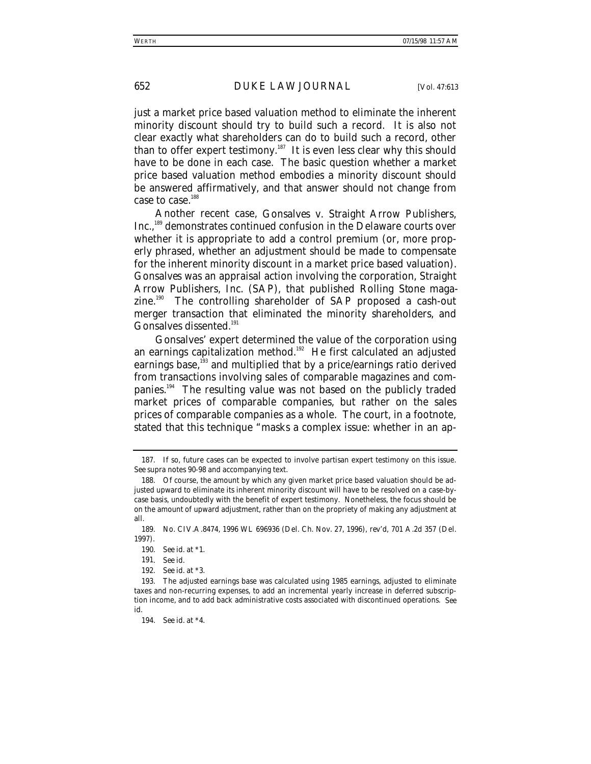just a market price based valuation method to eliminate the inherent minority discount should try to build such a record. It is also not clear exactly what shareholders can do to build such a record, other than to offer expert testimony.[187] It is even less clear why this should have to be done in each case. The basic question whether a market price based valuation method embodies a minority discount should be answered affirmatively, and that answer should not change from case to case.[188]

Another recent case, *Gonsalves v. Straight Arrow Publishers, Inc.*,[189] demonstrates continued confusion in the Delaware courts over whether it is appropriate to add a control premium (or, more properly phrased, whether an adjustment should be made to compensate for the inherent minority discount in a market price based valuation). *Gonsalves* was an appraisal action involving the corporation, Straight Arrow Publishers, Inc. (SAP), that published *Rolling Stone* magazine.[190] The controlling shareholder of SAP proposed a cash-out merger transaction that eliminated the minority shareholders, and Gonsalves dissented.[191]

Gonsalves' expert determined the value of the corporation using an earnings capitalization method.[192] He first calculated an adjusted earnings base,[193] and multiplied that by a price/earnings ratio derived from transactions involving sales of comparable magazines and companies.[194] The resulting value was not based on the publicly traded market prices of comparable companies, but rather on the sales prices of comparable companies as a whole. The court, in a footnote, stated that this technique "masks a complex issue: whether in an ap-

---

187. If so, future cases can be expected to involve partisan expert testimony on this issue. *See supra* notes 90-98 and accompanying text.

188. Of course, the amount by which any given market price based valuation should be adjusted upward to eliminate its inherent minority discount will have to be resolved on a case-by-case basis, undoubtedly with the benefit of expert testimony. Nonetheless, the focus should be on the amount of upward adjustment, rather than on the propriety of making any adjustment at all.

189. No. CIV.A.8474, 1996 WL 696936 (Del. Ch. Nov. 27, 1996), *rev'd*, 701 A.2d 357 (Del. 1997).

190. *See id.* at *1.

191. *See id.*

192. *See id.* at *3.

193. The adjusted earnings base was calculated using 1985 earnings, adjusted to eliminate taxes and non-recurring expenses, to add an incremental yearly increase in deferred subscription income, and to add back administrative costs associated with discontinued operations. *See id.*

194. *See id.* at *4.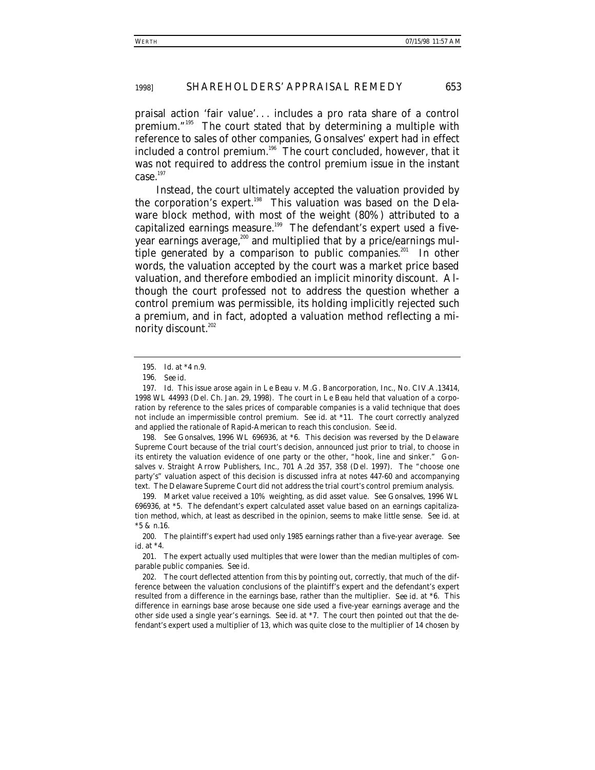praisal action 'fair value'. . . includes a pro rata share of a control premium."[195] The court stated that by determining a multiple with reference to sales of other companies, Gonsalves' expert had in effect included a control premium.[196] The court concluded, however, that it was not required to address the control premium issue in the instant case.[197]

Instead, the court ultimately accepted the valuation provided by the corporation's expert.[198] This valuation was based on the Delaware block method, with most of the weight (80%) attributed to a capitalized earnings measure.[199] The defendant's expert used a five-year earnings average,[200] and multiplied that by a price/earnings multiple generated by a comparison to public companies.[201] In other words, the valuation accepted by the court was a market price based valuation, and therefore embodied an implicit minority discount. Although the court professed not to address the question whether a control premium was permissible, its holding implicitly rejected such a premium, and in fact, adopted a valuation method reflecting a minority discount.[202]

---

195. *Id.* at *4 n.9.

196. *See id.*

197. *Id.* This issue arose again in Le Beau v. M.G. Bancorporation, Inc., No. CIV.A.13414, 1998 WL 44993 (Del. Ch. Jan. 29, 1998). The court in *Le Beau* held that valuation of a corporation by reference to the sales prices of comparable companies is a valid technique that does not include an impermissible control premium. *See id.* at *11. The court correctly analyzed and applied the rationale of *Rapid-American* to reach this conclusion. *See id.*

198. *See Gonsalves*, 1996 WL 696936, at *6. This decision was reversed by the Delaware Supreme Court because of the trial court's decision, announced just prior to trial, to choose in its entirety the valuation evidence of one party or the other, "hook, line and sinker." Gonsalves v. Straight Arrow Publishers, Inc., 701 A.2d 357, 358 (Del. 1997). The "choose one party's" valuation aspect of this decision is discussed *infra* at notes 447-60 and accompanying text. The Delaware Supreme Court did not address the trial court's control premium analysis.

199. Market value received a 10% weighting, as did asset value. *See Gonsalves*, 1996 WL 696936, at *5. The defendant's expert calculated asset value based on an earnings capitalization method, which, at least as described in the opinion, seems to make little sense. *See id.* at *5 & n.16.

200. The plaintiff's expert had used only 1985 earnings rather than a five-year average. *See id.* at *4.

201. The expert actually used multiples that were lower than the median multiples of comparable public companies. *See id.*

202. The court deflected attention from this by pointing out, correctly, that much of the difference between the valuation conclusions of the plaintiff's expert and the defendant's expert resulted from a difference in the earnings base, rather than the multiplier. *See id.* at *6. This difference in earnings base arose because one side used a five-year earnings average and the other side used a single year's earnings. *See id.* at *7. The court then pointed out that the defendant's expert used a multiplier of 13, which was quite close to the multiplier of 14 chosen by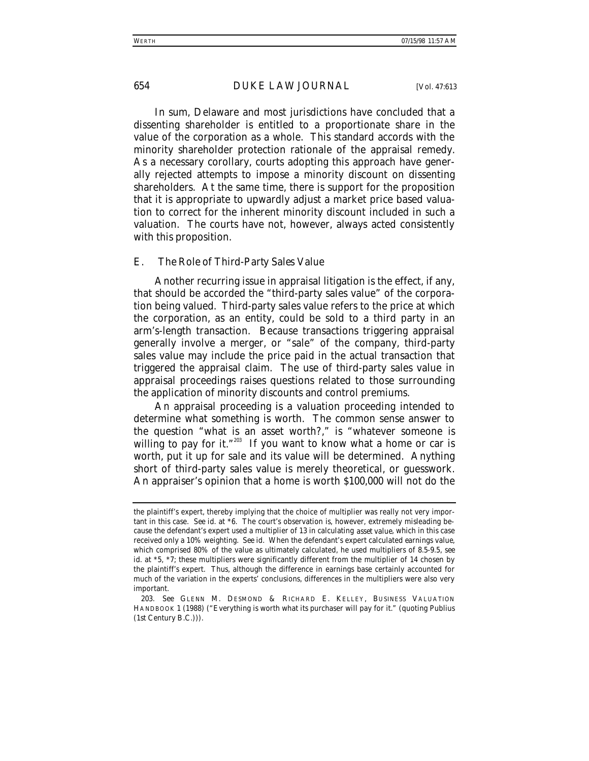In sum, Delaware and most jurisdictions have concluded that a dissenting shareholder is entitled to a proportionate share in the value of the corporation as a whole. This standard accords with the minority shareholder protection rationale of the appraisal remedy. As a necessary corollary, courts adopting this approach have generally rejected attempts to impose a minority discount on dissenting shareholders. At the same time, there is support for the proposition that it is appropriate to upwardly adjust a market price based valuation to correct for the inherent minority discount included in such a valuation. The courts have not, however, always acted consistently with this proposition.

## E. *The Role of Third-Party Sales Value*

Another recurring issue in appraisal litigation is the effect, if any, that should be accorded the "third-party sales value" of the corporation being valued. Third-party sales value refers to the price at which the corporation, as an entity, could be sold to a third party in an arm's-length transaction. Because transactions triggering appraisal generally involve a merger, or "sale" of the company, third-party sales value may include the price paid in the actual transaction that triggered the appraisal claim. The use of third-party sales value in appraisal proceedings raises questions related to those surrounding the application of minority discounts and control premiums.

An appraisal proceeding is a valuation proceeding intended to determine what something is worth. The common sense answer to the question "what is an asset worth?," is "whatever someone is willing to pay for it."[203] If you want to know what a home or car is worth, put it up for sale and its value will be determined. Anything short of third-party sales value is merely theoretical, or guesswork. An appraiser's opinion that a home is worth $100,000 will not do the

---

the plaintiff's expert, thereby implying that the choice of multiplier was really not very important in this case. *See id.* at *6. The court's observation is, however, extremely misleading because the defendant's expert used a multiplier of 13 in calculating *asset value*, which in this case received only a 10% weighting. *See id.* When the defendant's expert calculated earnings value, which comprised 80% of the value as ultimately calculated, he used multipliers of 8.5-9.5, *see id.* at *5, *7; these multipliers were significantly different from the multiplier of 14 chosen by the plaintiff's expert. Thus, although the difference in earnings base certainly accounted for much of the variation in the experts' conclusions, differences in the multipliers were also very important.

203. *See* GLENN M. DESMOND & RICHARD E. KELLEY, BUSINESS VALUATION HANDBOOK 1 (1988) ("Everything is worth what its purchaser will pay for it." (quoting Publius (1st Century B.C.))).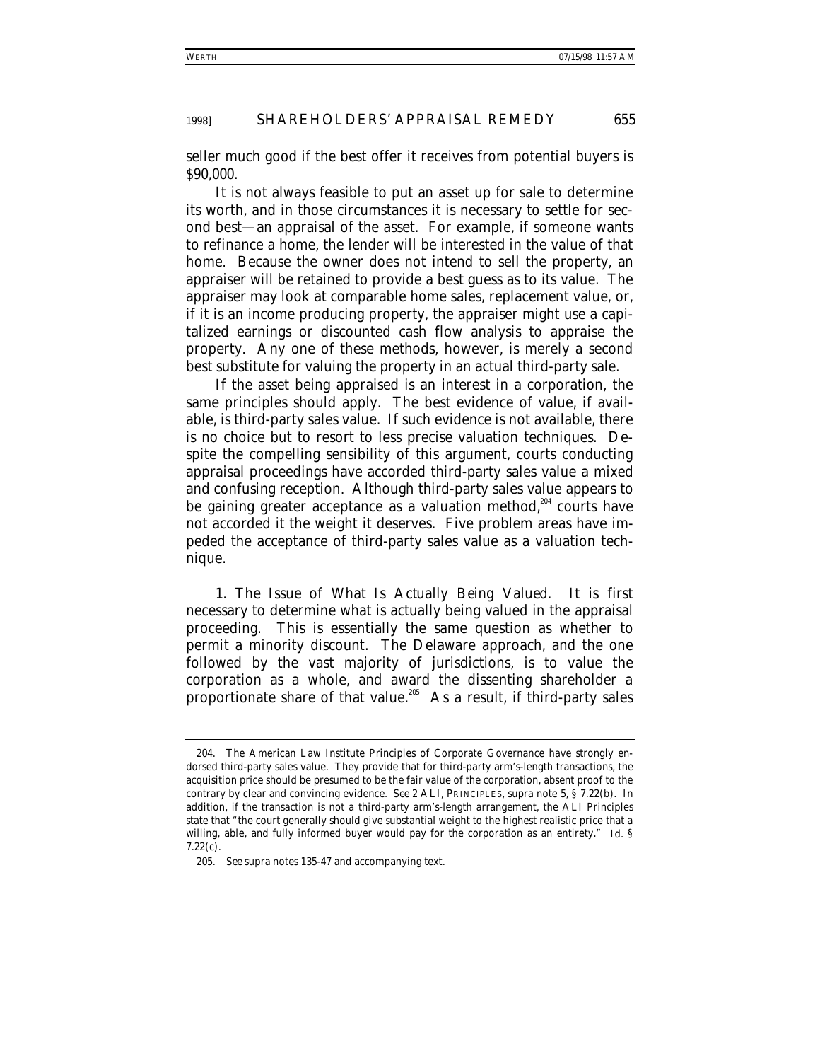seller much good if the best offer it receives from potential buyers is $90,000.

It is not always feasible to put an asset up for sale to determine its worth, and in those circumstances it is necessary to settle for second best—an appraisal of the asset. For example, if someone wants to refinance a home, the lender will be interested in the value of that home. Because the owner does not intend to sell the property, an appraiser will be retained to provide a best guess as to its value. The appraiser may look at comparable home sales, replacement value, or, if it is an income producing property, the appraiser might use a capitalized earnings or discounted cash flow analysis to appraise the property. Any one of these methods, however, is merely a second best substitute for valuing the property in an actual third-party sale.

If the asset being appraised is an interest in a corporation, the same principles should apply. The best evidence of value, if available, is third-party sales value. If such evidence is not available, there is no choice but to resort to less precise valuation techniques. Despite the compelling sensibility of this argument, courts conducting appraisal proceedings have accorded third-party sales value a mixed and confusing reception. Although third-party sales value appears to be gaining greater acceptance as a valuation method,[204] courts have not accorded it the weight it deserves. Five problem areas have impeded the acceptance of third-party sales value as a valuation technique.

*1. The Issue of What Is Actually Being Valued.* It is first necessary to determine what is actually being valued in the appraisal proceeding. This is essentially the same question as whether to permit a minority discount. The Delaware approach, and the one followed by the vast majority of jurisdictions, is to value the corporation as a whole, and award the dissenting shareholder a proportionate share of that value.[205] As a result, if third-party sales

---

204. The American Law Institute Principles of Corporate Governance have strongly endorsed third-party sales value. They provide that for third-party arm's-length transactions, the acquisition price should be presumed to be the fair value of the corporation, absent proof to the contrary by clear and convincing evidence. *See* 2 ALI, PRINCIPLES, *supra* note 5, § 7.22(b). In addition, if the transaction is not a third-party arm's-length arrangement, the ALI Principles state that "the court generally should give substantial weight to the highest realistic price that a willing, able, and fully informed buyer would pay for the corporation as an entirety." *Id.* § 7.22(c).

205. *See supra* notes 135-47 and accompanying text.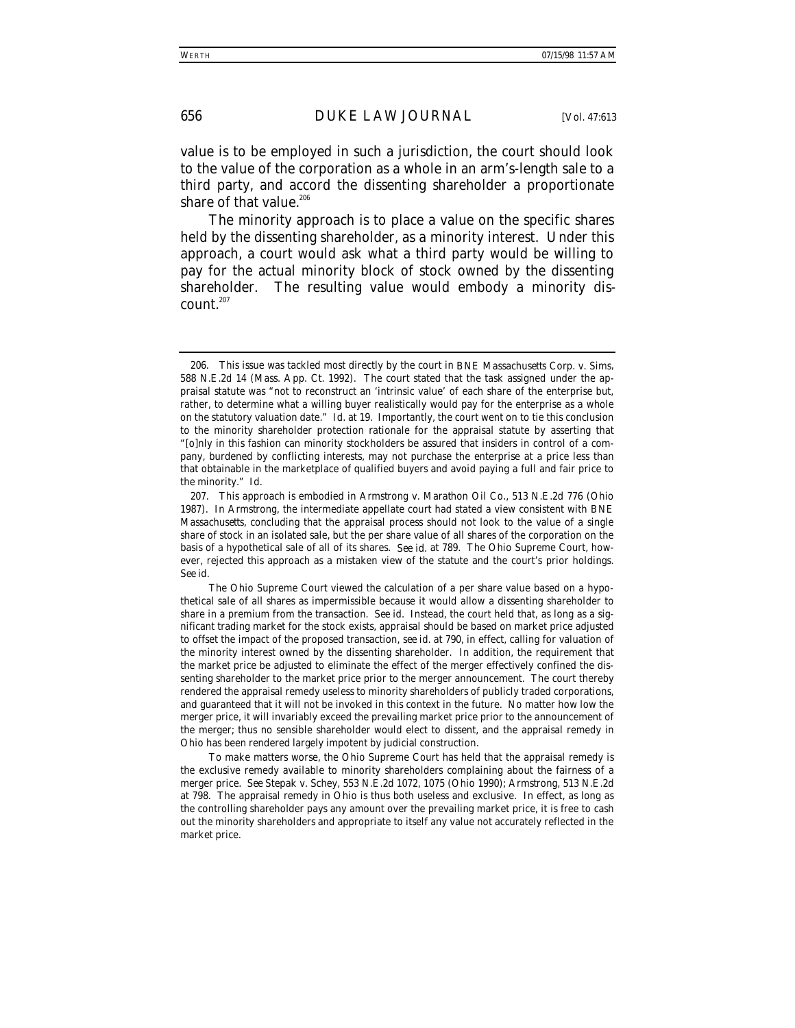value is to be employed in such a jurisdiction, the court should look to the value of the corporation as a whole in an arm's-length sale to a third party, and accord the dissenting shareholder a proportionate share of that value.[206]

The minority approach is to place a value on the specific shares held by the dissenting shareholder, as a minority interest. Under this approach, a court would ask what a third party would be willing to pay for the actual minority block of stock owned by the dissenting shareholder. The resulting value would embody a minority discount.[207]

---

206. This issue was tackled most directly by the court in *BNE Massachusetts Corp. v. Sims*, 588 N.E.2d 14 (Mass. App. Ct. 1992). The court stated that the task assigned under the appraisal statute was "not to reconstruct an 'intrinsic value' of each share of the enterprise but, rather, to determine what a willing buyer realistically would pay for the enterprise as a whole on the statutory valuation date." *Id.* at 19. Importantly, the court went on to tie this conclusion to the minority shareholder protection rationale for the appraisal statute by asserting that "[o]nly in this fashion can minority stockholders be assured that insiders in control of a company, burdened by conflicting interests, may not purchase the enterprise at a price less than that obtainable in the marketplace of qualified buyers and avoid paying a full and fair price to the minority." *Id.*

207. This approach is embodied in *Armstrong v. Marathon Oil Co.*, 513 N.E.2d 776 (Ohio 1987). In *Armstrong*, the intermediate appellate court had stated a view consistent with *BNE Massachusetts*, concluding that the appraisal process should not look to the value of a single share of stock in an isolated sale, but the per share value of all shares of the corporation on the basis of a hypothetical sale of all of its shares. *See id.* at 789. The Ohio Supreme Court, however, rejected this approach as a mistaken view of the statute and the court's prior holdings. *See id.*

The Ohio Supreme Court viewed the calculation of a per share value based on a hypothetical sale of all shares as impermissible because it would allow a dissenting shareholder to share in a premium from the transaction. *See id.* Instead, the court held that, as long as a significant trading market for the stock exists, appraisal should be based on market price adjusted to offset the impact of the proposed transaction, *see id.* at 790, in effect, calling for valuation of the minority interest owned by the dissenting shareholder. In addition, the requirement that the market price be adjusted to eliminate the effect of the merger effectively confined the dissenting shareholder to the market price prior to the merger announcement. The court thereby rendered the appraisal remedy useless to minority shareholders of publicly traded corporations, and guaranteed that it will not be invoked in this context in the future. No matter how low the merger price, it will invariably exceed the prevailing market price prior to the announcement of the merger; thus no sensible shareholder would elect to dissent, and the appraisal remedy in Ohio has been rendered largely impotent by judicial construction.

To make matters worse, the Ohio Supreme Court has held that the appraisal remedy is the exclusive remedy available to minority shareholders complaining about the fairness of a merger price. *See* Stepak v. Schey, 553 N.E.2d 1072, 1075 (Ohio 1990); *Armstrong*, 513 N.E.2d at 798. The appraisal remedy in Ohio is thus both useless and exclusive. In effect, as long as the controlling shareholder pays any amount over the prevailing market price, it is free to cash out the minority shareholders and appropriate to itself any value not accurately reflected in the market price.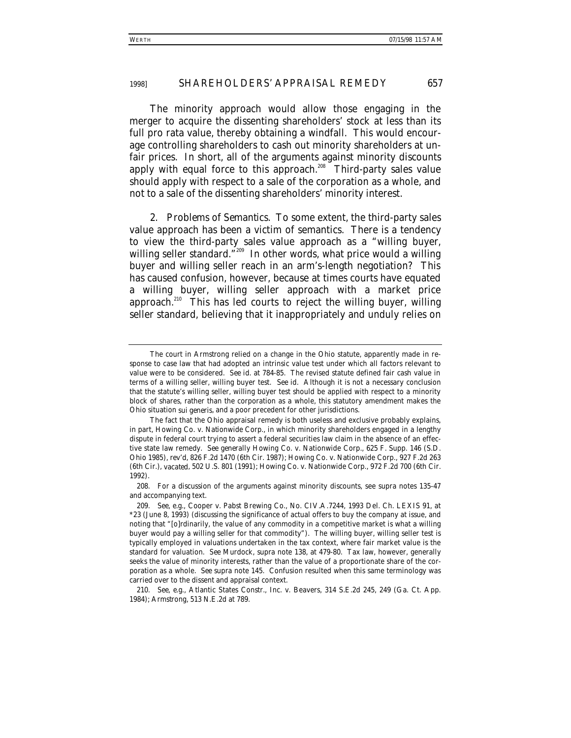The minority approach would allow those engaging in the merger to acquire the dissenting shareholders' stock at less than its full pro rata value, thereby obtaining a windfall. This would encourage controlling shareholders to cash out minority shareholders at unfair prices. In short, all of the arguments against minority discounts apply with equal force to this approach.[208] Third-party sales value should apply with respect to a sale of the corporation as a whole, and not to a sale of the dissenting shareholders' minority interest.

2. *Problems of Semantics.* To some extent, the third-party sales value approach has been a victim of semantics. There is a tendency to view the third-party sales value approach as a "willing buyer, willing seller standard."[209] In other words, what price would a willing buyer and willing seller reach in an arm's-length negotiation? This has caused confusion, however, because at times courts have equated a willing buyer, willing seller approach with a market price approach.[210] This has led courts to reject the willing buyer, willing seller standard, believing that it inappropriately and unduly relies on

---

The court in *Armstrong* relied on a change in the Ohio statute, apparently made in response to case law that had adopted an intrinsic value test under which all factors relevant to value were to be considered. *See id.* at 784-85. The revised statute defined fair cash value in terms of a willing seller, willing buyer test. *See id.* Although it is not a necessary conclusion that the statute's willing seller, willing buyer test should be applied with respect to a minority block of shares, rather than the corporation as a whole, this statutory amendment makes the Ohio situation *sui generis*, and a poor precedent for other jurisdictions.

The fact that the Ohio appraisal remedy is both useless and exclusive probably explains, in part, *Howing Co. v. Nationwide Corp.*, in which minority shareholders engaged in a lengthy dispute in federal court trying to assert a federal securities law claim in the absence of an effective state law remedy. *See generally* Howing Co. v. Nationwide Corp., 625 F. Supp. 146 (S.D. Ohio 1985), *rev'd*, 826 F.2d 1470 (6th Cir. 1987); Howing Co. v. Nationwide Corp., 927 F.2d 263 (6th Cir.), *vacated*, 502 U.S. 801 (1991); Howing Co. v. Nationwide Corp., 972 F.2d 700 (6th Cir. 1992).

208. For a discussion of the arguments against minority discounts, see *supra* notes 135-47 and accompanying text.

209. *See, e.g.*, Cooper v. Pabst Brewing Co., No. CIV.A.7244, 1993 Del. Ch. LEXIS 91, at *23 (June 8, 1993) (discussing the significance of actual offers to buy the company at issue, and noting that "[o]rdinarily, the value of any commodity in a competitive market is what a willing buyer would pay a willing seller for that commodity"). The willing buyer, willing seller test is typically employed in valuations undertaken in the tax context, where fair market value is the standard for valuation. *See* Murdock, *supra* note 138, at 479-80. Tax law, however, generally seeks the value of minority interests, rather than the value of a proportionate share of the corporation as a whole. *See supra* note 145. Confusion resulted when this same terminology was carried over to the dissent and appraisal context.

210. *See, e.g.*, Atlantic States Constr., Inc. v. Beavers, 314 S.E.2d 245, 249 (Ga. Ct. App. 1984); *Armstrong*, 513 N.E.2d at 789.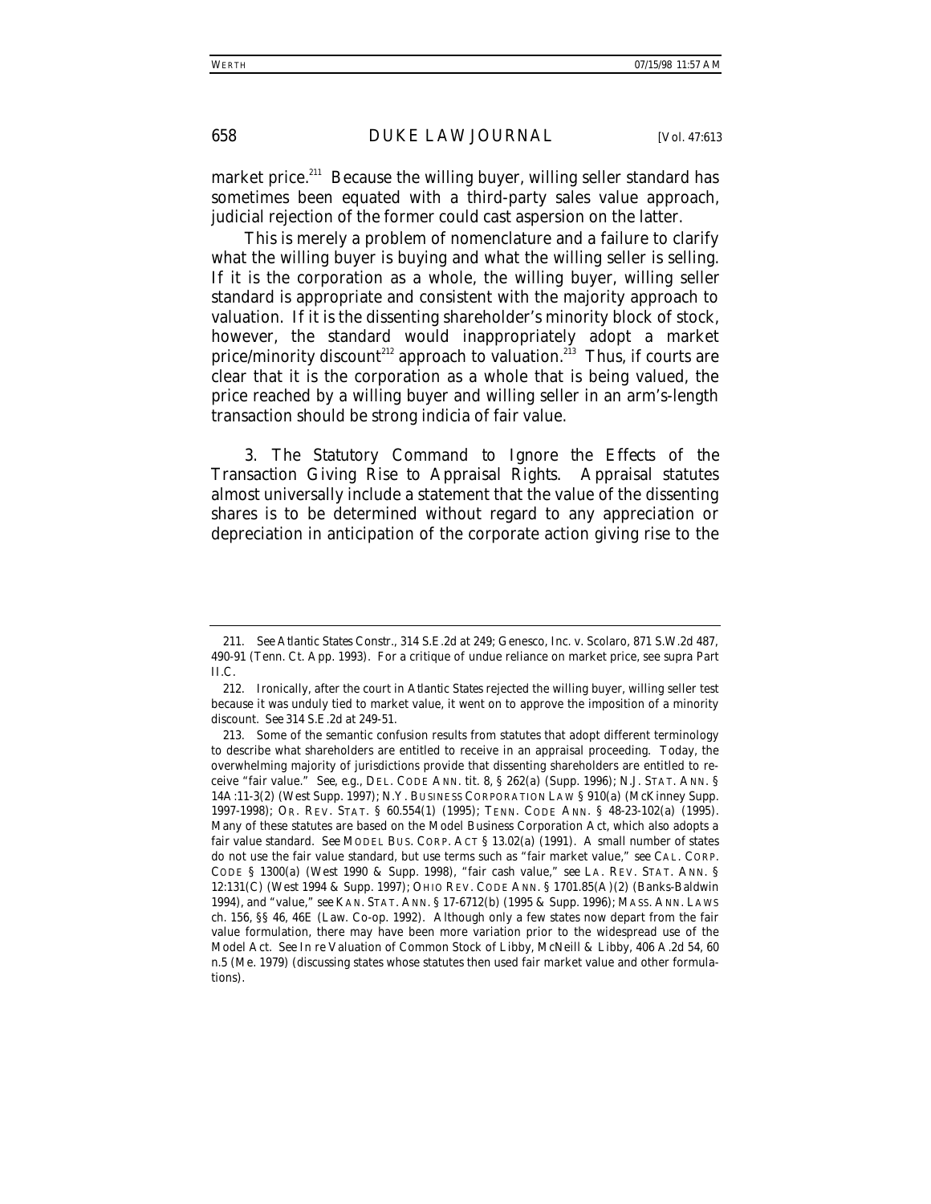market price.[211] Because the willing buyer, willing seller standard has sometimes been equated with a third-party sales value approach, judicial rejection of the former could cast aspersion on the latter.

This is merely a problem of nomenclature and a failure to clarify what the willing buyer is buying and what the willing seller is selling. If it is the corporation as a whole, the willing buyer, willing seller standard is appropriate and consistent with the majority approach to valuation. If it is the dissenting shareholder's minority block of stock, however, the standard would inappropriately adopt a market price/minority discount[212] approach to valuation.[213] Thus, if courts are clear that it is the corporation as a whole that is being valued, the price reached by a willing buyer and willing seller in an arm's-length transaction should be strong indicia of fair value.

*3. The Statutory Command to Ignore the Effects of the Transaction Giving Rise to Appraisal Rights.* Appraisal statutes almost universally include a statement that the value of the dissenting shares is to be determined without regard to any appreciation or depreciation in anticipation of the corporate action giving rise to the

---

211. *See Atlantic States Constr.*, 314 S.E.2d at 249; Genesco, Inc. v. Scolaro, 871 S.W.2d 487, 490-91 (Tenn. Ct. App. 1993). For a critique of undue reliance on market price, see *supra* Part II.C.

212. Ironically, after the court in *Atlantic States* rejected the willing buyer, willing seller test because it was unduly tied to market value, it went on to approve the imposition of a minority discount. *See* 314 S.E.2d at 249-51.

213. Some of the semantic confusion results from statutes that adopt different terminology to describe what shareholders are entitled to receive in an appraisal proceeding. Today, the overwhelming majority of jurisdictions provide that dissenting shareholders are entitled to receive "fair value." *See, e.g.*, DEL. CODE ANN. tit. 8, § 262(a) (Supp. 1996); N.J. STAT. ANN. § 14A:11-3(2) (West Supp. 1997); N.Y. BUSINESS CORPORATION LAW § 910(a) (McKinney Supp. 1997-1998); OR. REV. STAT. § 60.554(1) (1995); TENN. CODE ANN. § 48-23-102(a) (1995). Many of these statutes are based on the Model Business Corporation Act, which also adopts a fair value standard. *See* MODEL BUS. CORP. ACT § 13.02(a) (1991). A small number of states do not use the fair value standard, but use terms such as "fair market value," *see* CAL. CORP. CODE § 1300(a) (West 1990 & Supp. 1998), "fair cash value," *see* LA. REV. STAT. ANN. § 12:131(C) (West 1994 & Supp. 1997); OHIO REV. CODE ANN. § 1701.85(A)(2) (Banks-Baldwin 1994), and "value," *see* KAN. STAT. ANN. § 17-6712(b) (1995 & Supp. 1996); MASS. ANN. LAWS ch. 156, §§ 46, 46E (Law. Co-op. 1992). Although only a few states now depart from the fair value formulation, there may have been more variation prior to the widespread use of the Model Act. *See* In re Valuation of Common Stock of Libby, McNeill & Libby, 406 A.2d 54, 60 n.5 (Me. 1979) (discussing states whose statutes then used fair market value and other formulations).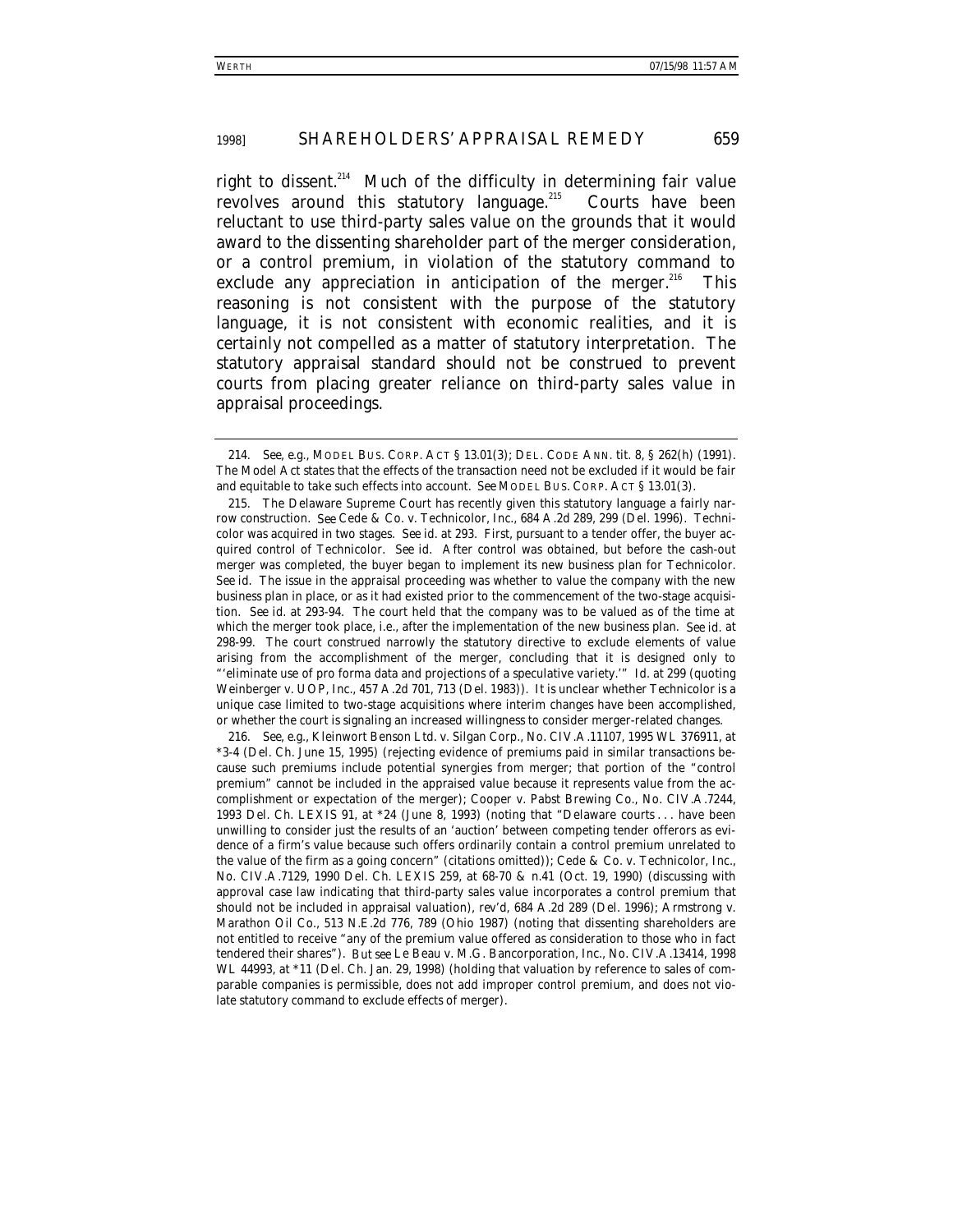right to dissent.[214] Much of the difficulty in determining fair value revolves around this statutory language.[215] Courts have been reluctant to use third-party sales value on the grounds that it would award to the dissenting shareholder part of the merger consideration, or a control premium, in violation of the statutory command to exclude any appreciation in anticipation of the merger.[216] This reasoning is not consistent with the purpose of the statutory language, it is not consistent with economic realities, and it is certainly not compelled as a matter of statutory interpretation. The statutory appraisal standard should not be construed to prevent courts from placing greater reliance on third-party sales value in appraisal proceedings.

---

214. *See, e.g.*, MODEL BUS. CORP. ACT § 13.01(3); DEL. CODE ANN. tit. 8, § 262(h) (1991). The Model Act states that the effects of the transaction need not be excluded if it would be fair and equitable to take such effects into account. *See* MODEL BUS. CORP. ACT § 13.01(3).

215. The Delaware Supreme Court has recently given this statutory language a fairly narrow construction. *See* Cede & Co. v. Technicolor, Inc., 684 A.2d 289, 299 (Del. 1996). Technicolor was acquired in two stages. *See id.* at 293. First, pursuant to a tender offer, the buyer acquired control of Technicolor. *See id.* After control was obtained, but before the cash-out merger was completed, the buyer began to implement its new business plan for Technicolor. *See id.* The issue in the appraisal proceeding was whether to value the company with the new business plan in place, or as it had existed prior to the commencement of the two-stage acquisition. *See id.* at 293-94. The court held that the company was to be valued as of the time at which the merger took place, i.e., after the implementation of the new business plan. *See id.* at 298-99. The court construed narrowly the statutory directive to exclude elements of value arising from the accomplishment of the merger, concluding that it is designed only to "'eliminate use of pro forma data and projections of a speculative variety.'" *Id.* at 299 (quoting Weinberger v. UOP, Inc., 457 A.2d 701, 713 (Del. 1983)). It is unclear whether *Technicolor* is a unique case limited to two-stage acquisitions where interim changes have been accomplished, or whether the court is signaling an increased willingness to consider merger-related changes.

216. *See, e.g.*, Kleinwort Benson Ltd. v. Silgan Corp., No. CIV.A.11107, 1995 WL 376911, at *3-4 (Del. Ch. June 15, 1995) (rejecting evidence of premiums paid in similar transactions because such premiums include potential synergies from merger; that portion of the "control premium" cannot be included in the appraised value because it represents value from the accomplishment or expectation of the merger); Cooper v. Pabst Brewing Co., No. CIV.A.7244, 1993 Del. Ch. LEXIS 91, at *24 (June 8, 1993) (noting that "Delaware courts . . . have been unwilling to consider just the results of an 'auction' between competing tender offerors as evidence of a firm's value because such offers ordinarily contain a control premium unrelated to the value of the firm as a going concern" (citations omitted)); Cede & Co. v. Technicolor, Inc., No. CIV.A.7129, 1990 Del. Ch. LEXIS 259, at 68-70 & n.41 (Oct. 19, 1990) (discussing with approval case law indicating that third-party sales value incorporates a control premium that should not be included in appraisal valuation), *rev'd*, 684 A.2d 289 (Del. 1996); Armstrong v. Marathon Oil Co., 513 N.E.2d 776, 789 (Ohio 1987) (noting that dissenting shareholders are not entitled to receive "any of the premium value offered as consideration to those who in fact tendered their shares"). *But see* Le Beau v. M.G. Bancorporation, Inc., No. CIV.A.13414, 1998 WL 44993, at *11 (Del. Ch. Jan. 29, 1998) (holding that valuation by reference to sales of comparable companies is permissible, does not add improper control premium, and does not violate statutory command to exclude effects of merger).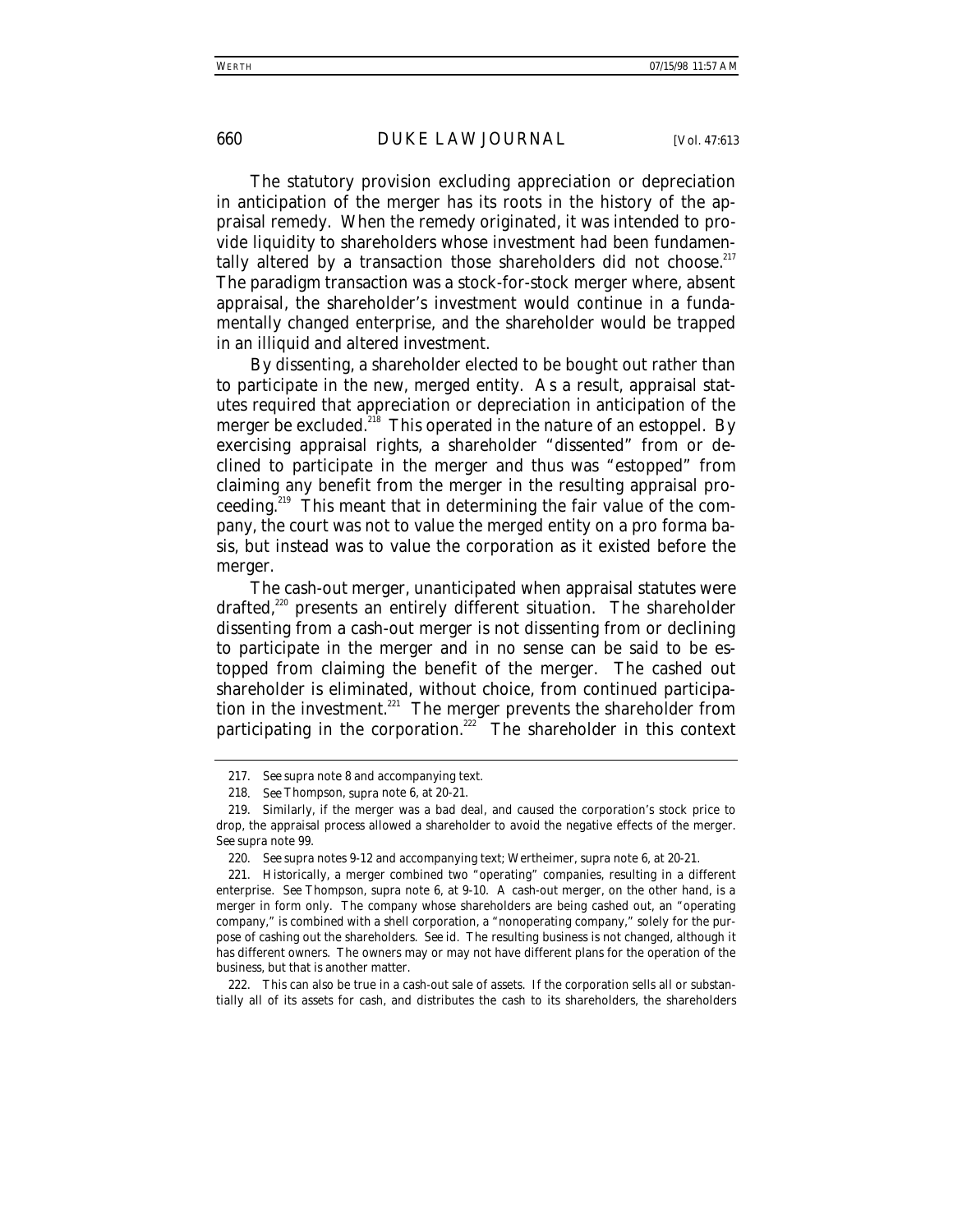The statutory provision excluding appreciation or depreciation in anticipation of the merger has its roots in the history of the appraisal remedy. When the remedy originated, it was intended to provide liquidity to shareholders whose investment had been fundamentally altered by a transaction those shareholders did not choose.[217] The paradigm transaction was a stock-for-stock merger where, absent appraisal, the shareholder's investment would continue in a fundamentally changed enterprise, and the shareholder would be trapped in an illiquid and altered investment.

By dissenting, a shareholder elected to be bought out rather than to participate in the new, merged entity. As a result, appraisal statutes required that appreciation or depreciation in anticipation of the merger be excluded.[218] This operated in the nature of an estoppel. By exercising appraisal rights, a shareholder "dissented" from or declined to participate in the merger and thus was "estopped" from claiming any benefit from the merger in the resulting appraisal proceeding.[219] This meant that in determining the fair value of the company, the court was not to value the merged entity on a pro forma basis, but instead was to value the corporation as it existed before the merger.

The cash-out merger, unanticipated when appraisal statutes were drafted,[220] presents an entirely different situation. The shareholder dissenting from a cash-out merger is not dissenting from or declining to participate in the merger and in no sense can be said to be estopped from claiming the benefit of the merger. The cashed out shareholder is eliminated, without choice, from continued participation in the investment.[221] The merger prevents the shareholder from participating in the corporation.[222] The shareholder in this context

---

217. *See supra* note 8 and accompanying text.

218. *See* Thompson, *supra* note 6, at 20-21.

219. Similarly, if the merger was a bad deal, and caused the corporation's stock price to drop, the appraisal process allowed a shareholder to avoid the negative effects of the merger. *See supra* note 99.

220. *See supra* notes 9-12 and accompanying text; Wertheimer, *supra* note 6, at 20-21.

221. Historically, a merger combined two "operating" companies, resulting in a different enterprise. *See* Thompson, *supra* note 6, at 9-10. A cash-out merger, on the other hand, is a merger in form only. The company whose shareholders are being cashed out, an "operating company," is combined with a shell corporation, a "nonoperating company," solely for the purpose of cashing out the shareholders. *See id.* The resulting business is not changed, although it has different owners. The owners may or may not have different plans for the operation of the business, but that is another matter.

222. This can also be true in a cash-out sale of assets. If the corporation sells all or substantially all of its assets for cash, and distributes the cash to its shareholders, the shareholders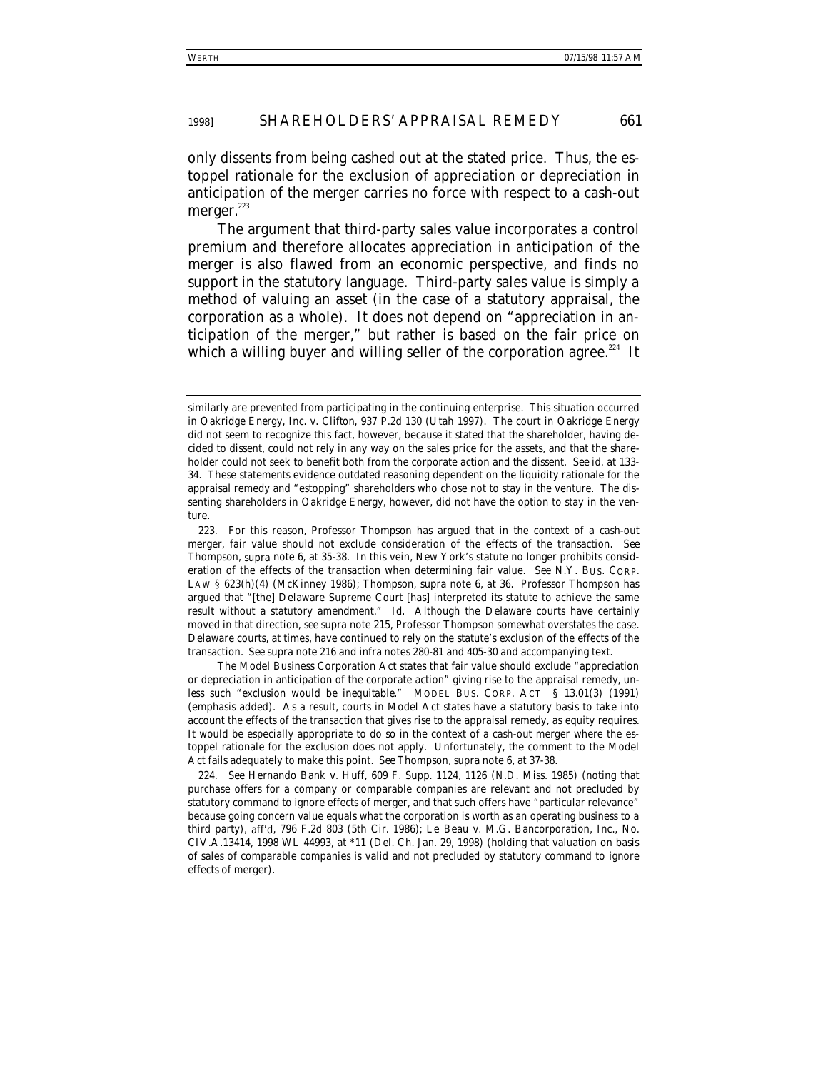only dissents from being cashed out at the stated price. Thus, the estoppel rationale for the exclusion of appreciation or depreciation in anticipation of the merger carries no force with respect to a cash-out merger.[223]

The argument that third-party sales value incorporates a control premium and therefore allocates appreciation in anticipation of the merger is also flawed from an economic perspective, and finds no support in the statutory language. Third-party sales value is simply a method of valuing an asset (in the case of a statutory appraisal, the corporation as a whole). It does not depend on "appreciation in anticipation of the merger," but rather is based on the fair price on which a willing buyer and willing seller of the corporation agree.[224] It

---

similarly are prevented from participating in the continuing enterprise. This situation occurred in Oakridge Energy, Inc. v. Clifton, 937 P.2d 130 (Utah 1997). The court in *Oakridge Energy* did not seem to recognize this fact, however, because it stated that the shareholder, having decided to dissent, could not rely in any way on the sales price for the assets, and that the shareholder could not seek to benefit both from the corporate action and the dissent. *See id.* at 133-34. These statements evidence outdated reasoning dependent on the liquidity rationale for the appraisal remedy and "estopping" shareholders who chose not to stay in the venture. The dissenting shareholders in *Oakridge Energy*, however, did not have the option to stay in the venture.

223. For this reason, Professor Thompson has argued that in the context of a cash-out merger, fair value should not exclude consideration of the effects of the transaction. *See* Thompson, *supra* note 6, at 35-38. In this vein, New York's statute no longer prohibits consideration of the effects of the transaction when determining fair value. *See* N.Y. BUS. CORP. LAW § 623(h)(4) (McKinney 1986); Thompson, *supra* note 6, at 36. Professor Thompson has argued that "[the] Delaware Supreme Court [has] interpreted its statute to achieve the same result without a statutory amendment." *Id.* Although the Delaware courts have certainly moved in that direction, *see supra* note 215, Professor Thompson somewhat overstates the case. Delaware courts, at times, have continued to rely on the statute's exclusion of the effects of the transaction. *See supra* note 216 and *infra* notes 280-81 and 405-30 and accompanying text.

The Model Business Corporation Act states that fair value should exclude "appreciation or depreciation in anticipation of the corporate action" giving rise to the appraisal remedy, unless such "exclusion would be *inequitable*." MODEL BUS. CORP. ACT § 13.01(3) (1991) (emphasis added). As a result, courts in Model Act states have a statutory basis to take into account the effects of the transaction that gives rise to the appraisal remedy, as equity requires. It would be especially appropriate to do so in the context of a cash-out merger where the estoppel rationale for the exclusion does not apply. Unfortunately, the comment to the Model Act fails adequately to make this point. *See* Thompson, *supra* note 6, at 37-38.

224. *See* Hernando Bank v. Huff, 609 F. Supp. 1124, 1126 (N.D. Miss. 1985) (noting that purchase offers for a company or comparable companies are relevant and not precluded by statutory command to ignore effects of merger, and that such offers have "particular relevance" because going concern value equals what the corporation is worth as an operating business to a third party), *aff'd*, 796 F.2d 803 (5th Cir. 1986); Le Beau v. M.G. Bancorporation, Inc., No. CIV.A.13414, 1998 WL 44993, at *11 (Del. Ch. Jan. 29, 1998) (holding that valuation on basis of sales of comparable companies is valid and not precluded by statutory command to ignore effects of merger).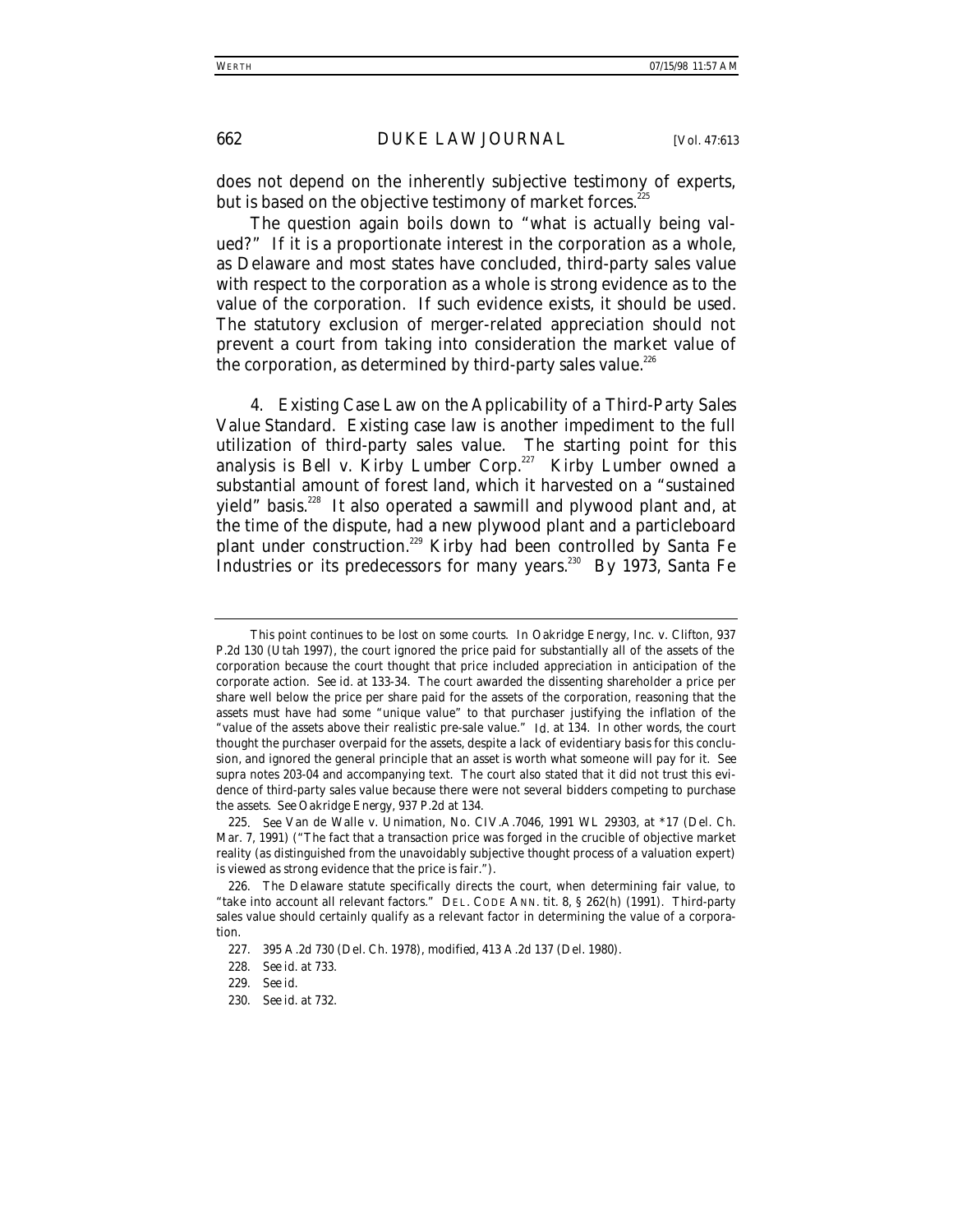does not depend on the inherently subjective testimony of experts, but is based on the objective testimony of market forces.[225]

The question again boils down to "what is actually being valued?" If it is a proportionate interest in the corporation as a whole, as Delaware and most states have concluded, third-party sales value with respect to the corporation as a whole is strong evidence as to the value of the corporation. If such evidence exists, it should be used. The statutory exclusion of merger-related appreciation should not prevent a court from taking into consideration the market value of the corporation, as determined by third-party sales value.[226]

4. *Existing Case Law on the Applicability of a Third-Party Sales Value Standard.* Existing case law is another impediment to the full utilization of third-party sales value. The starting point for this analysis is *Bell v. Kirby Lumber Corp.*[227] Kirby Lumber owned a substantial amount of forest land, which it harvested on a "sustained yield" basis.[228] It also operated a sawmill and plywood plant and, at the time of the dispute, had a new plywood plant and a particleboard plant under construction.[229] Kirby had been controlled by Santa Fe Industries or its predecessors for many years.[230] By 1973, Santa Fe

---

This point continues to be lost on some courts. In *Oakridge Energy, Inc. v. Clifton*, 937 P.2d 130 (Utah 1997), the court ignored the price paid for substantially all of the assets of the corporation because the court thought that price included appreciation in anticipation of the corporate action. *See id.* at 133-34. The court awarded the dissenting shareholder a price per share well below the price per share paid for the assets of the corporation, reasoning that the assets must have had some "unique value" to that purchaser justifying the inflation of the "value of the assets above their realistic pre-sale value." *Id.* at 134. In other words, the court thought the purchaser overpaid for the assets, despite a lack of evidentiary basis for this conclusion, and ignored the general principle that an asset is worth what someone will pay for it. *See supra* notes 203-04 and accompanying text. The court also stated that it did not trust this evidence of third-party sales value because there were not several bidders competing to purchase the assets. *See Oakridge Energy*, 937 P.2d at 134.

225. *See* Van de Walle v. Unimation, No. CIV.A.7046, 1991 WL 29303, at *17 (Del. Ch. Mar. 7, 1991) ("The fact that a transaction price was forged in the crucible of objective market reality (as distinguished from the unavoidably subjective thought process of a valuation expert) is viewed as strong evidence that the price is fair.").

226. The Delaware statute specifically directs the court, when determining fair value, to "take into account all relevant factors." DEL. CODE ANN. tit. 8, § 262(h) (1991). Third-party sales value should certainly qualify as a relevant factor in determining the value of a corporation.

227. 395 A.2d 730 (Del. Ch. 1978), *modified*, 413 A.2d 137 (Del. 1980).

228. *See id.* at 733.

229. *See id.*

230. *See id.* at 732.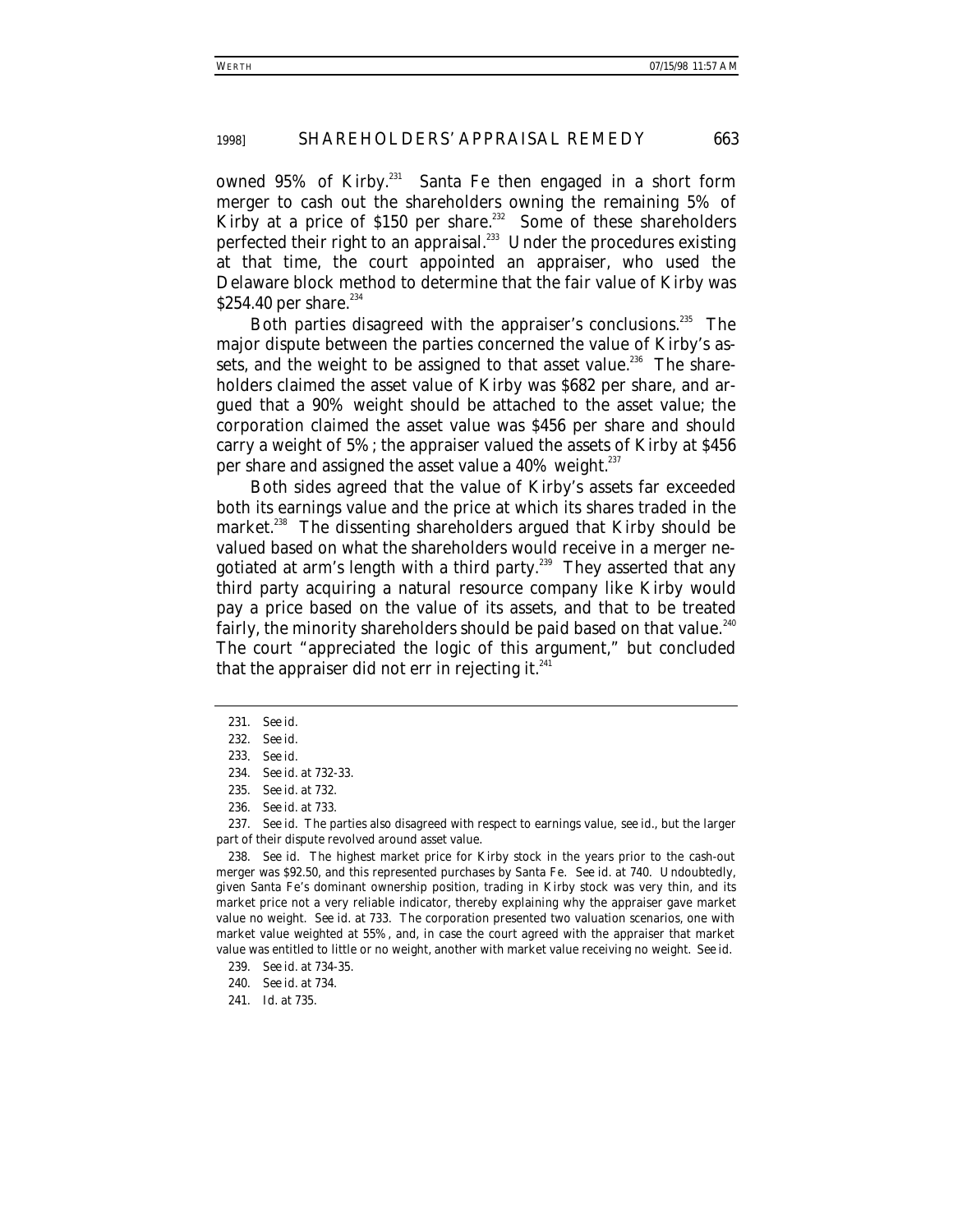owned 95% of Kirby.[231] Santa Fe then engaged in a short form merger to cash out the shareholders owning the remaining 5% of Kirby at a price of $150 per share.[232] Some of these shareholders perfected their right to an appraisal.[233] Under the procedures existing at that time, the court appointed an appraiser, who used the Delaware block method to determine that the fair value of Kirby was $254.40 per share.[234]

Both parties disagreed with the appraiser's conclusions.[235] The major dispute between the parties concerned the value of Kirby's assets, and the weight to be assigned to that asset value.[236] The shareholders claimed the asset value of Kirby was $682 per share, and argued that a 90% weight should be attached to the asset value; the corporation claimed the asset value was $456 per share and should carry a weight of 5%; the appraiser valued the assets of Kirby at $456 per share and assigned the asset value a 40% weight.[237]

Both sides agreed that the value of Kirby's assets far exceeded both its earnings value and the price at which its shares traded in the market.[238] The dissenting shareholders argued that Kirby should be valued based on what the shareholders would receive in a merger negotiated at arm's length with a third party.[239] They asserted that any third party acquiring a natural resource company like Kirby would pay a price based on the value of its assets, and that to be treated fairly, the minority shareholders should be paid based on that value.[240] The court "appreciated the logic of this argument," but concluded that the appraiser did not err in rejecting it.[241]

---

231. *See id.*

232. *See id.*

233. *See id.*

234. *See id.* at 732-33.

235. *See id.* at 732.

236. *See id.* at 733.

237. *See id.* The parties also disagreed with respect to earnings value, *see id.*, but the larger part of their dispute revolved around asset value.

238. *See id.* The highest market price for Kirby stock in the years prior to the cash-out merger was $92.50, and this represented purchases by Santa Fe. *See id.* at 740. Undoubtedly, given Santa Fe's dominant ownership position, trading in Kirby stock was very thin, and its market price not a very reliable indicator, thereby explaining why the appraiser gave market value no weight. *See id.* at 733. The corporation presented two valuation scenarios, one with market value weighted at 55%, and, in case the court agreed with the appraiser that market value was entitled to little or no weight, another with market value receiving no weight. *See id.*

239. *See id.* at 734-35.

240. *See id.* at 734.

241. *Id.* at 735.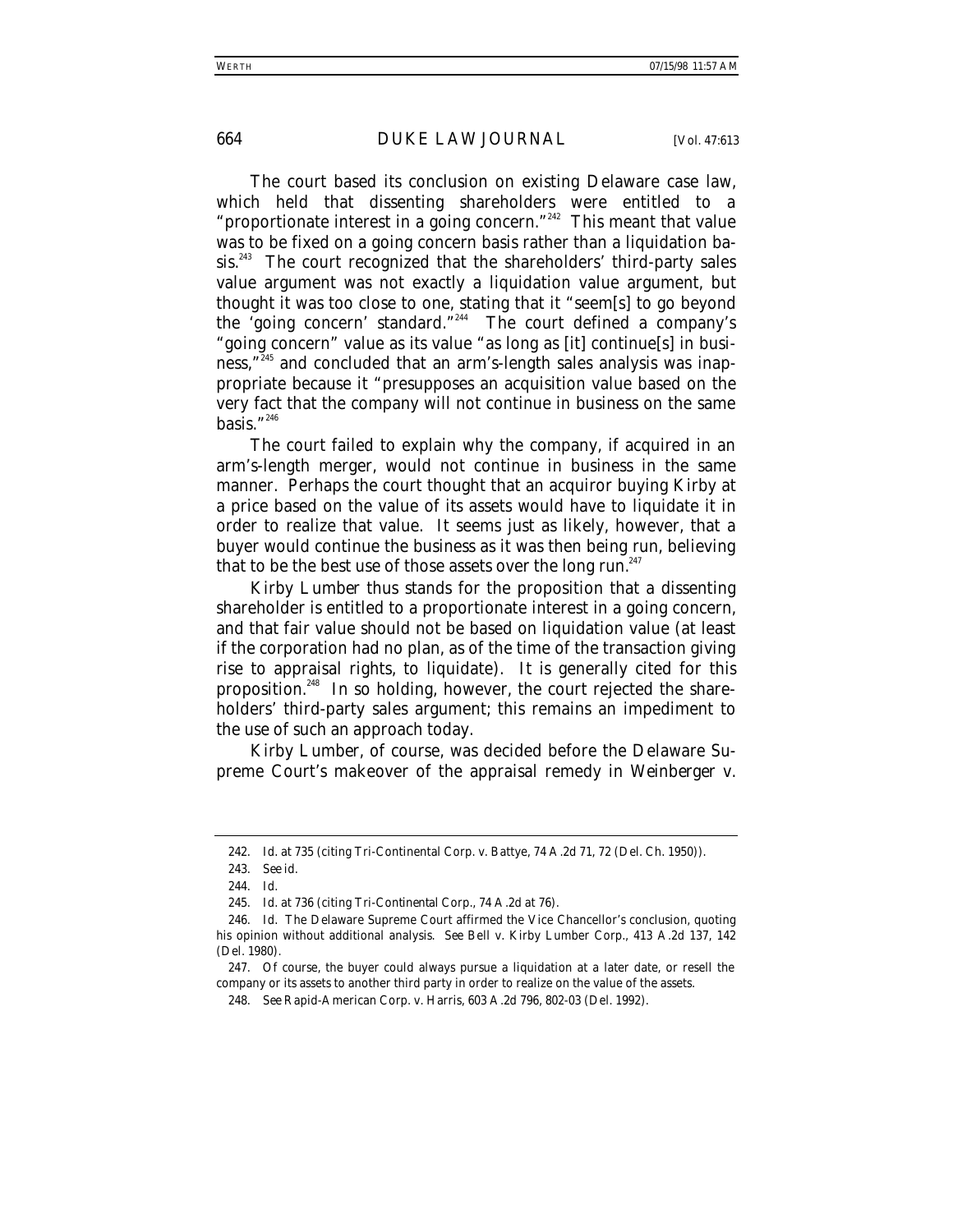The court based its conclusion on existing Delaware case law, which held that dissenting shareholders were entitled to a "proportionate interest in a going concern."[242] This meant that value was to be fixed on a going concern basis rather than a liquidation basis.[243] The court recognized that the shareholders' third-party sales value argument was not exactly a liquidation value argument, but thought it was too close to one, stating that it "seem[s] to go beyond the 'going concern' standard."[244] The court defined a company's "going concern" value as its value "as long as [it] continue[s] in business,"[245] and concluded that an arm's-length sales analysis was inappropriate because it "presupposes an acquisition value based on the very fact that the company will not continue in business on the same basis."[246]

The court failed to explain why the company, if acquired in an arm's-length merger, would not continue in business in the same manner. Perhaps the court thought that an acquiror buying Kirby at a price based on the value of its assets would have to liquidate it in order to realize that value. It seems just as likely, however, that a buyer would continue the business as it was then being run, believing that to be the best use of those assets over the long run.[247]

*Kirby Lumber* thus stands for the proposition that a dissenting shareholder is entitled to a proportionate interest in a going concern, and that fair value should not be based on liquidation value (at least if the corporation had no plan, as of the time of the transaction giving rise to appraisal rights, to liquidate). It is generally cited for this proposition.[248] In so holding, however, the court rejected the shareholders' third-party sales argument; this remains an impediment to the use of such an approach today.

*Kirby Lumber*, of course, was decided before the Delaware Supreme Court's makeover of the appraisal remedy in *Weinberger v.*

---

242. *Id.* at 735 (citing Tri-Continental Corp. v. Battye, 74 A.2d 71, 72 (Del. Ch. 1950)).

243. *See id.*

244. *Id.*

245. *Id.* at 736 (citing *Tri-Continental Corp.*, 74 A.2d at 76).

246. *Id.* The Delaware Supreme Court affirmed the Vice Chancellor's conclusion, quoting his opinion without additional analysis. *See* Bell v. Kirby Lumber Corp., 413 A.2d 137, 142 (Del. 1980).

247. Of course, the buyer could always pursue a liquidation at a later date, or resell the company or its assets to another third party in order to realize on the value of the assets.

248. *See* Rapid-American Corp. v. Harris, 603 A.2d 796, 802-03 (Del. 1992).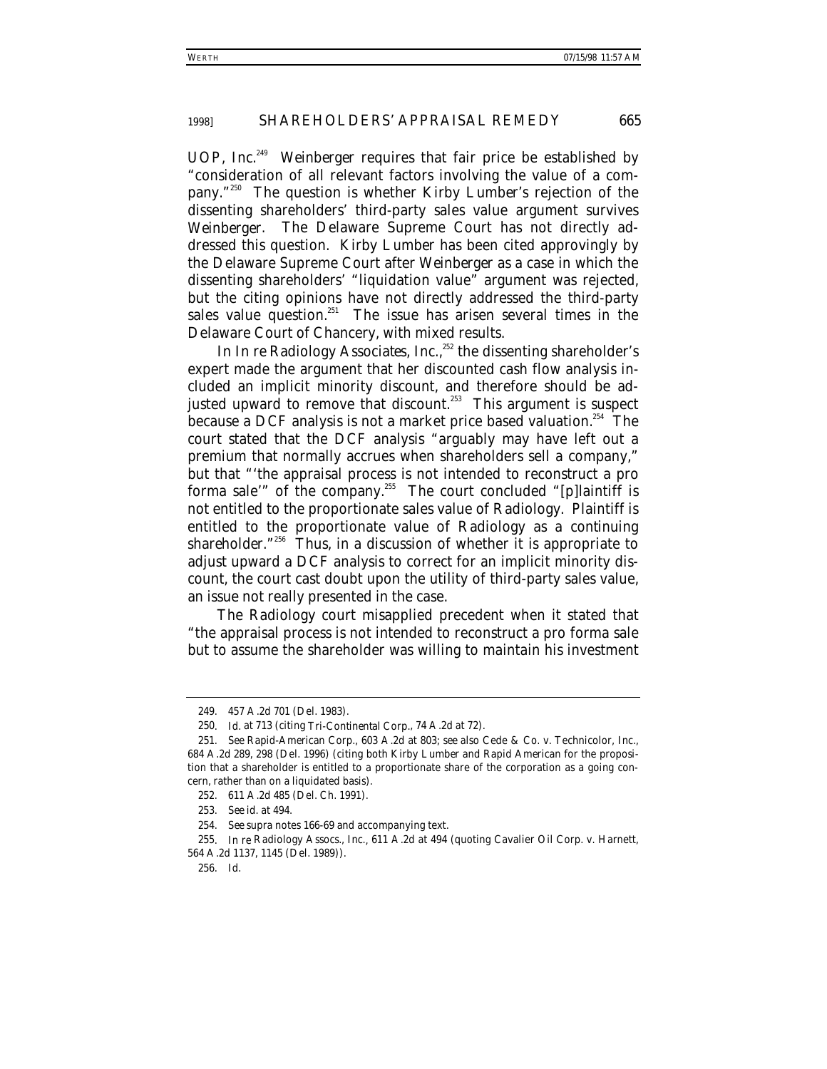*UOP, Inc.*[249] *Weinberger* requires that fair price be established by "consideration of all relevant factors involving the value of a company."[250] The question is whether *Kirby Lumber*'s rejection of the dissenting shareholders' third-party sales value argument survives *Weinberger*. The Delaware Supreme Court has not directly addressed this question. *Kirby Lumber* has been cited approvingly by the Delaware Supreme Court after *Weinberger* as a case in which the dissenting shareholders' "liquidation value" argument was rejected, but the citing opinions have not directly addressed the third-party sales value question.[251] The issue has arisen several times in the Delaware Court of Chancery, with mixed results.

In *In re Radiology Associates, Inc.*,[252] the dissenting shareholder's expert made the argument that her discounted cash flow analysis included an implicit minority discount, and therefore should be adjusted upward to remove that discount.[253] This argument is suspect because a DCF analysis is not a market price based valuation.[254] The court stated that the DCF analysis "arguably may have left out a premium that normally accrues when shareholders sell a company," but that "'the appraisal process is not intended to reconstruct a pro forma sale'" of the company.[255] The court concluded "[p]laintiff is not entitled to the proportionate sales value of Radiology. Plaintiff is entitled to the proportionate value of Radiology as a continuing shareholder."[256] Thus, in a discussion of whether it is appropriate to adjust upward a DCF analysis to correct for an implicit minority discount, the court cast doubt upon the utility of third-party sales value, an issue not really presented in the case.

The *Radiology* court misapplied precedent when it stated that "the appraisal process is not intended to reconstruct a pro forma sale but to assume the shareholder was willing to maintain his investment

---

249. 457 A.2d 701 (Del. 1983).

250. *Id.* at 713 (citing *Tri-Continental Corp.*, 74 A.2d at 72).

251. *See Rapid-American Corp.*, 603 A.2d at 803; *see also* Cede & Co. v. Technicolor, Inc., 684 A.2d 289, 298 (Del. 1996) (citing both *Kirby Lumber* and *Rapid American* for the proposition that a shareholder is entitled to a proportionate share of the corporation as a going concern, rather than on a liquidated basis).

252. 611 A.2d 485 (Del. Ch. 1991).

253. *See id.* at 494.

254. *See supra* notes 166-69 and accompanying text.

255. *In re* Radiology Assocs., Inc., 611 A.2d at 494 (quoting Cavalier Oil Corp. v. Harnett, 564 A.2d 1137, 1145 (Del. 1989)).

256. *Id.*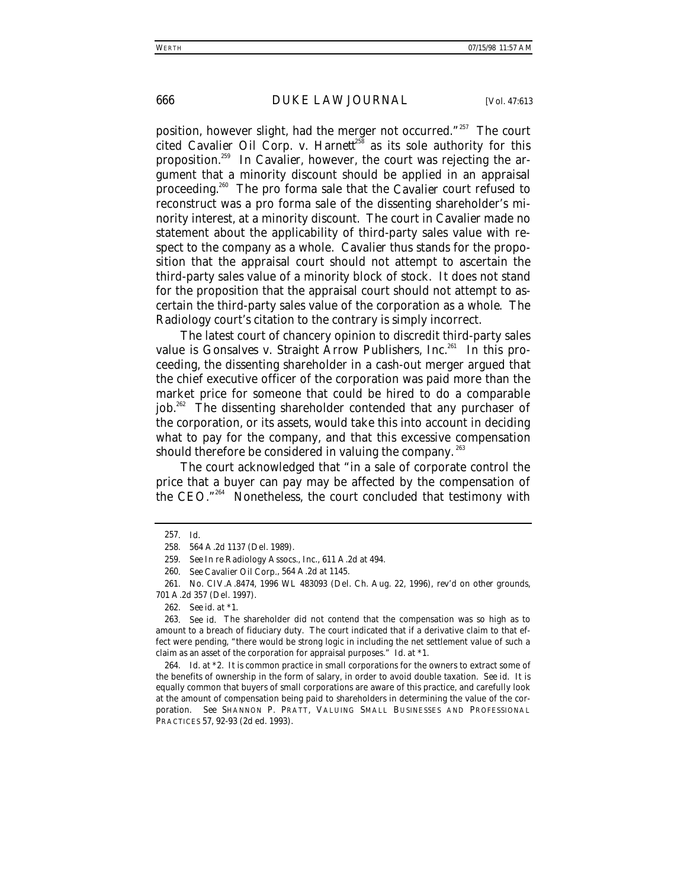position, however slight, had the merger not occurred."[257] The court cited *Cavalier Oil Corp. v. Harnett*[258] as its sole authority for this proposition.[259] In *Cavalier*, however, the court was rejecting the argument that a minority discount should be applied in an appraisal proceeding.[260] The pro forma sale that the *Cavalier* court refused to reconstruct was a pro forma sale of the dissenting shareholder's minority interest, at a minority discount. The court in *Cavalier* made no statement about the applicability of third-party sales value with respect to the company as a whole. *Cavalier* thus stands for the proposition that the appraisal court should not attempt to ascertain the third-party sales value of a minority block of stock. It does not stand for the proposition that the appraisal court should not attempt to ascertain the third-party sales value of the corporation as a whole. The *Radiology* court's citation to the contrary is simply incorrect.

The latest court of chancery opinion to discredit third-party sales value is *Gonsalves v. Straight Arrow Publishers, Inc.*[261] In this proceeding, the dissenting shareholder in a cash-out merger argued that the chief executive officer of the corporation was paid more than the market price for someone that could be hired to do a comparable job.[262] The dissenting shareholder contended that any purchaser of the corporation, or its assets, would take this into account in deciding what to pay for the company, and that this excessive compensation should therefore be considered in valuing the company.[263]

The court acknowledged that "in a sale of corporate control the price that a buyer can pay may be affected by the compensation of the CEO."[264] Nonetheless, the court concluded that testimony with

---

257. *Id.*

258. 564 A.2d 1137 (Del. 1989).

259. *See In re* Radiology Assocs., Inc., 611 A.2d at 494.

260. *See Cavalier Oil Corp.*, 564 A.2d at 1145.

261. No. CIV.A.8474, 1996 WL 483093 (Del. Ch. Aug. 22, 1996), *rev'd on other grounds*, 701 A.2d 357 (Del. 1997).

262. *See id.* at *1.

263. *See id.* The shareholder did not contend that the compensation was so high as to amount to a breach of fiduciary duty. The court indicated that if a derivative claim to that effect were pending, "there would be strong logic in including the net settlement value of such a claim as an asset of the corporation for appraisal purposes." *Id.* at *1.

264. *Id.* at *2. It is common practice in small corporations for the owners to extract some of the benefits of ownership in the form of salary, in order to avoid double taxation. *See id.* It is equally common that buyers of small corporations are aware of this practice, and carefully look at the amount of compensation being paid to shareholders in determining the value of the corporation. *See* SHANNON P. PRATT, VALUING SMALL BUSINESSES AND PROFESSIONAL PRACTICES 57, 92-93 (2d ed. 1993).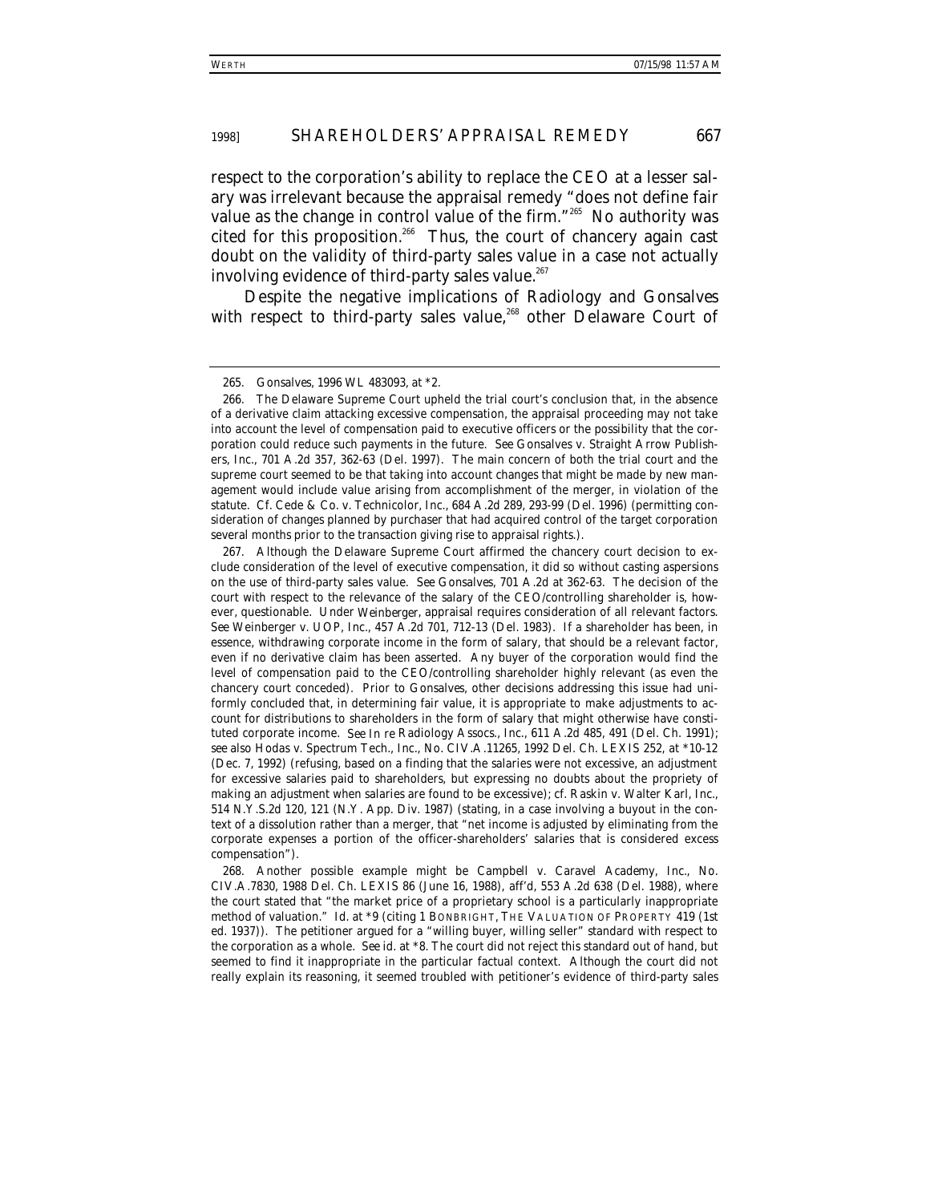respect to the corporation's ability to replace the CEO at a lesser salary was irrelevant because the appraisal remedy "does not define fair value as the change in control value of the firm."[265] No authority was cited for this proposition.[266] Thus, the court of chancery again cast doubt on the validity of third-party sales value in a case not actually involving evidence of third-party sales value.[267]

Despite the negative implications of *Radiology* and *Gonsalves* with respect to third-party sales value,[268] other Delaware Court of

---

265. *Gonsalves*, 1996 WL 483093, at *2.

266. The Delaware Supreme Court upheld the trial court's conclusion that, in the absence of a derivative claim attacking excessive compensation, the appraisal proceeding may not take into account the level of compensation paid to executive officers or the possibility that the corporation could reduce such payments in the future. *See* Gonsalves v. Straight Arrow Publishers, Inc., 701 A.2d 357, 362-63 (Del. 1997). The main concern of both the trial court and the supreme court seemed to be that taking into account changes that might be made by new management would include value arising from accomplishment of the merger, in violation of the statute. *Cf.* Cede & Co. v. Technicolor, Inc., 684 A.2d 289, 293-99 (Del. 1996) (permitting consideration of changes planned by purchaser that had acquired control of the target corporation several months prior to the transaction giving rise to appraisal rights.).

267. Although the Delaware Supreme Court affirmed the chancery court decision to exclude consideration of the level of executive compensation, it did so without casting aspersions on the use of third-party sales value. *See Gonsalves*, 701 A.2d at 362-63. The decision of the court with respect to the relevance of the salary of the CEO/controlling shareholder is, however, questionable. Under *Weinberger*, appraisal requires consideration of all relevant factors. *See* Weinberger v. UOP, Inc., 457 A.2d 701, 712-13 (Del. 1983). If a shareholder has been, in essence, withdrawing corporate income in the form of salary, that should be a relevant factor, even if no derivative claim has been asserted. Any buyer of the corporation would find the level of compensation paid to the CEO/controlling shareholder highly relevant (as even the chancery court conceded). Prior to *Gonsalves*, other decisions addressing this issue had uniformly concluded that, in determining fair value, it is appropriate to make adjustments to account for distributions to shareholders in the form of salary that might otherwise have constituted corporate income. *See In re* Radiology Assocs., Inc., 611 A.2d 485, 491 (Del. Ch. 1991); *see also* Hodas v. Spectrum Tech., Inc., No. CIV.A.11265, 1992 Del. Ch. LEXIS 252, at *10-12 (Dec. 7, 1992) (refusing, based on a finding that the salaries were not excessive, an adjustment for excessive salaries paid to shareholders, but expressing no doubts about the propriety of making an adjustment when salaries are found to be excessive); *cf.* Raskin v. Walter Karl, Inc., 514 N.Y.S.2d 120, 121 (N.Y. App. Div. 1987) (stating, in a case involving a buyout in the context of a dissolution rather than a merger, that "net income is adjusted by eliminating from the corporate expenses a portion of the officer-shareholders' salaries that is considered excess compensation").

268. Another possible example might be Campbell v. Caravel Academy, Inc., No. CIV.A.7830, 1988 Del. Ch. LEXIS 86 (June 16, 1988), *aff'd*, 553 A.2d 638 (Del. 1988), where the court stated that "the market price of a proprietary school is a particularly inappropriate method of valuation." *Id.* at *9 (citing 1 BONBRIGHT, THE VALUATION OF PROPERTY 419 (1st ed. 1937)). The petitioner argued for a "willing buyer, willing seller" standard with respect to the corporation as a whole. *See id.* at *8. The court did not reject this standard out of hand, but seemed to find it inappropriate in the particular factual context. Although the court did not really explain its reasoning, it seemed troubled with petitioner's evidence of third-party sales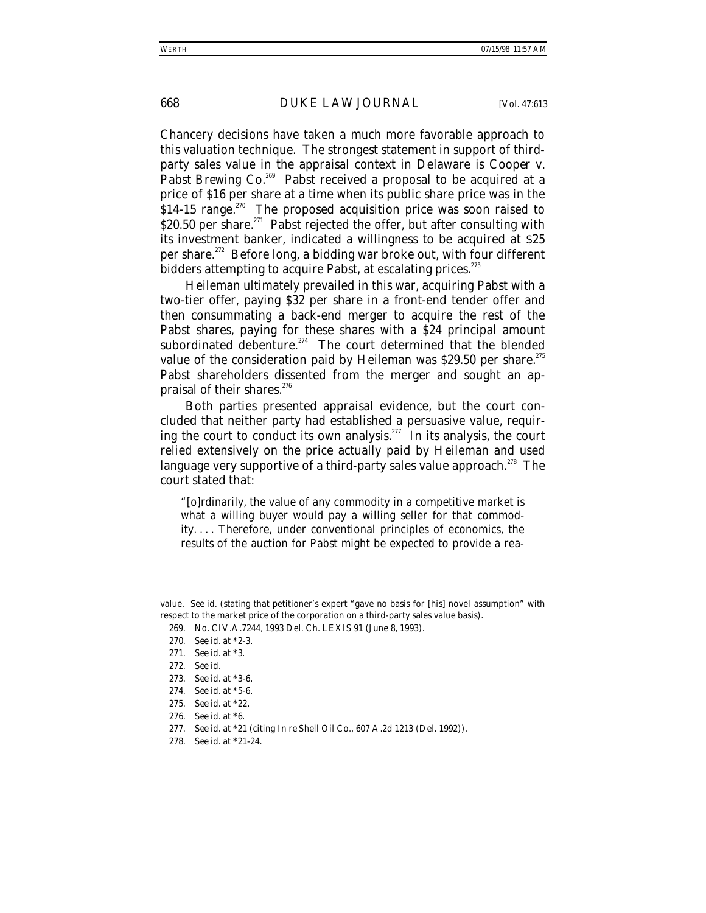Chancery decisions have taken a much more favorable approach to this valuation technique. The strongest statement in support of third-party sales value in the appraisal context in Delaware is *Cooper v. Pabst Brewing Co.*[269] Pabst received a proposal to be acquired at a price of $16 per share at a time when its public share price was in the $14-15 range.[270] The proposed acquisition price was soon raised to $20.50 per share.[271] Pabst rejected the offer, but after consulting with its investment banker, indicated a willingness to be acquired at $25 per share.[272] Before long, a bidding war broke out, with four different bidders attempting to acquire Pabst, at escalating prices.[273]

Heileman ultimately prevailed in this war, acquiring Pabst with a two-tier offer, paying $32 per share in a front-end tender offer and then consummating a back-end merger to acquire the rest of the Pabst shares, paying for these shares with a $24 principal amount subordinated debenture.[274] The court determined that the blended value of the consideration paid by Heileman was $29.50 per share.[275] Pabst shareholders dissented from the merger and sought an appraisal of their shares.[276]

Both parties presented appraisal evidence, but the court concluded that neither party had established a persuasive value, requiring the court to conduct its own analysis.[277] In its analysis, the court relied extensively on the price actually paid by Heileman and used language very supportive of a third-party sales value approach.[278] The court stated that:

> "[o]rdinarily, the value of any commodity in a competitive market is what a willing buyer would pay a willing seller for that commodity. . . . Therefore, under conventional principles of economics, the results of the auction for Pabst might be expected to provide a rea-

---

value. *See id.* (stating that petitioner's expert "gave no basis for [his] novel assumption" with respect to the market price of the corporation on a third-party sales value basis).

269. No. CIV.A.7244, 1993 Del. Ch. LEXIS 91 (June 8, 1993).

270. *See id.* at *2-3.

271. *See id.* at *3.

272. *See id.*

273. *See id.* at *3-6.

274. *See id.* at *5-6.

275. *See id.* at *22.

276. *See id.* at *6.

277. *See id.* at *21 (citing *In re* Shell Oil Co., 607 A.2d 1213 (Del. 1992)).

278. *See id.* at *21-24.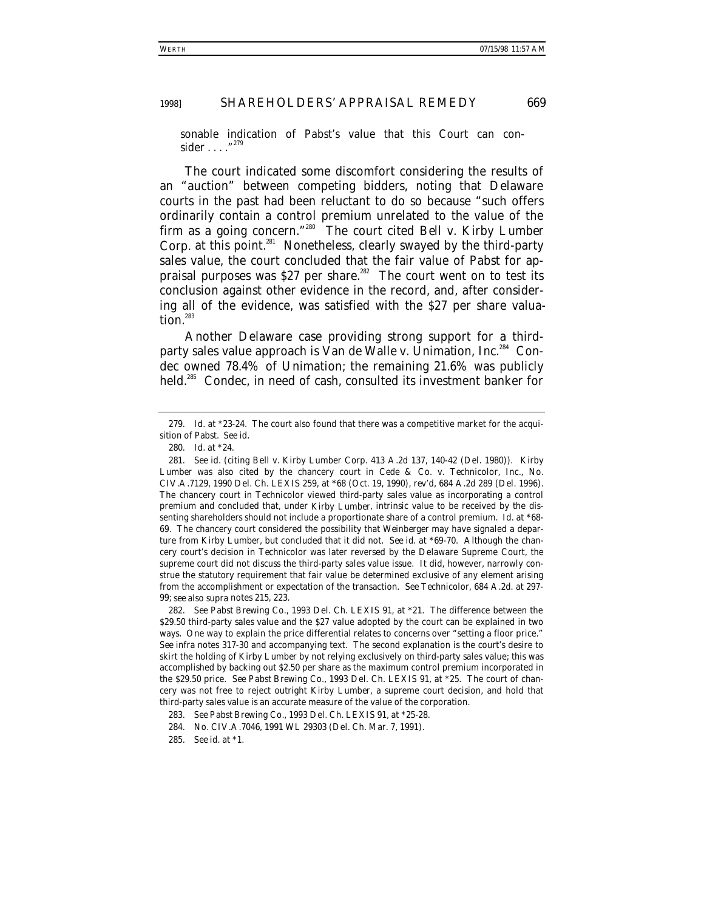sonable indication of Pabst's value that this Court can consider . . . ."[279]

The court indicated some discomfort considering the results of an "auction" between competing bidders, noting that Delaware courts in the past had been reluctant to do so because "such offers ordinarily contain a control premium unrelated to the value of the firm as a going concern."[280] The court cited *Bell v. Kirby Lumber Corp.* at this point.[281] Nonetheless, clearly swayed by the third-party sales value, the court concluded that the fair value of Pabst for appraisal purposes was $27 per share.[282] The court went on to test its conclusion against other evidence in the record, and, after considering all of the evidence, was satisfied with the $27 per share valuation.[283]

Another Delaware case providing strong support for a third-party sales value approach is *Van de Walle v. Unimation, Inc.*[284] Condec owned 78.4% of Unimation; the remaining 21.6% was publicly held.[285] Condec, in need of cash, consulted its investment banker for

---

279. *Id.* at *23-24. The court also found that there was a competitive market for the acquisition of Pabst. *See id.*

280. *Id.* at *24.

281. *See id.* (citing Bell v. Kirby Lumber Corp. 413 A.2d 137, 140-42 (Del. 1980)). *Kirby Lumber* was also cited by the chancery court in Cede & Co. v. Technicolor, Inc., No. CIV.A.7129, 1990 Del. Ch. LEXIS 259, at *68 (Oct. 19, 1990), *rev'd*, 684 A.2d 289 (Del. 1996). The chancery court in *Technicolor* viewed third-party sales value as incorporating a control premium and concluded that, under *Kirby Lumber*, intrinsic value to be received by the dissenting shareholders should not include a proportionate share of a control premium. *Id.* at *68-69. The chancery court considered the possibility that *Weinberger* may have signaled a departure from *Kirby Lumber*, but concluded that it did not. *See id.* at *69-70. Although the chancery court's decision in *Technicolor* was later reversed by the Delaware Supreme Court, the supreme court did not discuss the third-party sales value issue. It did, however, narrowly construe the statutory requirement that fair value be determined exclusive of any element arising from the accomplishment or expectation of the transaction. *See Technicolor*, 684 A.2d. at 297-99; *see also supra* notes 215, 223.

282. *See Pabst Brewing Co.*, 1993 Del. Ch. LEXIS 91, at *21. The difference between the $29.50 third-party sales value and the $27 value adopted by the court can be explained in two ways. One way to explain the price differential relates to concerns over "setting a floor price." *See infra* notes 317-30 and accompanying text. The second explanation is the court's desire to skirt the holding of *Kirby Lumber* by not relying exclusively on third-party sales value; this was accomplished by backing out $2.50 per share as the maximum control premium incorporated in the $29.50 price. *See Pabst Brewing Co.*, 1993 Del. Ch. LEXIS 91, at *25. The court of chancery was not free to reject outright *Kirby Lumber*, a supreme court decision, and hold that third-party sales value is an accurate measure of the value of the corporation.

283. *See Pabst Brewing Co.*, 1993 Del. Ch. LEXIS 91, at *25-28.

284. No. CIV.A.7046, 1991 WL 29303 (Del. Ch. Mar. 7, 1991).

285. *See id.* at *1.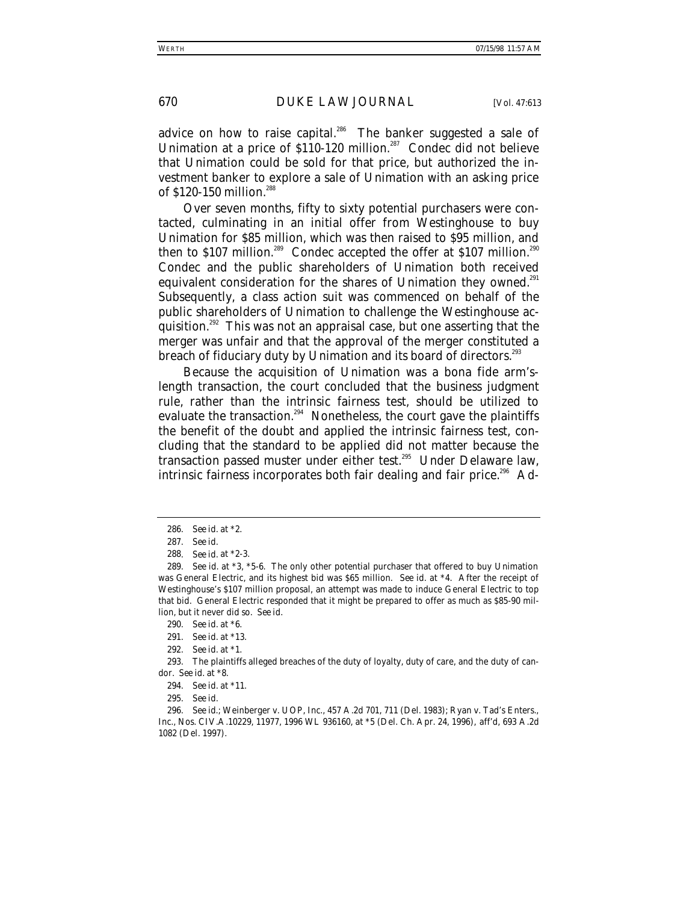advice on how to raise capital.[286] The banker suggested a sale of Unimation at a price of $110-120 million.[287] Condec did not believe that Unimation could be sold for that price, but authorized the investment banker to explore a sale of Unimation with an asking price of $120-150 million.[288]

Over seven months, fifty to sixty potential purchasers were contacted, culminating in an initial offer from Westinghouse to buy Unimation for $85 million, which was then raised to $95 million, and then to $107 million.[289] Condec accepted the offer at $107 million.[290] Condec and the public shareholders of Unimation both received equivalent consideration for the shares of Unimation they owned.[291] Subsequently, a class action suit was commenced on behalf of the public shareholders of Unimation to challenge the Westinghouse acquisition.[292] This was not an appraisal case, but one asserting that the merger was unfair and that the approval of the merger constituted a breach of fiduciary duty by Unimation and its board of directors.[293]

Because the acquisition of Unimation was a bona fide arm's-length transaction, the court concluded that the business judgment rule, rather than the intrinsic fairness test, should be utilized to evaluate the transaction.[294] Nonetheless, the court gave the plaintiffs the benefit of the doubt and applied the intrinsic fairness test, concluding that the standard to be applied did not matter because the transaction passed muster under either test.[295] Under Delaware law, intrinsic fairness incorporates both fair dealing and fair price.[296] Ad-

---

286. *See id.* at *2.

287. *See id.*

288. *See id.* at *2-3.

289. *See id.* at *3, *5-6. The only other potential purchaser that offered to buy Unimation was General Electric, and its highest bid was $65 million. *See id.* at *4. After the receipt of Westinghouse's $107 million proposal, an attempt was made to induce General Electric to top that bid. General Electric responded that it might be prepared to offer as much as $85-90 million, but it never did so. *See id.*

290. *See id.* at *6.

291. *See id.* at *13.

292. *See id.* at *1.

293. The plaintiffs alleged breaches of the duty of loyalty, duty of care, and the duty of candor. *See id.* at *8.

294. *See id.* at *11.

295. *See id.*

296. *See id.*; Weinberger v. UOP, Inc., 457 A.2d 701, 711 (Del. 1983); Ryan v. Tad's Enters., Inc., Nos. CIV.A.10229, 11977, 1996 WL 936160, at *5 (Del. Ch. Apr. 24, 1996), *aff'd*, 693 A.2d 1082 (Del. 1997).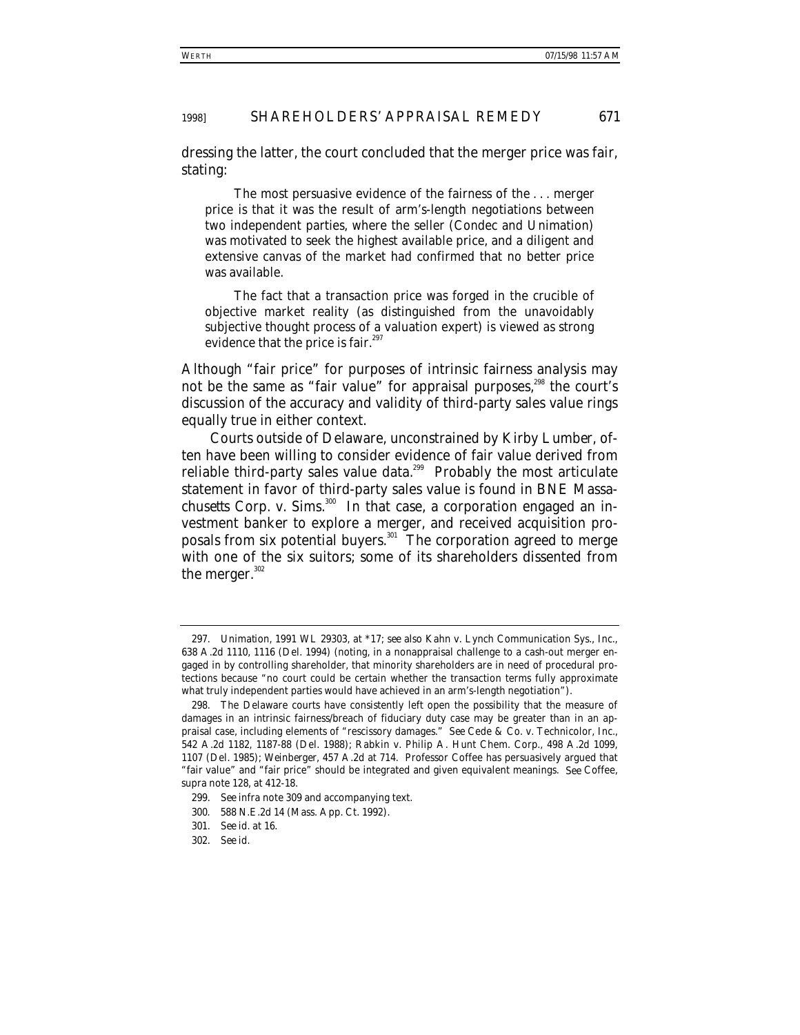dressing the latter, the court concluded that the merger price was fair, stating:

> The most persuasive evidence of the fairness of the . . . merger price is that it was the result of arm's-length negotiations between two independent parties, where the seller (Condec and Unimation) was motivated to seek the highest available price, and a diligent and extensive canvas of the market had confirmed that no better price was available.
>
> The fact that a transaction price was forged in the crucible of objective market reality (as distinguished from the unavoidably subjective thought process of a valuation expert) is viewed as strong evidence that the price is fair.[297]

Although "fair price" for purposes of intrinsic fairness analysis may not be the same as "fair value" for appraisal purposes,[298] the court's discussion of the accuracy and validity of third-party sales value rings equally true in either context.

Courts outside of Delaware, unconstrained by *Kirby Lumber*, often have been willing to consider evidence of fair value derived from reliable third-party sales value data.[299] Probably the most articulate statement in favor of third-party sales value is found in *BNE Massachusetts Corp. v. Sims*.[300] In that case, a corporation engaged an investment banker to explore a merger, and received acquisition proposals from six potential buyers.[301] The corporation agreed to merge with one of the six suitors; some of its shareholders dissented from the merger.[302]

---

297. *Unimation*, 1991 WL 29303, at *17; *see also* Kahn v. Lynch Communication Sys., Inc., 638 A.2d 1110, 1116 (Del. 1994) (noting, in a nonappraisal challenge to a cash-out merger engaged in by controlling shareholder, that minority shareholders are in need of procedural protections because "no court could be certain whether the transaction terms fully approximate what truly independent parties would have achieved in an arm's-length negotiation").

298. The Delaware courts have consistently left open the possibility that the measure of damages in an intrinsic fairness/breach of fiduciary duty case may be greater than in an appraisal case, including elements of "rescissory damages." *See* Cede & Co. v. Technicolor, Inc., 542 A.2d 1182, 1187-88 (Del. 1988); Rabkin v. Philip A. Hunt Chem. Corp., 498 A.2d 1099, 1107 (Del. 1985); *Weinberger*, 457 A.2d at 714. Professor Coffee has persuasively argued that "fair value" and "fair price" should be integrated and given equivalent meanings. *See* Coffee, *supra* note 128, at 412-18.

299. *See infra* note 309 and accompanying text.

300. 588 N.E.2d 14 (Mass. App. Ct. 1992).

301. *See id.* at 16.

302. *See id.*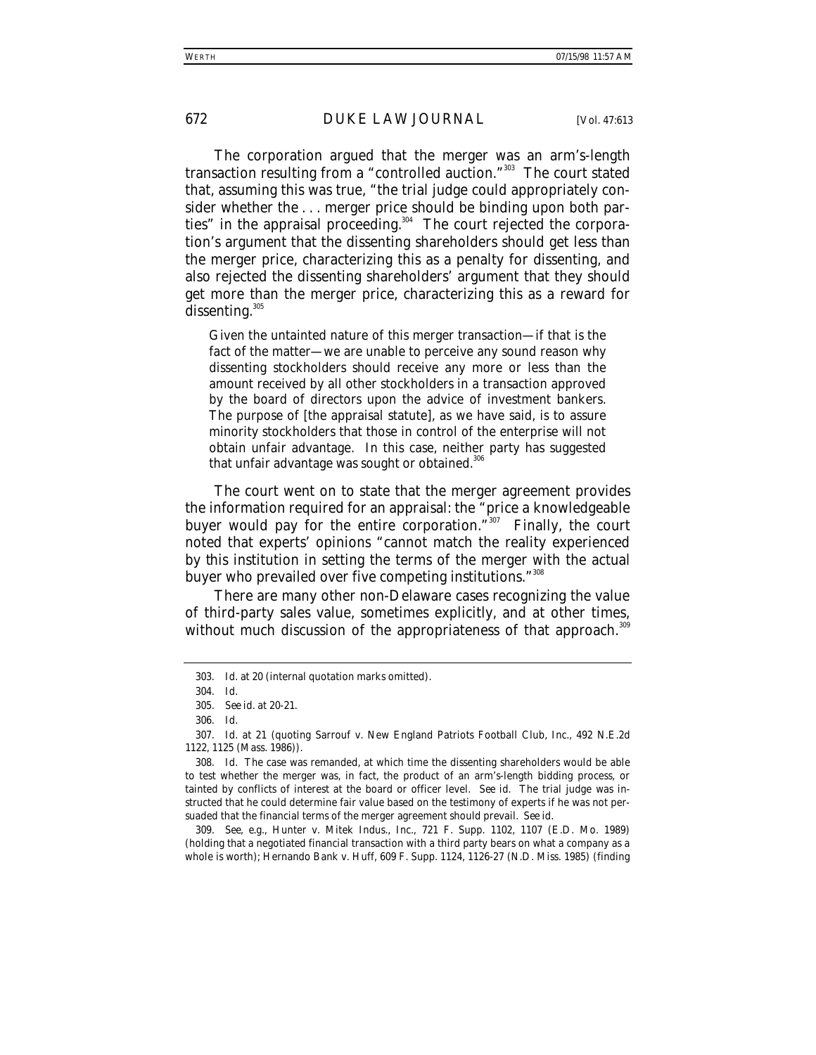The corporation argued that the merger was an arm's-length transaction resulting from a "controlled auction."[303] The court stated that, assuming this was true, "the trial judge could appropriately consider whether the . . . merger price should be binding upon both parties" in the appraisal proceeding.[304] The court rejected the corporation's argument that the dissenting shareholders should get less than the merger price, characterizing this as a penalty for dissenting, and also rejected the dissenting shareholders' argument that they should get more than the merger price, characterizing this as a reward for dissenting.[305]

> Given the untainted nature of this merger transaction—if that is the fact of the matter—we are unable to perceive any sound reason why dissenting stockholders should receive any more or less than the amount received by all other stockholders in a transaction approved by the board of directors upon the advice of investment bankers. The purpose of [the appraisal statute], as we have said, is to assure minority stockholders that those in control of the enterprise will not obtain unfair advantage. In this case, neither party has suggested that unfair advantage was sought or obtained.[306]

The court went on to state that the merger agreement provides the information required for an appraisal: the "price a knowledgeable buyer would pay for the entire corporation."[307] Finally, the court noted that experts' opinions "cannot match the reality experienced by this institution in setting the terms of the merger with the actual buyer who prevailed over five competing institutions."[308]

There are many other non-Delaware cases recognizing the value of third-party sales value, sometimes explicitly, and at other times, without much discussion of the appropriateness of that approach.[309]

---

303. *Id.* at 20 (internal quotation marks omitted).

304. *Id.*

305. *See id.* at 20-21.

306. *Id.*

307. *Id.* at 21 (quoting Sarrouf v. New England Patriots Football Club, Inc., 492 N.E.2d 1122, 1125 (Mass. 1986)).

308. *Id.* The case was remanded, at which time the dissenting shareholders would be able to test whether the merger was, in fact, the product of an arm's-length bidding process, or tainted by conflicts of interest at the board or officer level. *See id.* The trial judge was instructed that he could determine fair value based on the testimony of experts if he was not persuaded that the financial terms of the merger agreement should prevail. *See id.*

309. *See, e.g.*, Hunter v. Mitek Indus., Inc., 721 F. Supp. 1102, 1107 (E.D. Mo. 1989) (holding that a negotiated financial transaction with a third party bears on what a company as a whole is worth); Hernando Bank v. Huff, 609 F. Supp. 1124, 1126-27 (N.D. Miss. 1985) (finding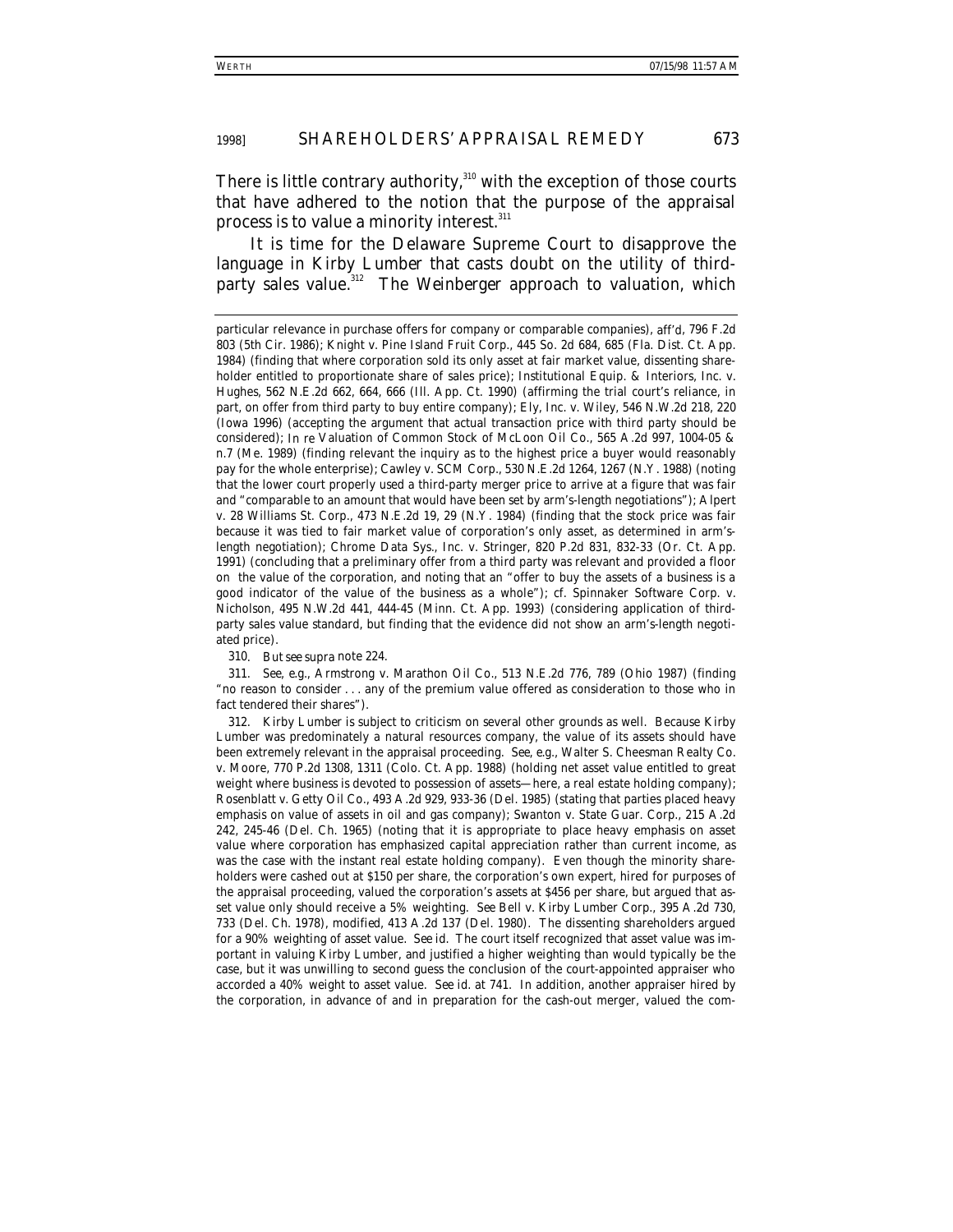There is little contrary authority,[310] with the exception of those courts that have adhered to the notion that the purpose of the appraisal process is to value a minority interest.[311]

It is time for the Delaware Supreme Court to disapprove the language in *Kirby Lumber* that casts doubt on the utility of third-party sales value.[312] The *Weinberger* approach to valuation, which

---

particular relevance in purchase offers for company or comparable companies), *aff'd*, 796 F.2d 803 (5th Cir. 1986); Knight v. Pine Island Fruit Corp., 445 So. 2d 684, 685 (Fla. Dist. Ct. App. 1984) (finding that where corporation sold its only asset at fair market value, dissenting shareholder entitled to proportionate share of sales price); Institutional Equip. & Interiors, Inc. v. Hughes, 562 N.E.2d 662, 664, 666 (Ill. App. Ct. 1990) (affirming the trial court's reliance, in part, on offer from third party to buy entire company); Ely, Inc. v. Wiley, 546 N.W.2d 218, 220 (Iowa 1996) (accepting the argument that actual transaction price with third party should be considered); *In re* Valuation of Common Stock of McLoon Oil Co., 565 A.2d 997, 1004-05 & n.7 (Me. 1989) (finding relevant the inquiry as to the highest price a buyer would reasonably pay for the whole enterprise); Cawley v. SCM Corp., 530 N.E.2d 1264, 1267 (N.Y. 1988) (noting that the lower court properly used a third-party merger price to arrive at a figure that was fair and "comparable to an amount that would have been set by arm's-length negotiations"); Alpert v. 28 Williams St. Corp., 473 N.E.2d 19, 29 (N.Y. 1984) (finding that the stock price was fair because it was tied to fair market value of corporation's only asset, as determined in arm's-length negotiation); Chrome Data Sys., Inc. v. Stringer, 820 P.2d 831, 832-33 (Or. Ct. App. 1991) (concluding that a preliminary offer from a third party was relevant and provided a floor on the value of the corporation, and noting that an "offer to buy the assets of a business is a good indicator of the value of the business as a whole"); *cf.* Spinnaker Software Corp. v. Nicholson, 495 N.W.2d 441, 444-45 (Minn. Ct. App. 1993) (considering application of third-party sales value standard, but finding that the evidence did not show an arm's-length negotiated price).

310. *But see supra* note 224.

311. *See, e.g.*, Armstrong v. Marathon Oil Co., 513 N.E.2d 776, 789 (Ohio 1987) (finding "no reason to consider . . . any of the premium value offered as consideration to those who in fact tendered their shares").

312. *Kirby Lumber* is subject to criticism on several other grounds as well. Because Kirby Lumber was predominately a natural resources company, the value of its assets should have been extremely relevant in the appraisal proceeding. *See, e.g.*, Walter S. Cheesman Realty Co. v. Moore, 770 P.2d 1308, 1311 (Colo. Ct. App. 1988) (holding net asset value entitled to great weight where business is devoted to possession of assets—here, a real estate holding company); Rosenblatt v. Getty Oil Co., 493 A.2d 929, 933-36 (Del. 1985) (stating that parties placed heavy emphasis on value of assets in oil and gas company); Swanton v. State Guar. Corp., 215 A.2d 242, 245-46 (Del. Ch. 1965) (noting that it is appropriate to place heavy emphasis on asset value where corporation has emphasized capital appreciation rather than current income, as was the case with the instant real estate holding company). Even though the minority shareholders were cashed out at $150 per share, the corporation's own expert, hired for purposes of the appraisal proceeding, valued the corporation's assets at $456 per share, but argued that asset value only should receive a 5% weighting. *See* Bell v. Kirby Lumber Corp., 395 A.2d 730, 733 (Del. Ch. 1978), *modified*, 413 A.2d 137 (Del. 1980). The dissenting shareholders argued for a 90% weighting of asset value. *See id.* The court itself recognized that asset value was important in valuing Kirby Lumber, and justified a higher weighting than would typically be the case, but it was unwilling to second guess the conclusion of the court-appointed appraiser who accorded a 40% weight to asset value. *See id.* at 741. In addition, another appraiser hired by the corporation, in advance of and in preparation for the cash-out merger, valued the com-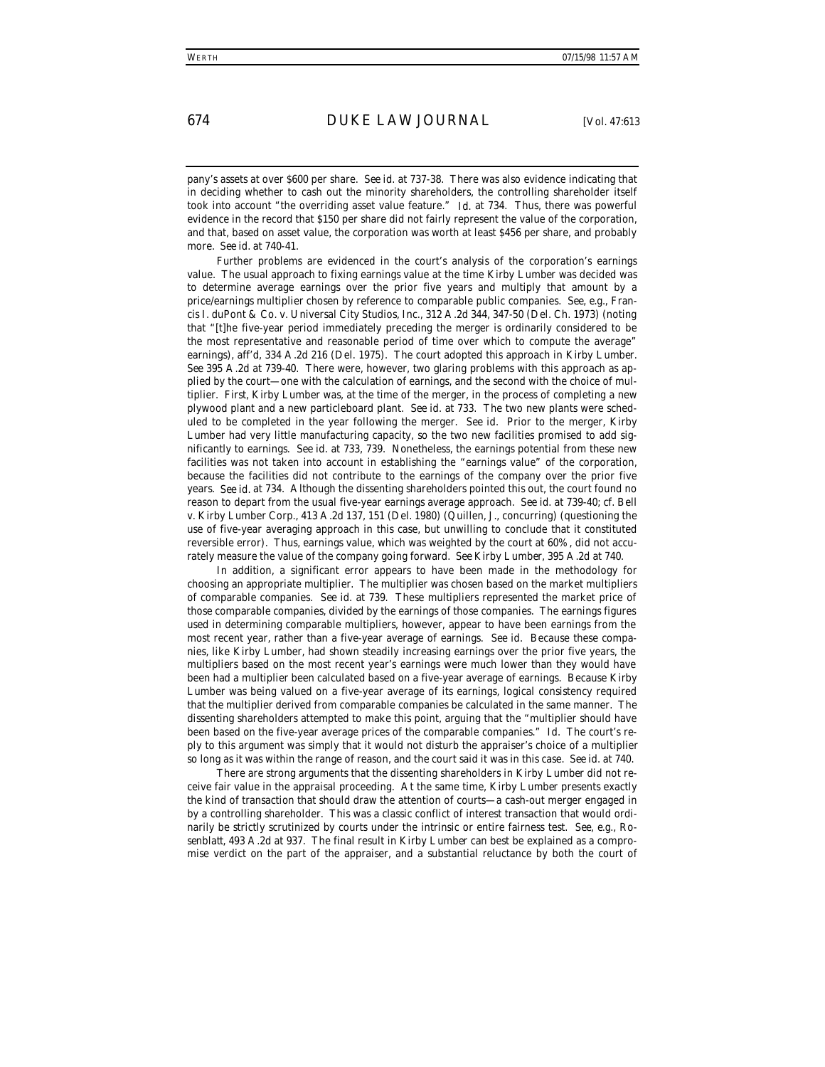pany's assets at over $600 per share. *See id.* at 737-38. There was also evidence indicating that in deciding whether to cash out the minority shareholders, the controlling shareholder itself took into account "the overriding asset value feature." *Id.* at 734. Thus, there was powerful evidence in the record that $150 per share did not fairly represent the value of the corporation, and that, based on asset value, the corporation was worth at least $456 per share, and probably more. *See id.* at 740-41.

Further problems are evidenced in the court's analysis of the corporation's earnings value. The usual approach to fixing earnings value at the time *Kirby Lumber* was decided was to determine average earnings over the prior five years and multiply that amount by a price/earnings multiplier chosen by reference to comparable public companies. *See, e.g.*, Francis I. duPont & Co. v. Universal City Studios, Inc., 312 A.2d 344, 347-50 (Del. Ch. 1973) (noting that "[t]he five-year period immediately preceding the merger is ordinarily considered to be the most representative and reasonable period of time over which to compute the average" earnings), *aff'd*, 334 A.2d 216 (Del. 1975). The court adopted this approach in *Kirby Lumber*. *See* 395 A.2d at 739-40. There were, however, two glaring problems with this approach as applied by the court—one with the calculation of earnings, and the second with the choice of multiplier. First, Kirby Lumber was, at the time of the merger, in the process of completing a new plywood plant and a new particleboard plant. *See id.* at 733. The two new plants were scheduled to be completed in the year following the merger. *See id.* Prior to the merger, Kirby Lumber had very little manufacturing capacity, so the two new facilities promised to add significantly to earnings. *See id.* at 733, 739. Nonetheless, the earnings potential from these new facilities was not taken into account in establishing the "earnings value" of the corporation, because the facilities did not contribute to the earnings of the company over the prior five years. *See id.* at 734. Although the dissenting shareholders pointed this out, the court found no reason to depart from the usual five-year earnings average approach. *See id.* at 739-40; *cf.* Bell v. Kirby Lumber Corp., 413 A.2d 137, 151 (Del. 1980) (Quillen, J., concurring) (questioning the use of five-year averaging approach in this case, but unwilling to conclude that it constituted reversible error). Thus, earnings value, which was weighted by the court at 60%, did not accurately measure the value of the company going forward. *See Kirby Lumber*, 395 A.2d at 740.

In addition, a significant error appears to have been made in the methodology for choosing an appropriate multiplier. The multiplier was chosen based on the market multipliers of comparable companies. *See id.* at 739. These multipliers represented the market price of those comparable companies, divided by the earnings of those companies. The earnings figures used in determining comparable multipliers, however, appear to have been earnings from the most recent year, rather than a five-year average of earnings. *See id.* Because these companies, like Kirby Lumber, had shown steadily increasing earnings over the prior five years, the multipliers based on the most recent year's earnings were much lower than they would have been had a multiplier been calculated based on a five-year average of earnings. Because Kirby Lumber was being valued on a five-year average of its earnings, logical consistency required that the multiplier derived from comparable companies be calculated in the same manner. The dissenting shareholders attempted to make this point, arguing that the "multiplier should have been based on the five-year average prices of the comparable companies." *Id.* The court's reply to this argument was simply that it would not disturb the appraiser's choice of a multiplier so long as it was within the range of reason, and the court said it was in this case. *See id.* at 740.

There are strong arguments that the dissenting shareholders in *Kirby Lumber* did not receive fair value in the appraisal proceeding. At the same time, *Kirby Lumber* presents exactly the kind of transaction that should draw the attention of courts—a cash-out merger engaged in by a controlling shareholder. This was a classic conflict of interest transaction that would ordinarily be strictly scrutinized by courts under the intrinsic or entire fairness test. *See, e.g.*, *Rosenblatt*, 493 A.2d at 937. The final result in *Kirby Lumber* can best be explained as a compromise verdict on the part of the appraiser, and a substantial reluctance by both the court of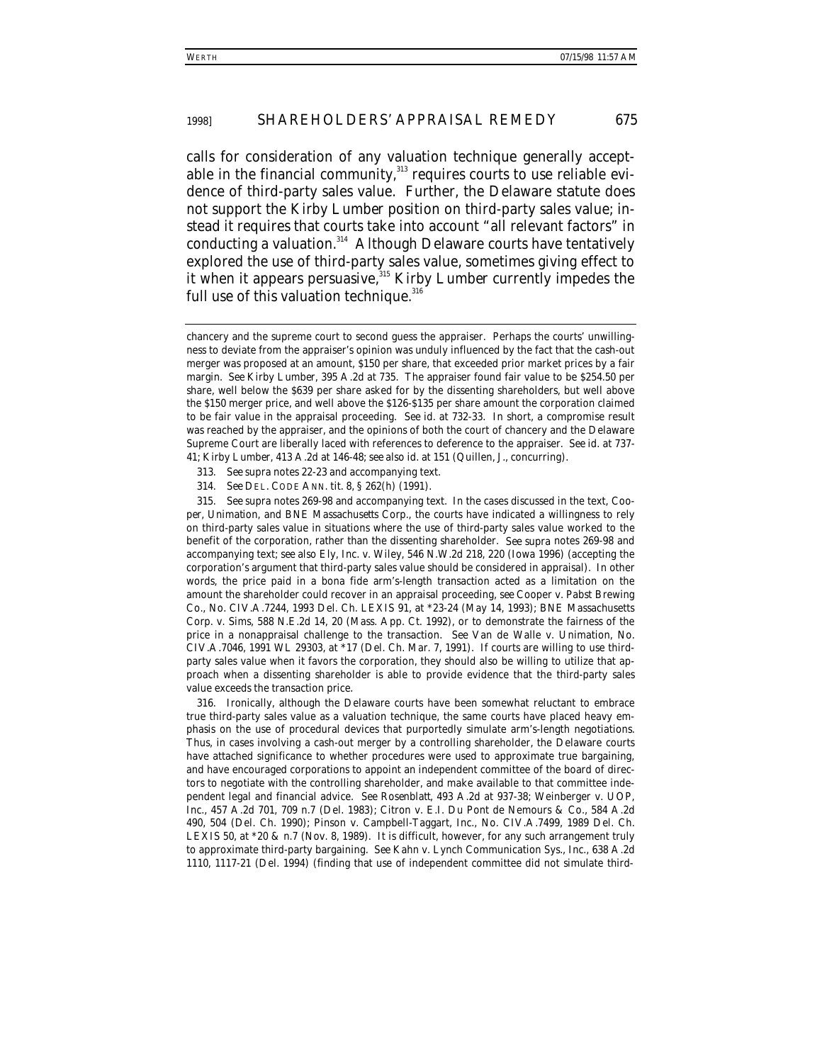calls for consideration of any valuation technique generally acceptable in the financial community,[313] requires courts to use reliable evidence of third-party sales value. Further, the Delaware statute does not support the *Kirby Lumber* position on third-party sales value; instead it requires that courts take into account "all relevant factors" in conducting a valuation.[314] Although Delaware courts have tentatively explored the use of third-party sales value, sometimes giving effect to it when it appears persuasive,[315] *Kirby Lumber* currently impedes the full use of this valuation technique.[316]

---

chancery and the supreme court to second guess the appraiser. Perhaps the courts' unwillingness to deviate from the appraiser's opinion was unduly influenced by the fact that the cash-out merger was proposed at an amount, $150 per share, that exceeded prior market prices by a fair margin. *See Kirby Lumber*, 395 A.2d at 735. The appraiser found fair value to be $254.50 per share, well below the $639 per share asked for by the dissenting shareholders, but well above the $150 per share merger price, and well above the $126-$135 per share amount the corporation claimed to be fair value in the appraisal proceeding. *See id.* at 732-33. In short, a compromise result was reached by the appraiser, and the opinions of both the court of chancery and the Delaware Supreme Court are liberally laced with references to deference to the appraiser. *See id.* at 737-41; *Kirby Lumber*, 413 A.2d at 146-48; *see also id.* at 151 (Quillen, J., concurring).

313. *See supra* notes 22-23 and accompanying text.

314. *See* DEL. CODE ANN. tit. 8, § 262(h) (1991).

315. *See supra* notes 269-98 and accompanying text. In the cases discussed in the text, *Cooper*, *Unimation*, and *BNE Massachusetts Corp.*, the courts have indicated a willingness to rely on third-party sales value in situations where the use of third-party sales value worked to the benefit of the corporation, rather than the dissenting shareholder. *See supra* notes 269-98 and accompanying text; *see also* Ely, Inc. v. Wiley, 546 N.W.2d 218, 220 (Iowa 1996) (accepting the corporation's argument that third-party sales value should be considered in appraisal). In other words, the price paid in a bona fide arm's-length transaction acted as a limitation on the amount the shareholder could recover in an appraisal proceeding, *see* Cooper v. Pabst Brewing Co., No. CIV.A.7244, 1993 Del. Ch. LEXIS 91, at *23-24 (May 14, 1993); BNE Massachusetts Corp. v. Sims, 588 N.E.2d 14, 20 (Mass. App. Ct. 1992), or to demonstrate the fairness of the price in a nonappraisal challenge to the transaction. *See* Van de Walle v. Unimation, No. CIV.A.7046, 1991 WL 29303, at *17 (Del. Ch. Mar. 7, 1991). If courts are willing to use third-party sales value when it favors the corporation, they should also be willing to utilize that approach when a dissenting shareholder is able to provide evidence that the third-party sales value exceeds the transaction price.

316. Ironically, although the Delaware courts have been somewhat reluctant to embrace true third-party sales value as a valuation technique, the same courts have placed heavy emphasis on the use of procedural devices that purportedly simulate arm's-length negotiations. Thus, in cases involving a cash-out merger by a controlling shareholder, the Delaware courts have attached significance to whether procedures were used to approximate true bargaining, and have encouraged corporations to appoint an independent committee of the board of directors to negotiate with the controlling shareholder, and make available to that committee independent legal and financial advice. *See Rosenblatt*, 493 A.2d at 937-38; Weinberger v. UOP, Inc., 457 A.2d 701, 709 n.7 (Del. 1983); Citron v. E.I. Du Pont de Nemours & Co., 584 A.2d 490, 504 (Del. Ch. 1990); Pinson v. Campbell-Taggart, Inc., No. CIV.A.7499, 1989 Del. Ch. LEXIS 50, at *20 & n.7 (Nov. 8, 1989). It is difficult, however, for any such arrangement truly to approximate third-party bargaining. *See* Kahn v. Lynch Communication Sys., Inc., 638 A.2d 1110, 1117-21 (Del. 1994) (finding that use of independent committee did not simulate third-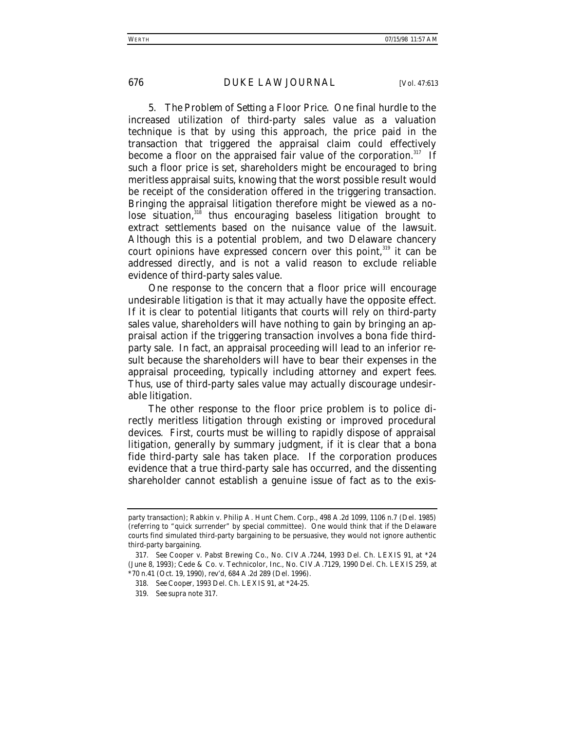5. *The Problem of Setting a Floor Price*. One final hurdle to the increased utilization of third-party sales value as a valuation technique is that by using this approach, the price paid in the transaction that triggered the appraisal claim could effectively become a floor on the appraised fair value of the corporation.[317] If such a floor price is set, shareholders might be encouraged to bring meritless appraisal suits, knowing that the worst possible result would be receipt of the consideration offered in the triggering transaction. Bringing the appraisal litigation therefore might be viewed as a no-lose situation,[318] thus encouraging baseless litigation brought to extract settlements based on the nuisance value of the lawsuit. Although this is a potential problem, and two Delaware chancery court opinions have expressed concern over this point,[319] it can be addressed directly, and is not a valid reason to exclude reliable evidence of third-party sales value.

One response to the concern that a floor price will encourage undesirable litigation is that it may actually have the opposite effect. If it is clear to potential litigants that courts will rely on third-party sales value, shareholders will have nothing to gain by bringing an appraisal action if the triggering transaction involves a bona fide third-party sale. In fact, an appraisal proceeding will lead to an inferior result because the shareholders will have to bear their expenses in the appraisal proceeding, typically including attorney and expert fees. Thus, use of third-party sales value may actually discourage undesirable litigation.

The other response to the floor price problem is to police directly meritless litigation through existing or improved procedural devices. First, courts must be willing to rapidly dispose of appraisal litigation, generally by summary judgment, if it is clear that a bona fide third-party sale has taken place. If the corporation produces evidence that a true third-party sale has occurred, and the dissenting shareholder cannot establish a genuine issue of fact as to the exis-

---

party transaction); Rabkin v. Philip A. Hunt Chem. Corp., 498 A.2d 1099, 1106 n.7 (Del. 1985) (referring to "quick surrender" by special committee). One would think that if the Delaware courts find simulated third-party bargaining to be persuasive, they would not ignore authentic third-party bargaining.

317. *See* Cooper v. Pabst Brewing Co., No. CIV.A.7244, 1993 Del. Ch. LEXIS 91, at *24 (June 8, 1993); Cede & Co. v. Technicolor, Inc., No. CIV.A.7129, 1990 Del. Ch. LEXIS 259, at *70 n.41 (Oct. 19, 1990), *rev'd*, 684 A.2d 289 (Del. 1996).

318. *See Cooper*, 1993 Del. Ch. LEXIS 91, at *24-25.

319. *See supra* note 317.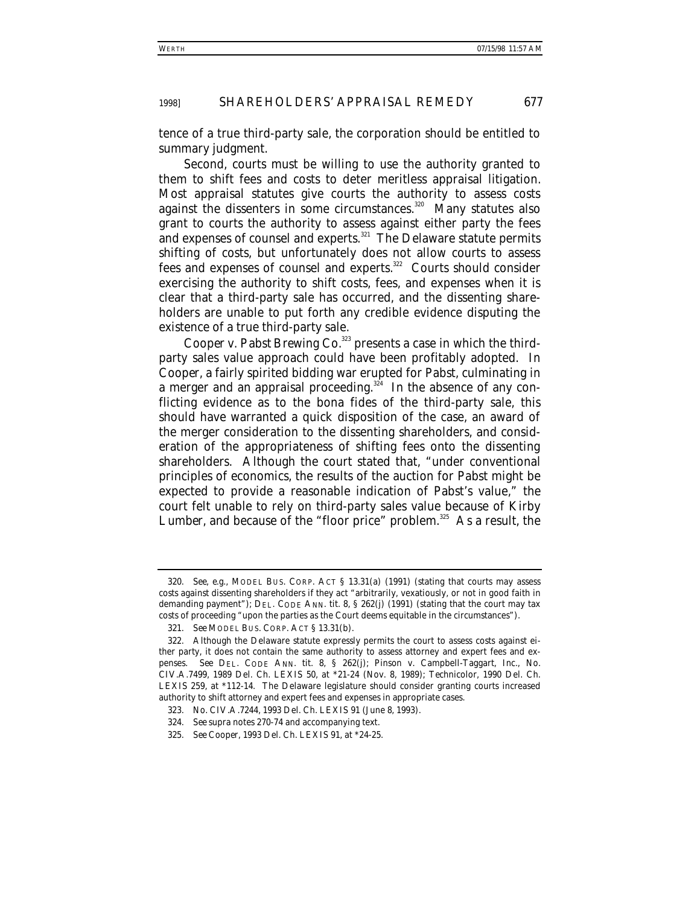tence of a true third-party sale, the corporation should be entitled to summary judgment.

Second, courts must be willing to use the authority granted to them to shift fees and costs to deter meritless appraisal litigation. Most appraisal statutes give courts the authority to assess costs against the dissenters in some circumstances.[320] Many statutes also grant to courts the authority to assess against either party the fees and expenses of counsel and experts.[321] The Delaware statute permits shifting of costs, but unfortunately does not allow courts to assess fees and expenses of counsel and experts.[322] Courts should consider exercising the authority to shift costs, fees, and expenses when it is clear that a third-party sale has occurred, and the dissenting shareholders are unable to put forth any credible evidence disputing the existence of a true third-party sale.

*Cooper v. Pabst Brewing Co.*[323] presents a case in which the third-party sales value approach could have been profitably adopted. In *Cooper*, a fairly spirited bidding war erupted for Pabst, culminating in a merger and an appraisal proceeding.[324] In the absence of any conflicting evidence as to the bona fides of the third-party sale, this should have warranted a quick disposition of the case, an award of the merger consideration to the dissenting shareholders, and consideration of the appropriateness of shifting fees onto the dissenting shareholders. Although the court stated that, "under conventional principles of economics, the results of the auction for Pabst might be expected to provide a reasonable indication of Pabst's value," the court felt unable to rely on third-party sales value because of *Kirby Lumber*, and because of the "floor price" problem.[325] As a result, the

---

320. *See, e.g.*, MODEL BUS. CORP. ACT § 13.31(a) (1991) (stating that courts may assess costs against dissenting shareholders if they act "arbitrarily, vexatiously, or not in good faith in demanding payment"); DEL. CODE ANN. tit. 8, § 262(j) (1991) (stating that the court may tax costs of proceeding "upon the parties as the Court deems equitable in the circumstances").

321. *See* MODEL BUS. CORP. ACT § 13.31(b).

322. Although the Delaware statute expressly permits the court to assess costs against either party, it does not contain the same authority to assess attorney and expert fees and expenses. *See* DEL. CODE ANN. tit. 8, § 262(j); Pinson v. Campbell-Taggart, Inc., No. CIV.A.7499, 1989 Del. Ch. LEXIS 50, at *21-24 (Nov. 8, 1989); *Technicolor*, 1990 Del. Ch. LEXIS 259, at *112-14. The Delaware legislature should consider granting courts increased authority to shift attorney and expert fees and expenses in appropriate cases.

323. No. CIV.A.7244, 1993 Del. Ch. LEXIS 91 (June 8, 1993).

324. *See supra* notes 270-74 and accompanying text.

325. *See Cooper*, 1993 Del. Ch. LEXIS 91, at *24-25.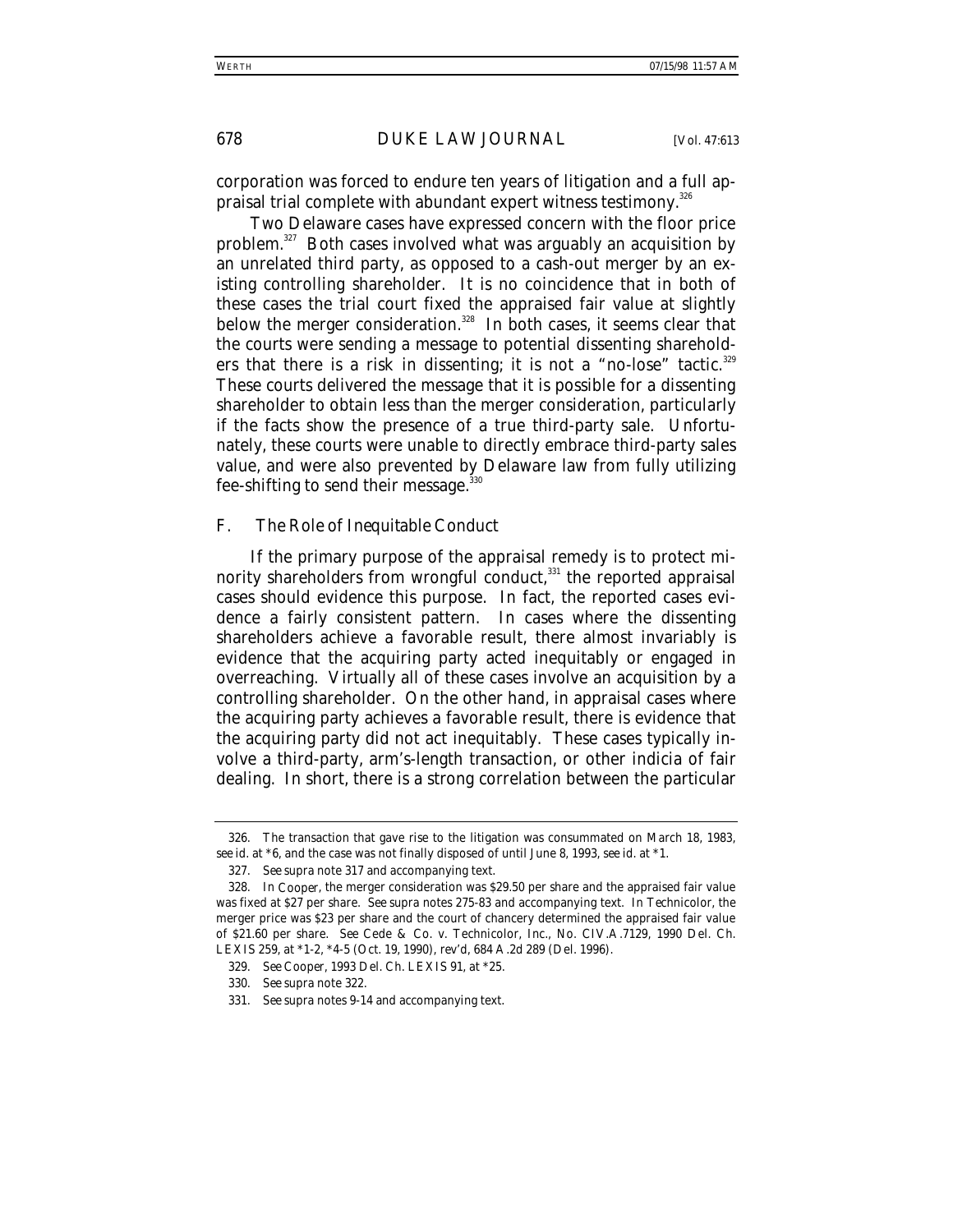corporation was forced to endure ten years of litigation and a full appraisal trial complete with abundant expert witness testimony.[326]

Two Delaware cases have expressed concern with the floor price problem.[327] Both cases involved what was arguably an acquisition by an unrelated third party, as opposed to a cash-out merger by an existing controlling shareholder. It is no coincidence that in both of these cases the trial court fixed the appraised fair value at slightly below the merger consideration.[328] In both cases, it seems clear that the courts were sending a message to potential dissenting shareholders that there is a risk in dissenting; it is not a "no-lose" tactic.[329] These courts delivered the message that it is possible for a dissenting shareholder to obtain less than the merger consideration, particularly if the facts show the presence of a true third-party sale. Unfortunately, these courts were unable to directly embrace third-party sales value, and were also prevented by Delaware law from fully utilizing fee-shifting to send their message.[330]

### F. *The Role of Inequitable Conduct*

If the primary purpose of the appraisal remedy is to protect minority shareholders from wrongful conduct,[331] the reported appraisal cases should evidence this purpose. In fact, the reported cases evidence a fairly consistent pattern. In cases where the dissenting shareholders achieve a favorable result, there almost invariably is evidence that the acquiring party acted inequitably or engaged in overreaching. Virtually all of these cases involve an acquisition by a controlling shareholder. On the other hand, in appraisal cases where the acquiring party achieves a favorable result, there is evidence that the acquiring party did not act inequitably. These cases typically involve a third-party, arm's-length transaction, or other indicia of fair dealing. In short, there is a strong correlation between the particular

---

326. The transaction that gave rise to the litigation was consummated on March 18, 1983, *see id.* at *6, and the case was not finally disposed of until June 8, 1993, *see id.* at *1.

327. *See supra* note 317 and accompanying text.

328. In *Cooper*, the merger consideration was $29.50 per share and the appraised fair value was fixed at $27 per share. *See supra* notes 275-83 and accompanying text. In *Technicolor*, the merger price was $23 per share and the court of chancery determined the appraised fair value of $21.60 per share. *See* Cede & Co. v. Technicolor, Inc., No. CIV.A.7129, 1990 Del. Ch. LEXIS 259, at *1-2, *4-5 (Oct. 19, 1990), *rev'd*, 684 A.2d 289 (Del. 1996).

329. *See Cooper*, 1993 Del. Ch. LEXIS 91, at *25.

330. *See supra* note 322.

331. *See supra* notes 9-14 and accompanying text.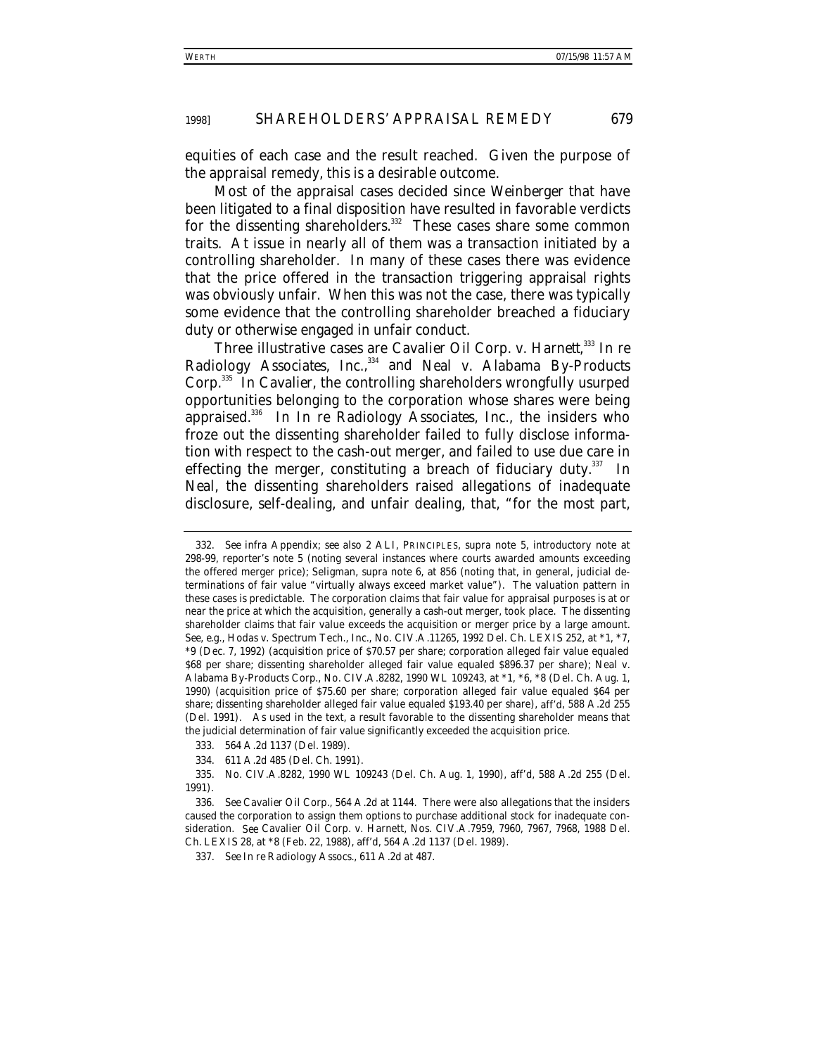equities of each case and the result reached. Given the purpose of the appraisal remedy, this is a desirable outcome.

Most of the appraisal cases decided since *Weinberger* that have been litigated to a final disposition have resulted in favorable verdicts for the dissenting shareholders.[332] These cases share some common traits. At issue in nearly all of them was a transaction initiated by a controlling shareholder. In many of these cases there was evidence that the price offered in the transaction triggering appraisal rights was obviously unfair. When this was not the case, there was typically some evidence that the controlling shareholder breached a fiduciary duty or otherwise engaged in unfair conduct.

Three illustrative cases are *Cavalier Oil Corp. v. Harnett*,[333] *In re Radiology Associates, Inc.*,[334] and *Neal v. Alabama By-Products Corp.*[335] In *Cavalier*, the controlling shareholders wrongfully usurped opportunities belonging to the corporation whose shares were being appraised.[336] In *In re Radiology Associates, Inc.*, the insiders who froze out the dissenting shareholder failed to fully disclose information with respect to the cash-out merger, and failed to use due care in effecting the merger, constituting a breach of fiduciary duty.[337] In *Neal*, the dissenting shareholders raised allegations of inadequate disclosure, self-dealing, and unfair dealing, that, "for the most part,

---

332. *See infra* Appendix; *see also* 2 ALI, PRINCIPLES, *supra* note 5, introductory note at 298-99, reporter's note 5 (noting several instances where courts awarded amounts exceeding the offered merger price); Seligman, *supra* note 6, at 856 (noting that, in general, judicial determinations of fair value "virtually always exceed market value"). The valuation pattern in these cases is predictable. The corporation claims that fair value for appraisal purposes is at or near the price at which the acquisition, generally a cash-out merger, took place. The dissenting shareholder claims that fair value exceeds the acquisition or merger price by a large amount. *See, e.g.*, Hodas v. Spectrum Tech., Inc., No. CIV.A.11265, 1992 Del. Ch. LEXIS 252, at *1, *7, *9 (Dec. 7, 1992) (acquisition price of $70.57 per share; corporation alleged fair value equaled $68 per share; dissenting shareholder alleged fair value equaled $896.37 per share); Neal v. Alabama By-Products Corp., No. CIV.A.8282, 1990 WL 109243, at *1, *6, *8 (Del. Ch. Aug. 1, 1990) (acquisition price of $75.60 per share; corporation alleged fair value equaled $64 per share; dissenting shareholder alleged fair value equaled $193.40 per share), *aff'd*, 588 A.2d 255 (Del. 1991). As used in the text, a result favorable to the dissenting shareholder means that the judicial determination of fair value significantly exceeded the acquisition price.

333. 564 A.2d 1137 (Del. 1989).

334. 611 A.2d 485 (Del. Ch. 1991).

335. No. CIV.A.8282, 1990 WL 109243 (Del. Ch. Aug. 1, 1990), *aff'd*, 588 A.2d 255 (Del. 1991).

336. *See Cavalier Oil Corp.*, 564 A.2d at 1144. There were also allegations that the insiders caused the corporation to assign them options to purchase additional stock for inadequate consideration. *See* Cavalier Oil Corp. v. Harnett, Nos. CIV.A.7959, 7960, 7967, 7968, 1988 Del. Ch. LEXIS 28, at *8 (Feb. 22, 1988), *aff'd*, 564 A.2d 1137 (Del. 1989).

337. *See In re Radiology Assocs.*, 611 A.2d at 487.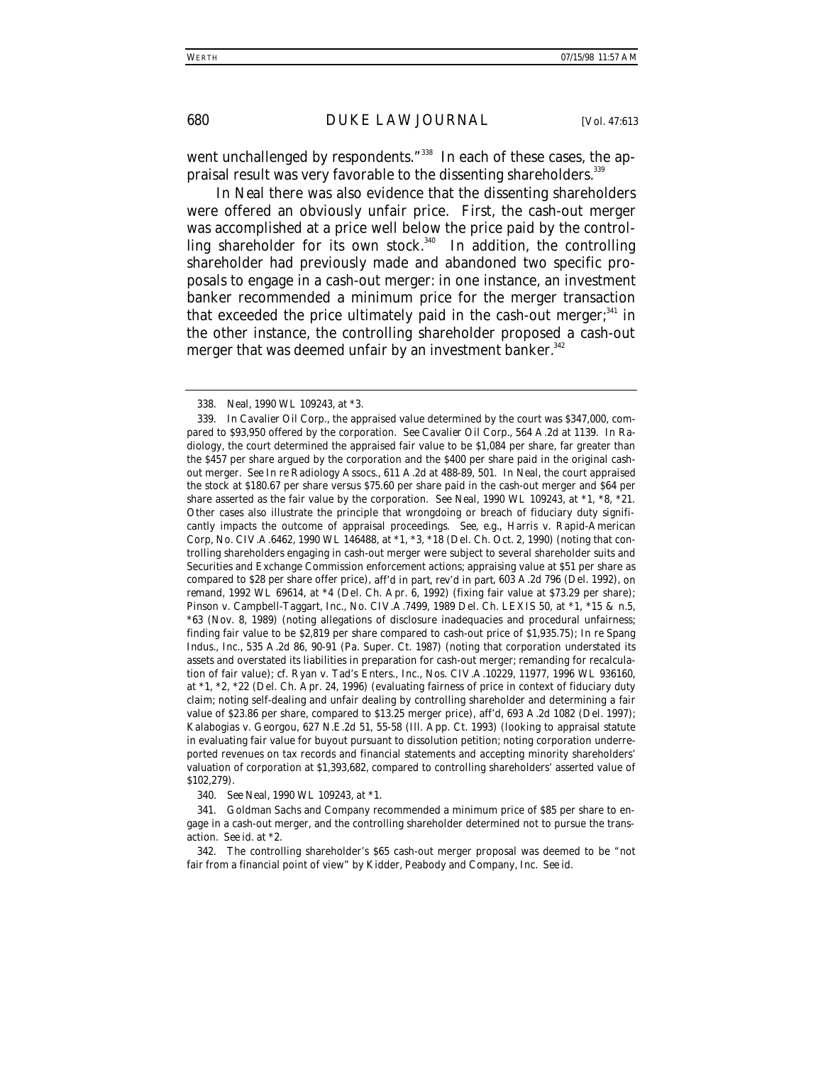went unchallenged by respondents."[338] In each of these cases, the appraisal result was very favorable to the dissenting shareholders.[339]

In *Neal* there was also evidence that the dissenting shareholders were offered an obviously unfair price. First, the cash-out merger was accomplished at a price well below the price paid by the controlling shareholder for its own stock.[340] In addition, the controlling shareholder had previously made and abandoned two specific proposals to engage in a cash-out merger: in one instance, an investment banker recommended a minimum price for the merger transaction that exceeded the price ultimately paid in the cash-out merger;[341] in the other instance, the controlling shareholder proposed a cash-out merger that was deemed unfair by an investment banker.[342]

---

338. *Neal*, 1990 WL 109243, at *3.

339. In *Cavalier Oil Corp.*, the appraised value determined by the court was $347,000, compared to $93,950 offered by the corporation. *See Cavalier Oil Corp.*, 564 A.2d at 1139. In *Radiology*, the court determined the appraised fair value to be $1,084 per share, far greater than the $457 per share argued by the corporation and the $400 per share paid in the original cash-out merger. *See In re Radiology Assocs.*, 611 A.2d at 488-89, 501. In *Neal*, the court appraised the stock at $180.67 per share versus $75.60 per share paid in the cash-out merger and $64 per share asserted as the fair value by the corporation. *See Neal*, 1990 WL 109243, at *1, *8, *21. Other cases also illustrate the principle that wrongdoing or breach of fiduciary duty significantly impacts the outcome of appraisal proceedings. *See, e.g.*, Harris v. Rapid-American Corp, No. CIV.A.6462, 1990 WL 146488, at *1, *3, *18 (Del. Ch. Oct. 2, 1990) (noting that controlling shareholders engaging in cash-out merger were subject to several shareholder suits and Securities and Exchange Commission enforcement actions; appraising value at $51 per share as compared to $28 per share offer price), *aff'd in part, rev'd in part*, 603 A.2d 796 (Del. 1992), *on remand*, 1992 WL 69614, at *4 (Del. Ch. Apr. 6, 1992) (fixing fair value at $73.29 per share); Pinson v. Campbell-Taggart, Inc., No. CIV.A.7499, 1989 Del. Ch. LEXIS 50, at *1, *15 & n.5, *63 (Nov. 8, 1989) (noting allegations of disclosure inadequacies and procedural unfairness; finding fair value to be $2,819 per share compared to cash-out price of $1,935.75); *In re* Spang Indus., Inc., 535 A.2d 86, 90-91 (Pa. Super. Ct. 1987) (noting that corporation understated its assets and overstated its liabilities in preparation for cash-out merger; remanding for recalculation of fair value); *cf.* Ryan v. Tad's Enters., Inc., Nos. CIV.A.10229, 11977, 1996 WL 936160, at *1, *2, *22 (Del. Ch. Apr. 24, 1996) (evaluating fairness of price in context of fiduciary duty claim; noting self-dealing and unfair dealing by controlling shareholder and determining a fair value of $23.86 per share, compared to $13.25 merger price), *aff'd*, 693 A.2d 1082 (Del. 1997); Kalabogias v. Georgou, 627 N.E.2d 51, 55-58 (Ill. App. Ct. 1993) (looking to appraisal statute in evaluating fair value for buyout pursuant to dissolution petition; noting corporation underreported revenues on tax records and financial statements and accepting minority shareholders' valuation of corporation at $1,393,682, compared to controlling shareholders' asserted value of $102,279).

340. *See Neal*, 1990 WL 109243, at *1.

341. Goldman Sachs and Company recommended a minimum price of $85 per share to engage in a cash-out merger, and the controlling shareholder determined not to pursue the transaction. *See id.* at *2.

342. The controlling shareholder's $65 cash-out merger proposal was deemed to be "not fair from a financial point of view" by Kidder, Peabody and Company, Inc. *See id.*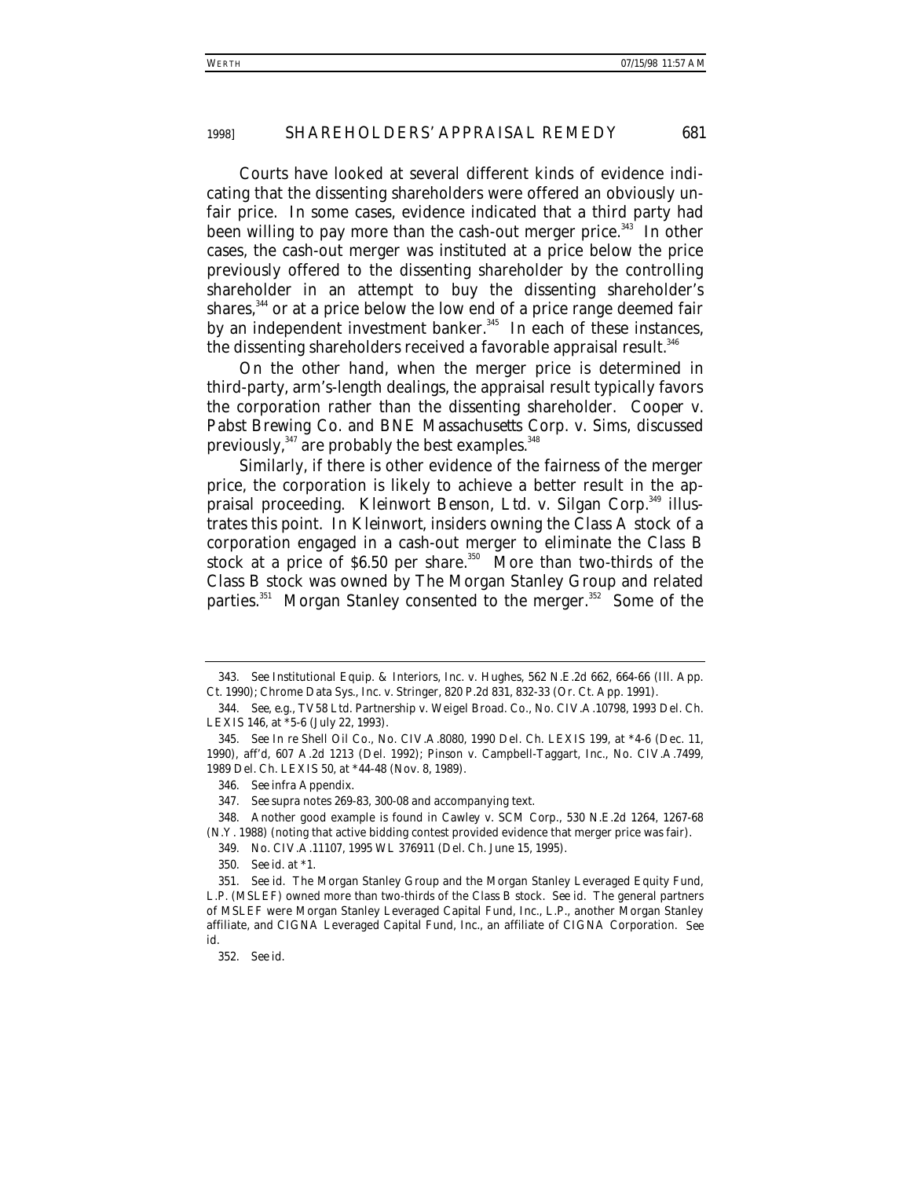Courts have looked at several different kinds of evidence indicating that the dissenting shareholders were offered an obviously unfair price. In some cases, evidence indicated that a third party had been willing to pay more than the cash-out merger price.[343] In other cases, the cash-out merger was instituted at a price below the price previously offered to the dissenting shareholder by the controlling shareholder in an attempt to buy the dissenting shareholder's shares,[344] or at a price below the low end of a price range deemed fair by an independent investment banker.[345] In each of these instances, the dissenting shareholders received a favorable appraisal result.[346]

On the other hand, when the merger price is determined in third-party, arm's-length dealings, the appraisal result typically favors the corporation rather than the dissenting shareholder. *Cooper v. Pabst Brewing Co.* and *BNE Massachusetts Corp. v. Sims*, discussed previously,[347] are probably the best examples.[348]

Similarly, if there is other evidence of the fairness of the merger price, the corporation is likely to achieve a better result in the appraisal proceeding. *Kleinwort Benson, Ltd. v. Silgan Corp.*[349] illustrates this point. In *Kleinwort*, insiders owning the Class A stock of a corporation engaged in a cash-out merger to eliminate the Class B stock at a price of $6.50 per share.[350] More than two-thirds of the Class B stock was owned by The Morgan Stanley Group and related parties.[351] Morgan Stanley consented to the merger.[352] Some of the

---

343. *See* Institutional Equip. & Interiors, Inc. v. Hughes, 562 N.E.2d 662, 664-66 (Ill. App. Ct. 1990); Chrome Data Sys., Inc. v. Stringer, 820 P.2d 831, 832-33 (Or. Ct. App. 1991).

344. *See, e.g.*, TV58 Ltd. Partnership v. Weigel Broad. Co., No. CIV.A.10798, 1993 Del. Ch. LEXIS 146, at *5-6 (July 22, 1993).

345. *See* In re Shell Oil Co., No. CIV.A.8080, 1990 Del. Ch. LEXIS 199, at *4-6 (Dec. 11, 1990), *aff'd*, 607 A.2d 1213 (Del. 1992); Pinson v. Campbell-Taggart, Inc., No. CIV.A.7499, 1989 Del. Ch. LEXIS 50, at *44-48 (Nov. 8, 1989).

346. *See infra* Appendix.

347. *See supra* notes 269-83, 300-08 and accompanying text.

348. Another good example is found in Cawley v. SCM Corp., 530 N.E.2d 1264, 1267-68 (N.Y. 1988) (noting that active bidding contest provided evidence that merger price was fair).

349. No. CIV.A.11107, 1995 WL 376911 (Del. Ch. June 15, 1995).

350. *See id.* at *1.

351. *See id.* The Morgan Stanley Group and the Morgan Stanley Leveraged Equity Fund, L.P. (MSLEF) owned more than two-thirds of the Class B stock. *See id.* The general partners of MSLEF were Morgan Stanley Leveraged Capital Fund, Inc., L.P., another Morgan Stanley affiliate, and CIGNA Leveraged Capital Fund, Inc., an affiliate of CIGNA Corporation. *See id.*

352. *See id.*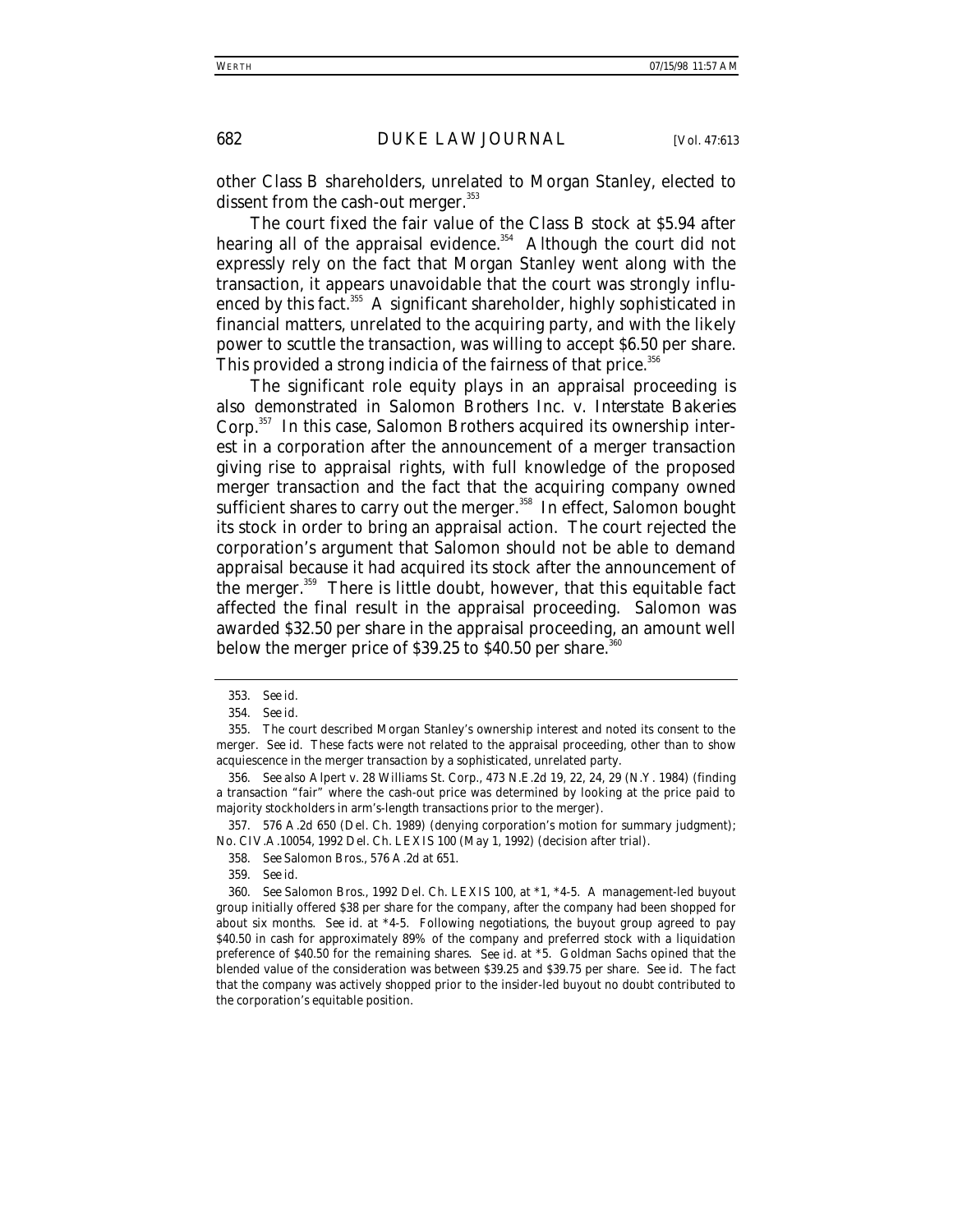other Class B shareholders, unrelated to Morgan Stanley, elected to dissent from the cash-out merger.[353]

The court fixed the fair value of the Class B stock at $5.94 after hearing all of the appraisal evidence.[354] Although the court did not expressly rely on the fact that Morgan Stanley went along with the transaction, it appears unavoidable that the court was strongly influenced by this fact.[355] A significant shareholder, highly sophisticated in financial matters, unrelated to the acquiring party, and with the likely power to scuttle the transaction, was willing to accept $6.50 per share. This provided a strong indicia of the fairness of that price.[356]

The significant role equity plays in an appraisal proceeding is also demonstrated in *Salomon Brothers Inc. v. Interstate Bakeries Corp.*[357] In this case, Salomon Brothers acquired its ownership interest in a corporation after the announcement of a merger transaction giving rise to appraisal rights, with full knowledge of the proposed merger transaction and the fact that the acquiring company owned sufficient shares to carry out the merger.[358] In effect, Salomon bought its stock in order to bring an appraisal action. The court rejected the corporation's argument that Salomon should not be able to demand appraisal because it had acquired its stock after the announcement of the merger.[359] There is little doubt, however, that this equitable fact affected the final result in the appraisal proceeding. Salomon was awarded $32.50 per share in the appraisal proceeding, an amount well below the merger price of $39.25 to $40.50 per share.[360]

---

353. *See id.*

354. *See id.*

355. The court described Morgan Stanley's ownership interest and noted its consent to the merger. *See id.* These facts were not related to the appraisal proceeding, other than to show acquiescence in the merger transaction by a sophisticated, unrelated party.

356. *See also* Alpert v. 28 Williams St. Corp., 473 N.E.2d 19, 22, 24, 29 (N.Y. 1984) (finding a transaction "fair" where the cash-out price was determined by looking at the price paid to majority stockholders in arm's-length transactions prior to the merger).

357. 576 A.2d 650 (Del. Ch. 1989) (denying corporation's motion for summary judgment); No. CIV.A.10054, 1992 Del. Ch. LEXIS 100 (May 1, 1992) (decision after trial).

358. *See Salomon Bros.*, 576 A.2d at 651.

359. *See id.*

360. *See Salomon Bros.*, 1992 Del. Ch. LEXIS 100, at *1, *4-5. A management-led buyout group initially offered $38 per share for the company, after the company had been shopped for about six months. *See id.* at *4-5. Following negotiations, the buyout group agreed to pay $40.50 in cash for approximately 89% of the company and preferred stock with a liquidation preference of $40.50 for the remaining shares. *See id.* at *5. Goldman Sachs opined that the blended value of the consideration was between $39.25 and $39.75 per share. *See id.* The fact that the company was actively shopped prior to the insider-led buyout no doubt contributed to the corporation's equitable position.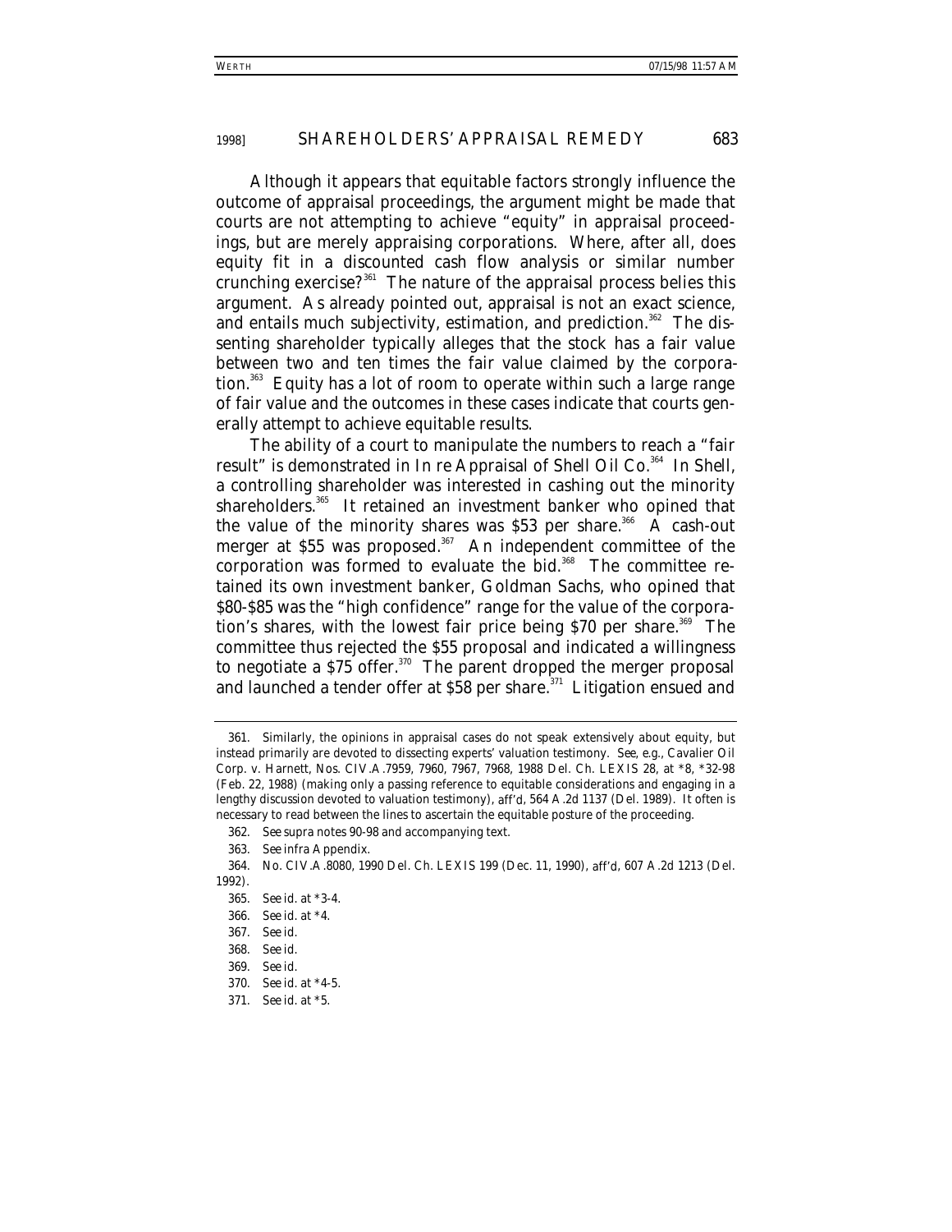Although it appears that equitable factors strongly influence the outcome of appraisal proceedings, the argument might be made that courts are not attempting to achieve "equity" in appraisal proceedings, but are merely appraising corporations. Where, after all, does equity fit in a discounted cash flow analysis or similar number crunching exercise?[361] The nature of the appraisal process belies this argument. As already pointed out, appraisal is not an exact science, and entails much subjectivity, estimation, and prediction.[362] The dissenting shareholder typically alleges that the stock has a fair value between two and ten times the fair value claimed by the corporation.[363] Equity has a lot of room to operate within such a large range of fair value and the outcomes in these cases indicate that courts generally attempt to achieve equitable results.

The ability of a court to manipulate the numbers to reach a "fair result" is demonstrated in *In re Appraisal of Shell Oil Co.*[364] In *Shell*, a controlling shareholder was interested in cashing out the minority shareholders.[365] It retained an investment banker who opined that the value of the minority shares was $53 per share.[366] A cash-out merger at $55 was proposed.[367] An independent committee of the corporation was formed to evaluate the bid.[368] The committee retained its own investment banker, Goldman Sachs, who opined that $80-$85 was the "high confidence" range for the value of the corporation's shares, with the lowest fair price being $70 per share.[369] The committee thus rejected the $55 proposal and indicated a willingness to negotiate a $75 offer.[370] The parent dropped the merger proposal and launched a tender offer at $58 per share.[371] Litigation ensued and

---

361. Similarly, the opinions in appraisal cases do not speak extensively about equity, but instead primarily are devoted to dissecting experts' valuation testimony. *See, e.g.*, Cavalier Oil Corp. v. Harnett, Nos. CIV.A.7959, 7960, 7967, 7968, 1988 Del. Ch. LEXIS 28, at *8, *32-98 (Feb. 22, 1988) (making only a passing reference to equitable considerations and engaging in a lengthy discussion devoted to valuation testimony), *aff'd*, 564 A.2d 1137 (Del. 1989). It often is necessary to read between the lines to ascertain the equitable posture of the proceeding.

362. *See supra* notes 90-98 and accompanying text.

363. *See infra* Appendix.

364. No. CIV.A.8080, 1990 Del. Ch. LEXIS 199 (Dec. 11, 1990), *aff'd*, 607 A.2d 1213 (Del. 1992).

365. *See id.* at *3-4.

366. *See id.* at *4.

367. *See id.*

368. *See id.*

369. *See id.*

370. *See id.* at *4-5.

371. *See id.* at *5.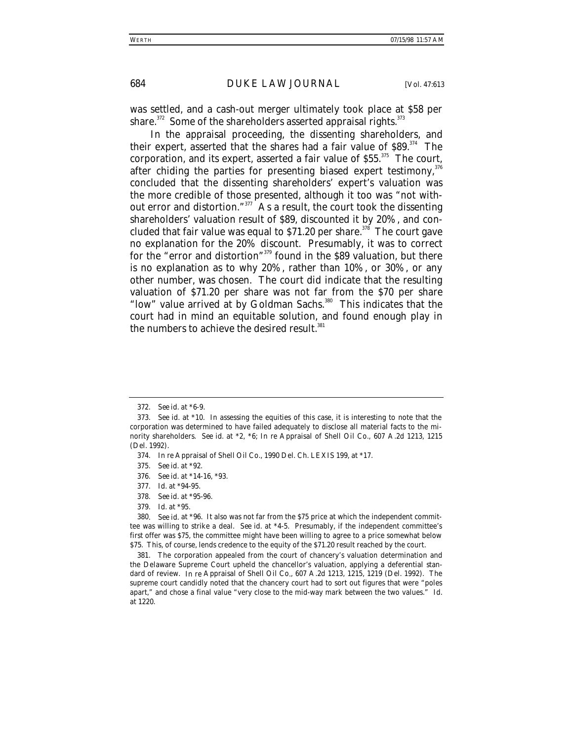was settled, and a cash-out merger ultimately took place at $58 per share.[372] Some of the shareholders asserted appraisal rights.[373]

In the appraisal proceeding, the dissenting shareholders, and their expert, asserted that the shares had a fair value of $89.[374] The corporation, and its expert, asserted a fair value of $55.[375] The court, after chiding the parties for presenting biased expert testimony,[376] concluded that the dissenting shareholders' expert's valuation was the more credible of those presented, although it too was "not without error and distortion."[377] As a result, the court took the dissenting shareholders' valuation result of $89, discounted it by 20%, and concluded that fair value was equal to $71.20 per share.[378] The court gave no explanation for the 20% discount. Presumably, it was to correct for the "error and distortion"[379] found in the $89 valuation, but there is no explanation as to why 20%, rather than 10%, or 30%, or any other number, was chosen. The court did indicate that the resulting valuation of $71.20 per share was not far from the $70 per share "low" value arrived at by Goldman Sachs.[380] This indicates that the court had in mind an equitable solution, and found enough play in the numbers to achieve the desired result.[381]

---

372. *See id.* at *6-9.

373. *See id.* at *10. In assessing the equities of this case, it is interesting to note that the corporation was determined to have failed adequately to disclose all material facts to the minority shareholders. *See id.* at *2, *6; *In re* Appraisal of Shell Oil Co., 607 A.2d 1213, 1215 (Del. 1992).

374. *In re* Appraisal of Shell Oil Co., 1990 Del. Ch. LEXIS 199, at *17.

375. *See id.* at *92.

376. *See id.* at *14-16, *93.

377. *Id.* at *94-95.

378. *See id.* at *95-96.

379. *Id.* at *95.

380. *See id.* at *96. It also was not far from the $75 price at which the independent committee was willing to strike a deal. *See id.* at *4-5. Presumably, if the independent committee's first offer was $75, the committee might have been willing to agree to a price somewhat below $75. This, of course, lends credence to the equity of the $71.20 result reached by the court.

381. The corporation appealed from the court of chancery's valuation determination and the Delaware Supreme Court upheld the chancellor's valuation, applying a deferential standard of review. *In re* Appraisal of Shell Oil Co., 607 A.2d 1213, 1215, 1219 (Del. 1992). The supreme court candidly noted that the chancery court had to sort out figures that were "poles apart," and chose a final value "very close to the mid-way mark between the two values." *Id.* at 1220.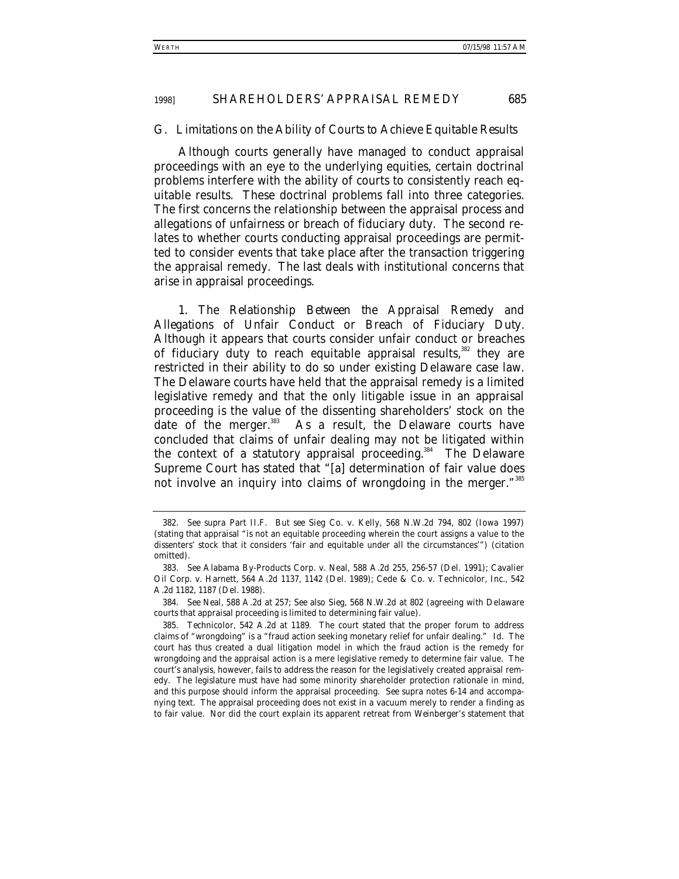### G. *Limitations on the Ability of Courts to Achieve Equitable Results*

Although courts generally have managed to conduct appraisal proceedings with an eye to the underlying equities, certain doctrinal problems interfere with the ability of courts to consistently reach equitable results. These doctrinal problems fall into three categories. The first concerns the relationship between the appraisal process and allegations of unfairness or breach of fiduciary duty. The second relates to whether courts conducting appraisal proceedings are permitted to consider events that take place after the transaction triggering the appraisal remedy. The last deals with institutional concerns that arise in appraisal proceedings.

1. *The Relationship Between the Appraisal Remedy and Allegations of Unfair Conduct or Breach of Fiduciary Duty.* Although it appears that courts consider unfair conduct or breaches of fiduciary duty to reach equitable appraisal results,[382] they are restricted in their ability to do so under existing Delaware case law. The Delaware courts have held that the appraisal remedy is a limited legislative remedy and that the only litigable issue in an appraisal proceeding is the value of the dissenting shareholders' stock on the date of the merger.[383] As a result, the Delaware courts have concluded that claims of unfair dealing may not be litigated within the context of a statutory appraisal proceeding.[384] The Delaware Supreme Court has stated that "[a] determination of fair value does not involve an inquiry into claims of wrongdoing in the merger."[385]

---

382. *See supra* Part II.F. *But see* Sieg Co. v. Kelly, 568 N.W.2d 794, 802 (Iowa 1997) (stating that appraisal "is not an equitable proceeding wherein the court assigns a value to the dissenters' stock that it considers 'fair and equitable under all the circumstances'") (citation omitted).

383. *See* Alabama By-Products Corp. v. Neal, 588 A.2d 255, 256-57 (Del. 1991); Cavalier Oil Corp. v. Harnett, 564 A.2d 1137, 1142 (Del. 1989); Cede & Co. v. Technicolor, Inc., 542 A.2d 1182, 1187 (Del. 1988).

384. *See Neal*, 588 A.2d at 257; *See also Sieg*, 568 N.W.2d at 802 (agreeing with Delaware courts that appraisal proceeding is limited to determining fair value).

385. *Technicolor*, 542 A.2d at 1189. The court stated that the proper forum to address claims of "wrongdoing" is a "fraud action seeking monetary relief for unfair dealing." *Id.* The court has thus created a dual litigation model in which the fraud action is the remedy for wrongdoing and the appraisal action is a mere legislative remedy to determine fair value. The court's analysis, however, fails to address the reason for the legislatively created appraisal remedy. The legislature must have had some minority shareholder protection rationale in mind, and this purpose should inform the appraisal proceeding. *See supra* notes 6-14 and accompanying text. The appraisal proceeding does not exist in a vacuum merely to render a finding as to fair value. Nor did the court explain its apparent retreat from *Weinberger's* statement that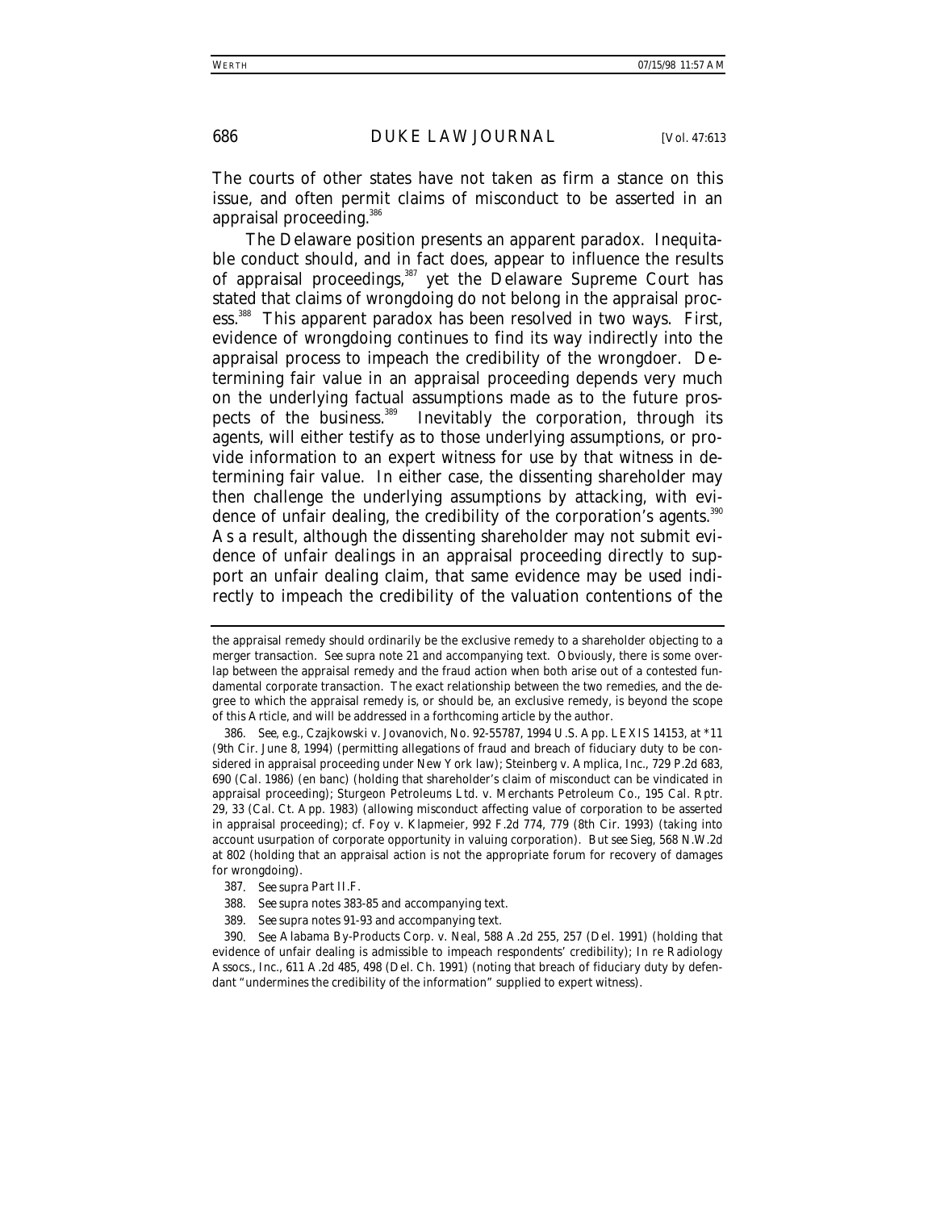The courts of other states have not taken as firm a stance on this issue, and often permit claims of misconduct to be asserted in an appraisal proceeding.[386]

The Delaware position presents an apparent paradox. Inequitable conduct should, and in fact does, appear to influence the results of appraisal proceedings,[387] yet the Delaware Supreme Court has stated that claims of wrongdoing do not belong in the appraisal process.[388] This apparent paradox has been resolved in two ways. First, evidence of wrongdoing continues to find its way indirectly into the appraisal process to impeach the credibility of the wrongdoer. Determining fair value in an appraisal proceeding depends very much on the underlying factual assumptions made as to the future prospects of the business.[389] Inevitably the corporation, through its agents, will either testify as to those underlying assumptions, or provide information to an expert witness for use by that witness in determining fair value. In either case, the dissenting shareholder may then challenge the underlying assumptions by attacking, with evidence of unfair dealing, the credibility of the corporation's agents.[390] As a result, although the dissenting shareholder may not submit evidence of unfair dealings in an appraisal proceeding directly to support an unfair dealing claim, that same evidence may be used indirectly to impeach the credibility of the valuation contentions of the

---

the appraisal remedy should ordinarily be the exclusive remedy to a shareholder objecting to a merger transaction. *See supra* note 21 and accompanying text. Obviously, there is some overlap between the appraisal remedy and the fraud action when both arise out of a contested fundamental corporate transaction. The exact relationship between the two remedies, and the degree to which the appraisal remedy is, or should be, an exclusive remedy, is beyond the scope of this Article, and will be addressed in a forthcoming article by the author.

386. *See, e.g.*, Czajkowski v. Jovanovich, No. 92-55787, 1994 U.S. App. LEXIS 14153, at *11 (9th Cir. June 8, 1994) (permitting allegations of fraud and breach of fiduciary duty to be considered in appraisal proceeding under New York law); Steinberg v. Amplica, Inc., 729 P.2d 683, 690 (Cal. 1986) (en banc) (holding that shareholder's claim of misconduct can be vindicated in appraisal proceeding); Sturgeon Petroleums Ltd. v. Merchants Petroleum Co., 195 Cal. Rptr. 29, 33 (Cal. Ct. App. 1983) (allowing misconduct affecting value of corporation to be asserted in appraisal proceeding); *cf.* Foy v. Klapmeier, 992 F.2d 774, 779 (8th Cir. 1993) (taking into account usurpation of corporate opportunity in valuing corporation). *But see Sieg*, 568 N.W.2d at 802 (holding that an appraisal action is not the appropriate forum for recovery of damages for wrongdoing).

387. *See supra* Part II.F.

388. *See supra* notes 383-85 and accompanying text.

389. *See supra* notes 91-93 and accompanying text.

390. *See* Alabama By-Products Corp. v. Neal, 588 A.2d 255, 257 (Del. 1991) (holding that evidence of unfair dealing is admissible to impeach respondents' credibility); In re Radiology Assocs., Inc., 611 A.2d 485, 498 (Del. Ch. 1991) (noting that breach of fiduciary duty by defendant "undermines the credibility of the information" supplied to expert witness).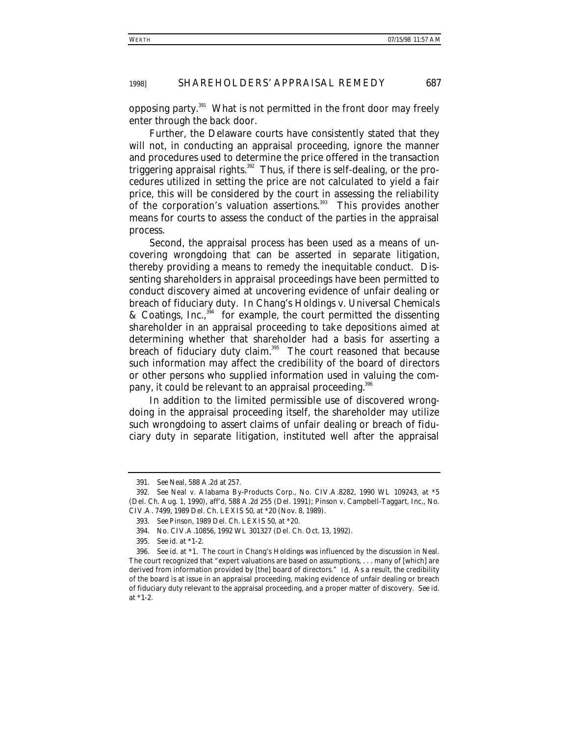opposing party.[391] What is not permitted in the front door may freely enter through the back door.

Further, the Delaware courts have consistently stated that they will not, in conducting an appraisal proceeding, ignore the manner and procedures used to determine the price offered in the transaction triggering appraisal rights.[392] Thus, if there is self-dealing, or the procedures utilized in setting the price are not calculated to yield a fair price, this will be considered by the court in assessing the reliability of the corporation's valuation assertions.[393] This provides another means for courts to assess the conduct of the parties in the appraisal process.

Second, the appraisal process has been used as a means of uncovering wrongdoing that can be asserted in separate litigation, thereby providing a means to remedy the inequitable conduct. Dissenting shareholders in appraisal proceedings have been permitted to conduct discovery aimed at uncovering evidence of unfair dealing or breach of fiduciary duty. In *Chang's Holdings v. Universal Chemicals & Coatings, Inc.*,[394] for example, the court permitted the dissenting shareholder in an appraisal proceeding to take depositions aimed at determining whether that shareholder had a basis for asserting a breach of fiduciary duty claim.[395] The court reasoned that because such information may affect the credibility of the board of directors or other persons who supplied information used in valuing the company, it could be relevant to an appraisal proceeding.[396]

In addition to the limited permissible use of discovered wrongdoing in the appraisal proceeding itself, the shareholder may utilize such wrongdoing to assert claims of unfair dealing or breach of fiduciary duty in separate litigation, instituted well after the appraisal

---

391. *See Neal*, 588 A.2d at 257.

392. *See* Neal v. Alabama By-Products Corp., No. CIV.A.8282, 1990 WL 109243, at *5 (Del. Ch. Aug. 1, 1990), *aff'd*, 588 A.2d 255 (Del. 1991); Pinson v. Campbell-Taggart, Inc., No. CIV.A. 7499, 1989 Del. Ch. LEXIS 50, at *20 (Nov. 8, 1989).

393. *See Pinson*, 1989 Del. Ch. LEXIS 50, at *20.

394. No. CIV.A.10856, 1992 WL 301327 (Del. Ch. Oct. 13, 1992).

395. *See id.* at *1-2.

396. *See id.* at *1. The court in *Chang's Holdings* was influenced by the discussion in *Neal*. The court recognized that "expert valuations are based on assumptions, . . . many of [which] are derived from information provided by [the] board of directors." *Id.* As a result, the credibility of the board is at issue in an appraisal proceeding, making evidence of unfair dealing or breach of fiduciary duty relevant to the appraisal proceeding, and a proper matter of discovery. *See id.* at *1-2.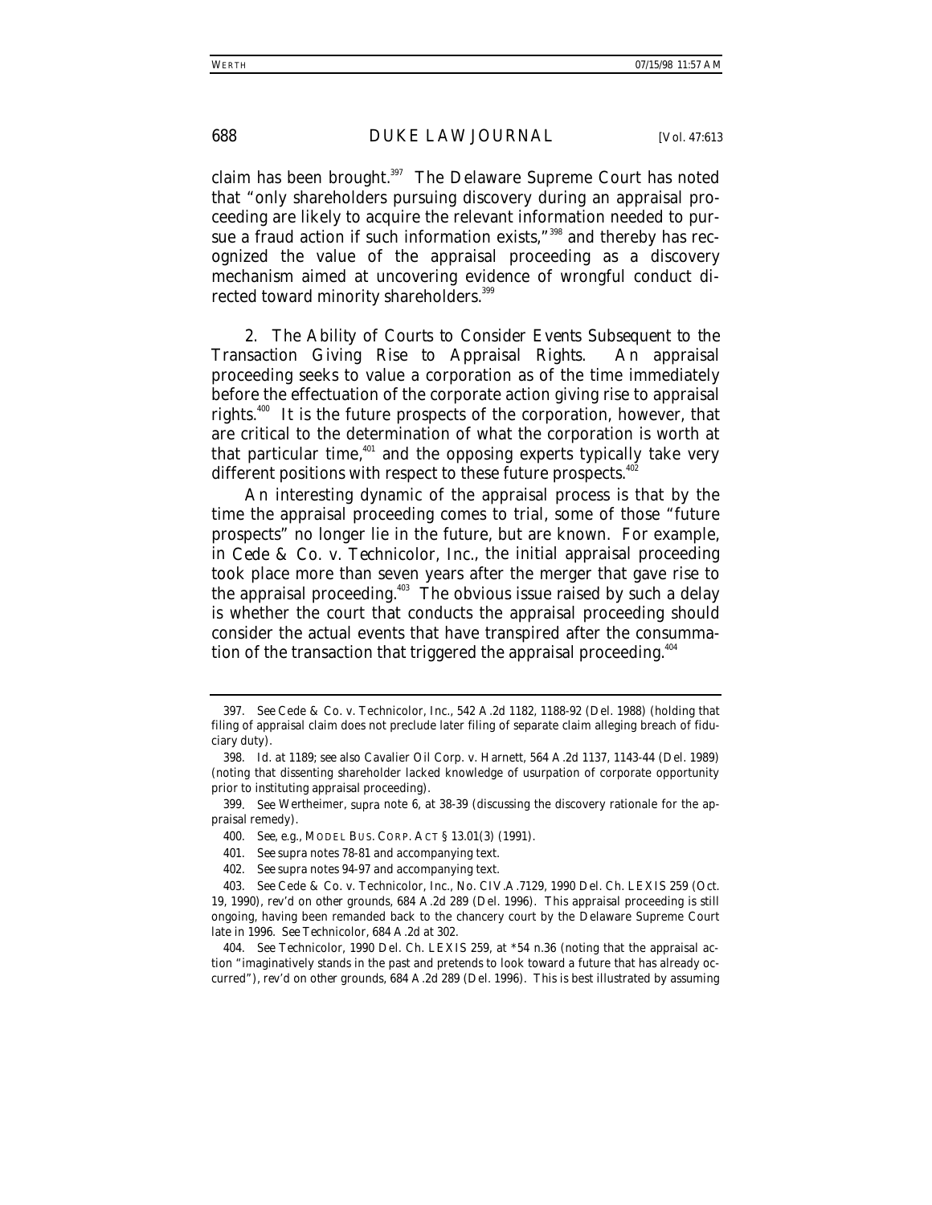claim has been brought.[397] The Delaware Supreme Court has noted that "only shareholders pursuing discovery during an appraisal proceeding are likely to acquire the relevant information needed to pursue a fraud action if such information exists,"[398] and thereby has recognized the value of the appraisal proceeding as a discovery mechanism aimed at uncovering evidence of wrongful conduct directed toward minority shareholders.[399]

*2. The Ability of Courts to Consider Events Subsequent to the Transaction Giving Rise to Appraisal Rights.* An appraisal proceeding seeks to value a corporation as of the time immediately before the effectuation of the corporate action giving rise to appraisal rights.[400] It is the future prospects of the corporation, however, that are critical to the determination of what the corporation is worth at that particular time,[401] and the opposing experts typically take very different positions with respect to these future prospects.[402]

An interesting dynamic of the appraisal process is that by the time the appraisal proceeding comes to trial, some of those "future prospects" no longer lie in the future, but are known. For example, in *Cede & Co. v. Technicolor, Inc.*, the initial appraisal proceeding took place more than seven years after the merger that gave rise to the appraisal proceeding.[403] The obvious issue raised by such a delay is whether the court that conducts the appraisal proceeding should consider the actual events that have transpired after the consummation of the transaction that triggered the appraisal proceeding.[404]

---

397. *See* Cede & Co. v. Technicolor, Inc., 542 A.2d 1182, 1188-92 (Del. 1988) (holding that filing of appraisal claim does not preclude later filing of separate claim alleging breach of fiduciary duty).

398. *Id.* at 1189; *see also* Cavalier Oil Corp. v. Harnett, 564 A.2d 1137, 1143-44 (Del. 1989) (noting that dissenting shareholder lacked knowledge of usurpation of corporate opportunity prior to instituting appraisal proceeding).

399. *See* Wertheimer, *supra* note 6, at 38-39 (discussing the discovery rationale for the appraisal remedy).

400. *See, e.g.*, MODEL BUS. CORP. ACT § 13.01(3) (1991).

401. *See supra* notes 78-81 and accompanying text.

402. *See supra* notes 94-97 and accompanying text.

403. *See* Cede & Co. v. Technicolor, Inc., No. CIV.A.7129, 1990 Del. Ch. LEXIS 259 (Oct. 19, 1990), *rev'd on other grounds*, 684 A.2d 289 (Del. 1996). This appraisal proceeding is still ongoing, having been remanded back to the chancery court by the Delaware Supreme Court late in 1996. *See Technicolor*, 684 A.2d at 302.

404. *See Technicolor*, 1990 Del. Ch. LEXIS 259, at *54 n.36 (noting that the appraisal action "imaginatively stands in the past and pretends to look toward a future that has already occurred"), *rev'd on other grounds*, 684 A.2d 289 (Del. 1996). This is best illustrated by assuming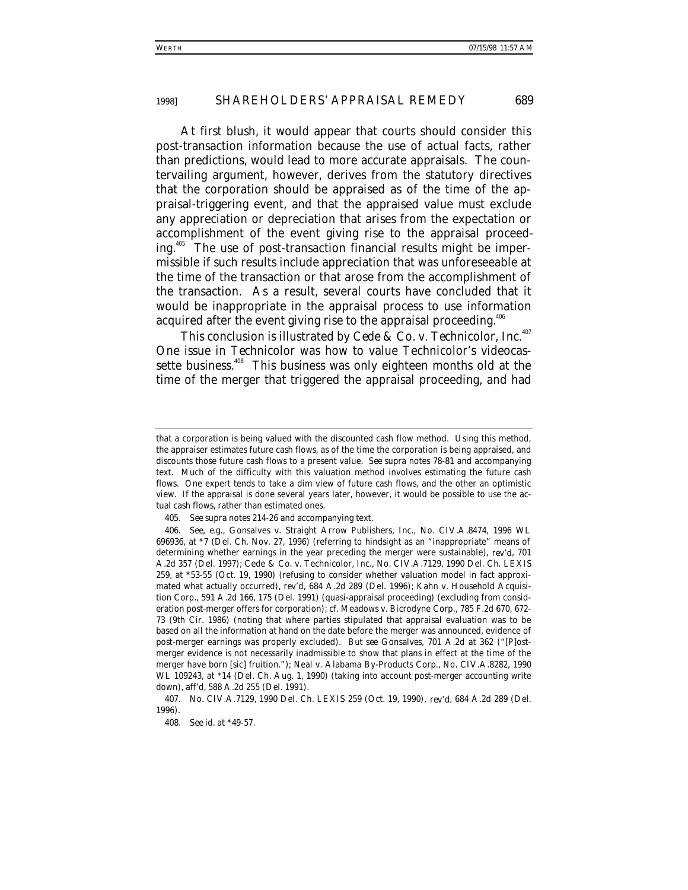At first blush, it would appear that courts should consider this post-transaction information because the use of actual facts, rather than predictions, would lead to more accurate appraisals. The countervailing argument, however, derives from the statutory directives that the corporation should be appraised as of the time of the appraisal-triggering event, and that the appraised value must exclude any appreciation or depreciation that arises from the expectation or accomplishment of the event giving rise to the appraisal proceeding.[405] The use of post-transaction financial results might be impermissible if such results include appreciation that was unforeseeable at the time of the transaction or that arose from the accomplishment of the transaction. As a result, several courts have concluded that it would be inappropriate in the appraisal process to use information acquired after the event giving rise to the appraisal proceeding.[406]

This conclusion is illustrated by *Cede & Co. v. Technicolor, Inc.*[407] One issue in *Technicolor* was how to value Technicolor's videocassette business.[408] This business was only eighteen months old at the time of the merger that triggered the appraisal proceeding, and had

---

that a corporation is being valued with the discounted cash flow method. Using this method, the appraiser estimates future cash flows, as of the time the corporation is being appraised, and discounts those future cash flows to a present value. *See supra* notes 78-81 and accompanying text. Much of the difficulty with this valuation method involves estimating the future cash flows. One expert tends to take a dim view of future cash flows, and the other an optimistic view. If the appraisal is done several years later, however, it would be possible to use the actual cash flows, rather than estimated ones.

405. *See supra* notes 214-26 and accompanying text.

406. *See, e.g.*, Gonsalves v. Straight Arrow Publishers, Inc., No. CIV.A.8474, 1996 WL 696936, at *7 (Del. Ch. Nov. 27, 1996) (referring to hindsight as an "inappropriate" means of determining whether earnings in the year preceding the merger were sustainable), *rev'd*, 701 A.2d 357 (Del. 1997); Cede & Co. v. Technicolor, Inc., No. CIV.A.7129, 1990 Del. Ch. LEXIS 259, at *53-55 (Oct. 19, 1990) (refusing to consider whether valuation model in fact approximated what actually occurred), *rev'd*, 684 A.2d 289 (Del. 1996); Kahn v. Household Acquisition Corp., 591 A.2d 166, 175 (Del. 1991) (quasi-appraisal proceeding) (excluding from consideration post-merger offers for corporation); *cf.* Meadows v. Bicrodyne Corp., 785 F.2d 670, 672-73 (9th Cir. 1986) (noting that where parties stipulated that appraisal evaluation was to be based on all the information at hand on the date before the merger was announced, evidence of post-merger earnings was properly excluded). *But see Gonsalves*, 701 A.2d at 362 ("[P]ost-merger evidence is not necessarily inadmissible to show that plans in effect at the time of the merger have born [sic] fruition."); Neal v. Alabama By-Products Corp., No. CIV.A.8282, 1990 WL 109243, at *14 (Del. Ch. Aug. 1, 1990) (taking into account post-merger accounting write down), *aff'd*, 588 A.2d 255 (Del. 1991).

407. No. CIV.A.7129, 1990 Del. Ch. LEXIS 259 (Oct. 19, 1990), *rev'd*, 684 A.2d 289 (Del. 1996).

408. *See id.* at *49-57.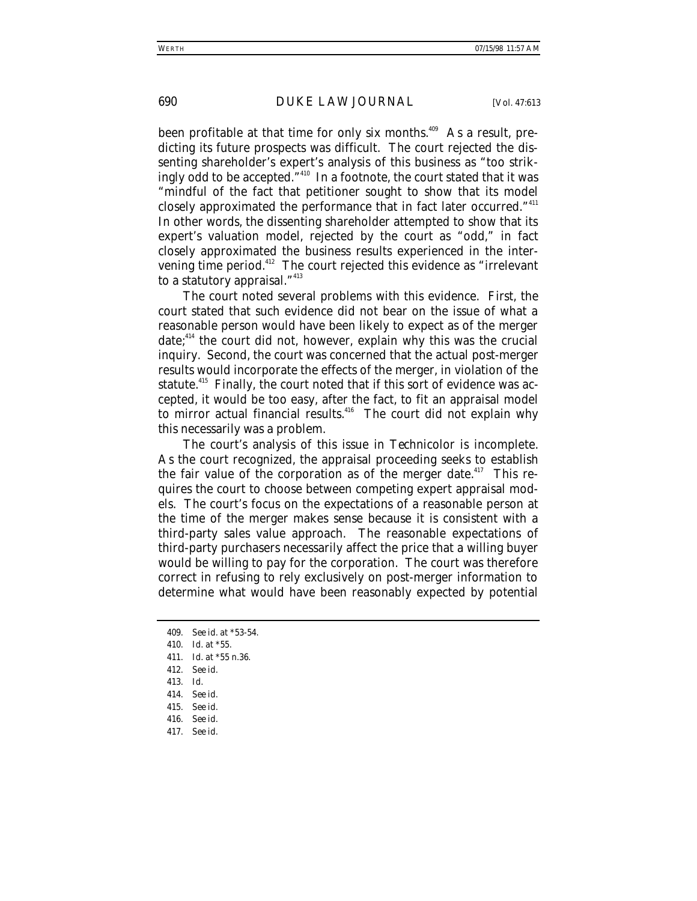been profitable at that time for only six months.[409] As a result, predicting its future prospects was difficult. The court rejected the dissenting shareholder's expert's analysis of this business as "too strikingly odd to be accepted."[410] In a footnote, the court stated that it was "mindful of the fact that petitioner sought to show that its model closely approximated the performance that in fact later occurred."[411] In other words, the dissenting shareholder attempted to show that its expert's valuation model, rejected by the court as "odd," in fact closely approximated the business results experienced in the intervening time period.[412] The court rejected this evidence as "irrelevant to a statutory appraisal."[413]

The court noted several problems with this evidence. First, the court stated that such evidence did not bear on the issue of what a reasonable person would have been likely to expect as of the merger date;[414] the court did not, however, explain why this was the crucial inquiry. Second, the court was concerned that the actual post-merger results would incorporate the effects of the merger, in violation of the statute.[415] Finally, the court noted that if this sort of evidence was accepted, it would be too easy, after the fact, to fit an appraisal model to mirror actual financial results.[416] The court did not explain why this necessarily was a problem.

The court's analysis of this issue in *Technicolor* is incomplete. As the court recognized, the appraisal proceeding seeks to establish the fair value of the corporation as of the merger date.[417] This requires the court to choose between competing expert appraisal models. The court's focus on the expectations of a reasonable person at the time of the merger makes sense because it is consistent with a third-party sales value approach. The reasonable expectations of third-party purchasers necessarily affect the price that a willing buyer would be willing to pay for the corporation. The court was therefore correct in refusing to rely exclusively on post-merger information to determine what would have been reasonably expected by potential

---

409. *See id.* at *53-54.

410. *Id.* at *55.

411. *Id.* at *55 n.36.

412. *See id.*

413. *Id.*

414. *See id.*

415. *See id.*

416. *See id.*

417. *See id.*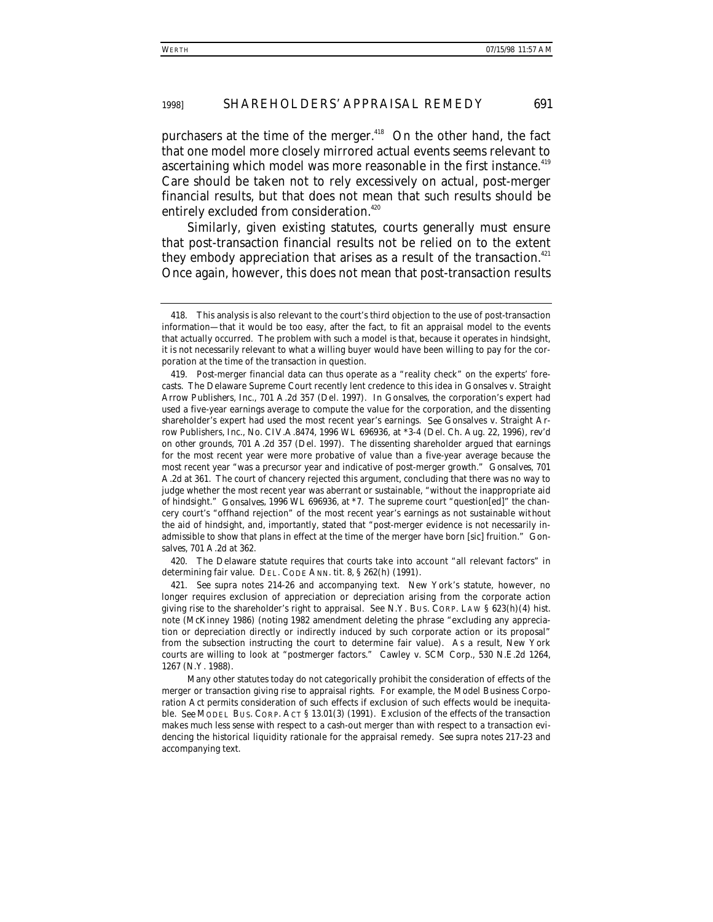purchasers at the time of the merger.[418] On the other hand, the fact that one model more closely mirrored actual events seems relevant to ascertaining which model was more reasonable in the first instance.[419] Care should be taken not to rely excessively on actual, post-merger financial results, but that does not mean that such results should be entirely excluded from consideration.[420]

Similarly, given existing statutes, courts generally must ensure that post-transaction financial results not be relied on to the extent they embody appreciation that arises as a result of the transaction.[421] Once again, however, this does not mean that post-transaction results

---

418. This analysis is also relevant to the court's third objection to the use of post-transaction information—that it would be too easy, after the fact, to fit an appraisal model to the events that actually occurred. The problem with such a model is that, because it operates in hindsight, it is not necessarily relevant to what a willing buyer would have been willing to pay for the corporation at the time of the transaction in question.

419. Post-merger financial data can thus operate as a "reality check" on the experts' forecasts. The Delaware Supreme Court recently lent credence to this idea in *Gonsalves v. Straight Arrow Publishers, Inc.*, 701 A.2d 357 (Del. 1997). In *Gonsalves*, the corporation's expert had used a five-year earnings average to compute the value for the corporation, and the dissenting shareholder's expert had used the most recent year's earnings. *See* Gonsalves v. Straight Arrow Publishers, Inc., No. CIV.A.8474, 1996 WL 696936, at *3-4 (Del. Ch. Aug. 22, 1996), *rev'd on other grounds*, 701 A.2d 357 (Del. 1997). The dissenting shareholder argued that earnings for the most recent year were more probative of value than a five-year average because the most recent year "was a precursor year and indicative of post-merger growth." *Gonsalves*, 701 A.2d at 361. The court of chancery rejected this argument, concluding that there was no way to judge whether the most recent year was aberrant or sustainable, "without the inappropriate aid of hindsight." *Gonsalves*, 1996 WL 696936, at *7. The supreme court "question[ed]" the chancery court's "offhand rejection" of the most recent year's earnings as not sustainable without the aid of hindsight, and, importantly, stated that "post-merger evidence is not necessarily inadmissible to show that plans in effect at the time of the merger have born [sic] fruition." *Gonsalves*, 701 A.2d at 362.

420. The Delaware statute requires that courts take into account "all relevant factors" in determining fair value. DEL. CODE ANN. tit. 8, § 262(h) (1991).

421. *See supra* notes 214-26 and accompanying text. New York's statute, however, no longer requires exclusion of appreciation or depreciation arising from the corporate action giving rise to the shareholder's right to appraisal. *See* N.Y. BUS. CORP. LAW § 623(h)(4) hist. note (McKinney 1986) (noting 1982 amendment deleting the phrase "excluding any appreciation or depreciation directly or indirectly induced by such corporate action or its proposal" from the subsection instructing the court to determine fair value). As a result, New York courts are willing to look at "postmerger factors." Cawley v. SCM Corp., 530 N.E.2d 1264, 1267 (N.Y. 1988).

Many other statutes today do not categorically prohibit the consideration of effects of the merger or transaction giving rise to appraisal rights. For example, the Model Business Corporation Act permits consideration of such effects if exclusion of such effects would be inequitable. *See* MODEL BUS. CORP. ACT § 13.01(3) (1991). Exclusion of the effects of the transaction makes much less sense with respect to a cash-out merger than with respect to a transaction evidencing the historical liquidity rationale for the appraisal remedy. *See supra* notes 217-23 and accompanying text.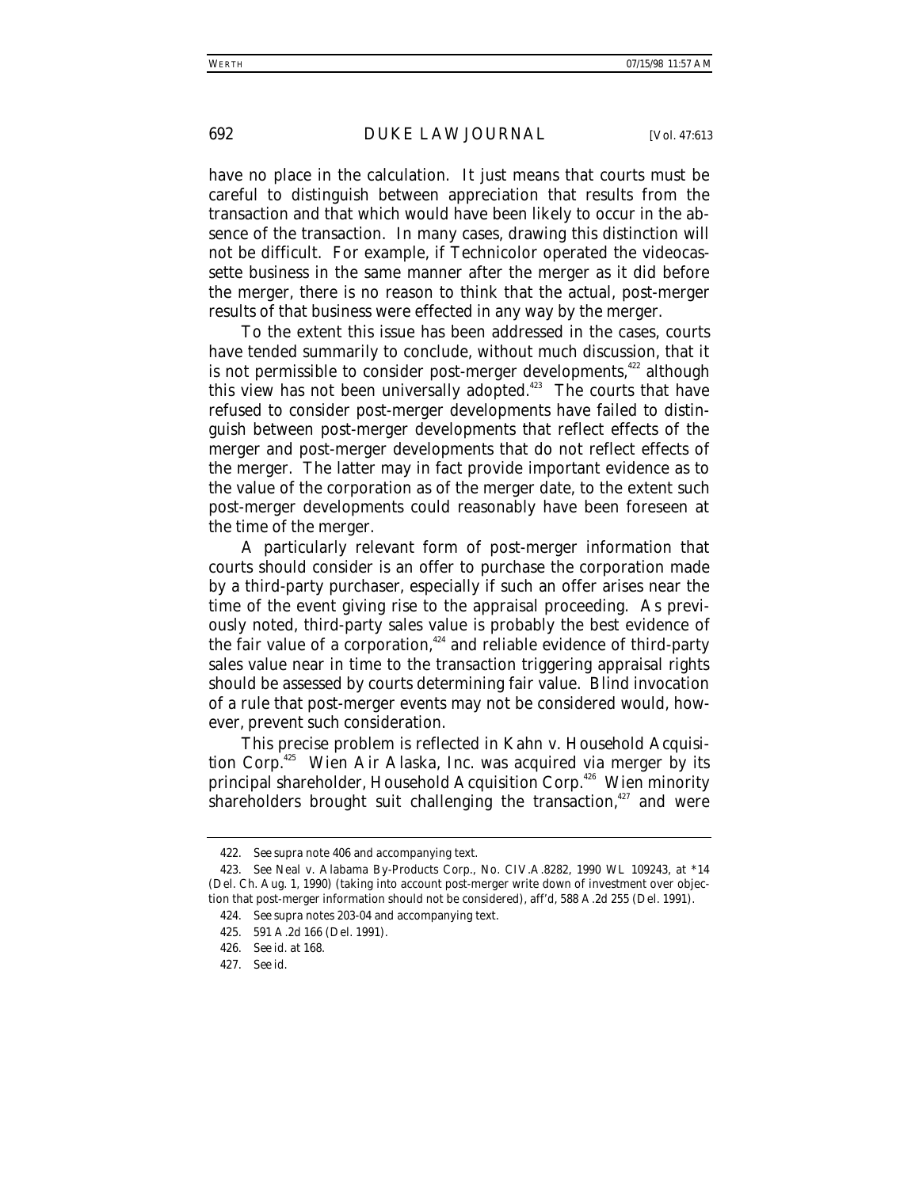have no place in the calculation. It just means that courts must be careful to distinguish between appreciation that results from the transaction and that which would have been likely to occur in the absence of the transaction. In many cases, drawing this distinction will not be difficult. For example, if Technicolor operated the videocassette business in the same manner after the merger as it did before the merger, there is no reason to think that the actual, post-merger results of that business were effected in any way by the merger.

To the extent this issue has been addressed in the cases, courts have tended summarily to conclude, without much discussion, that it is not permissible to consider post-merger developments,[422] although this view has not been universally adopted.[423] The courts that have refused to consider post-merger developments have failed to distinguish between post-merger developments that reflect effects of the merger and post-merger developments that do not reflect effects of the merger. The latter may in fact provide important evidence as to the value of the corporation as of the merger date, to the extent such post-merger developments could reasonably have been foreseen at the time of the merger.

A particularly relevant form of post-merger information that courts should consider is an offer to purchase the corporation made by a third-party purchaser, especially if such an offer arises near the time of the event giving rise to the appraisal proceeding. As previously noted, third-party sales value is probably the best evidence of the fair value of a corporation,[424] and reliable evidence of third-party sales value near in time to the transaction triggering appraisal rights should be assessed by courts determining fair value. Blind invocation of a rule that post-merger events may not be considered would, however, prevent such consideration.

This precise problem is reflected in *Kahn v. Household Acquisition Corp.*[425] Wien Air Alaska, Inc. was acquired via merger by its principal shareholder, Household Acquisition Corp.[426] Wien minority shareholders brought suit challenging the transaction,[427] and were

---

422. *See supra* note 406 and accompanying text.

423. *See* Neal v. Alabama By-Products Corp., No. CIV.A.8282, 1990 WL 109243, at *14 (Del. Ch. Aug. 1, 1990) (taking into account post-merger write down of investment over objection that post-merger information should not be considered), *aff'd*, 588 A.2d 255 (Del. 1991).

424. *See supra* notes 203-04 and accompanying text.

425. 591 A.2d 166 (Del. 1991).

426. *See id.* at 168.

427. *See id.*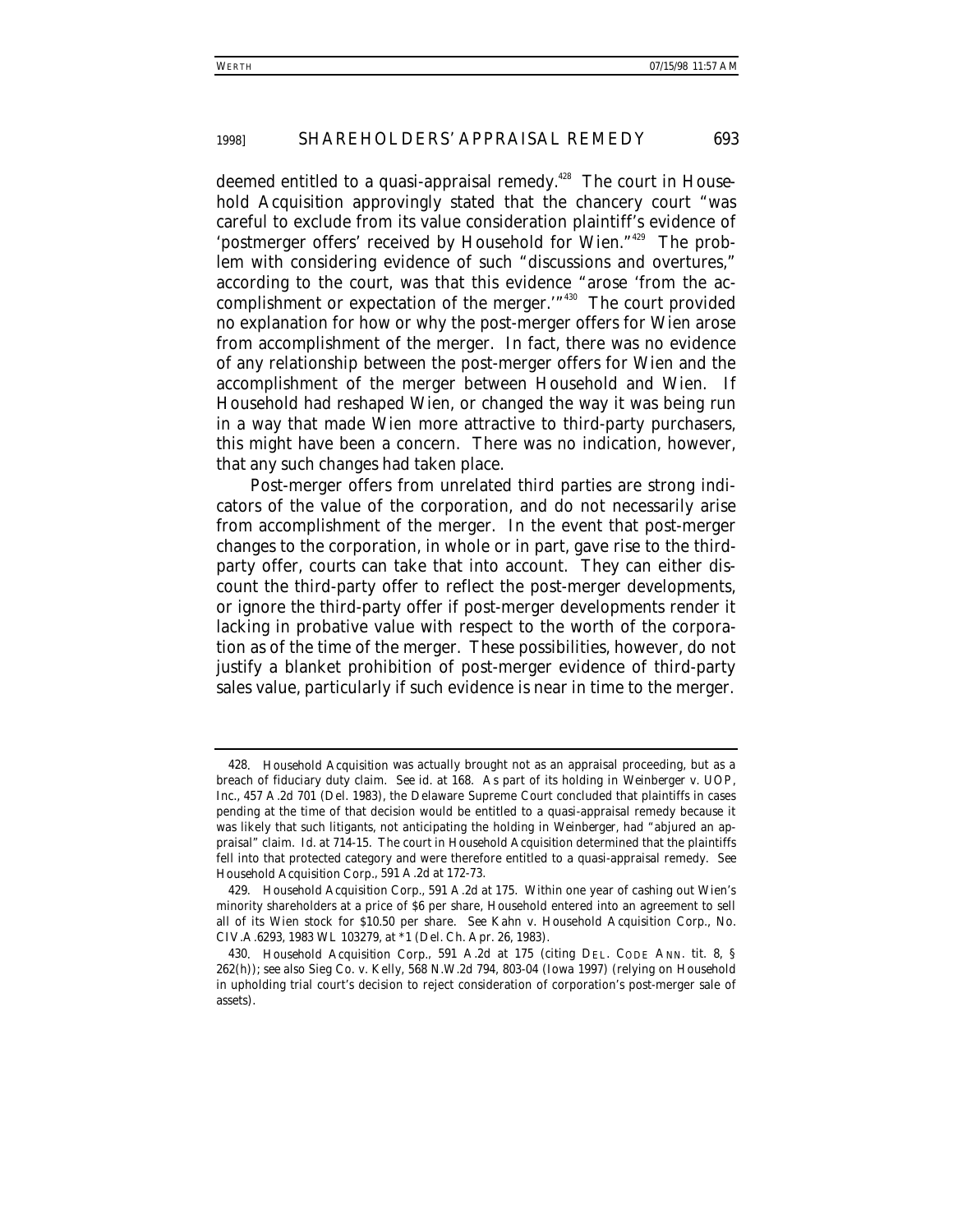deemed entitled to a quasi-appraisal remedy.[428] The court in *Household Acquisition* approvingly stated that the chancery court "was careful to exclude from its value consideration plaintiff's evidence of 'postmerger offers' received by Household for Wien."[429] The problem with considering evidence of such "discussions and overtures," according to the court, was that this evidence "arose 'from the accomplishment or expectation of the merger.'"[430] The court provided no explanation for how or why the post-merger offers for Wien arose from accomplishment of the merger. In fact, there was no evidence of any relationship between the post-merger offers for Wien and the accomplishment of the merger between Household and Wien. If Household had reshaped Wien, or changed the way it was being run in a way that made Wien more attractive to third-party purchasers, this might have been a concern. There was no indication, however, that any such changes had taken place.

Post-merger offers from unrelated third parties are strong indicators of the value of the corporation, and do not necessarily arise from accomplishment of the merger. In the event that post-merger changes to the corporation, in whole or in part, gave rise to the third-party offer, courts can take that into account. They can either discount the third-party offer to reflect the post-merger developments, or ignore the third-party offer if post-merger developments render it lacking in probative value with respect to the worth of the corporation as of the time of the merger. These possibilities, however, do not justify a blanket prohibition of post-merger evidence of third-party sales value, particularly if such evidence is near in time to the merger.

---

428. *Household Acquisition* was actually brought not as an appraisal proceeding, but as a breach of fiduciary duty claim. *See id.* at 168. As part of its holding in *Weinberger v. UOP, Inc.*, 457 A.2d 701 (Del. 1983), the Delaware Supreme Court concluded that plaintiffs in cases pending at the time of that decision would be entitled to a quasi-appraisal remedy because it was likely that such litigants, not anticipating the holding in *Weinberger*, had "abjured an appraisal" claim. *Id.* at 714-15. The court in *Household Acquisition* determined that the plaintiffs fell into that protected category and were therefore entitled to a quasi-appraisal remedy. *See Household Acquisition Corp.*, 591 A.2d at 172-73.

429. *Household Acquisition Corp.*, 591 A.2d at 175. Within one year of cashing out Wien's minority shareholders at a price of $6 per share, Household entered into an agreement to sell all of its Wien stock for $10.50 per share. *See* Kahn v. Household Acquisition Corp., No. CIV.A.6293, 1983 WL 103279, at *1 (Del. Ch. Apr. 26, 1983).

430. *Household Acquisition Corp.*, 591 A.2d at 175 (citing DEL. CODE ANN. tit. 8, § 262(h)); *see also* Sieg Co. v. Kelly, 568 N.W.2d 794, 803-04 (Iowa 1997) (relying on *Household* in upholding trial court's decision to reject consideration of corporation's post-merger sale of assets).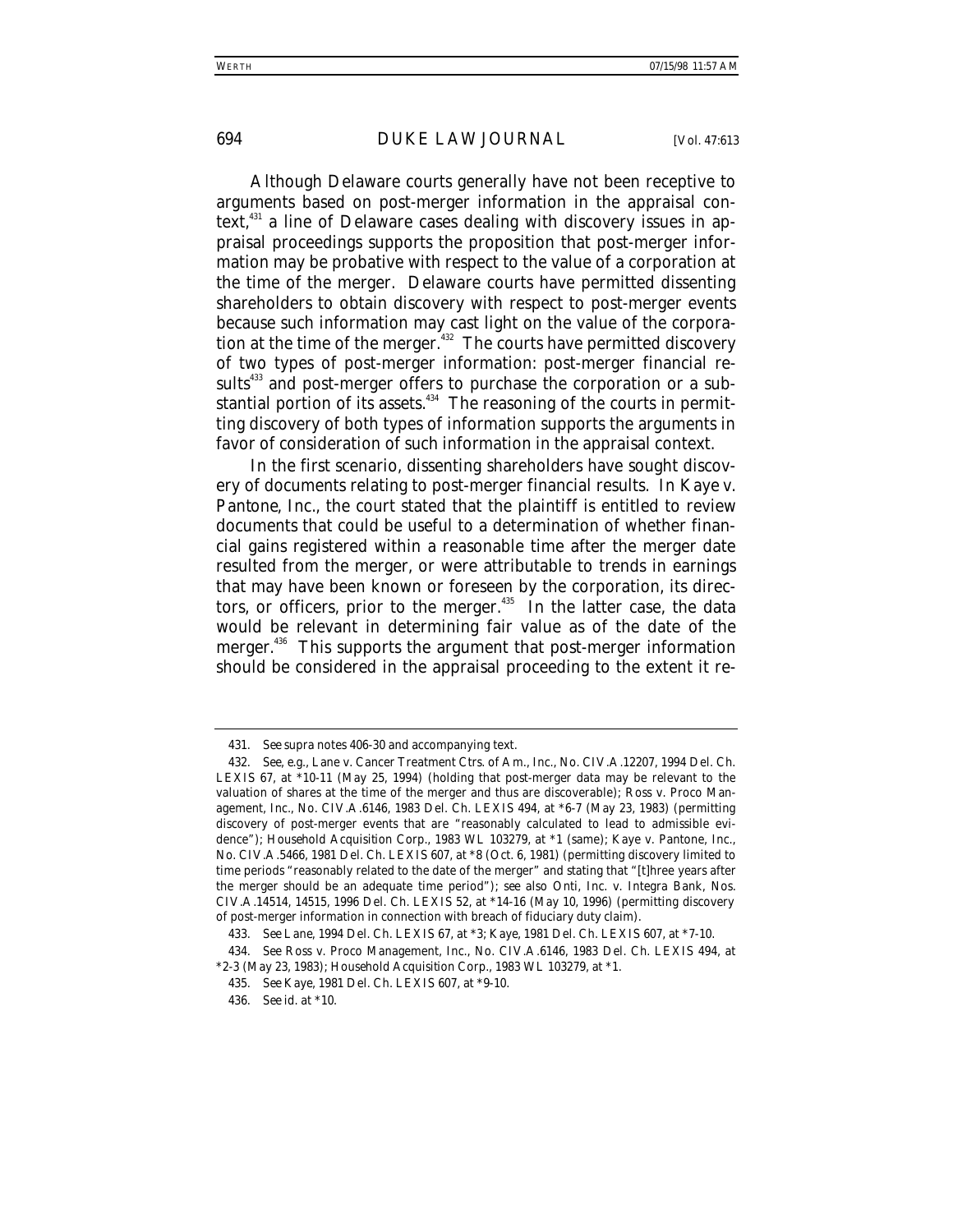Although Delaware courts generally have not been receptive to arguments based on post-merger information in the appraisal context,[431] a line of Delaware cases dealing with discovery issues in appraisal proceedings supports the proposition that post-merger information may be probative with respect to the value of a corporation at the time of the merger. Delaware courts have permitted dissenting shareholders to obtain discovery with respect to post-merger events because such information may cast light on the value of the corporation at the time of the merger.[432] The courts have permitted discovery of two types of post-merger information: post-merger financial results[433] and post-merger offers to purchase the corporation or a substantial portion of its assets.[434] The reasoning of the courts in permitting discovery of both types of information supports the arguments in favor of consideration of such information in the appraisal context.

In the first scenario, dissenting shareholders have sought discovery of documents relating to post-merger financial results. In *Kaye v. Pantone, Inc.*, the court stated that the plaintiff is entitled to review documents that could be useful to a determination of whether financial gains registered within a reasonable time after the merger date resulted from the merger, or were attributable to trends in earnings that may have been known or foreseen by the corporation, its directors, or officers, prior to the merger.[435] In the latter case, the data would be relevant in determining fair value as of the date of the merger.[436] This supports the argument that post-merger information should be considered in the appraisal proceeding to the extent it re-

---

431. *See supra* notes 406-30 and accompanying text.

432. *See, e.g.*, Lane v. Cancer Treatment Ctrs. of Am., Inc., No. CIV.A.12207, 1994 Del. Ch. LEXIS 67, at *10-11 (May 25, 1994) (holding that post-merger data may be relevant to the valuation of shares at the time of the merger and thus are discoverable); Ross v. Proco Management, Inc., No. CIV.A.6146, 1983 Del. Ch. LEXIS 494, at *6-7 (May 23, 1983) (permitting discovery of post-merger events that are "reasonably calculated to lead to admissible evidence"); *Household Acquisition Corp.*, 1983 WL 103279, at *1 (same); Kaye v. Pantone, Inc., No. CIV.A.5466, 1981 Del. Ch. LEXIS 607, at *8 (Oct. 6, 1981) (permitting discovery limited to time periods "reasonably related to the date of the merger" and stating that "[t]hree years after the merger should be an adequate time period"); *see also* Onti, Inc. v. Integra Bank, Nos. CIV.A.14514, 14515, 1996 Del. Ch. LEXIS 52, at *14-16 (May 10, 1996) (permitting discovery of post-merger information in connection with breach of fiduciary duty claim).

433. *See Lane*, 1994 Del. Ch. LEXIS 67, at *3; *Kaye*, 1981 Del. Ch. LEXIS 607, at *7-10.

434. *See* Ross v. Proco Management, Inc., No. CIV.A.6146, 1983 Del. Ch. LEXIS 494, at *2-3 (May 23, 1983); *Household Acquisition Corp.*, 1983 WL 103279, at *1.

435. *See Kaye*, 1981 Del. Ch. LEXIS 607, at *9-10.

436. *See id.* at *10.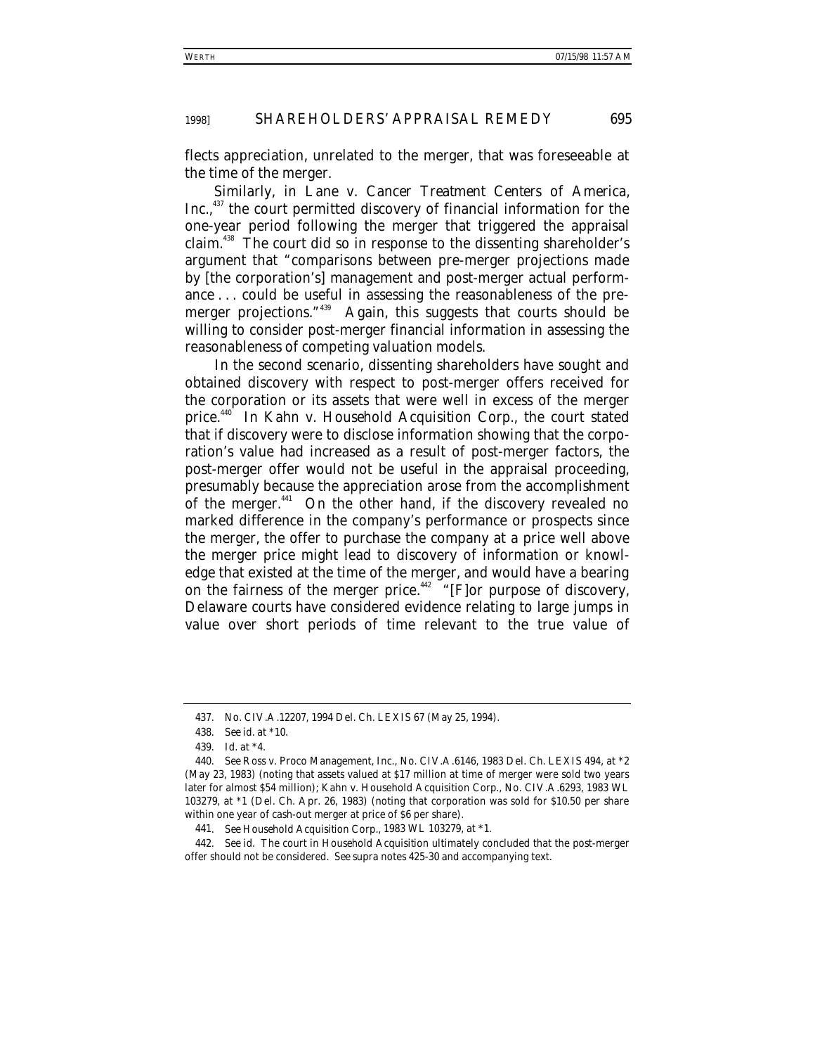flects appreciation, unrelated to the merger, that was foreseeable at the time of the merger.

Similarly, in *Lane v. Cancer Treatment Centers of America, Inc.*,[437] the court permitted discovery of financial information for the one-year period following the merger that triggered the appraisal claim.[438] The court did so in response to the dissenting shareholder's argument that "comparisons between pre-merger projections made by [the corporation's] management and post-merger actual performance . . . could be useful in assessing the reasonableness of the pre-merger projections."[439] Again, this suggests that courts should be willing to consider post-merger financial information in assessing the reasonableness of competing valuation models.

In the second scenario, dissenting shareholders have sought and obtained discovery with respect to post-merger offers received for the corporation or its assets that were well in excess of the merger price.[440] In *Kahn v. Household Acquisition Corp.*, the court stated that if discovery were to disclose information showing that the corporation's value had increased as a result of post-merger factors, the post-merger offer would not be useful in the appraisal proceeding, presumably because the appreciation arose from the accomplishment of the merger.[441] On the other hand, if the discovery revealed no marked difference in the company's performance or prospects since the merger, the offer to purchase the company at a price well above the merger price might lead to discovery of information or knowledge that existed at the time of the merger, and would have a bearing on the fairness of the merger price.[442] "[F]or purpose of discovery, Delaware courts have considered evidence relating to large jumps in value over short periods of time relevant to the true value of

---

437. No. CIV.A.12207, 1994 Del. Ch. LEXIS 67 (May 25, 1994).

438. *See id.* at *10.

439. *Id.* at *4.

440. *See* Ross v. Proco Management, Inc., No. CIV.A.6146, 1983 Del. Ch. LEXIS 494, at *2 (May 23, 1983) (noting that assets valued at $17 million at time of merger were sold two years later for almost $54 million); Kahn v. Household Acquisition Corp., No. CIV.A.6293, 1983 WL 103279, at *1 (Del. Ch. Apr. 26, 1983) (noting that corporation was sold for $10.50 per share within one year of cash-out merger at price of $6 per share).

441. *See Household Acquisition Corp.*, 1983 WL 103279, at *1.

442. *See id.* The court in *Household Acquisition* ultimately concluded that the post-merger offer should not be considered. *See supra* notes 425-30 and accompanying text.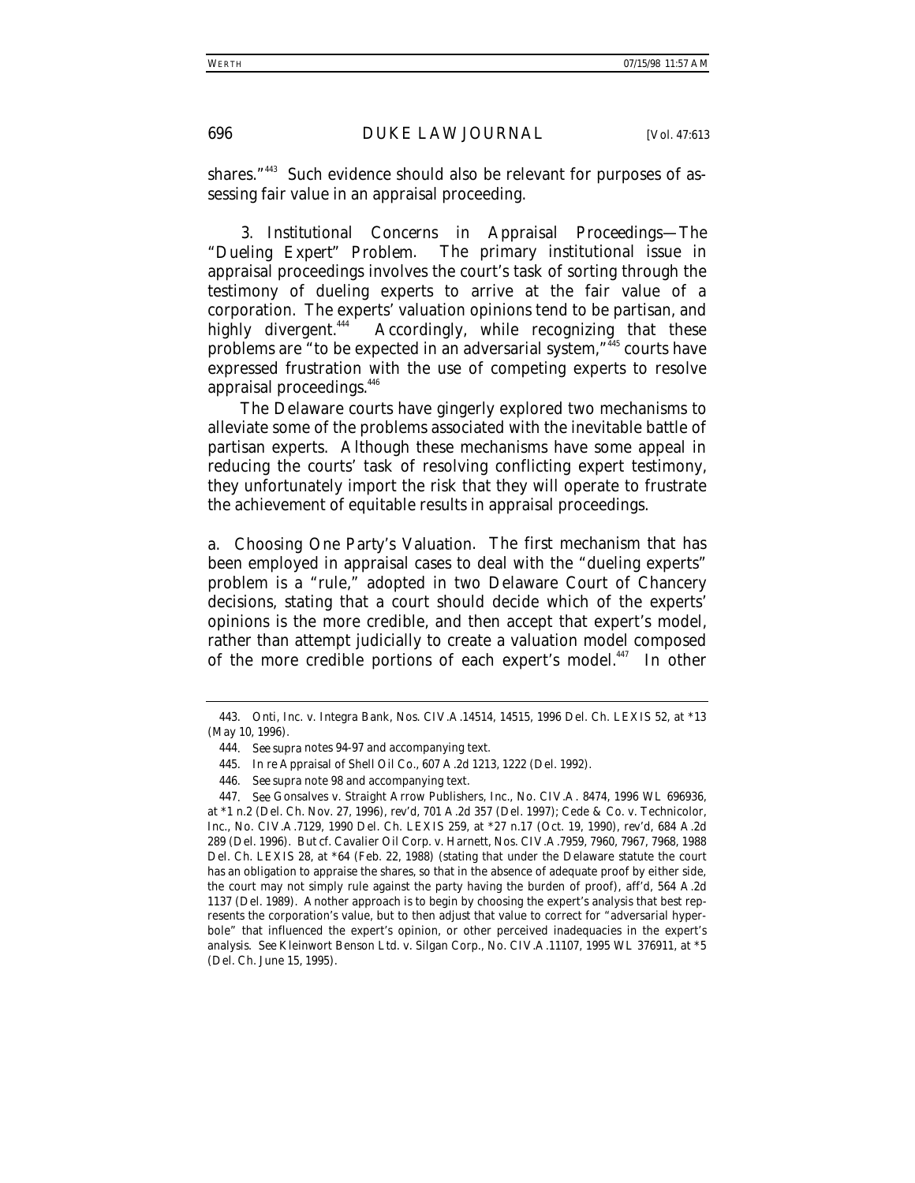shares."[443] Such evidence should also be relevant for purposes of assessing fair value in an appraisal proceeding.

*3. Institutional Concerns in Appraisal Proceedings—The "Dueling Expert" Problem.* The primary institutional issue in appraisal proceedings involves the court's task of sorting through the testimony of dueling experts to arrive at the fair value of a corporation. The experts' valuation opinions tend to be partisan, and highly divergent.[444] Accordingly, while recognizing that these problems are "to be expected in an adversarial system,"[445] courts have expressed frustration with the use of competing experts to resolve appraisal proceedings.[446]

The Delaware courts have gingerly explored two mechanisms to alleviate some of the problems associated with the inevitable battle of partisan experts. Although these mechanisms have some appeal in reducing the courts' task of resolving conflicting expert testimony, they unfortunately import the risk that they will operate to frustrate the achievement of equitable results in appraisal proceedings.

*a. Choosing One Party's Valuation.* The first mechanism that has been employed in appraisal cases to deal with the "dueling experts" problem is a "rule," adopted in two Delaware Court of Chancery decisions, stating that a court should decide which of the experts' opinions is the more credible, and then accept that expert's model, rather than attempt judicially to create a valuation model composed of the more credible portions of each expert's model.[447] In other

---

443. Onti, Inc. v. Integra Bank, Nos. CIV.A.14514, 14515, 1996 Del. Ch. LEXIS 52, at *13 (May 10, 1996).

444. *See supra* notes 94-97 and accompanying text.

445. *In re* Appraisal of Shell Oil Co., 607 A.2d 1213, 1222 (Del. 1992).

446. *See supra* note 98 and accompanying text.

447. *See* Gonsalves v. Straight Arrow Publishers, Inc., No. CIV.A. 8474, 1996 WL 696936, at *1 n.2 (Del. Ch. Nov. 27, 1996), *rev'd*, 701 A.2d 357 (Del. 1997); Cede & Co. v. Technicolor, Inc., No. CIV.A.7129, 1990 Del. Ch. LEXIS 259, at *27 n.17 (Oct. 19, 1990), *rev'd*, 684 A.2d 289 (Del. 1996). *But cf.* Cavalier Oil Corp. v. Harnett, Nos. CIV.A.7959, 7960, 7967, 7968, 1988 Del. Ch. LEXIS 28, at *64 (Feb. 22, 1988) (stating that under the Delaware statute the court has an obligation to appraise the shares, so that in the absence of adequate proof by either side, the court may not simply rule against the party having the burden of proof), *aff'd*, 564 A.2d 1137 (Del. 1989). Another approach is to begin by choosing the expert's analysis that best represents the corporation's value, but to then adjust that value to correct for "adversarial hyperbole" that influenced the expert's opinion, or other perceived inadequacies in the expert's analysis. *See* Kleinwort Benson Ltd. v. Silgan Corp., No. CIV.A.11107, 1995 WL 376911, at *5 (Del. Ch. June 15, 1995).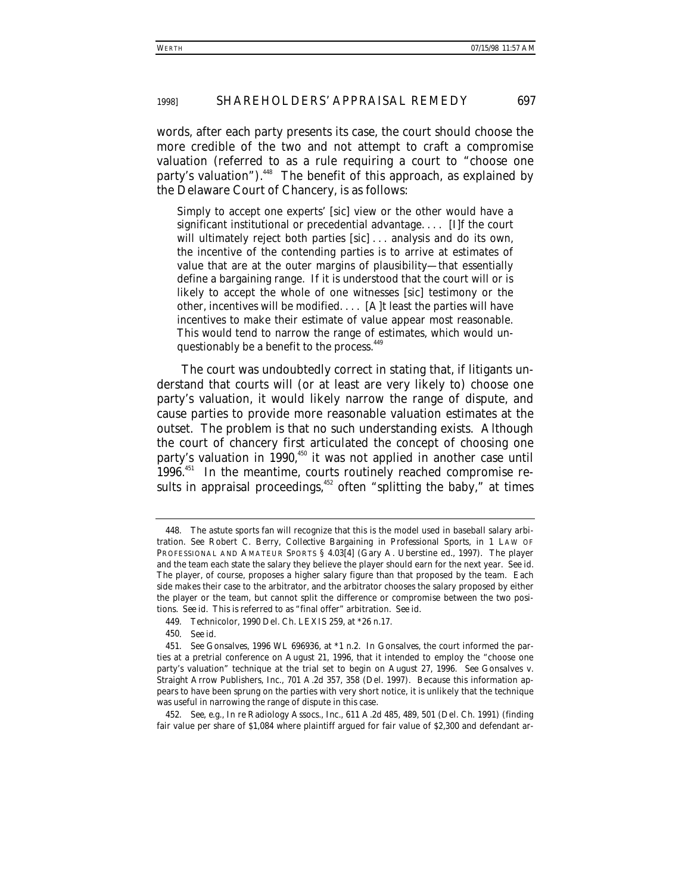words, after each party presents its case, the court should choose the more credible of the two and not attempt to craft a compromise valuation (referred to as a rule requiring a court to "choose one party's valuation").[448] The benefit of this approach, as explained by the Delaware Court of Chancery, is as follows:

> Simply to accept one experts' [sic] view or the other would have a significant institutional or precedential advantage. . . . [I]f the court will ultimately reject both parties [sic] . . . analysis and do its own, the incentive of the contending parties is to arrive at estimates of value that are at the outer margins of plausibility—that essentially define a bargaining range. If it is understood that the court will or is likely to accept the whole of one witnesses [sic] testimony or the other, incentives will be modified. . . . [A]t least the parties will have incentives to make their estimate of value appear most reasonable. This would tend to narrow the range of estimates, which would unquestionably be a benefit to the process.[449]

The court was undoubtedly correct in stating that, if litigants understand that courts will (or at least are very likely to) choose one party's valuation, it would likely narrow the range of dispute, and cause parties to provide more reasonable valuation estimates at the outset. The problem is that no such understanding exists. Although the court of chancery first articulated the concept of choosing one party's valuation in 1990,[450] it was not applied in another case until 1996.[451] In the meantime, courts routinely reached compromise results in appraisal proceedings,[452] often "splitting the baby," at times

---

448. The astute sports fan will recognize that this is the model used in baseball salary arbitration. *See* Robert C. Berry, *Collective Bargaining in Professional Sports*, *in* 1 LAW OF PROFESSIONAL AND AMATEUR SPORTS § 4.03[4] (Gary A. Uberstine ed., 1997). The player and the team each state the salary they believe the player should earn for the next year. *See id.* The player, of course, proposes a higher salary figure than that proposed by the team. Each side makes their case to the arbitrator, and the arbitrator chooses the salary proposed by either the player or the team, but cannot split the difference or compromise between the two positions. *See id.* This is referred to as "final offer" arbitration. *See id.*

449. *Technicolor*, 1990 Del. Ch. LEXIS 259, at *26 n.17.

450. *See id.*

451. *See Gonsalves*, 1996 WL 696936, at *1 n.2. In *Gonsalves*, the court informed the parties at a pretrial conference on August 21, 1996, that it intended to employ the "choose one party's valuation" technique at the trial set to begin on August 27, 1996. *See* Gonsalves v. Straight Arrow Publishers, Inc., 701 A.2d 357, 358 (Del. 1997). Because this information appears to have been sprung on the parties with very short notice, it is unlikely that the technique was useful in narrowing the range of dispute in this case.

452. *See, e.g.*, *In re* Radiology Assocs., Inc., 611 A.2d 485, 489, 501 (Del. Ch. 1991) (finding fair value per share of $1,084 where plaintiff argued for fair value of $2,300 and defendant ar-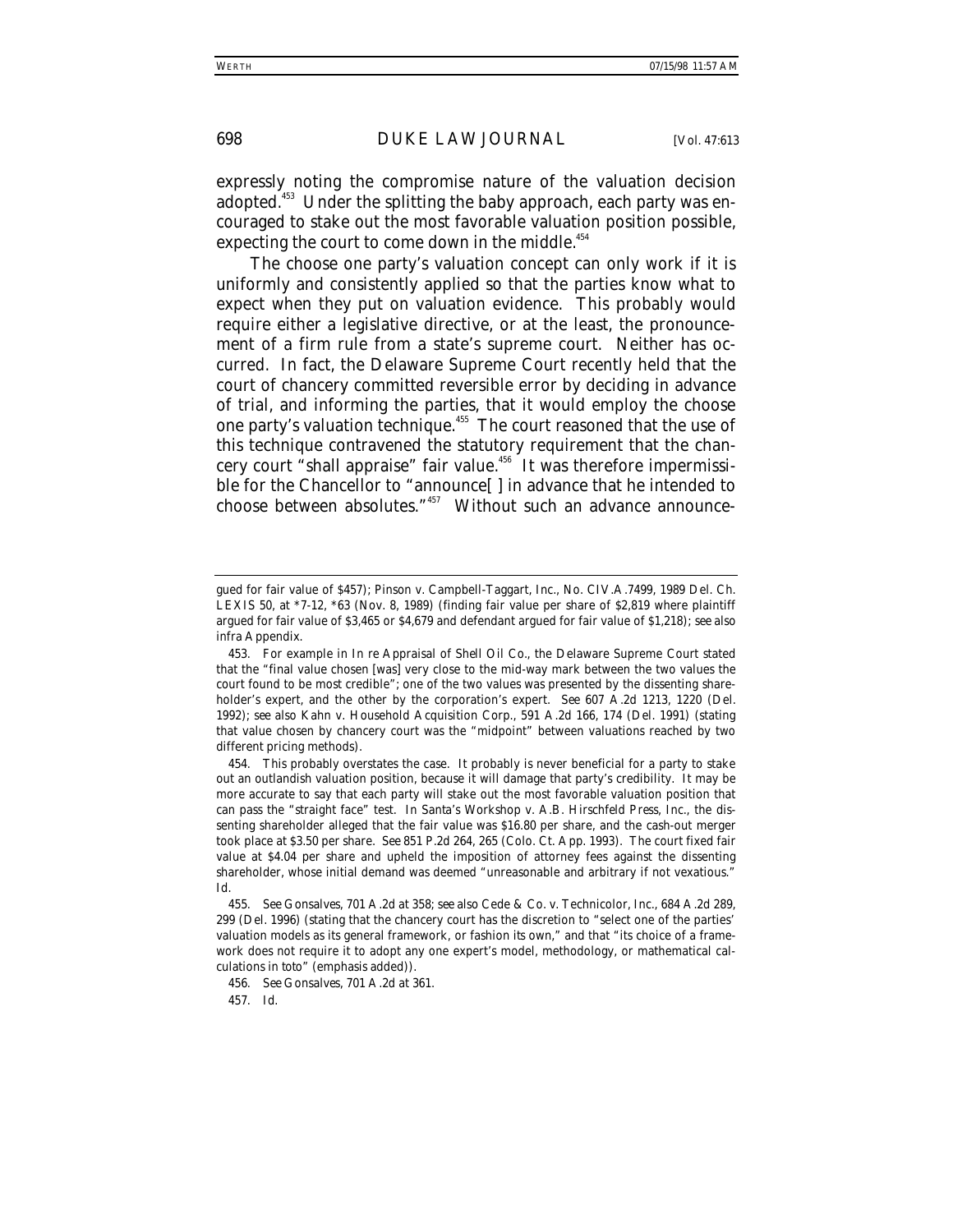expressly noting the compromise nature of the valuation decision adopted.[453] Under the splitting the baby approach, each party was encouraged to stake out the most favorable valuation position possible, expecting the court to come down in the middle.[454]

The choose one party's valuation concept can only work if it is uniformly and consistently applied so that the parties know what to expect when they put on valuation evidence. This probably would require either a legislative directive, or at the least, the pronouncement of a firm rule from a state's supreme court. Neither has occurred. In fact, the Delaware Supreme Court recently held that the court of chancery committed reversible error by deciding in advance of trial, and informing the parties, that it would employ the choose one party's valuation technique.[455] The court reasoned that the use of this technique contravened the statutory requirement that the chancery court "shall appraise" fair value.[456] It was therefore impermissible for the Chancellor to "announce[ ] in advance that he intended to choose between absolutes."[457] Without such an advance announce-

---

gued for fair value of $457); Pinson v. Campbell-Taggart, Inc., No. CIV.A.7499, 1989 Del. Ch. LEXIS 50, at *7-12, *63 (Nov. 8, 1989) (finding fair value per share of $2,819 where plaintiff argued for fair value of $3,465 or $4,679 and defendant argued for fair value of $1,218); *see also infra* Appendix.

453. For example in *In re Appraisal of Shell Oil Co.*, the Delaware Supreme Court stated that the "final value chosen [was] very close to the mid-way mark between the two values the court found to be most credible"; one of the two values was presented by the dissenting shareholder's expert, and the other by the corporation's expert. *See* 607 A.2d 1213, 1220 (Del. 1992); *see also* Kahn v. Household Acquisition Corp., 591 A.2d 166, 174 (Del. 1991) (stating that value chosen by chancery court was the "midpoint" between valuations reached by two different pricing methods).

454. This probably overstates the case. It probably is never beneficial for a party to stake out an outlandish valuation position, because it will damage that party's credibility. It may be more accurate to say that each party will stake out the most favorable valuation position that can pass the "straight face" test. In *Santa's Workshop v. A.B. Hirschfeld Press, Inc.*, the dissenting shareholder alleged that the fair value was $16.80 per share, and the cash-out merger took place at $3.50 per share. *See* 851 P.2d 264, 265 (Colo. Ct. App. 1993). The court fixed fair value at $4.04 per share and upheld the imposition of attorney fees against the dissenting shareholder, whose initial demand was deemed "unreasonable and arbitrary if not vexatious." *Id.*

455. *See Gonsalves*, 701 A.2d at 358; *see also* Cede & Co. v. Technicolor, Inc., 684 A.2d 289, 299 (Del. 1996) (stating that the chancery court has the discretion to "select one of the parties' valuation models as its general framework, or fashion its own," and that "its choice of a framework does not require it to adopt any one expert's model, methodology, or mathematical calculations *in toto*" (emphasis added)).

456. *See Gonsalves*, 701 A.2d at 361.

457. *Id.*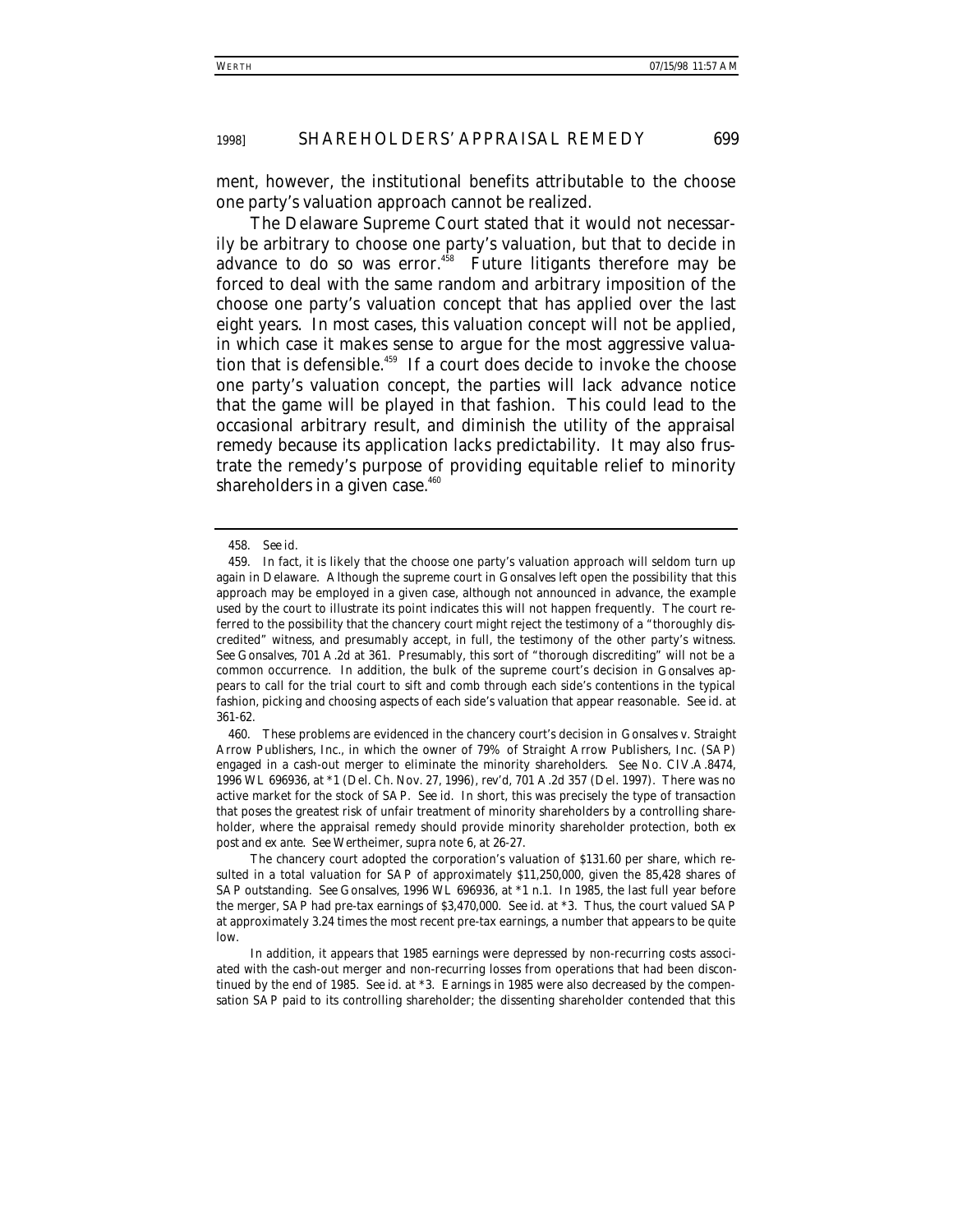ment, however, the institutional benefits attributable to the choose one party's valuation approach cannot be realized.

The Delaware Supreme Court stated that it would not necessarily be arbitrary to choose one party's valuation, but that to decide in advance to do so was error.[458] Future litigants therefore may be forced to deal with the same random and arbitrary imposition of the choose one party's valuation concept that has applied over the last eight years. In most cases, this valuation concept will not be applied, in which case it makes sense to argue for the most aggressive valuation that is defensible.[459] If a court does decide to invoke the choose one party's valuation concept, the parties will lack advance notice that the game will be played in that fashion. This could lead to the occasional arbitrary result, and diminish the utility of the appraisal remedy because its application lacks predictability. It may also frustrate the remedy's purpose of providing equitable relief to minority shareholders in a given case.[460]

---

458. *See id.*

459. In fact, it is likely that the choose one party's valuation approach will seldom turn up again in Delaware. Although the supreme court in Gonsalves left open the possibility that this approach may be employed in a given case, although not announced in advance, the example used by the court to illustrate its point indicates this will not happen frequently. The court referred to the possibility that the chancery court might reject the testimony of a "thoroughly discredited" witness, and presumably accept, in full, the testimony of the other party's witness. *See Gonsalves*, 701 A.2d at 361. Presumably, this sort of "thorough discrediting" will not be a common occurrence. In addition, the bulk of the supreme court's decision in *Gonsalves* appears to call for the trial court to sift and comb through each side's contentions in the typical fashion, picking and choosing aspects of each side's valuation that appear reasonable. *See id.* at 361-62.

460. These problems are evidenced in the chancery court's decision in Gonsalves v. Straight Arrow Publishers, Inc., in which the owner of 79% of Straight Arrow Publishers, Inc. (SAP) engaged in a cash-out merger to eliminate the minority shareholders. *See* No. CIV.A.8474, 1996 WL 696936, at *1 (Del. Ch. Nov. 27, 1996), *rev'd*, 701 A.2d 357 (Del. 1997). There was no active market for the stock of SAP. *See id.* In short, this was precisely the type of transaction that poses the greatest risk of unfair treatment of minority shareholders by a controlling shareholder, where the appraisal remedy should provide minority shareholder protection, both ex post and ex ante. *See* Wertheimer, *supra* note 6, at 26-27.

The chancery court adopted the corporation's valuation of $131.60 per share, which resulted in a total valuation for SAP of approximately $11,250,000, given the 85,428 shares of SAP outstanding. *See Gonsalves*, 1996 WL 696936, at *1 n.1. In 1985, the last full year before the merger, SAP had pre-tax earnings of $3,470,000. *See id.* at *3. Thus, the court valued SAP at approximately 3.24 times the most recent pre-tax earnings, a number that appears to be quite low.

In addition, it appears that 1985 earnings were depressed by non-recurring costs associated with the cash-out merger and non-recurring losses from operations that had been discontinued by the end of 1985. *See id.* at *3. Earnings in 1985 were also decreased by the compensation SAP paid to its controlling shareholder; the dissenting shareholder contended that this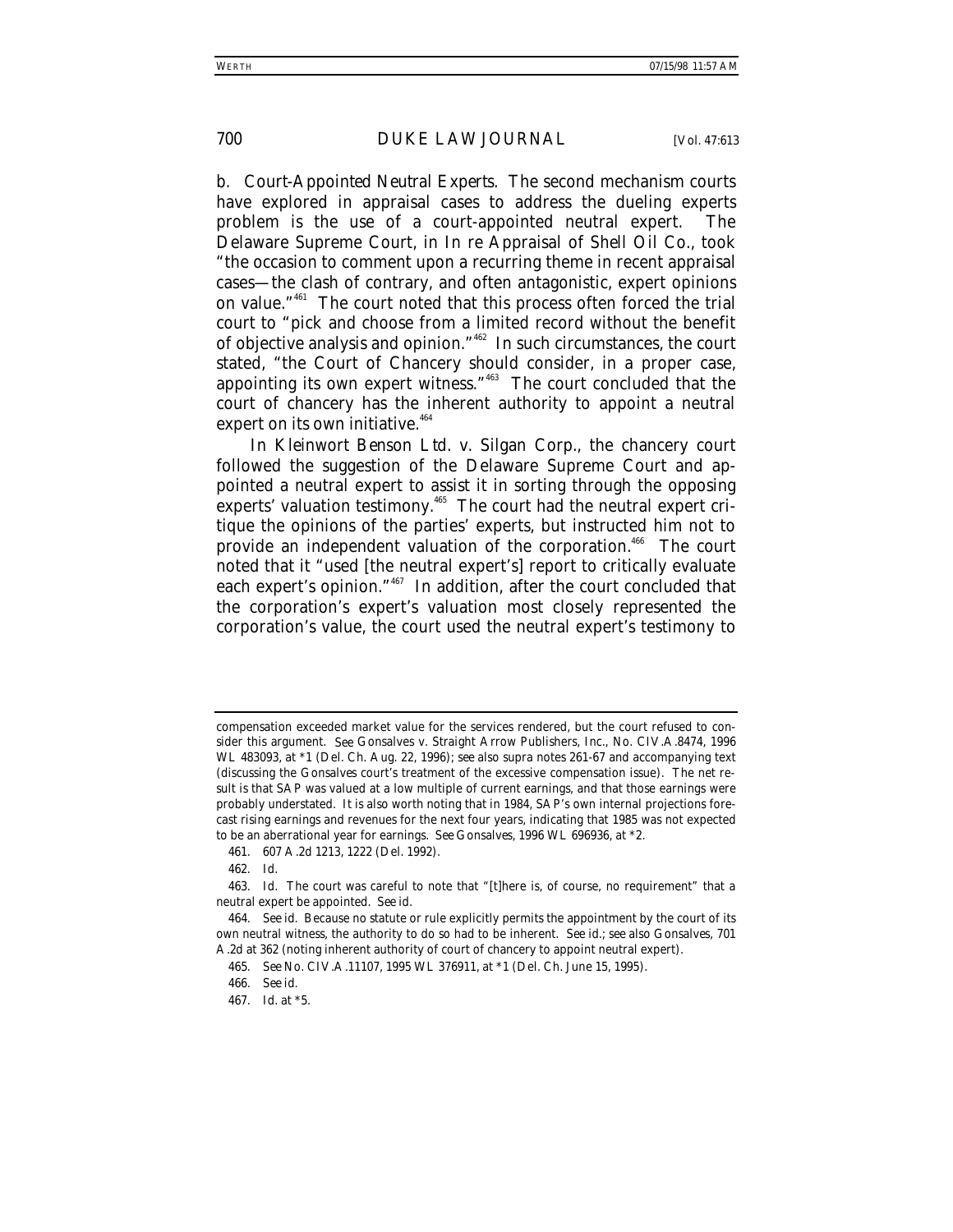*b. Court-Appointed Neutral Experts.* The second mechanism courts have explored in appraisal cases to address the dueling experts problem is the use of a court-appointed neutral expert. The Delaware Supreme Court, in *In re Appraisal of Shell Oil Co.*, took "the occasion to comment upon a recurring theme in recent appraisal cases—the clash of contrary, and often antagonistic, expert opinions on value."[461] The court noted that this process often forced the trial court to "pick and choose from a limited record without the benefit of objective analysis and opinion."[462] In such circumstances, the court stated, "the Court of Chancery should consider, in a proper case, appointing its own expert witness."[463] The court concluded that the court of chancery has the inherent authority to appoint a neutral expert on its own initiative.[464]

In *Kleinwort Benson Ltd. v. Silgan Corp.*, the chancery court followed the suggestion of the Delaware Supreme Court and appointed a neutral expert to assist it in sorting through the opposing experts' valuation testimony.[465] The court had the neutral expert critique the opinions of the parties' experts, but instructed him not to provide an independent valuation of the corporation.[466] The court noted that it "used [the neutral expert's] report to critically evaluate each expert's opinion."[467] In addition, after the court concluded that the corporation's expert's valuation most closely represented the corporation's value, the court used the neutral expert's testimony to

---

compensation exceeded market value for the services rendered, but the court refused to consider this argument. *See* Gonsalves v. Straight Arrow Publishers, Inc., No. CIV.A.8474, 1996 WL 483093, at *1 (Del. Ch. Aug. 22, 1996); *see also supra* notes 261-67 and accompanying text (discussing the *Gonsalves* court's treatment of the excessive compensation issue). The net result is that SAP was valued at a low multiple of current earnings, and that those earnings were probably understated. It is also worth noting that in 1984, SAP's own internal projections forecast rising earnings and revenues for the next four years, indicating that 1985 was not expected to be an aberrational year for earnings. *See Gonsalves*, 1996 WL 696936, at *2.

461. 607 A.2d 1213, 1222 (Del. 1992).

462. *Id.*

463. *Id.* The court was careful to note that "[t]here is, of course, no requirement" that a neutral expert be appointed. *See id.*

464. *See id.* Because no statute or rule explicitly permits the appointment by the court of its own neutral witness, the authority to do so had to be inherent. *See id.*; *see also Gonsalves*, 701 A.2d at 362 (noting inherent authority of court of chancery to appoint neutral expert).

465. *See* No. CIV.A.11107, 1995 WL 376911, at *1 (Del. Ch. June 15, 1995).

466. *See id.*

467. *Id.* at *5.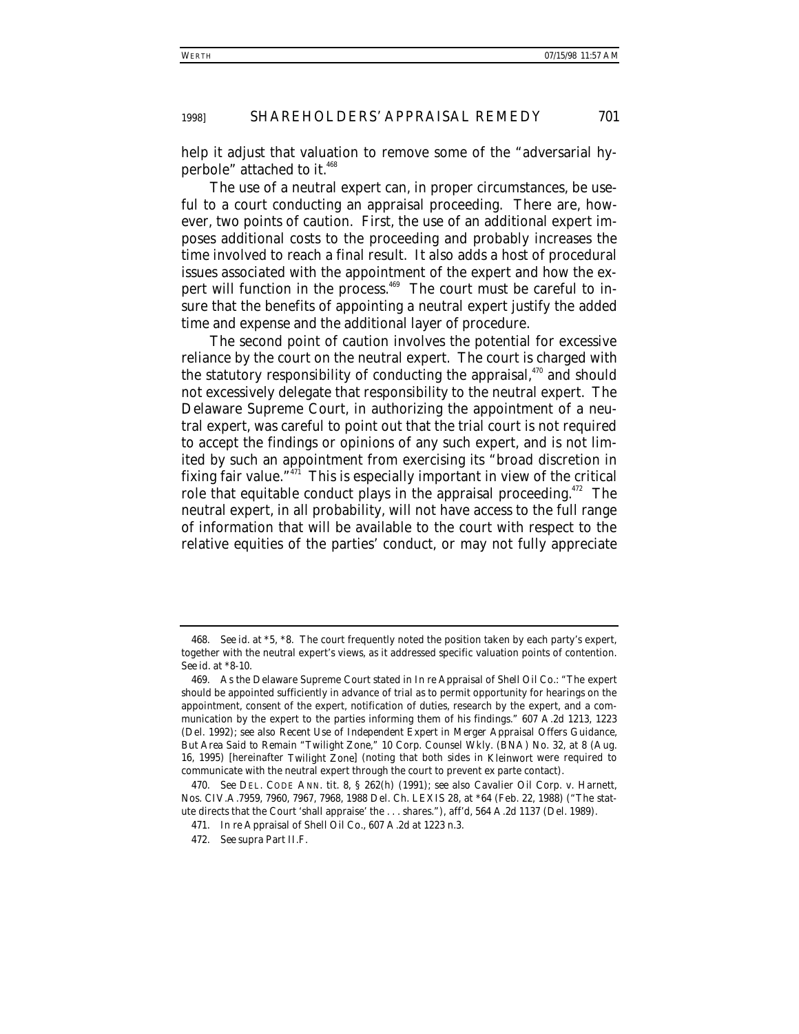help it adjust that valuation to remove some of the "adversarial hyperbole" attached to it.[468]

The use of a neutral expert can, in proper circumstances, be useful to a court conducting an appraisal proceeding. There are, however, two points of caution. First, the use of an additional expert imposes additional costs to the proceeding and probably increases the time involved to reach a final result. It also adds a host of procedural issues associated with the appointment of the expert and how the expert will function in the process.[469] The court must be careful to insure that the benefits of appointing a neutral expert justify the added time and expense and the additional layer of procedure.

The second point of caution involves the potential for excessive reliance by the court on the neutral expert. The court is charged with the statutory responsibility of conducting the appraisal,[470] and should not excessively delegate that responsibility to the neutral expert. The Delaware Supreme Court, in authorizing the appointment of a neutral expert, was careful to point out that the trial court is not required to accept the findings or opinions of any such expert, and is not limited by such an appointment from exercising its "broad discretion in fixing fair value."[471] This is especially important in view of the critical role that equitable conduct plays in the appraisal proceeding.[472] The neutral expert, in all probability, will not have access to the full range of information that will be available to the court with respect to the relative equities of the parties' conduct, or may not fully appreciate

---

468. *See id.* at *5, *8. The court frequently noted the position taken by each party's expert, together with the neutral expert's views, as it addressed specific valuation points of contention. *See id.* at *8-10.

469. As the Delaware Supreme Court stated in *In re Appraisal of Shell Oil Co.*: "The expert should be appointed sufficiently in advance of trial as to permit opportunity for hearings on the appointment, consent of the expert, notification of duties, research by the expert, and a communication by the expert to the parties informing them of his findings." 607 A.2d 1213, 1223 (Del. 1992); *see also Recent Use of Independent Expert in Merger Appraisal Offers Guidance, But Area Said to Remain "Twilight Zone*," 10 Corp. Counsel Wkly. (BNA) No. 32, at 8 (Aug. 16, 1995) [hereinafter *Twilight Zone*] (noting that both sides in *Kleinwort* were required to communicate with the neutral expert through the court to prevent ex parte contact).

470. *See* DEL. CODE ANN. tit. 8, § 262(h) (1991); *see also* Cavalier Oil Corp. v. Harnett, Nos. CIV.A.7959, 7960, 7967, 7968, 1988 Del. Ch. LEXIS 28, at *64 (Feb. 22, 1988) ("The statute directs that the Court 'shall appraise' the . . . shares."), *aff'd*, 564 A.2d 1137 (Del. 1989).

471. *In re* Appraisal of Shell Oil Co., 607 A.2d at 1223 n.3.

472. *See supra* Part II.F.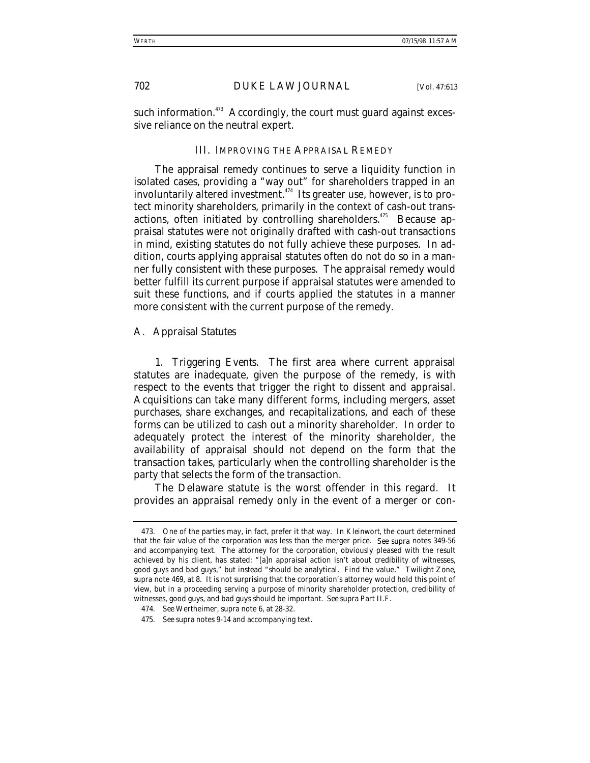such information.[473] Accordingly, the court must guard against excessive reliance on the neutral expert.

## III. IMPROVING THE APPRAISAL REMEDY

The appraisal remedy continues to serve a liquidity function in isolated cases, providing a "way out" for shareholders trapped in an involuntarily altered investment.[474] Its greater use, however, is to protect minority shareholders, primarily in the context of cash-out transactions, often initiated by controlling shareholders.[475] Because appraisal statutes were not originally drafted with cash-out transactions in mind, existing statutes do not fully achieve these purposes. In addition, courts applying appraisal statutes often do not do so in a manner fully consistent with these purposes. The appraisal remedy would better fulfill its current purpose if appraisal statutes were amended to suit these functions, and if courts applied the statutes in a manner more consistent with the current purpose of the remedy.

### A. Appraisal Statutes

*1. Triggering Events.* The first area where current appraisal statutes are inadequate, given the purpose of the remedy, is with respect to the events that trigger the right to dissent and appraisal. Acquisitions can take many different forms, including mergers, asset purchases, share exchanges, and recapitalizations, and each of these forms can be utilized to cash out a minority shareholder. In order to adequately protect the interest of the minority shareholder, the availability of appraisal should not depend on the form that the transaction takes, particularly when the controlling shareholder is the party that selects the form of the transaction.

The Delaware statute is the worst offender in this regard. It provides an appraisal remedy only in the event of a merger or con-

---

473. One of the parties may, in fact, prefer it that way. In *Kleinwort*, the court determined that the fair value of the corporation was less than the merger price. *See supra* notes 349-56 and accompanying text. The attorney for the corporation, obviously pleased with the result achieved by his client, has stated: "[a]n appraisal action isn't about credibility of witnesses, good guys and bad guys," but instead "should be analytical. Find the value." *Twilight Zone*, *supra* note 469, at 8. It is not surprising that the corporation's attorney would hold this point of view, but in a proceeding serving a purpose of minority shareholder protection, credibility of witnesses, good guys, and bad guys should be important. *See supra* Part II.F.

474. *See* Wertheimer, *supra* note 6, at 28-32.

475. *See supra* notes 9-14 and accompanying text.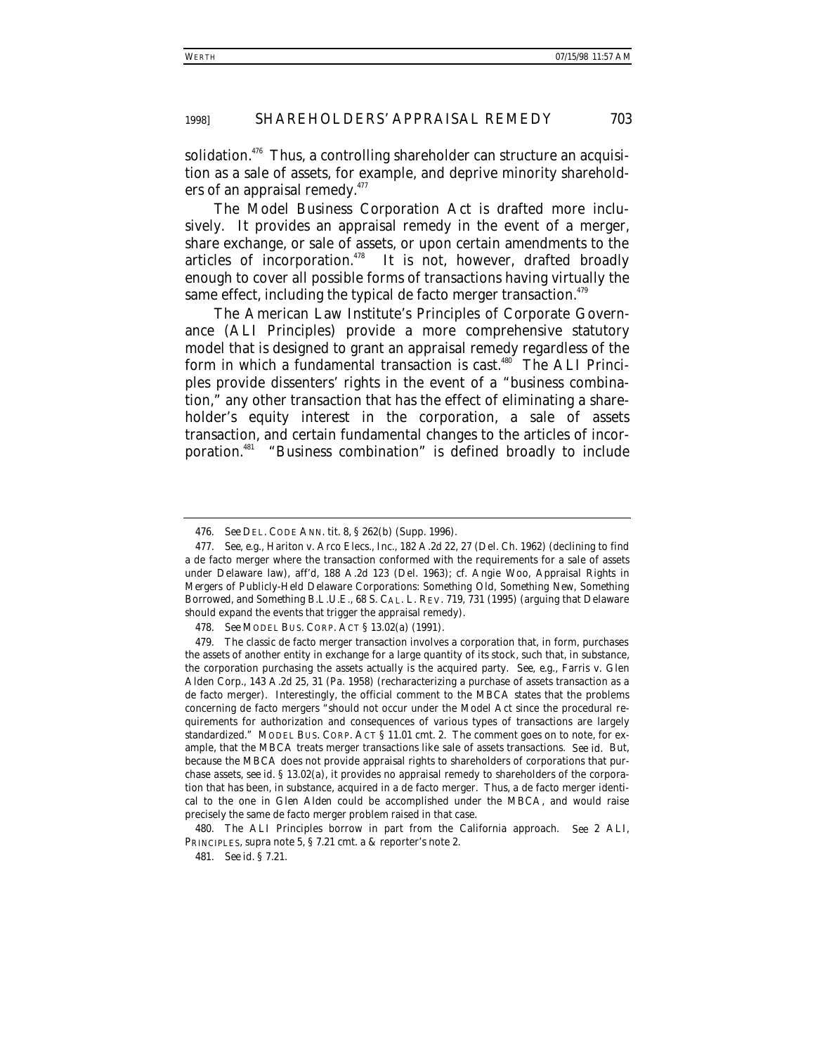solidation.[476] Thus, a controlling shareholder can structure an acquisition as a sale of assets, for example, and deprive minority shareholders of an appraisal remedy.[477]

The Model Business Corporation Act is drafted more inclusively. It provides an appraisal remedy in the event of a merger, share exchange, or sale of assets, or upon certain amendments to the articles of incorporation.[478] It is not, however, drafted broadly enough to cover all possible forms of transactions having virtually the same effect, including the typical de facto merger transaction.[479]

The American Law Institute's Principles of Corporate Governance (ALI Principles) provide a more comprehensive statutory model that is designed to grant an appraisal remedy regardless of the form in which a fundamental transaction is cast.[480] The ALI Principles provide dissenters' rights in the event of a "business combination," any other transaction that has the effect of eliminating a shareholder's equity interest in the corporation, a sale of assets transaction, and certain fundamental changes to the articles of incorporation.[481] "Business combination" is defined broadly to include

---

476. *See* DEL. CODE ANN. tit. 8, § 262(b) (Supp. 1996).

477. *See, e.g.*, Hariton v. Arco Elecs., Inc., 182 A.2d 22, 27 (Del. Ch. 1962) (declining to find a de facto merger where the transaction conformed with the requirements for a sale of assets under Delaware law), *aff'd*, 188 A.2d 123 (Del. 1963); *cf.* Angie Woo, *Appraisal Rights in Mergers of Publicly-Held Delaware Corporations: Something Old, Something New, Something Borrowed, and Something B.L.U.E.*, 68 S. CAL. L. REV. 719, 731 (1995) (arguing that Delaware should expand the events that trigger the appraisal remedy).

478. *See* MODEL BUS. CORP. ACT § 13.02(a) (1991).

479. The classic de facto merger transaction involves a corporation that, in form, purchases the assets of another entity in exchange for a large quantity of its stock, such that, in substance, the corporation purchasing the assets actually is the acquired party. *See, e.g.*, Farris v. Glen Alden Corp., 143 A.2d 25, 31 (Pa. 1958) (recharacterizing a purchase of assets transaction as a de facto merger). Interestingly, the official comment to the MBCA states that the problems concerning de facto mergers "should not occur under the Model Act since the procedural requirements for authorization and consequences of various types of transactions are largely standardized." MODEL BUS. CORP. ACT § 11.01 cmt. 2. The comment goes on to note, for example, that the MBCA treats merger transactions like sale of assets transactions. *See id.* But, because the MBCA does not provide appraisal rights to shareholders of corporations that purchase assets, *see id.* § 13.02(a), it provides no appraisal remedy to shareholders of the corporation that has been, in substance, acquired in a de facto merger. Thus, a de facto merger identical to the one in *Glen Alden* could be accomplished under the MBCA, and would raise precisely the same de facto merger problem raised in that case.

480. The ALI Principles borrow in part from the California approach. *See* 2 ALI, PRINCIPLES, *supra* note 5, § 7.21 cmt. a & reporter's note 2.

481. *See id.* § 7.21.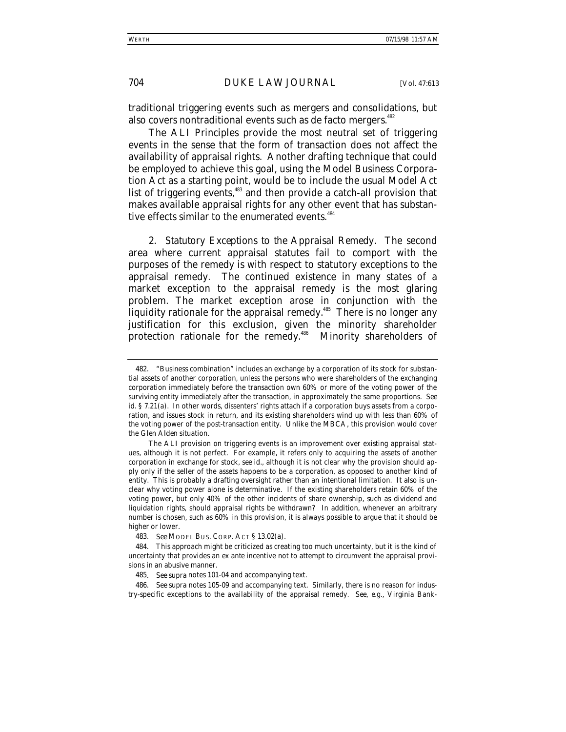traditional triggering events such as mergers and consolidations, but also covers nontraditional events such as de facto mergers.[482]

The ALI Principles provide the most neutral set of triggering events in the sense that the form of transaction does not affect the availability of appraisal rights. Another drafting technique that could be employed to achieve this goal, using the Model Business Corporation Act as a starting point, would be to include the usual Model Act list of triggering events,[483] and then provide a catch-all provision that makes available appraisal rights for any other event that has substantive effects similar to the enumerated events.[484]

2. *Statutory Exceptions to the Appraisal Remedy.* The second area where current appraisal statutes fail to comport with the purposes of the remedy is with respect to statutory exceptions to the appraisal remedy. The continued existence in many states of a market exception to the appraisal remedy is the most glaring problem. The market exception arose in conjunction with the liquidity rationale for the appraisal remedy.[485] There is no longer any justification for this exclusion, given the minority shareholder protection rationale for the remedy.[486] Minority shareholders of

---

482. "Business combination" includes an exchange by a corporation of its stock for substantial assets of another corporation, unless the persons who were shareholders of the exchanging corporation immediately before the transaction own 60% or more of the voting power of the surviving entity immediately after the transaction, in approximately the same proportions. *See* *id.* § 7.21(a). In other words, dissenters' rights attach if a corporation buys assets from a corporation, and issues stock in return, and its existing shareholders wind up with less than 60% of the voting power of the post-transaction entity. Unlike the MBCA, this provision would cover the *Glen Alden* situation.

The ALI provision on triggering events is an improvement over existing appraisal statues, although it is not perfect. For example, it refers only to acquiring the assets of another corporation in exchange for stock, *see id.*, although it is not clear why the provision should apply only if the seller of the assets happens to be a corporation, as opposed to another kind of entity. This is probably a drafting oversight rather than an intentional limitation. It also is unclear why voting power alone is determinative. If the existing shareholders retain 60% of the voting power, but only 40% of the other incidents of share ownership, such as dividend and liquidation rights, should appraisal rights be withdrawn? In addition, whenever an arbitrary number is chosen, such as 60% in this provision, it is always possible to argue that it should be higher or lower.

483. *See* MODEL BUS. CORP. ACT § 13.02(a).

484. This approach might be criticized as creating too much uncertainty, but it is the kind of uncertainty that provides an ex ante incentive not to attempt to circumvent the appraisal provisions in an abusive manner.

485. *See supra* notes 101-04 and accompanying text.

486. *See supra* notes 105-09 and accompanying text. Similarly, there is no reason for industry-specific exceptions to the availability of the appraisal remedy. *See, e.g.*, Virginia Bank-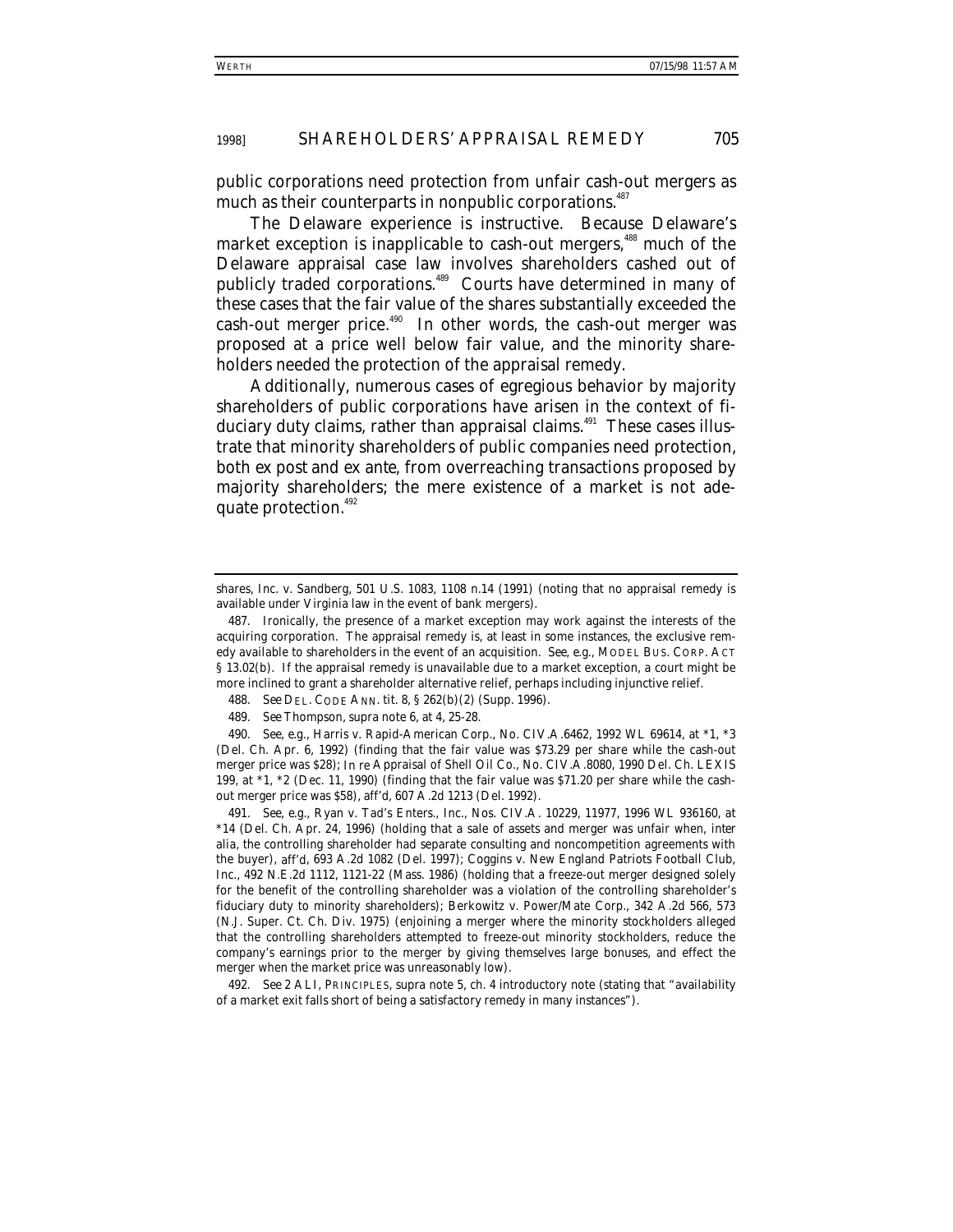public corporations need protection from unfair cash-out mergers as much as their counterparts in nonpublic corporations.[487]

The Delaware experience is instructive. Because Delaware's market exception is inapplicable to cash-out mergers,[488] much of the Delaware appraisal case law involves shareholders cashed out of publicly traded corporations.[489] Courts have determined in many of these cases that the fair value of the shares substantially exceeded the cash-out merger price.[490] In other words, the cash-out merger was proposed at a price well below fair value, and the minority shareholders needed the protection of the appraisal remedy.

Additionally, numerous cases of egregious behavior by majority shareholders of public corporations have arisen in the context of fiduciary duty claims, rather than appraisal claims.[491] These cases illustrate that minority shareholders of public companies need protection, both ex post and ex ante, from overreaching transactions proposed by majority shareholders; the mere existence of a market is not adequate protection.[492]

---

shares, Inc. v. Sandberg, 501 U.S. 1083, 1108 n.14 (1991) (noting that no appraisal remedy is available under Virginia law in the event of bank mergers).

487. Ironically, the presence of a market exception may work against the interests of the acquiring corporation. The appraisal remedy is, at least in some instances, the exclusive remedy available to shareholders in the event of an acquisition. *See, e.g.*, MODEL BUS. CORP. ACT § 13.02(b). If the appraisal remedy is unavailable due to a market exception, a court might be more inclined to grant a shareholder alternative relief, perhaps including injunctive relief.

488. *See* DEL. CODE ANN. tit. 8, § 262(b)(2) (Supp. 1996).

489. *See* Thompson, *supra* note 6, at 4, 25-28.

490. *See, e.g.*, Harris v. Rapid-American Corp., No. CIV.A.6462, 1992 WL 69614, at *1, *3 (Del. Ch. Apr. 6, 1992) (finding that the fair value was $73.29 per share while the cash-out merger price was $28); *In re* Appraisal of Shell Oil Co., No. CIV.A.8080, 1990 Del. Ch. LEXIS 199, at *1, *2 (Dec. 11, 1990) (finding that the fair value was $71.20 per share while the cash-out merger price was $58), *aff'd*, 607 A.2d 1213 (Del. 1992).

491. *See, e.g.*, Ryan v. Tad's Enters., Inc., Nos. CIV.A. 10229, 11977, 1996 WL 936160, at *14 (Del. Ch. Apr. 24, 1996) (holding that a sale of assets and merger was unfair when, *inter alia*, the controlling shareholder had separate consulting and noncompetition agreements with the buyer), *aff'd*, 693 A.2d 1082 (Del. 1997); Coggins v. New England Patriots Football Club, Inc., 492 N.E.2d 1112, 1121-22 (Mass. 1986) (holding that a freeze-out merger designed solely for the benefit of the controlling shareholder was a violation of the controlling shareholder's fiduciary duty to minority shareholders); Berkowitz v. Power/Mate Corp., 342 A.2d 566, 573 (N.J. Super. Ct. Ch. Div. 1975) (enjoining a merger where the minority stockholders alleged that the controlling shareholders attempted to freeze-out minority stockholders, reduce the company's earnings prior to the merger by giving themselves large bonuses, and effect the merger when the market price was unreasonably low).

492. *See* 2 ALI, PRINCIPLES, *supra* note 5, ch. 4 introductory note (stating that "availability of a market exit falls short of being a satisfactory remedy in many instances").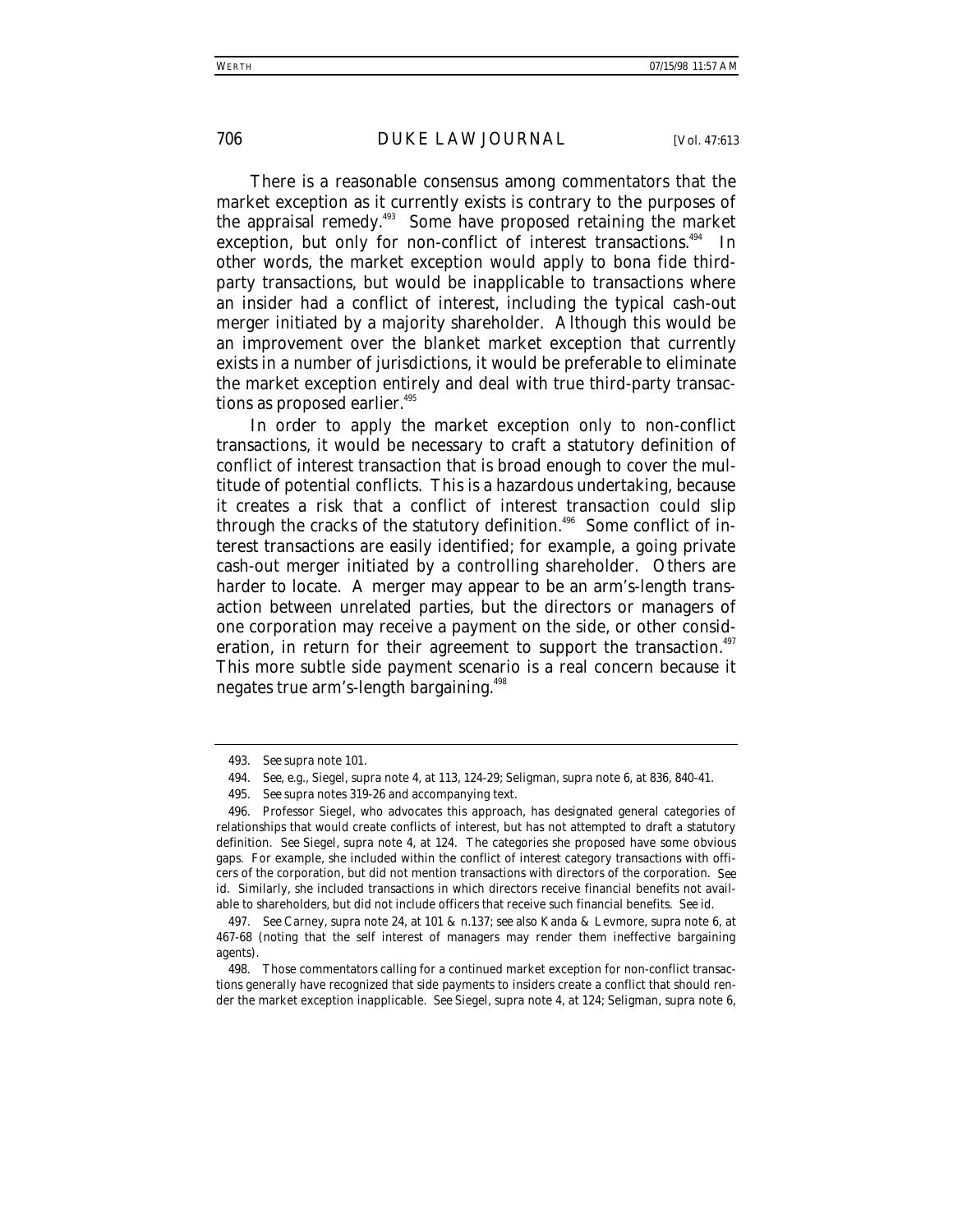There is a reasonable consensus among commentators that the market exception as it currently exists is contrary to the purposes of the appraisal remedy.[493] Some have proposed retaining the market exception, but only for non-conflict of interest transactions.[494] In other words, the market exception would apply to bona fide third-party transactions, but would be inapplicable to transactions where an insider had a conflict of interest, including the typical cash-out merger initiated by a majority shareholder. Although this would be an improvement over the blanket market exception that currently exists in a number of jurisdictions, it would be preferable to eliminate the market exception entirely and deal with true third-party transactions as proposed earlier.[495]

In order to apply the market exception only to non-conflict transactions, it would be necessary to craft a statutory definition of conflict of interest transaction that is broad enough to cover the multitude of potential conflicts. This is a hazardous undertaking, because it creates a risk that a conflict of interest transaction could slip through the cracks of the statutory definition.[496] Some conflict of interest transactions are easily identified; for example, a going private cash-out merger initiated by a controlling shareholder. Others are harder to locate. A merger may appear to be an arm's-length transaction between unrelated parties, but the directors or managers of one corporation may receive a payment on the side, or other consideration, in return for their agreement to support the transaction.[497] This more subtle side payment scenario is a real concern because it negates true arm's-length bargaining.[498]

---

493. *See supra* note 101.

494. *See, e.g.*, Siegel, *supra* note 4, at 113, 124-29; Seligman, *supra* note 6, at 836, 840-41.

495. *See supra* notes 319-26 and accompanying text.

496. Professor Siegel, who advocates this approach, has designated general categories of relationships that would create conflicts of interest, but has not attempted to draft a statutory definition. *See* Siegel, *supra* note 4, at 124. The categories she proposed have some obvious gaps. For example, she included within the conflict of interest category transactions with officers of the corporation, but did not mention transactions with directors of the corporation. *See id.* Similarly, she included transactions in which directors receive financial benefits not available to shareholders, but did not include officers that receive such financial benefits. *See id.*

497. *See* Carney, *supra* note 24, at 101 & n.137; *see also* Kanda & Levmore, *supra* note 6, at 467-68 (noting that the self interest of managers may render them ineffective bargaining agents).

498. Those commentators calling for a continued market exception for non-conflict transactions generally have recognized that side payments to insiders create a conflict that should render the market exception inapplicable. *See* Siegel, *supra* note 4, at 124; Seligman, *supra* note 6,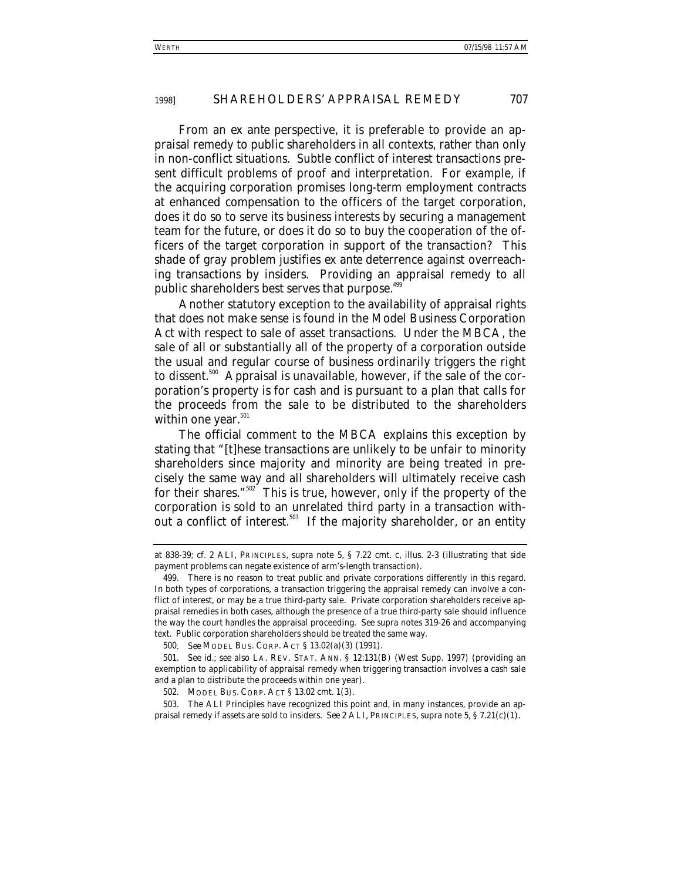From an ex ante perspective, it is preferable to provide an appraisal remedy to public shareholders in all contexts, rather than only in non-conflict situations. Subtle conflict of interest transactions present difficult problems of proof and interpretation. For example, if the acquiring corporation promises long-term employment contracts at enhanced compensation to the officers of the target corporation, does it do so to serve its business interests by securing a management team for the future, or does it do so to buy the cooperation of the officers of the target corporation in support of the transaction? This shade of gray problem justifies ex ante deterrence against overreaching transactions by insiders. Providing an appraisal remedy to all public shareholders best serves that purpose.[499]

Another statutory exception to the availability of appraisal rights that does not make sense is found in the Model Business Corporation Act with respect to sale of asset transactions. Under the MBCA, the sale of all or substantially all of the property of a corporation outside the usual and regular course of business ordinarily triggers the right to dissent.[500] Appraisal is unavailable, however, if the sale of the corporation's property is for cash and is pursuant to a plan that calls for the proceeds from the sale to be distributed to the shareholders within one year.[501]

The official comment to the MBCA explains this exception by stating that "[t]hese transactions are unlikely to be unfair to minority shareholders since majority and minority are being treated in precisely the same way and all shareholders will ultimately receive cash for their shares."[502] This is true, however, only if the property of the corporation is sold to an unrelated third party in a transaction without a conflict of interest.[503] If the majority shareholder, or an entity

---

at 838-39; *cf.* 2 ALI, PRINCIPLES, *supra* note 5, § 7.22 cmt. c, illus. 2-3 (illustrating that side payment problems can negate existence of arm's-length transaction).

499. There is no reason to treat public and private corporations differently in this regard. In both types of corporations, a transaction triggering the appraisal remedy can involve a conflict of interest, or may be a true third-party sale. Private corporation shareholders receive appraisal remedies in both cases, although the presence of a true third-party sale should influence the way the court handles the appraisal proceeding. *See supra* notes 319-26 and accompanying text. Public corporation shareholders should be treated the same way.

500. *See* MODEL BUS. CORP. ACT § 13.02(a)(3) (1991).

501. *See id.*; *see also* LA. REV. STAT. ANN. § 12:131(B) (West Supp. 1997) (providing an exemption to applicability of appraisal remedy when triggering transaction involves a cash sale and a plan to distribute the proceeds within one year).

502. MODEL BUS. CORP. ACT § 13.02 cmt. 1(3).

503. The ALI Principles have recognized this point and, in many instances, provide an appraisal remedy if assets are sold to insiders. *See* 2 ALI, PRINCIPLES, *supra* note 5, § 7.21(c)(1).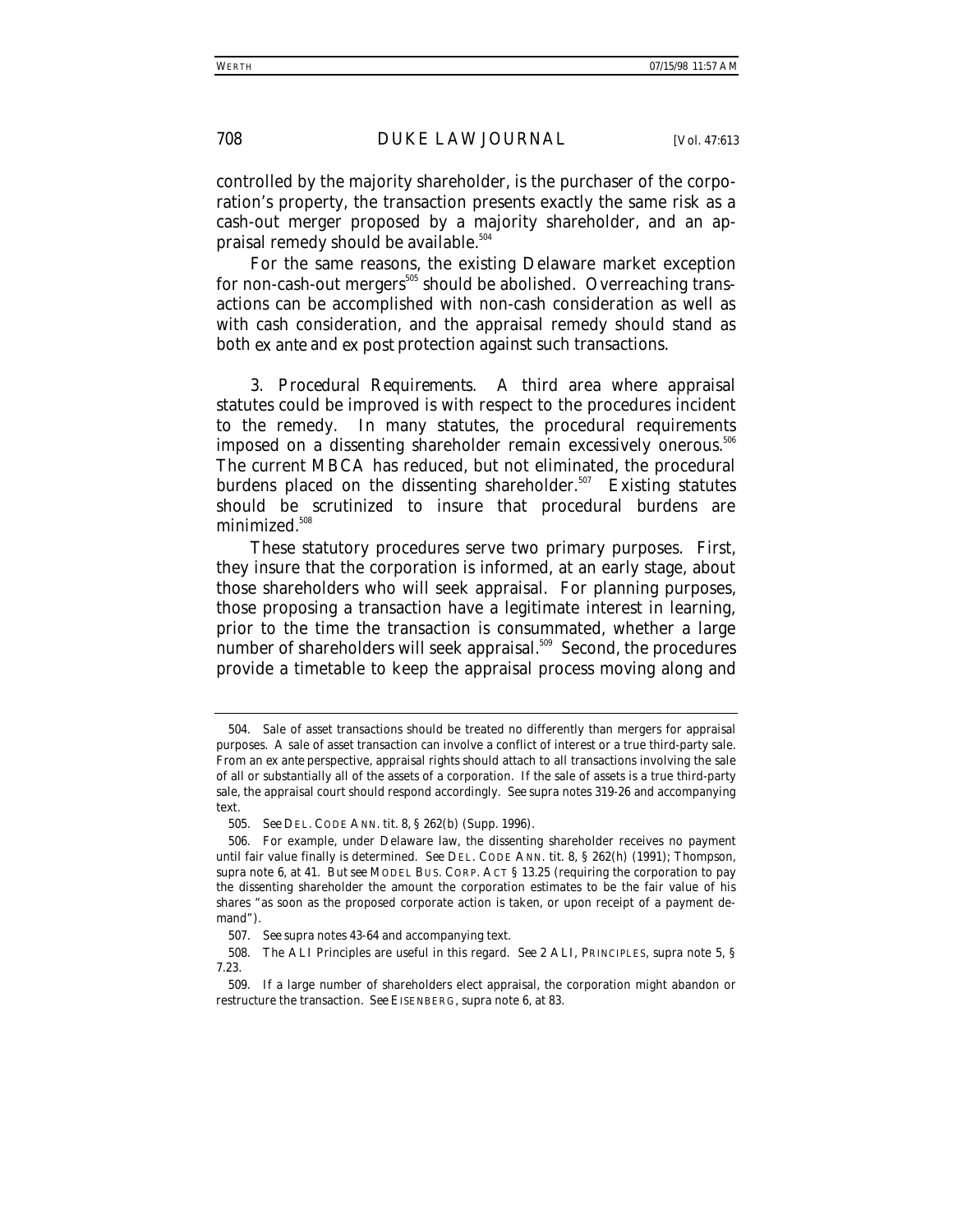controlled by the majority shareholder, is the purchaser of the corporation's property, the transaction presents exactly the same risk as a cash-out merger proposed by a majority shareholder, and an appraisal remedy should be available.[504]

For the same reasons, the existing Delaware market exception for non-cash-out mergers[505] should be abolished. Overreaching transactions can be accomplished with non-cash consideration as well as with cash consideration, and the appraisal remedy should stand as both *ex ante* and *ex post* protection against such transactions.

3. *Procedural Requirements.* A third area where appraisal statutes could be improved is with respect to the procedures incident to the remedy. In many statutes, the procedural requirements imposed on a dissenting shareholder remain excessively onerous.[506] The current MBCA has reduced, but not eliminated, the procedural burdens placed on the dissenting shareholder.[507] Existing statutes should be scrutinized to insure that procedural burdens are minimized.[508]

These statutory procedures serve two primary purposes. First, they insure that the corporation is informed, at an early stage, about those shareholders who will seek appraisal. For planning purposes, those proposing a transaction have a legitimate interest in learning, prior to the time the transaction is consummated, whether a large number of shareholders will seek appraisal.[509] Second, the procedures provide a timetable to keep the appraisal process moving along and

---

504. Sale of asset transactions should be treated no differently than mergers for appraisal purposes. A sale of asset transaction can involve a conflict of interest or a true third-party sale. From an *ex ante* perspective, appraisal rights should attach to all transactions involving the sale of all or substantially all of the assets of a corporation. If the sale of assets is a true third-party sale, the appraisal court should respond accordingly. *See supra* notes 319-26 and accompanying text.

505. *See* DEL. CODE ANN. tit. 8, § 262(b) (Supp. 1996).

506. For example, under Delaware law, the dissenting shareholder receives no payment until fair value finally is determined. *See* DEL. CODE ANN. tit. 8, § 262(h) (1991); Thompson, *supra* note 6, at 41. *But see* MODEL BUS. CORP. ACT § 13.25 (requiring the corporation to pay the dissenting shareholder the amount the corporation estimates to be the fair value of his shares "as soon as the proposed corporate action is taken, or upon receipt of a payment demand").

507. *See supra* notes 43-64 and accompanying text.

508. The ALI Principles are useful in this regard. *See* 2 ALI, PRINCIPLES, *supra* note 5, § 7.23.

509. If a large number of shareholders elect appraisal, the corporation might abandon or restructure the transaction. *See* EISENBERG, *supra* note 6, at 83.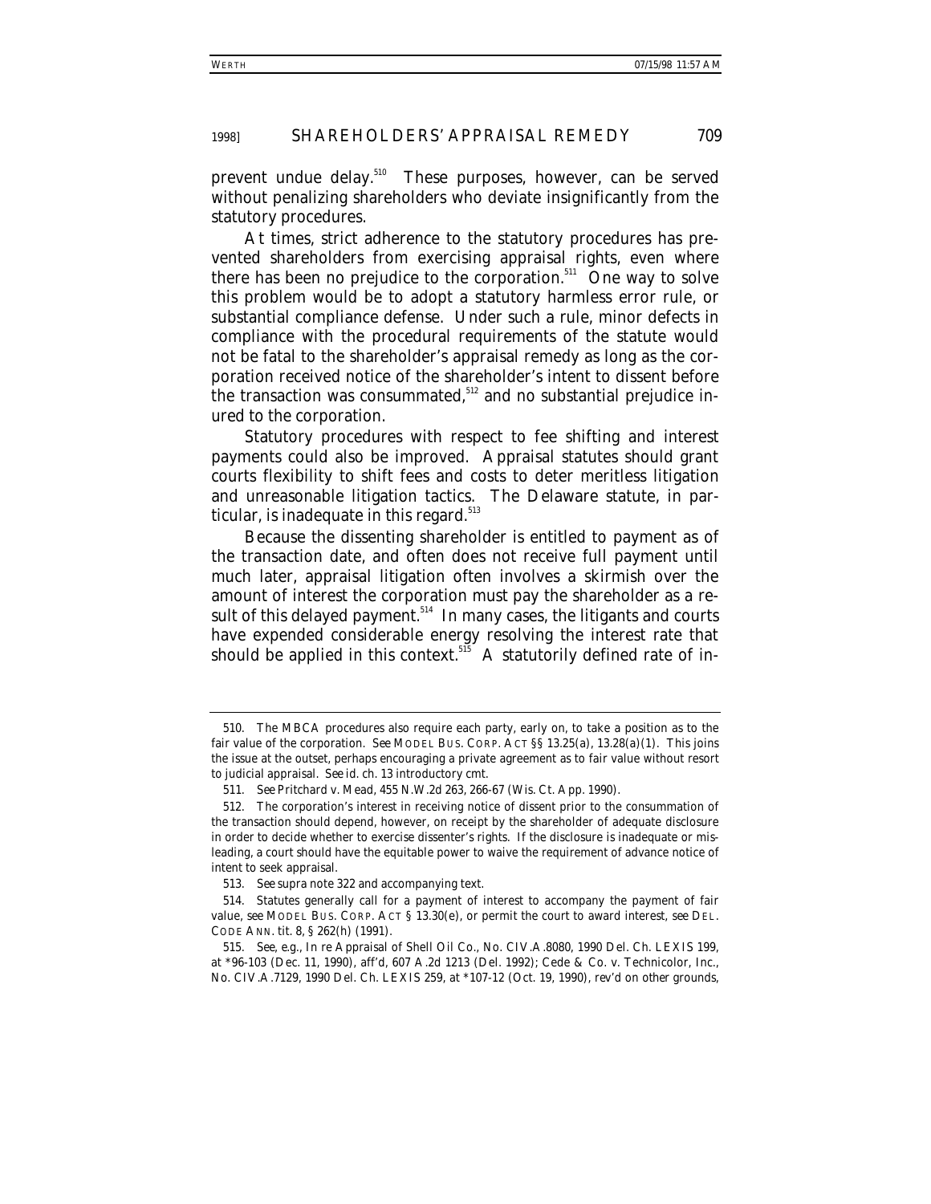prevent undue delay.[510] These purposes, however, can be served without penalizing shareholders who deviate insignificantly from the statutory procedures.

At times, strict adherence to the statutory procedures has prevented shareholders from exercising appraisal rights, even where there has been no prejudice to the corporation.[511] One way to solve this problem would be to adopt a statutory harmless error rule, or substantial compliance defense. Under such a rule, minor defects in compliance with the procedural requirements of the statute would not be fatal to the shareholder's appraisal remedy as long as the corporation received notice of the shareholder's intent to dissent before the transaction was consummated,[512] and no substantial prejudice inured to the corporation.

Statutory procedures with respect to fee shifting and interest payments could also be improved. Appraisal statutes should grant courts flexibility to shift fees and costs to deter meritless litigation and unreasonable litigation tactics. The Delaware statute, in particular, is inadequate in this regard.[513]

Because the dissenting shareholder is entitled to payment as of the transaction date, and often does not receive full payment until much later, appraisal litigation often involves a skirmish over the amount of interest the corporation must pay the shareholder as a result of this delayed payment.[514] In many cases, the litigants and courts have expended considerable energy resolving the interest rate that should be applied in this context.[515] A statutorily defined rate of in-

---

510. The MBCA procedures also require each party, early on, to take a position as to the fair value of the corporation. *See* MODEL BUS. CORP. ACT §§ 13.25(a), 13.28(a)(1). This joins the issue at the outset, perhaps encouraging a private agreement as to fair value without resort to judicial appraisal. *See id.* ch. 13 introductory cmt.

511. *See* Pritchard v. Mead, 455 N.W.2d 263, 266-67 (Wis. Ct. App. 1990).

512. The corporation's interest in receiving notice of dissent prior to the consummation of the transaction should depend, however, on receipt by the shareholder of adequate disclosure in order to decide whether to exercise dissenter's rights. If the disclosure is inadequate or misleading, a court should have the equitable power to waive the requirement of advance notice of intent to seek appraisal.

513. *See supra* note 322 and accompanying text.

514. Statutes generally call for a payment of interest to accompany the payment of fair value, *see* MODEL BUS. CORP. ACT § 13.30(e), or permit the court to award interest, *see* DEL. CODE ANN. tit. 8, § 262(h) (1991).

515. *See, e.g.*, In re Appraisal of Shell Oil Co., No. CIV.A.8080, 1990 Del. Ch. LEXIS 199, at *96-103 (Dec. 11, 1990), *aff'd*, 607 A.2d 1213 (Del. 1992); Cede & Co. v. Technicolor, Inc., No. CIV.A.7129, 1990 Del. Ch. LEXIS 259, at *107-12 (Oct. 19, 1990), *rev'd on other grounds*,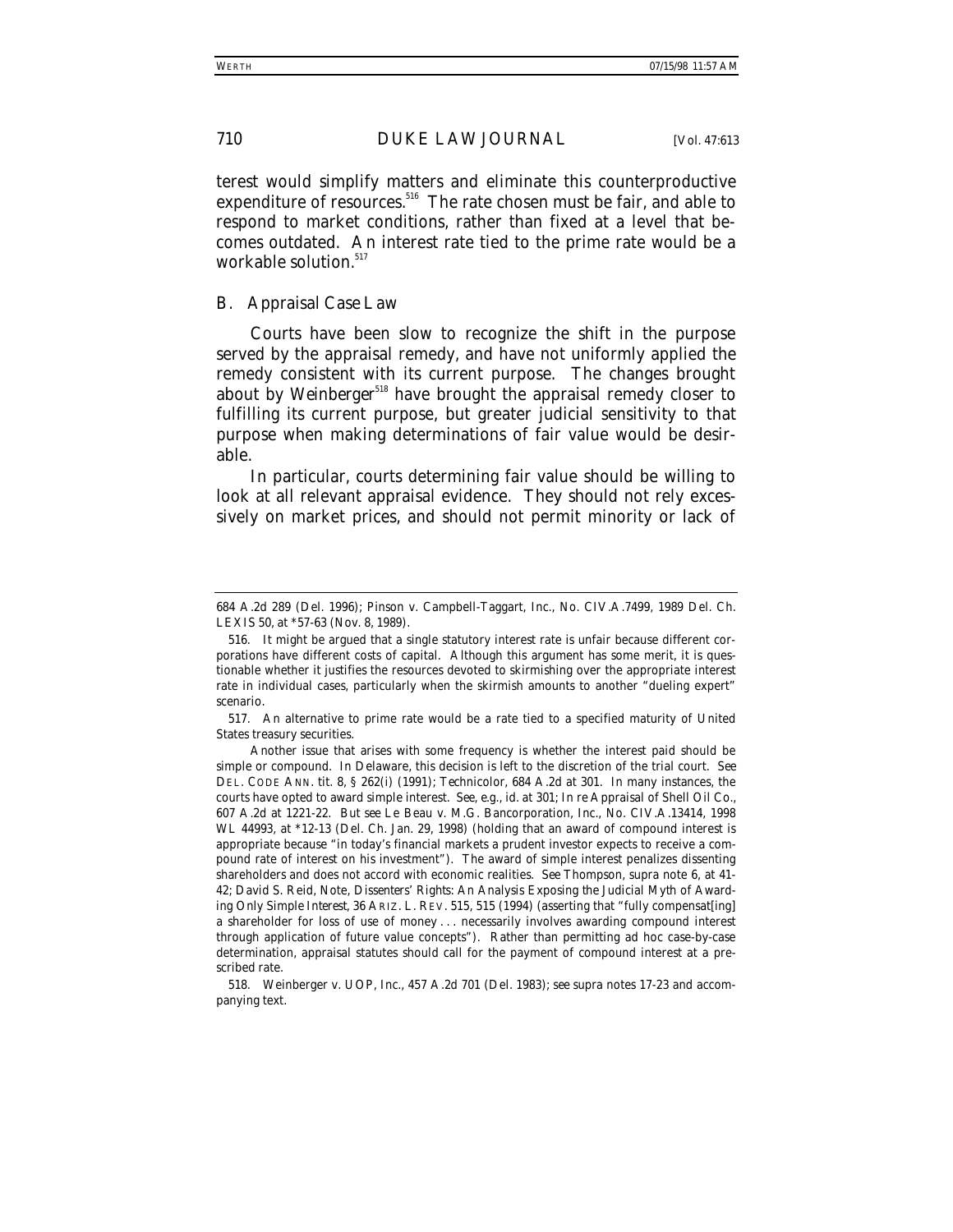terest would simplify matters and eliminate this counterproductive expenditure of resources.[516] The rate chosen must be fair, and able to respond to market conditions, rather than fixed at a level that becomes outdated. An interest rate tied to the prime rate would be a workable solution.[517]

## B. Appraisal Case Law

Courts have been slow to recognize the shift in the purpose served by the appraisal remedy, and have not uniformly applied the remedy consistent with its current purpose. The changes brought about by *Weinberger*[518] have brought the appraisal remedy closer to fulfilling its current purpose, but greater judicial sensitivity to that purpose when making determinations of fair value would be desirable.

In particular, courts determining fair value should be willing to look at all relevant appraisal evidence. They should not rely excessively on market prices, and should not permit minority or lack of

---

684 A.2d 289 (Del. 1996); Pinson v. Campbell-Taggart, Inc., No. CIV.A.7499, 1989 Del. Ch. LEXIS 50, at *57-63 (Nov. 8, 1989).

516. It might be argued that a single statutory interest rate is unfair because different corporations have different costs of capital. Although this argument has some merit, it is questionable whether it justifies the resources devoted to skirmishing over the appropriate interest rate in individual cases, particularly when the skirmish amounts to another "dueling expert" scenario.

517. An alternative to prime rate would be a rate tied to a specified maturity of United States treasury securities.

Another issue that arises with some frequency is whether the interest paid should be simple or compound. In Delaware, this decision is left to the discretion of the trial court. *See* DEL. CODE ANN. tit. 8, § 262(i) (1991); *Technicolor*, 684 A.2d at 301. In many instances, the courts have opted to award simple interest. *See, e.g.*, *id.* at 301; *In re* Appraisal of Shell Oil Co., 607 A.2d at 1221-22. *But see* Le Beau v. M.G. Bancorporation, Inc., No. CIV.A.13414, 1998 WL 44993, at *12-13 (Del. Ch. Jan. 29, 1998) (holding that an award of compound interest is appropriate because "in today's financial markets a prudent investor expects to receive a compound rate of interest on his investment"). The award of simple interest penalizes dissenting shareholders and does not accord with economic realities. *See* Thompson, *supra* note 6, at 41-42; David S. Reid, Note, *Dissenters' Rights: An Analysis Exposing the Judicial Myth of Awarding Only Simple Interest*, 36 ARIZ. L. REV. 515, 515 (1994) (asserting that "fully compensat[ing] a shareholder for loss of use of money . . . necessarily involves awarding compound interest through application of future value concepts"). Rather than permitting ad hoc case-by-case determination, appraisal statutes should call for the payment of compound interest at a prescribed rate.

518. Weinberger v. UOP, Inc., 457 A.2d 701 (Del. 1983); *see supra* notes 17-23 and accompanying text.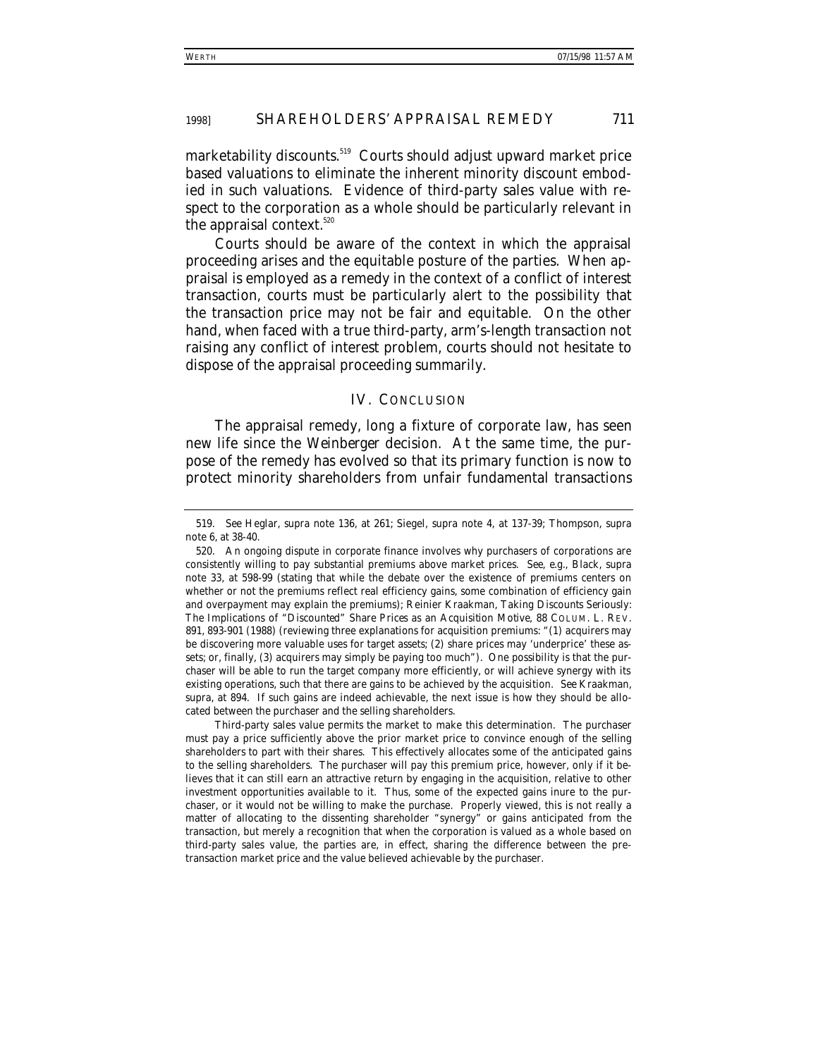marketability discounts.[519] Courts should adjust upward market price based valuations to eliminate the inherent minority discount embodied in such valuations. Evidence of third-party sales value with respect to the corporation as a whole should be particularly relevant in the appraisal context.[520]

Courts should be aware of the context in which the appraisal proceeding arises and the equitable posture of the parties. When appraisal is employed as a remedy in the context of a conflict of interest transaction, courts must be particularly alert to the possibility that the transaction price may not be fair and equitable. On the other hand, when faced with a true third-party, arm's-length transaction not raising any conflict of interest problem, courts should not hesitate to dispose of the appraisal proceeding summarily.

## IV. CONCLUSION

The appraisal remedy, long a fixture of corporate law, has seen new life since the *Weinberger* decision. At the same time, the purpose of the remedy has evolved so that its primary function is now to protect minority shareholders from unfair fundamental transactions

---

519. *See* Heglar, *supra* note 136, at 261; Siegel, *supra* note 4, at 137-39; Thompson, *supra* note 6, at 38-40.

520. An ongoing dispute in corporate finance involves why purchasers of corporations are consistently willing to pay substantial premiums above market prices. *See, e.g.*, Black, *supra* note 33, at 598-99 (stating that while the debate over the existence of premiums centers on whether or not the premiums reflect real efficiency gains, some combination of efficiency gain and overpayment may explain the premiums); Reinier Kraakman, *Taking Discounts Seriously: The Implications of "Discounted" Share Prices as an Acquisition Motive*, 88 COLUM. L. REV. 891, 893-901 (1988) (reviewing three explanations for acquisition premiums: "(1) acquirers may be discovering more valuable uses for target assets; (2) share prices may 'underprice' these assets; or, finally, (3) acquirers may simply be paying too much"). One possibility is that the purchaser will be able to run the target company more efficiently, or will achieve synergy with its existing operations, such that there are gains to be achieved by the acquisition. *See* Kraakman, *supra*, at 894. If such gains are indeed achievable, the next issue is how they should be allocated between the purchaser and the selling shareholders.

Third-party sales value permits the market to make this determination. The purchaser must pay a price sufficiently above the prior market price to convince enough of the selling shareholders to part with their shares. This effectively allocates some of the anticipated gains to the selling shareholders. The purchaser will pay this premium price, however, only if it believes that it can still earn an attractive return by engaging in the acquisition, relative to other investment opportunities available to it. Thus, some of the expected gains inure to the purchaser, or it would not be willing to make the purchase. Properly viewed, this is not really a matter of allocating to the dissenting shareholder "synergy" or gains anticipated from the transaction, but merely a recognition that when the corporation is valued as a whole based on third-party sales value, the parties are, in effect, sharing the difference between the pretransaction market price and the value believed achievable by the purchaser.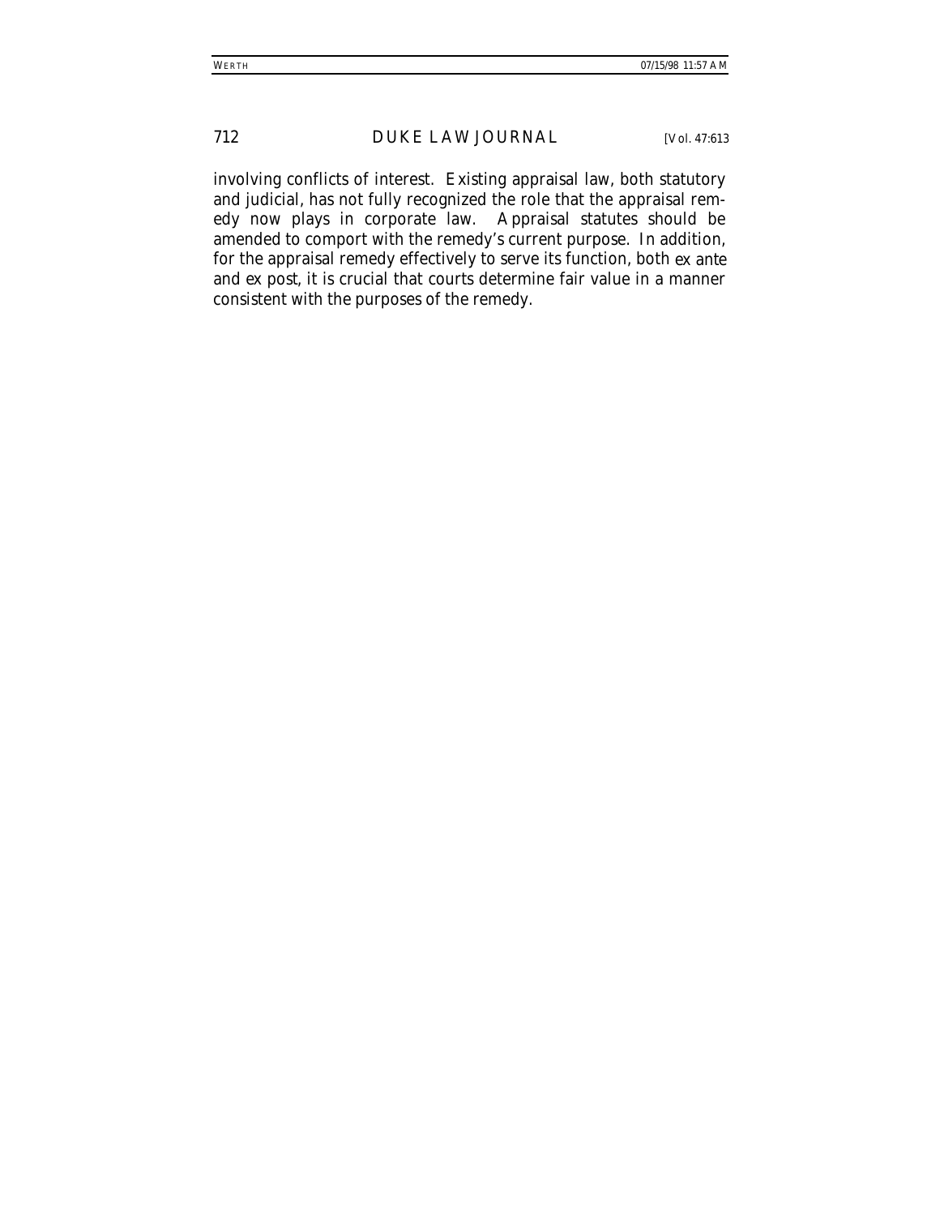involving conflicts of interest. Existing appraisal law, both statutory and judicial, has not fully recognized the role that the appraisal remedy now plays in corporate law. Appraisal statutes should be amended to comport with the remedy's current purpose. In addition, for the appraisal remedy effectively to serve its function, both *ex ante* and *ex post*, it is crucial that courts determine fair value in a manner consistent with the purposes of the remedy.